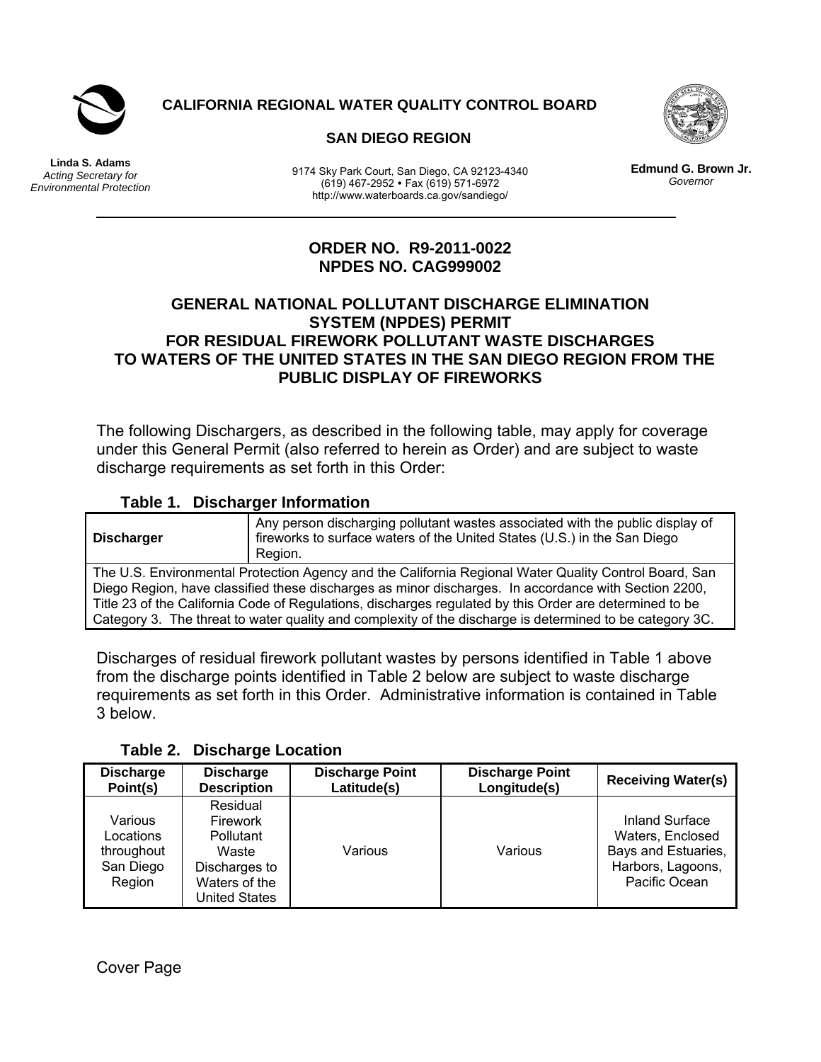**CALIFORNIA REGIONAL WATER QUALITY CONTROL BOARD**

**SAN DIEGO REGION**

**Linda S. Adams**
*Acting Secretary for Environmental Protection*

9174 Sky Park Court, San Diego, CA 92123-4340
(619) 467-2952 • Fax (619) 571-6972
http://www.waterboards.ca.gov/sandiego/

**Edmund G. Brown Jr.**
*Governor*

---

# ORDER NO. R9-2011-0022
# NPDES NO. CAG999002

## GENERAL NATIONAL POLLUTANT DISCHARGE ELIMINATION SYSTEM (NPDES) PERMIT FOR RESIDUAL FIREWORK POLLUTANT WASTE DISCHARGES TO WATERS OF THE UNITED STATES IN THE SAN DIEGO REGION FROM THE PUBLIC DISPLAY OF FIREWORKS

The following Dischargers, as described in the following table, may apply for coverage under this General Permit (also referred to herein as Order) and are subject to waste discharge requirements as set forth in this Order:

**Table 1. Discharger Information**

| **Discharger** | Any person discharging pollutant wastes associated with the public display of fireworks to surface waters of the United States (U.S.) in the San Diego Region. |
|---|---|
| The U.S. Environmental Protection Agency and the California Regional Water Quality Control Board, San Diego Region, have classified these discharges as minor discharges. In accordance with Section 2200, Title 23 of the California Code of Regulations, discharges regulated by this Order are determined to be Category 3. The threat to water quality and complexity of the discharge is determined to be category 3C. | |

Discharges of residual firework pollutant wastes by persons identified in Table 1 above from the discharge points identified in Table 2 below are subject to waste discharge requirements as set forth in this Order. Administrative information is contained in Table 3 below.

**Table 2. Discharge Location**

| Discharge Point(s) | Discharge Description | Discharge Point Latitude(s) | Discharge Point Longitude(s) | Receiving Water(s) |
|---|---|---|---|---|
| Various Locations throughout San Diego Region | Residual Firework Pollutant Waste Discharges to Waters of the United States | Various | Various | Inland Surface Waters, Enclosed Bays and Estuaries, Harbors, Lagoons, Pacific Ocean |

Cover Page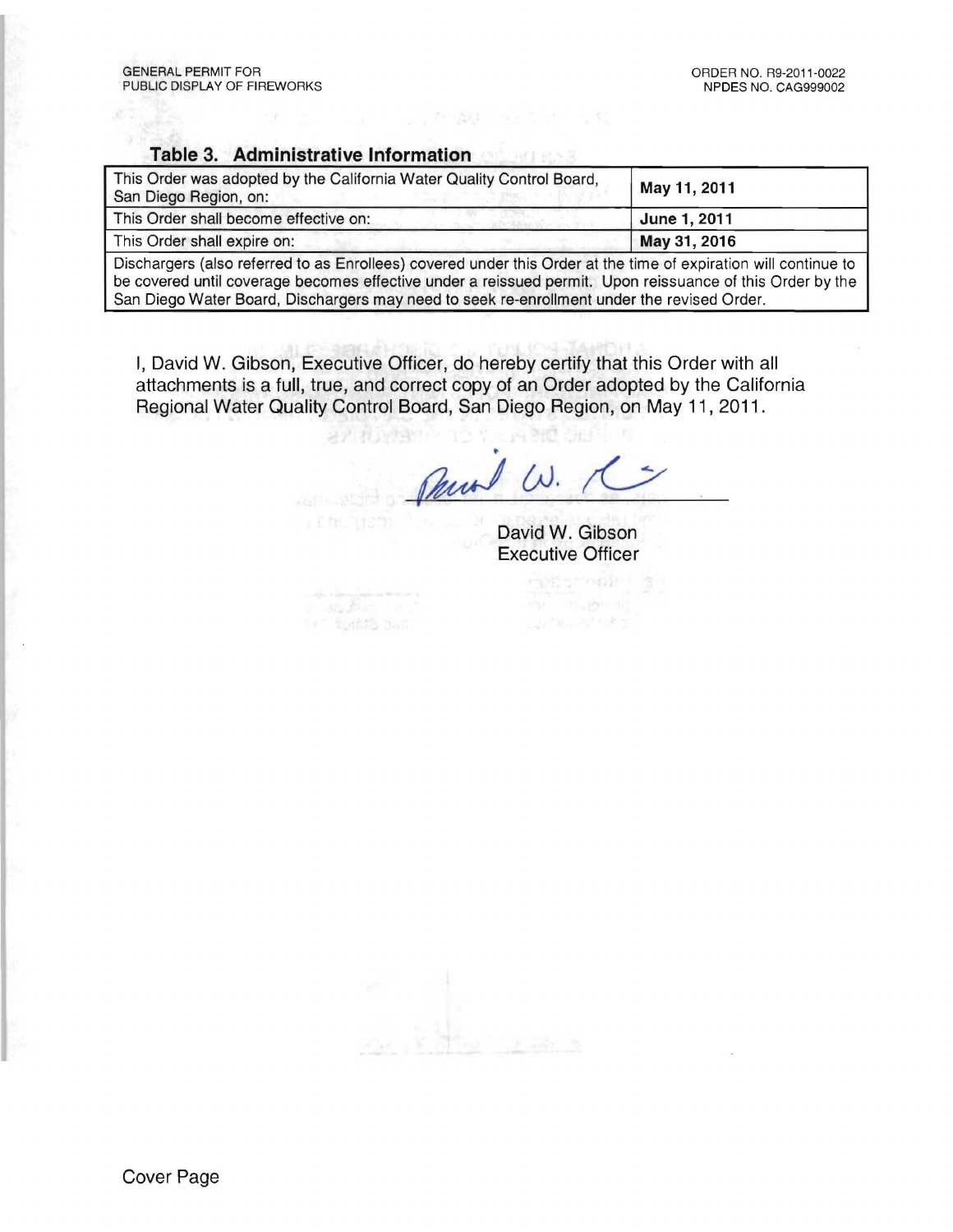### Table 3. Administrative Information

| This Order was adopted by the California Water Quality Control Board, San Diego Region, on: | **May 11, 2011** |
|---|---|
| This Order shall become effective on: | **June 1, 2011** |
| This Order shall expire on: | **May 31, 2016** |
| Dischargers (also referred to as Enrollees) covered under this Order at the time of expiration will continue to be covered until coverage becomes effective under a reissued permit. Upon reissuance of this Order by the San Diego Water Board, Dischargers may need to seek re-enrollment under the revised Order. | |

I, David W. Gibson, Executive Officer, do hereby certify that this Order with all attachments is a full, true, and correct copy of an Order adopted by the California Regional Water Quality Control Board, San Diego Region, on May 11, 2011.

David W. Gibson
Executive Officer

Cover Page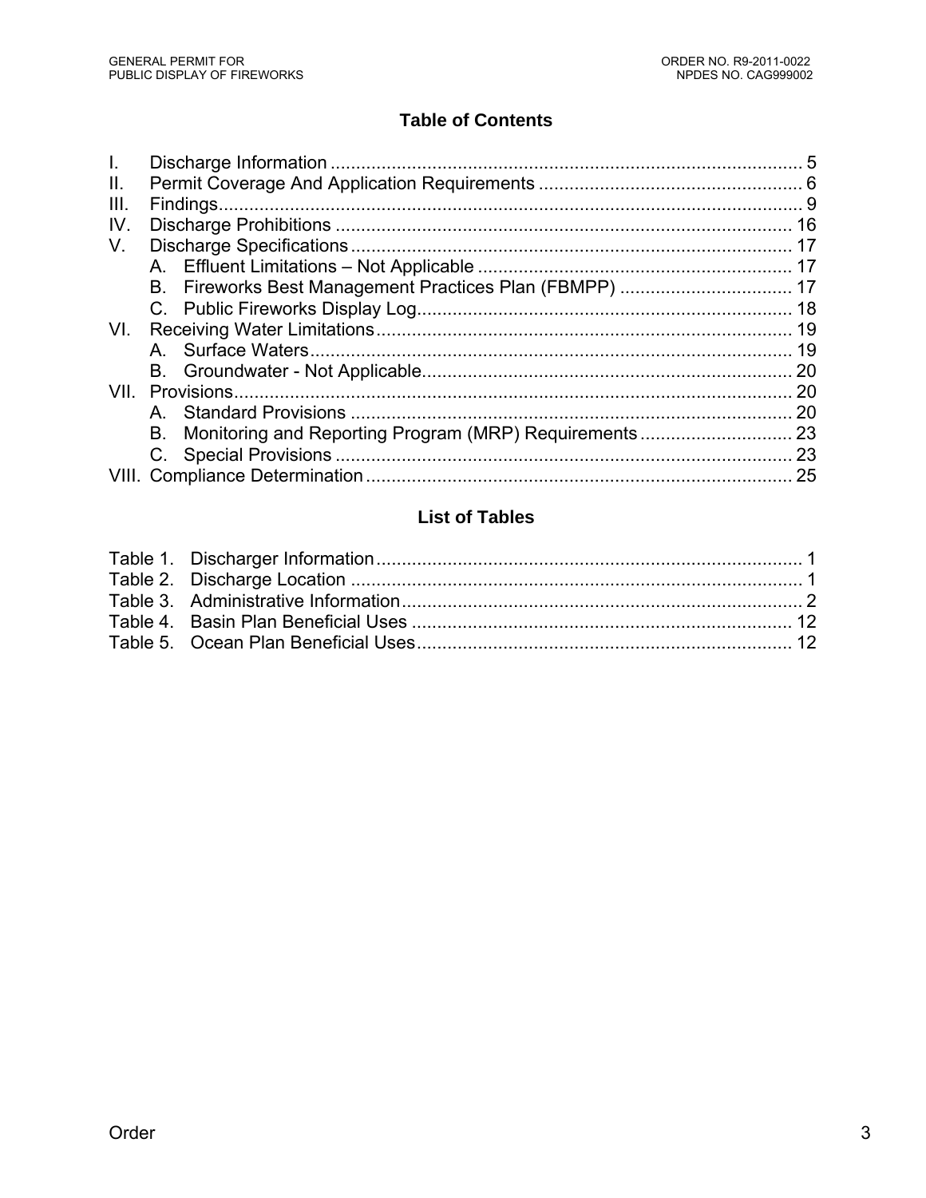## Table of Contents

I. Discharge Information ........................................................................................ 5
II. Permit Coverage And Application Requirements .................................................. 6
III. Findings................................................................................................................ 9
IV. Discharge Prohibitions ...................................................................................... 16
V. Discharge Specifications..................................................................................... 17
  A. Effluent Limitations – Not Applicable ............................................................ 17
  B. Fireworks Best Management Practices Plan (FBMPP) ................................. 17
  C. Public Fireworks Display Log......................................................................... 18
VI. Receiving Water Limitations................................................................................ 19
  A. Surface Waters.............................................................................................. 19
  B. Groundwater - Not Applicable....................................................................... 20
VII. Provisions........................................................................................................... 20
  A. Standard Provisions ...................................................................................... 20
  B. Monitoring and Reporting Program (MRP) Requirements ............................. 23
  C. Special Provisions ......................................................................................... 23
VIII. Compliance Determination .................................................................................. 25

## List of Tables

Table 1. Discharger Information.................................................................................. 1
Table 2. Discharge Location ....................................................................................... 1
Table 3. Administrative Information............................................................................. 2
Table 4. Basin Plan Beneficial Uses .......................................................................... 12
Table 5. Ocean Plan Beneficial Uses......................................................................... 12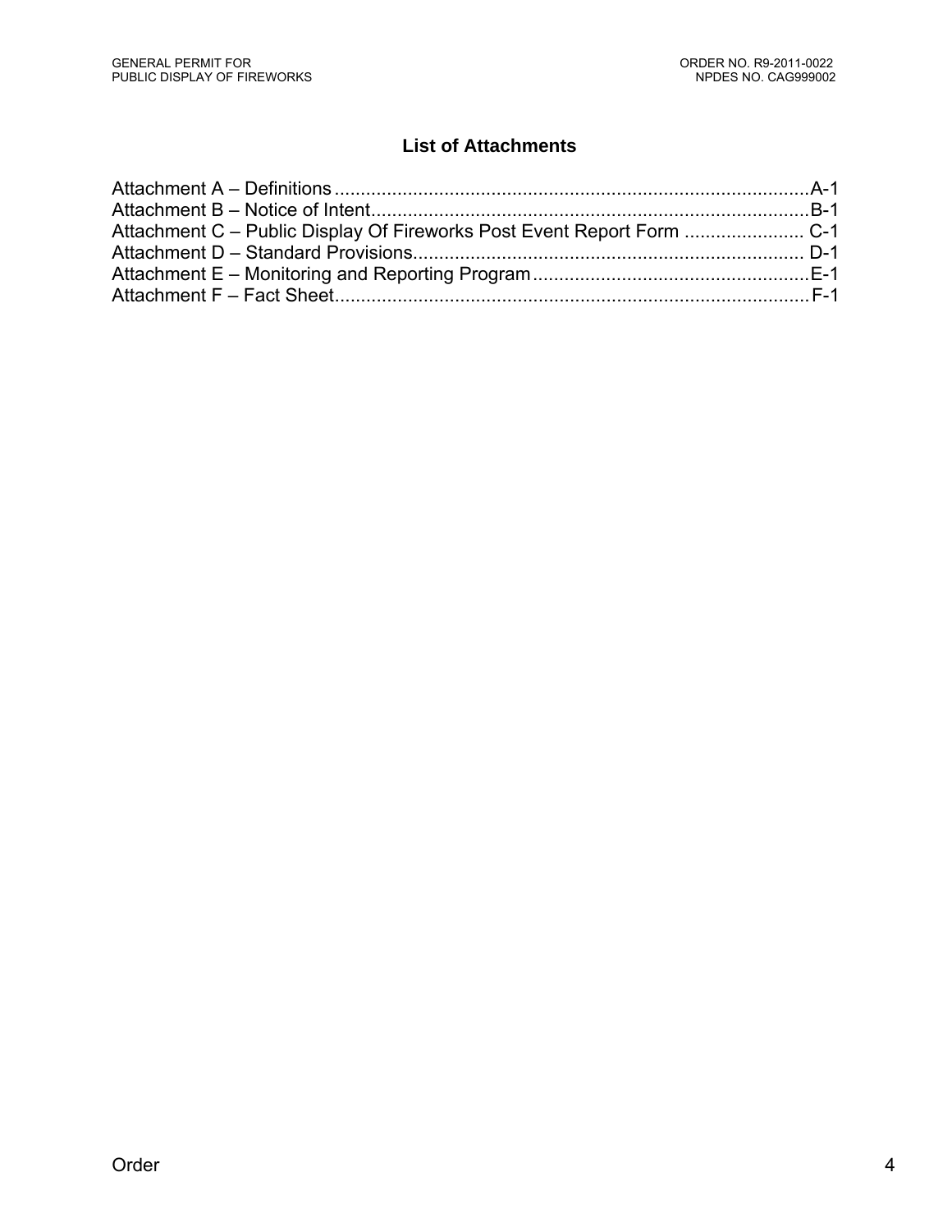## List of Attachments

Attachment A – Definitions ........................................................................................A-1
Attachment B – Notice of Intent..................................................................................B-1
Attachment C – Public Display Of Fireworks Post Event Report Form ...................... C-1
Attachment D – Standard Provisions......................................................................... D-1
Attachment E – Monitoring and Reporting Program....................................................E-1
Attachment F – Fact Sheet..........................................................................................F-1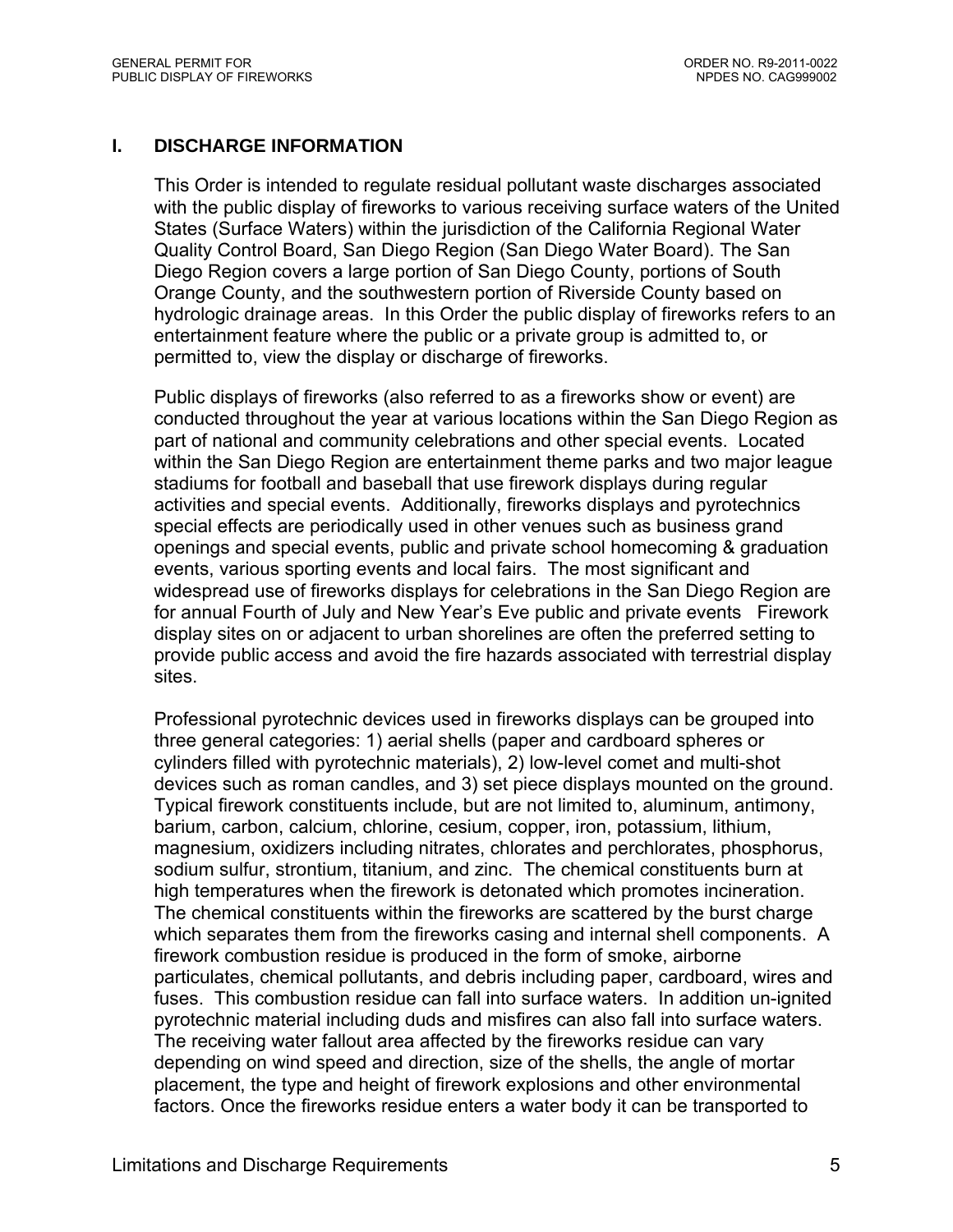## I. DISCHARGE INFORMATION

This Order is intended to regulate residual pollutant waste discharges associated with the public display of fireworks to various receiving surface waters of the United States (Surface Waters) within the jurisdiction of the California Regional Water Quality Control Board, San Diego Region (San Diego Water Board). The San Diego Region covers a large portion of San Diego County, portions of South Orange County, and the southwestern portion of Riverside County based on hydrologic drainage areas. In this Order the public display of fireworks refers to an entertainment feature where the public or a private group is admitted to, or permitted to, view the display or discharge of fireworks.

Public displays of fireworks (also referred to as a fireworks show or event) are conducted throughout the year at various locations within the San Diego Region as part of national and community celebrations and other special events. Located within the San Diego Region are entertainment theme parks and two major league stadiums for football and baseball that use firework displays during regular activities and special events. Additionally, fireworks displays and pyrotechnics special effects are periodically used in other venues such as business grand openings and special events, public and private school homecoming & graduation events, various sporting events and local fairs. The most significant and widespread use of fireworks displays for celebrations in the San Diego Region are for annual Fourth of July and New Year's Eve public and private events Firework display sites on or adjacent to urban shorelines are often the preferred setting to provide public access and avoid the fire hazards associated with terrestrial display sites.

Professional pyrotechnic devices used in fireworks displays can be grouped into three general categories: 1) aerial shells (paper and cardboard spheres or cylinders filled with pyrotechnic materials), 2) low-level comet and multi-shot devices such as roman candles, and 3) set piece displays mounted on the ground. Typical firework constituents include, but are not limited to, aluminum, antimony, barium, carbon, calcium, chlorine, cesium, copper, iron, potassium, lithium, magnesium, oxidizers including nitrates, chlorates and perchlorates, phosphorus, sodium sulfur, strontium, titanium, and zinc. The chemical constituents burn at high temperatures when the firework is detonated which promotes incineration. The chemical constituents within the fireworks are scattered by the burst charge which separates them from the fireworks casing and internal shell components. A firework combustion residue is produced in the form of smoke, airborne particulates, chemical pollutants, and debris including paper, cardboard, wires and fuses. This combustion residue can fall into surface waters. In addition un-ignited pyrotechnic material including duds and misfires can also fall into surface waters. The receiving water fallout area affected by the fireworks residue can vary depending on wind speed and direction, size of the shells, the angle of mortar placement, the type and height of firework explosions and other environmental factors. Once the fireworks residue enters a water body it can be transported to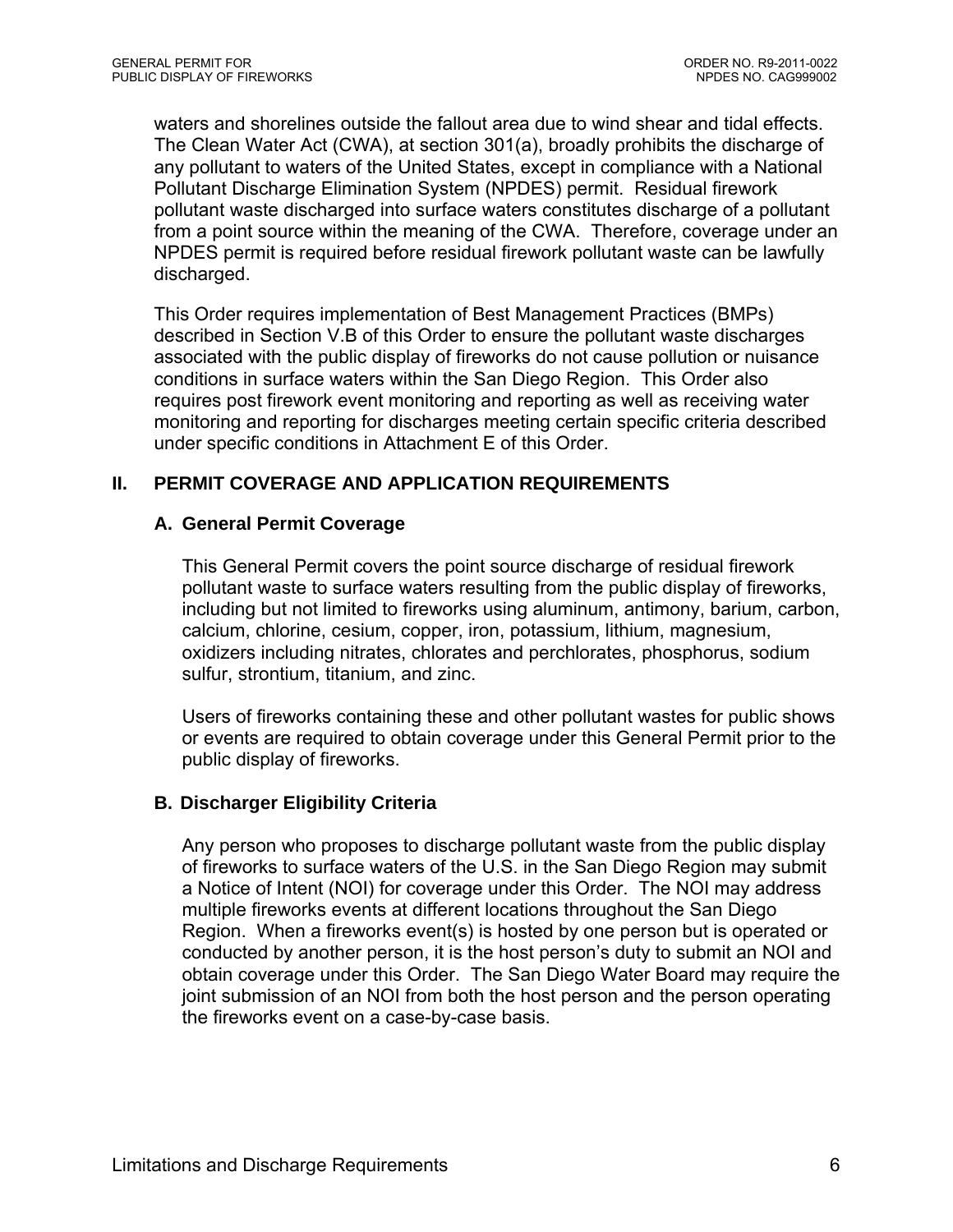waters and shorelines outside the fallout area due to wind shear and tidal effects. The Clean Water Act (CWA), at section 301(a), broadly prohibits the discharge of any pollutant to waters of the United States, except in compliance with a National Pollutant Discharge Elimination System (NPDES) permit. Residual firework pollutant waste discharged into surface waters constitutes discharge of a pollutant from a point source within the meaning of the CWA. Therefore, coverage under an NPDES permit is required before residual firework pollutant waste can be lawfully discharged.

This Order requires implementation of Best Management Practices (BMPs) described in Section V.B of this Order to ensure the pollutant waste discharges associated with the public display of fireworks do not cause pollution or nuisance conditions in surface waters within the San Diego Region. This Order also requires post firework event monitoring and reporting as well as receiving water monitoring and reporting for discharges meeting certain specific criteria described under specific conditions in Attachment E of this Order.

## II. PERMIT COVERAGE AND APPLICATION REQUIREMENTS

### A. General Permit Coverage

This General Permit covers the point source discharge of residual firework pollutant waste to surface waters resulting from the public display of fireworks, including but not limited to fireworks using aluminum, antimony, barium, carbon, calcium, chlorine, cesium, copper, iron, potassium, lithium, magnesium, oxidizers including nitrates, chlorates and perchlorates, phosphorus, sodium sulfur, strontium, titanium, and zinc.

Users of fireworks containing these and other pollutant wastes for public shows or events are required to obtain coverage under this General Permit prior to the public display of fireworks.

### B. Discharger Eligibility Criteria

Any person who proposes to discharge pollutant waste from the public display of fireworks to surface waters of the U.S. in the San Diego Region may submit a Notice of Intent (NOI) for coverage under this Order. The NOI may address multiple fireworks events at different locations throughout the San Diego Region. When a fireworks event(s) is hosted by one person but is operated or conducted by another person, it is the host person's duty to submit an NOI and obtain coverage under this Order. The San Diego Water Board may require the joint submission of an NOI from both the host person and the person operating the fireworks event on a case-by-case basis.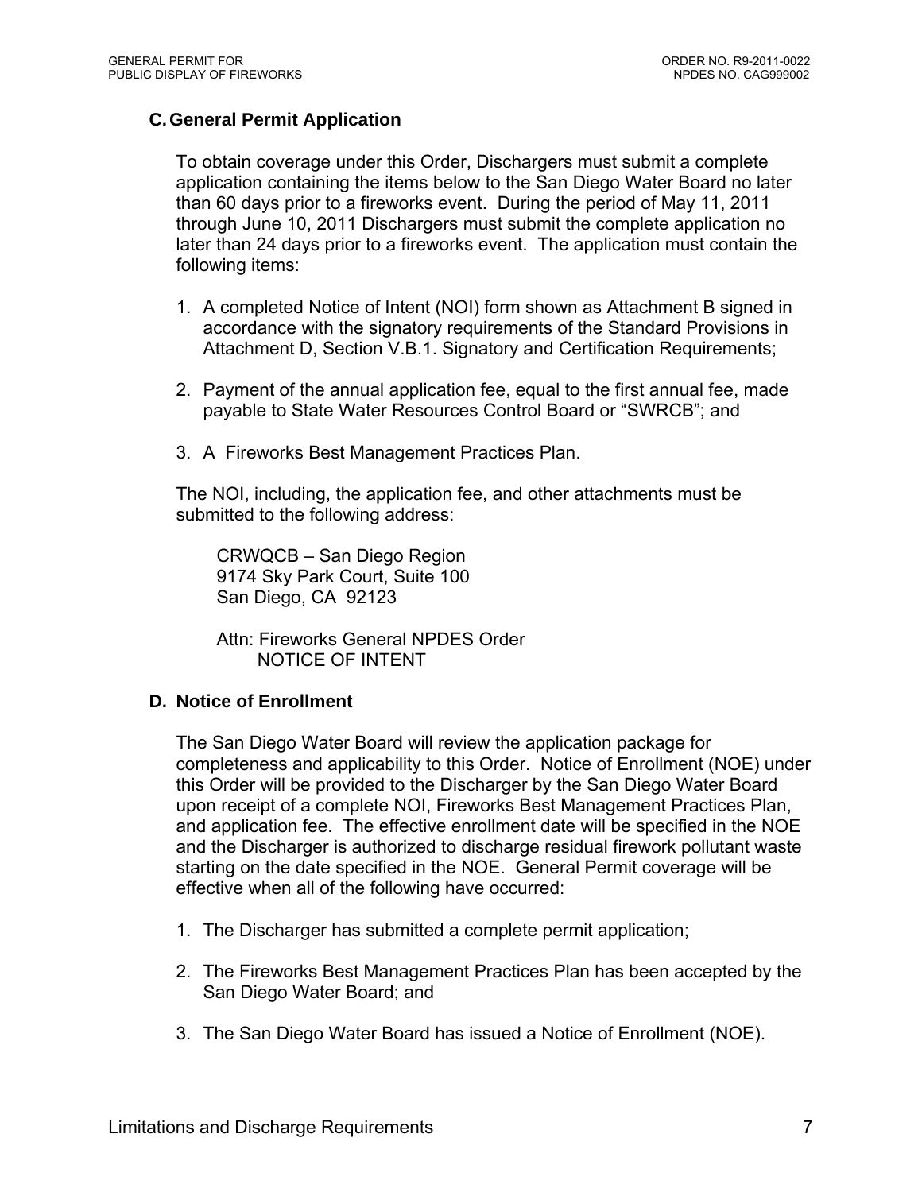### C. General Permit Application

To obtain coverage under this Order, Dischargers must submit a complete application containing the items below to the San Diego Water Board no later than 60 days prior to a fireworks event. During the period of May 11, 2011 through June 10, 2011 Dischargers must submit the complete application no later than 24 days prior to a fireworks event. The application must contain the following items:

1. A completed Notice of Intent (NOI) form shown as Attachment B signed in accordance with the signatory requirements of the Standard Provisions in Attachment D, Section V.B.1. Signatory and Certification Requirements;
2. Payment of the annual application fee, equal to the first annual fee, made payable to State Water Resources Control Board or "SWRCB"; and
3. A Fireworks Best Management Practices Plan.

The NOI, including, the application fee, and other attachments must be submitted to the following address:

CRWQCB – San Diego Region
9174 Sky Park Court, Suite 100
San Diego, CA 92123

Attn: Fireworks General NPDES Order
NOTICE OF INTENT

### D. Notice of Enrollment

The San Diego Water Board will review the application package for completeness and applicability to this Order. Notice of Enrollment (NOE) under this Order will be provided to the Discharger by the San Diego Water Board upon receipt of a complete NOI, Fireworks Best Management Practices Plan, and application fee. The effective enrollment date will be specified in the NOE and the Discharger is authorized to discharge residual firework pollutant waste starting on the date specified in the NOE. General Permit coverage will be effective when all of the following have occurred:

1. The Discharger has submitted a complete permit application;
2. The Fireworks Best Management Practices Plan has been accepted by the San Diego Water Board; and
3. The San Diego Water Board has issued a Notice of Enrollment (NOE).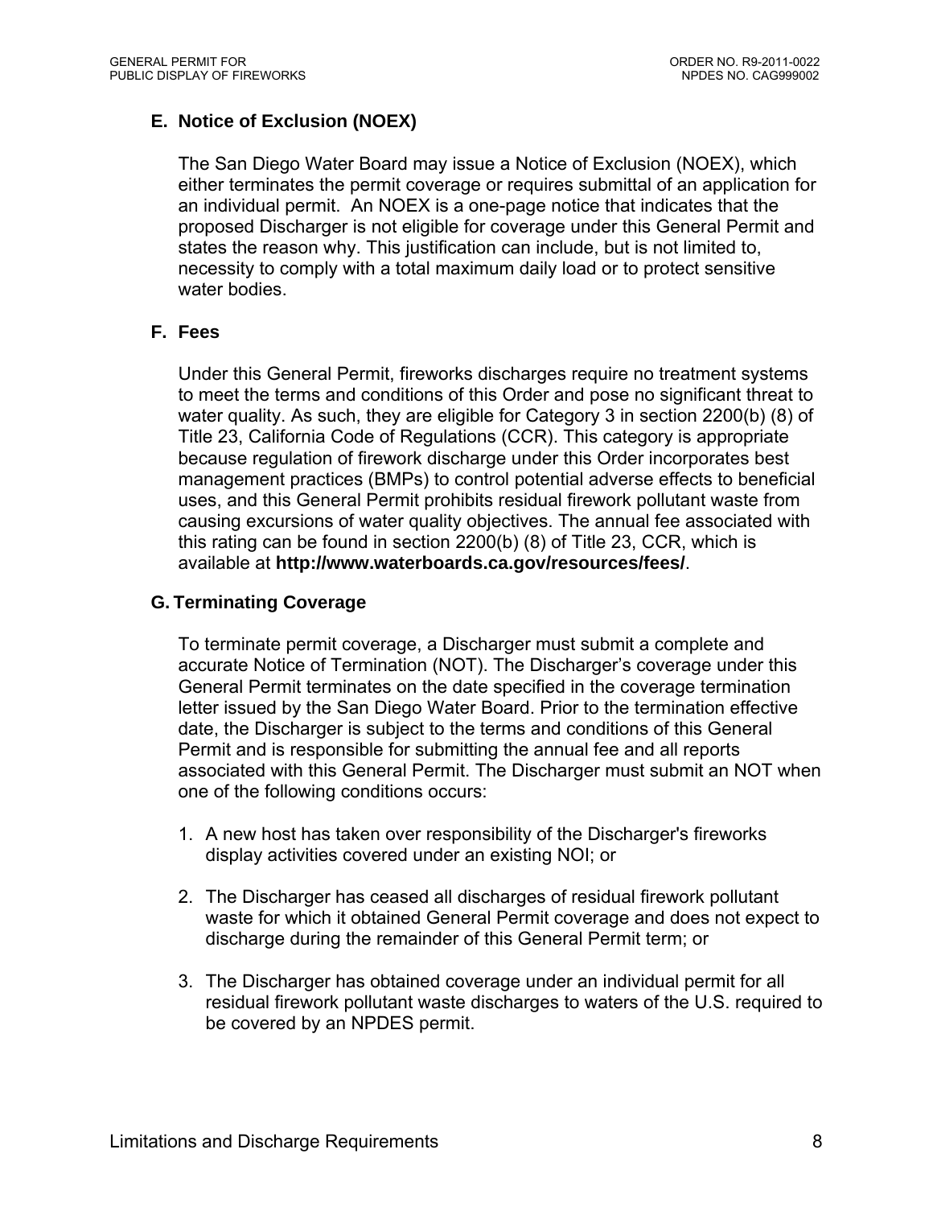## E. Notice of Exclusion (NOEX)

The San Diego Water Board may issue a Notice of Exclusion (NOEX), which either terminates the permit coverage or requires submittal of an application for an individual permit. An NOEX is a one-page notice that indicates that the proposed Discharger is not eligible for coverage under this General Permit and states the reason why. This justification can include, but is not limited to, necessity to comply with a total maximum daily load or to protect sensitive water bodies.

## F. Fees

Under this General Permit, fireworks discharges require no treatment systems to meet the terms and conditions of this Order and pose no significant threat to water quality. As such, they are eligible for Category 3 in section 2200(b) (8) of Title 23, California Code of Regulations (CCR). This category is appropriate because regulation of firework discharge under this Order incorporates best management practices (BMPs) to control potential adverse effects to beneficial uses, and this General Permit prohibits residual firework pollutant waste from causing excursions of water quality objectives. The annual fee associated with this rating can be found in section 2200(b) (8) of Title 23, CCR, which is available at **http://www.waterboards.ca.gov/resources/fees/**.

## G. Terminating Coverage

To terminate permit coverage, a Discharger must submit a complete and accurate Notice of Termination (NOT). The Discharger's coverage under this General Permit terminates on the date specified in the coverage termination letter issued by the San Diego Water Board. Prior to the termination effective date, the Discharger is subject to the terms and conditions of this General Permit and is responsible for submitting the annual fee and all reports associated with this General Permit. The Discharger must submit an NOT when one of the following conditions occurs:

1. A new host has taken over responsibility of the Discharger's fireworks display activities covered under an existing NOI; or
2. The Discharger has ceased all discharges of residual firework pollutant waste for which it obtained General Permit coverage and does not expect to discharge during the remainder of this General Permit term; or
3. The Discharger has obtained coverage under an individual permit for all residual firework pollutant waste discharges to waters of the U.S. required to be covered by an NPDES permit.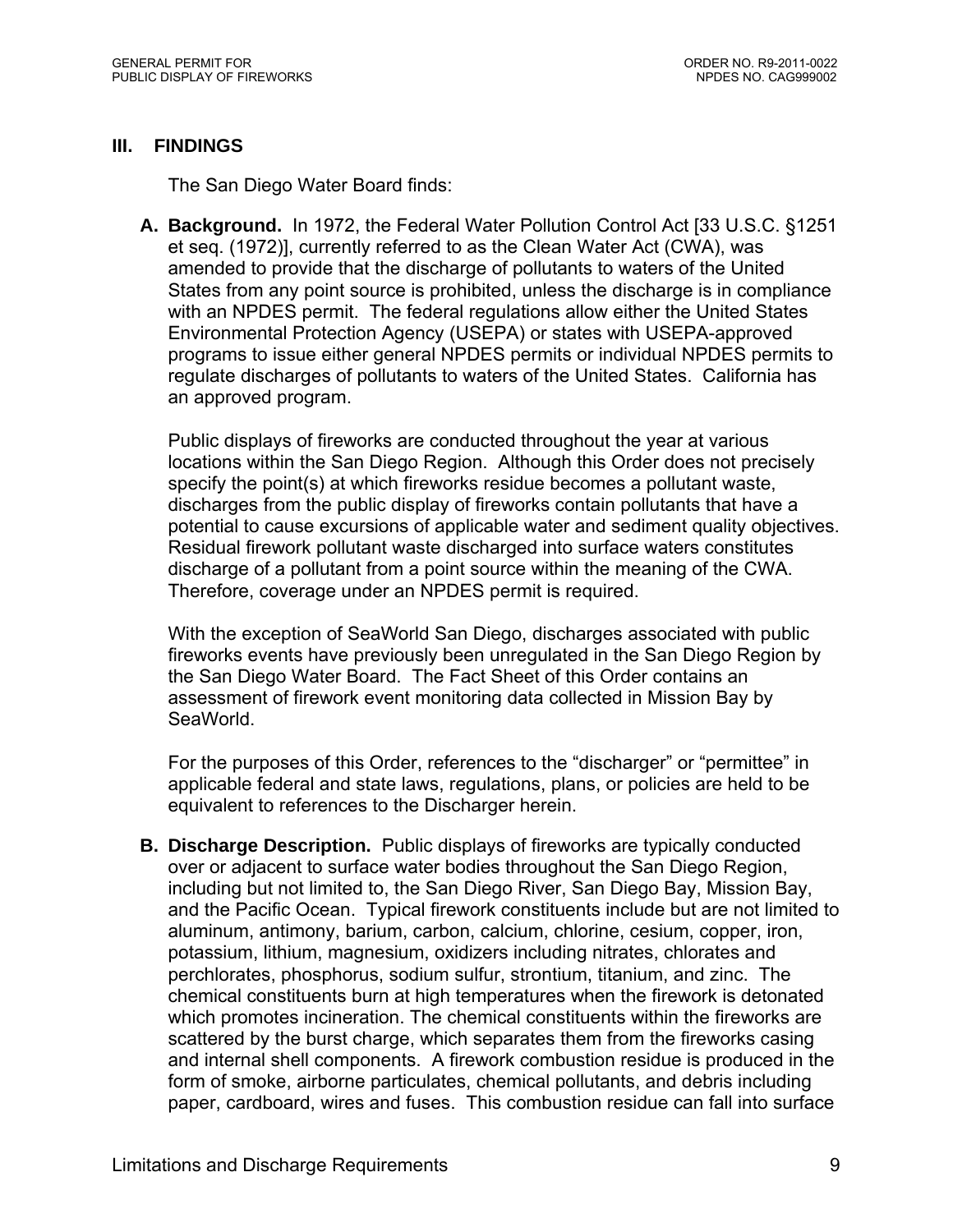## III. FINDINGS

The San Diego Water Board finds:

**A. Background.** In 1972, the Federal Water Pollution Control Act [33 U.S.C. §1251 et seq. (1972)], currently referred to as the Clean Water Act (CWA), was amended to provide that the discharge of pollutants to waters of the United States from any point source is prohibited, unless the discharge is in compliance with an NPDES permit. The federal regulations allow either the United States Environmental Protection Agency (USEPA) or states with USEPA-approved programs to issue either general NPDES permits or individual NPDES permits to regulate discharges of pollutants to waters of the United States. California has an approved program.

Public displays of fireworks are conducted throughout the year at various locations within the San Diego Region. Although this Order does not precisely specify the point(s) at which fireworks residue becomes a pollutant waste, discharges from the public display of fireworks contain pollutants that have a potential to cause excursions of applicable water and sediment quality objectives. Residual firework pollutant waste discharged into surface waters constitutes discharge of a pollutant from a point source within the meaning of the CWA. Therefore, coverage under an NPDES permit is required.

With the exception of SeaWorld San Diego, discharges associated with public fireworks events have previously been unregulated in the San Diego Region by the San Diego Water Board. The Fact Sheet of this Order contains an assessment of firework event monitoring data collected in Mission Bay by SeaWorld.

For the purposes of this Order, references to the "discharger" or "permittee" in applicable federal and state laws, regulations, plans, or policies are held to be equivalent to references to the Discharger herein.

**B. Discharge Description.** Public displays of fireworks are typically conducted over or adjacent to surface water bodies throughout the San Diego Region, including but not limited to, the San Diego River, San Diego Bay, Mission Bay, and the Pacific Ocean. Typical firework constituents include but are not limited to aluminum, antimony, barium, carbon, calcium, chlorine, cesium, copper, iron, potassium, lithium, magnesium, oxidizers including nitrates, chlorates and perchlorates, phosphorus, sodium sulfur, strontium, titanium, and zinc. The chemical constituents burn at high temperatures when the firework is detonated which promotes incineration. The chemical constituents within the fireworks are scattered by the burst charge, which separates them from the fireworks casing and internal shell components. A firework combustion residue is produced in the form of smoke, airborne particulates, chemical pollutants, and debris including paper, cardboard, wires and fuses. This combustion residue can fall into surface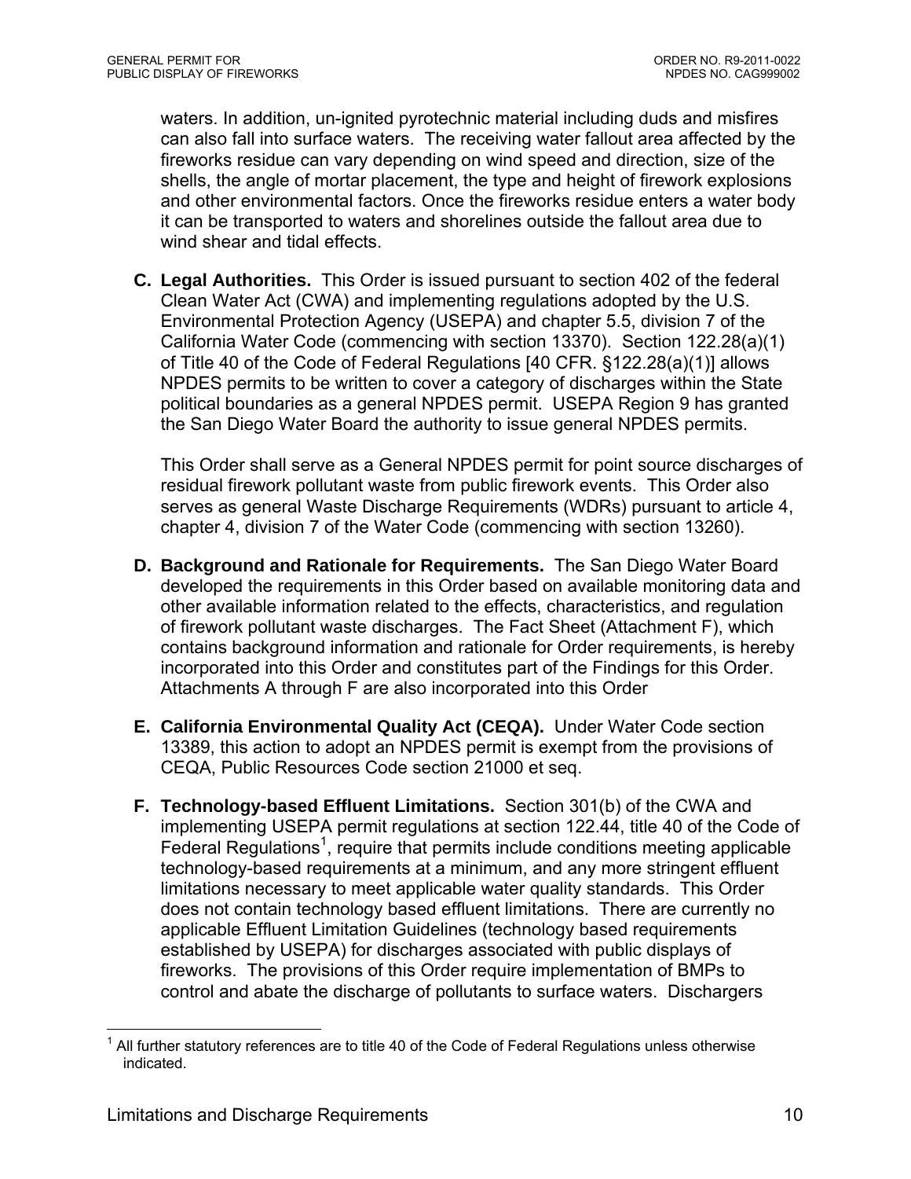waters. In addition, un-ignited pyrotechnic material including duds and misfires can also fall into surface waters. The receiving water fallout area affected by the fireworks residue can vary depending on wind speed and direction, size of the shells, the angle of mortar placement, the type and height of firework explosions and other environmental factors. Once the fireworks residue enters a water body it can be transported to waters and shorelines outside the fallout area due to wind shear and tidal effects.

**C. Legal Authorities.** This Order is issued pursuant to section 402 of the federal Clean Water Act (CWA) and implementing regulations adopted by the U.S. Environmental Protection Agency (USEPA) and chapter 5.5, division 7 of the California Water Code (commencing with section 13370). Section 122.28(a)(1) of Title 40 of the Code of Federal Regulations [40 CFR. §122.28(a)(1)] allows NPDES permits to be written to cover a category of discharges within the State political boundaries as a general NPDES permit. USEPA Region 9 has granted the San Diego Water Board the authority to issue general NPDES permits.

This Order shall serve as a General NPDES permit for point source discharges of residual firework pollutant waste from public firework events. This Order also serves as general Waste Discharge Requirements (WDRs) pursuant to article 4, chapter 4, division 7 of the Water Code (commencing with section 13260).

**D. Background and Rationale for Requirements.** The San Diego Water Board developed the requirements in this Order based on available monitoring data and other available information related to the effects, characteristics, and regulation of firework pollutant waste discharges. The Fact Sheet (Attachment F), which contains background information and rationale for Order requirements, is hereby incorporated into this Order and constitutes part of the Findings for this Order. Attachments A through F are also incorporated into this Order

**E. California Environmental Quality Act (CEQA).** Under Water Code section 13389, this action to adopt an NPDES permit is exempt from the provisions of CEQA, Public Resources Code section 21000 et seq.

**F. Technology-based Effluent Limitations.** Section 301(b) of the CWA and implementing USEPA permit regulations at section 122.44, title 40 of the Code of Federal Regulations[1], require that permits include conditions meeting applicable technology-based requirements at a minimum, and any more stringent effluent limitations necessary to meet applicable water quality standards. This Order does not contain technology based effluent limitations. There are currently no applicable Effluent Limitation Guidelines (technology based requirements established by USEPA) for discharges associated with public displays of fireworks. The provisions of this Order require implementation of BMPs to control and abate the discharge of pollutants to surface waters. Dischargers

---

[1] All further statutory references are to title 40 of the Code of Federal Regulations unless otherwise indicated.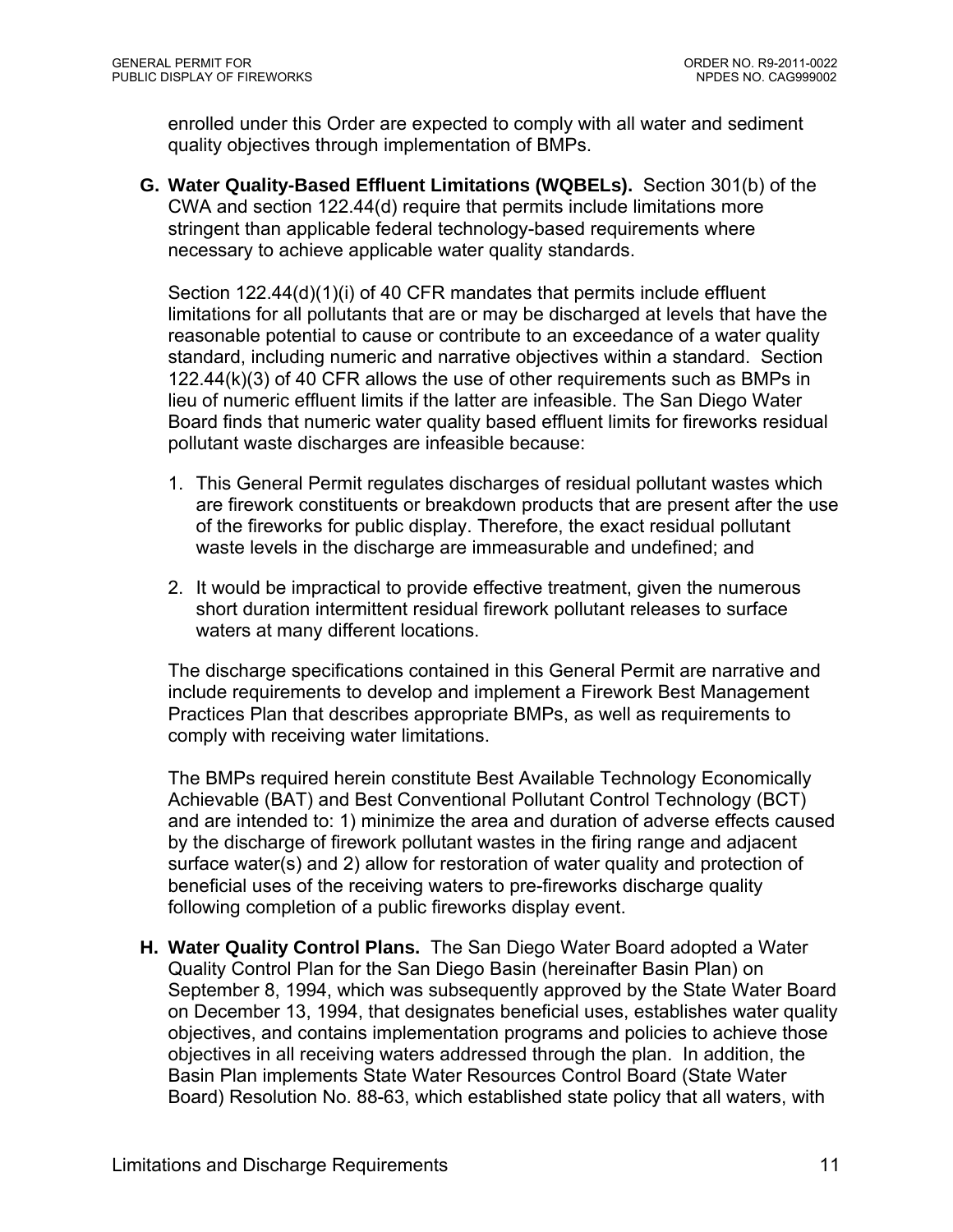enrolled under this Order are expected to comply with all water and sediment quality objectives through implementation of BMPs.

**G. Water Quality-Based Effluent Limitations (WQBELs).** Section 301(b) of the CWA and section 122.44(d) require that permits include limitations more stringent than applicable federal technology-based requirements where necessary to achieve applicable water quality standards.

Section 122.44(d)(1)(i) of 40 CFR mandates that permits include effluent limitations for all pollutants that are or may be discharged at levels that have the reasonable potential to cause or contribute to an exceedance of a water quality standard, including numeric and narrative objectives within a standard. Section 122.44(k)(3) of 40 CFR allows the use of other requirements such as BMPs in lieu of numeric effluent limits if the latter are infeasible. The San Diego Water Board finds that numeric water quality based effluent limits for fireworks residual pollutant waste discharges are infeasible because:

1. This General Permit regulates discharges of residual pollutant wastes which are firework constituents or breakdown products that are present after the use of the fireworks for public display. Therefore, the exact residual pollutant waste levels in the discharge are immeasurable and undefined; and

2. It would be impractical to provide effective treatment, given the numerous short duration intermittent residual firework pollutant releases to surface waters at many different locations.

The discharge specifications contained in this General Permit are narrative and include requirements to develop and implement a Firework Best Management Practices Plan that describes appropriate BMPs, as well as requirements to comply with receiving water limitations.

The BMPs required herein constitute Best Available Technology Economically Achievable (BAT) and Best Conventional Pollutant Control Technology (BCT) and are intended to: 1) minimize the area and duration of adverse effects caused by the discharge of firework pollutant wastes in the firing range and adjacent surface water(s) and 2) allow for restoration of water quality and protection of beneficial uses of the receiving waters to pre-fireworks discharge quality following completion of a public fireworks display event.

**H. Water Quality Control Plans.** The San Diego Water Board adopted a Water Quality Control Plan for the San Diego Basin (hereinafter Basin Plan) on September 8, 1994, which was subsequently approved by the State Water Board on December 13, 1994, that designates beneficial uses, establishes water quality objectives, and contains implementation programs and policies to achieve those objectives in all receiving waters addressed through the plan. In addition, the Basin Plan implements State Water Resources Control Board (State Water Board) Resolution No. 88-63, which established state policy that all waters, with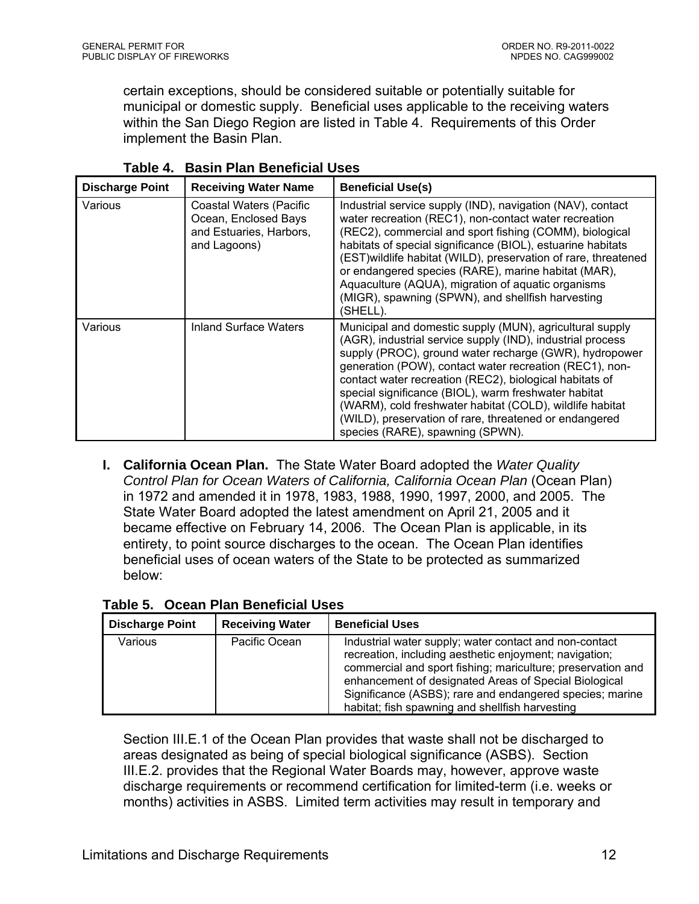certain exceptions, should be considered suitable or potentially suitable for municipal or domestic supply. Beneficial uses applicable to the receiving waters within the San Diego Region are listed in Table 4. Requirements of this Order implement the Basin Plan.

**Table 4. Basin Plan Beneficial Uses**

| Discharge Point | Receiving Water Name | Beneficial Use(s) |
|---|---|---|
| Various | Coastal Waters (Pacific Ocean, Enclosed Bays and Estuaries, Harbors, and Lagoons) | Industrial service supply (IND), navigation (NAV), contact water recreation (REC1), non-contact water recreation (REC2), commercial and sport fishing (COMM), biological habitats of special significance (BIOL), estuarine habitats (EST)wildlife habitat (WILD), preservation of rare, threatened or endangered species (RARE), marine habitat (MAR), Aquaculture (AQUA), migration of aquatic organisms (MIGR), spawning (SPWN), and shellfish harvesting (SHELL). |
| Various | Inland Surface Waters | Municipal and domestic supply (MUN), agricultural supply (AGR), industrial service supply (IND), industrial process supply (PROC), ground water recharge (GWR), hydropower generation (POW), contact water recreation (REC1), non-contact water recreation (REC2), biological habitats of special significance (BIOL), warm freshwater habitat (WARM), cold freshwater habitat (COLD), wildlife habitat (WILD), preservation of rare, threatened or endangered species (RARE), spawning (SPWN). |

**I. California Ocean Plan.** The State Water Board adopted the *Water Quality Control Plan for Ocean Waters of California, California Ocean Plan* (Ocean Plan) in 1972 and amended it in 1978, 1983, 1988, 1990, 1997, 2000, and 2005. The State Water Board adopted the latest amendment on April 21, 2005 and it became effective on February 14, 2006. The Ocean Plan is applicable, in its entirety, to point source discharges to the ocean. The Ocean Plan identifies beneficial uses of ocean waters of the State to be protected as summarized below:

**Table 5. Ocean Plan Beneficial Uses**

| Discharge Point | Receiving Water | Beneficial Uses |
|---|---|---|
| Various | Pacific Ocean | Industrial water supply; water contact and non-contact recreation, including aesthetic enjoyment; navigation; commercial and sport fishing; mariculture; preservation and enhancement of designated Areas of Special Biological Significance (ASBS); rare and endangered species; marine habitat; fish spawning and shellfish harvesting |

Section III.E.1 of the Ocean Plan provides that waste shall not be discharged to areas designated as being of special biological significance (ASBS). Section III.E.2. provides that the Regional Water Boards may, however, approve waste discharge requirements or recommend certification for limited-term (i.e. weeks or months) activities in ASBS. Limited term activities may result in temporary and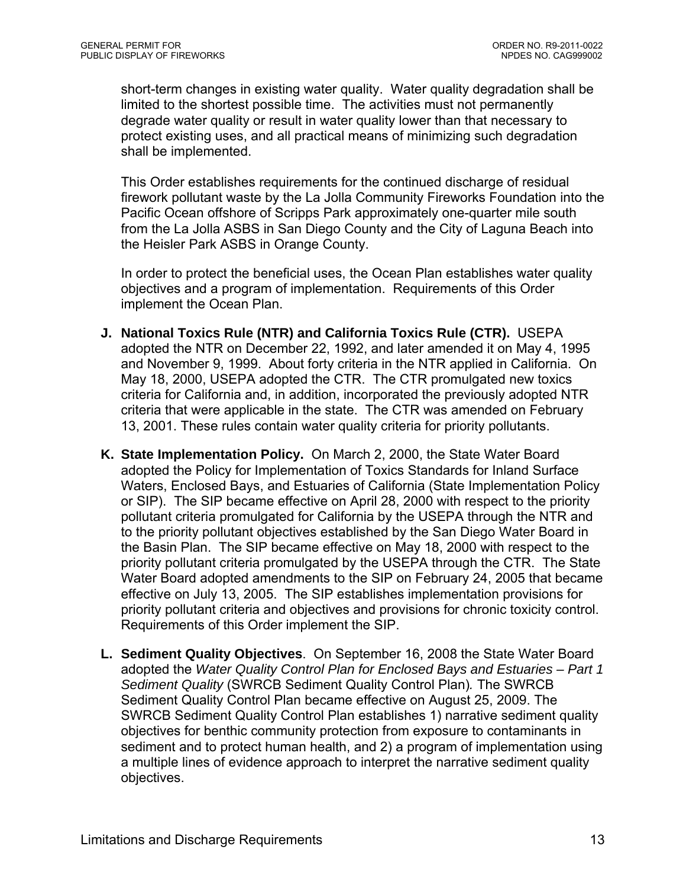short-term changes in existing water quality. Water quality degradation shall be limited to the shortest possible time. The activities must not permanently degrade water quality or result in water quality lower than that necessary to protect existing uses, and all practical means of minimizing such degradation shall be implemented.

This Order establishes requirements for the continued discharge of residual firework pollutant waste by the La Jolla Community Fireworks Foundation into the Pacific Ocean offshore of Scripps Park approximately one-quarter mile south from the La Jolla ASBS in San Diego County and the City of Laguna Beach into the Heisler Park ASBS in Orange County.

In order to protect the beneficial uses, the Ocean Plan establishes water quality objectives and a program of implementation. Requirements of this Order implement the Ocean Plan.

**J. National Toxics Rule (NTR) and California Toxics Rule (CTR).** USEPA adopted the NTR on December 22, 1992, and later amended it on May 4, 1995 and November 9, 1999. About forty criteria in the NTR applied in California. On May 18, 2000, USEPA adopted the CTR. The CTR promulgated new toxics criteria for California and, in addition, incorporated the previously adopted NTR criteria that were applicable in the state. The CTR was amended on February 13, 2001. These rules contain water quality criteria for priority pollutants.

**K. State Implementation Policy.** On March 2, 2000, the State Water Board adopted the Policy for Implementation of Toxics Standards for Inland Surface Waters, Enclosed Bays, and Estuaries of California (State Implementation Policy or SIP). The SIP became effective on April 28, 2000 with respect to the priority pollutant criteria promulgated for California by the USEPA through the NTR and to the priority pollutant objectives established by the San Diego Water Board in the Basin Plan. The SIP became effective on May 18, 2000 with respect to the priority pollutant criteria promulgated by the USEPA through the CTR. The State Water Board adopted amendments to the SIP on February 24, 2005 that became effective on July 13, 2005. The SIP establishes implementation provisions for priority pollutant criteria and objectives and provisions for chronic toxicity control. Requirements of this Order implement the SIP.

**L. Sediment Quality Objectives**. On September 16, 2008 the State Water Board adopted the *Water Quality Control Plan for Enclosed Bays and Estuaries – Part 1 Sediment Quality* (SWRCB Sediment Quality Control Plan). The SWRCB Sediment Quality Control Plan became effective on August 25, 2009. The SWRCB Sediment Quality Control Plan establishes 1) narrative sediment quality objectives for benthic community protection from exposure to contaminants in sediment and to protect human health, and 2) a program of implementation using a multiple lines of evidence approach to interpret the narrative sediment quality objectives.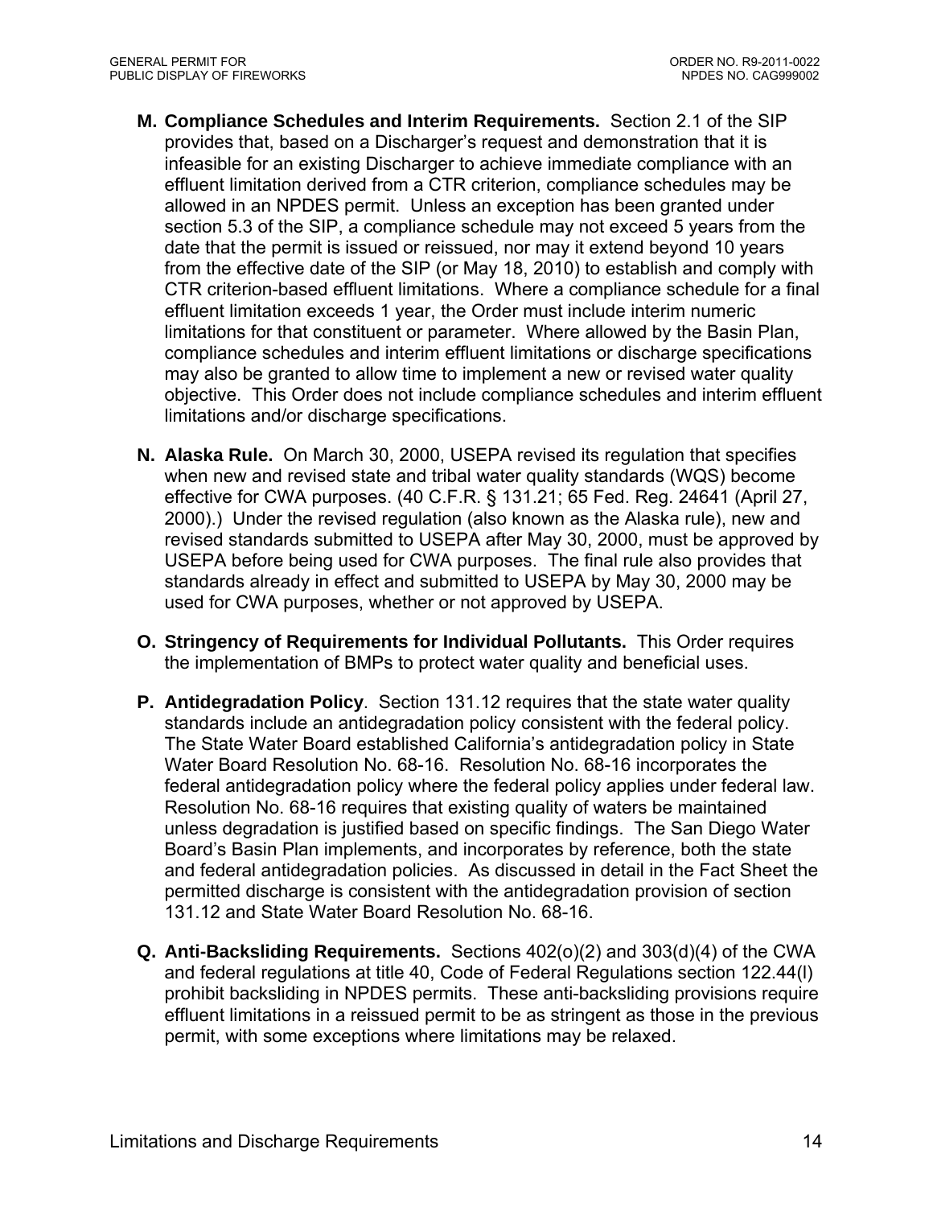**M. Compliance Schedules and Interim Requirements.** Section 2.1 of the SIP provides that, based on a Discharger's request and demonstration that it is infeasible for an existing Discharger to achieve immediate compliance with an effluent limitation derived from a CTR criterion, compliance schedules may be allowed in an NPDES permit. Unless an exception has been granted under section 5.3 of the SIP, a compliance schedule may not exceed 5 years from the date that the permit is issued or reissued, nor may it extend beyond 10 years from the effective date of the SIP (or May 18, 2010) to establish and comply with CTR criterion-based effluent limitations. Where a compliance schedule for a final effluent limitation exceeds 1 year, the Order must include interim numeric limitations for that constituent or parameter. Where allowed by the Basin Plan, compliance schedules and interim effluent limitations or discharge specifications may also be granted to allow time to implement a new or revised water quality objective. This Order does not include compliance schedules and interim effluent limitations and/or discharge specifications.

**N. Alaska Rule.** On March 30, 2000, USEPA revised its regulation that specifies when new and revised state and tribal water quality standards (WQS) become effective for CWA purposes. (40 C.F.R. § 131.21; 65 Fed. Reg. 24641 (April 27, 2000).) Under the revised regulation (also known as the Alaska rule), new and revised standards submitted to USEPA after May 30, 2000, must be approved by USEPA before being used for CWA purposes. The final rule also provides that standards already in effect and submitted to USEPA by May 30, 2000 may be used for CWA purposes, whether or not approved by USEPA.

**O. Stringency of Requirements for Individual Pollutants.** This Order requires the implementation of BMPs to protect water quality and beneficial uses.

**P. Antidegradation Policy**. Section 131.12 requires that the state water quality standards include an antidegradation policy consistent with the federal policy. The State Water Board established California's antidegradation policy in State Water Board Resolution No. 68-16. Resolution No. 68-16 incorporates the federal antidegradation policy where the federal policy applies under federal law. Resolution No. 68-16 requires that existing quality of waters be maintained unless degradation is justified based on specific findings. The San Diego Water Board's Basin Plan implements, and incorporates by reference, both the state and federal antidegradation policies. As discussed in detail in the Fact Sheet the permitted discharge is consistent with the antidegradation provision of section 131.12 and State Water Board Resolution No. 68-16.

**Q. Anti-Backsliding Requirements.** Sections 402(o)(2) and 303(d)(4) of the CWA and federal regulations at title 40, Code of Federal Regulations section 122.44(l) prohibit backsliding in NPDES permits. These anti-backsliding provisions require effluent limitations in a reissued permit to be as stringent as those in the previous permit, with some exceptions where limitations may be relaxed.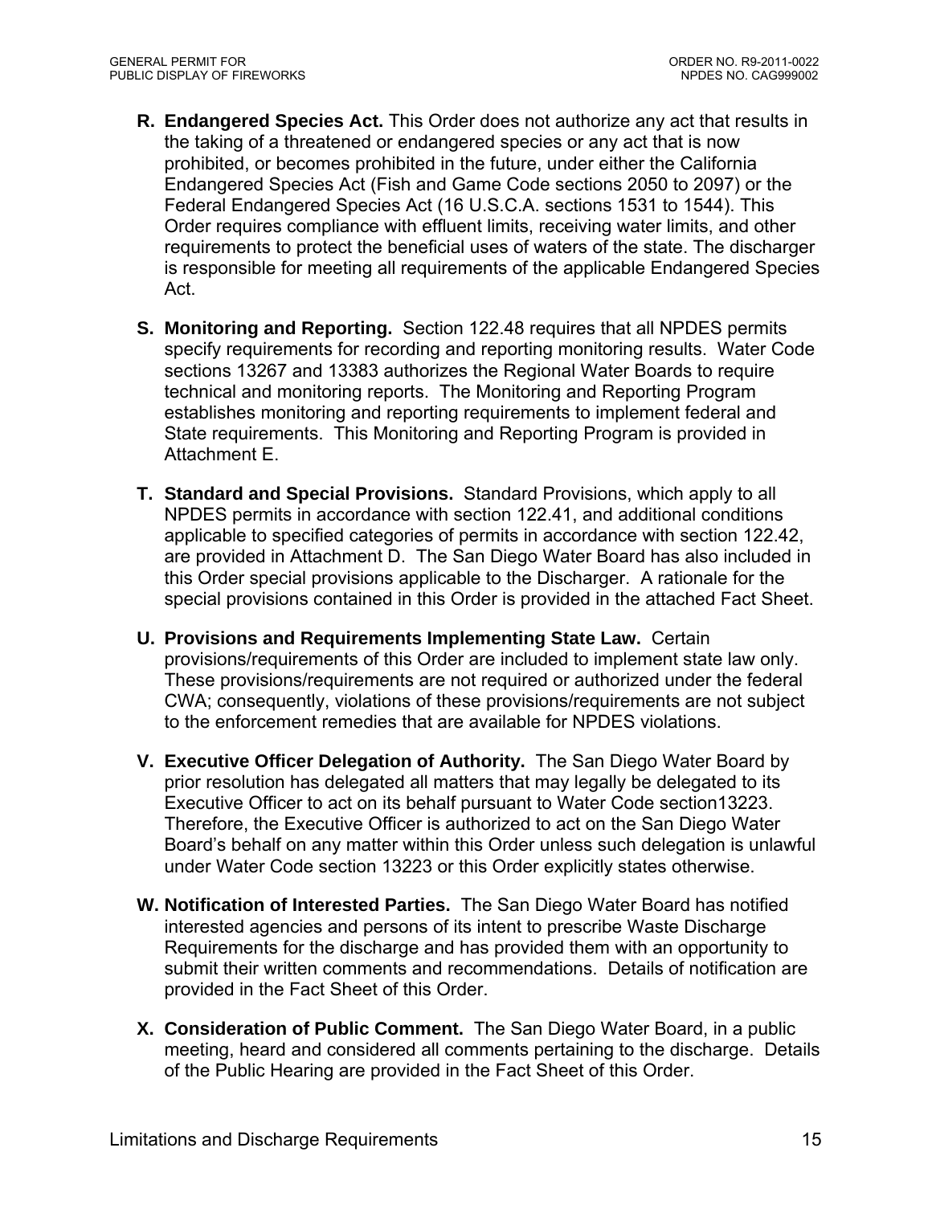**R. Endangered Species Act.** This Order does not authorize any act that results in the taking of a threatened or endangered species or any act that is now prohibited, or becomes prohibited in the future, under either the California Endangered Species Act (Fish and Game Code sections 2050 to 2097) or the Federal Endangered Species Act (16 U.S.C.A. sections 1531 to 1544). This Order requires compliance with effluent limits, receiving water limits, and other requirements to protect the beneficial uses of waters of the state. The discharger is responsible for meeting all requirements of the applicable Endangered Species Act.

**S. Monitoring and Reporting.** Section 122.48 requires that all NPDES permits specify requirements for recording and reporting monitoring results. Water Code sections 13267 and 13383 authorizes the Regional Water Boards to require technical and monitoring reports. The Monitoring and Reporting Program establishes monitoring and reporting requirements to implement federal and State requirements. This Monitoring and Reporting Program is provided in Attachment E.

**T. Standard and Special Provisions.** Standard Provisions, which apply to all NPDES permits in accordance with section 122.41, and additional conditions applicable to specified categories of permits in accordance with section 122.42, are provided in Attachment D. The San Diego Water Board has also included in this Order special provisions applicable to the Discharger. A rationale for the special provisions contained in this Order is provided in the attached Fact Sheet.

**U. Provisions and Requirements Implementing State Law.** Certain provisions/requirements of this Order are included to implement state law only. These provisions/requirements are not required or authorized under the federal CWA; consequently, violations of these provisions/requirements are not subject to the enforcement remedies that are available for NPDES violations.

**V. Executive Officer Delegation of Authority.** The San Diego Water Board by prior resolution has delegated all matters that may legally be delegated to its Executive Officer to act on its behalf pursuant to Water Code section13223. Therefore, the Executive Officer is authorized to act on the San Diego Water Board's behalf on any matter within this Order unless such delegation is unlawful under Water Code section 13223 or this Order explicitly states otherwise.

**W. Notification of Interested Parties.** The San Diego Water Board has notified interested agencies and persons of its intent to prescribe Waste Discharge Requirements for the discharge and has provided them with an opportunity to submit their written comments and recommendations. Details of notification are provided in the Fact Sheet of this Order.

**X. Consideration of Public Comment.** The San Diego Water Board, in a public meeting, heard and considered all comments pertaining to the discharge. Details of the Public Hearing are provided in the Fact Sheet of this Order.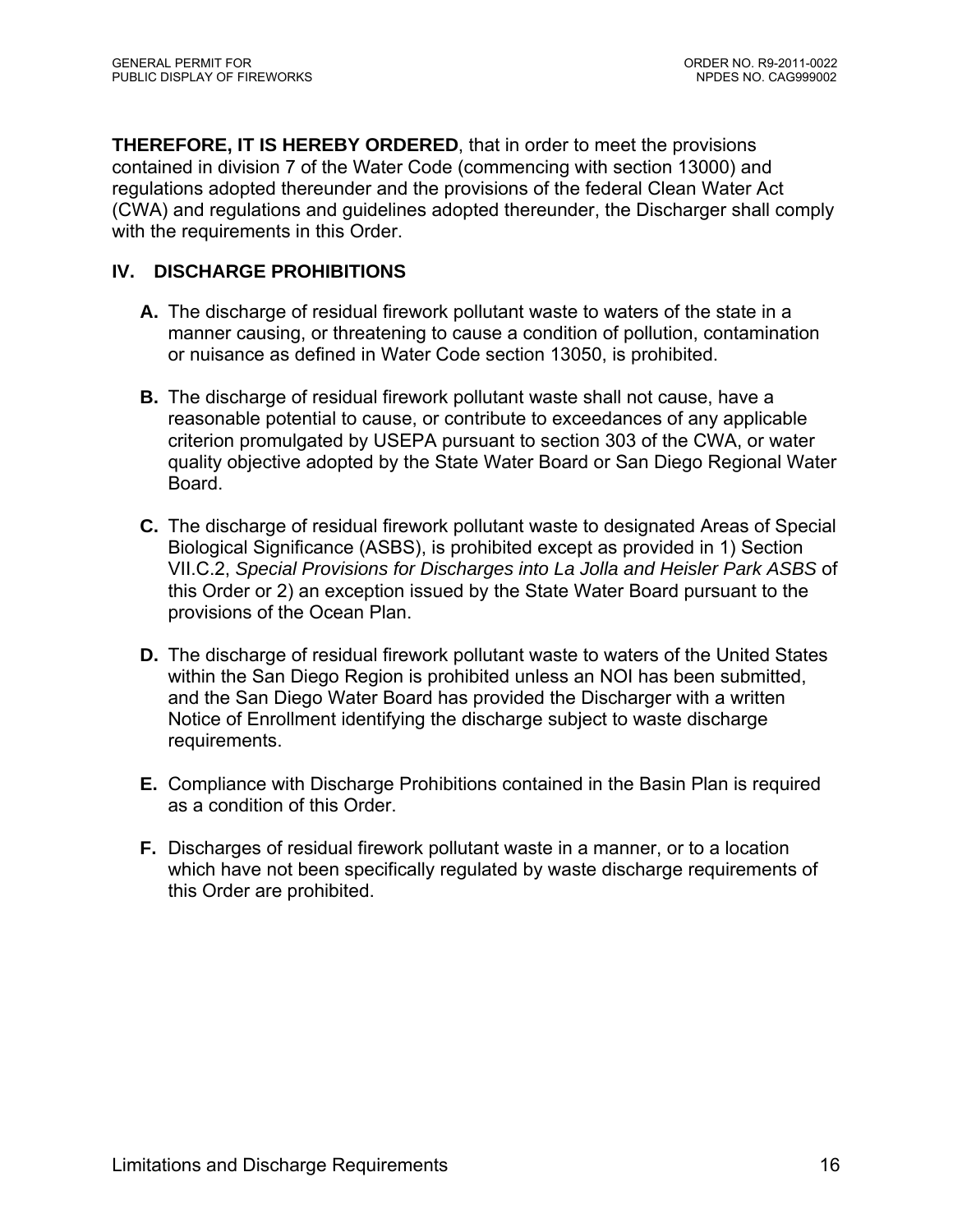**THEREFORE, IT IS HEREBY ORDERED**, that in order to meet the provisions contained in division 7 of the Water Code (commencing with section 13000) and regulations adopted thereunder and the provisions of the federal Clean Water Act (CWA) and regulations and guidelines adopted thereunder, the Discharger shall comply with the requirements in this Order.

## IV. DISCHARGE PROHIBITIONS

**A.** The discharge of residual firework pollutant waste to waters of the state in a manner causing, or threatening to cause a condition of pollution, contamination or nuisance as defined in Water Code section 13050, is prohibited.

**B.** The discharge of residual firework pollutant waste shall not cause, have a reasonable potential to cause, or contribute to exceedances of any applicable criterion promulgated by USEPA pursuant to section 303 of the CWA, or water quality objective adopted by the State Water Board or San Diego Regional Water Board.

**C.** The discharge of residual firework pollutant waste to designated Areas of Special Biological Significance (ASBS), is prohibited except as provided in 1) Section VII.C.2, *Special Provisions for Discharges into La Jolla and Heisler Park ASBS* of this Order or 2) an exception issued by the State Water Board pursuant to the provisions of the Ocean Plan.

**D.** The discharge of residual firework pollutant waste to waters of the United States within the San Diego Region is prohibited unless an NOI has been submitted, and the San Diego Water Board has provided the Discharger with a written Notice of Enrollment identifying the discharge subject to waste discharge requirements.

**E.** Compliance with Discharge Prohibitions contained in the Basin Plan is required as a condition of this Order.

**F.** Discharges of residual firework pollutant waste in a manner, or to a location which have not been specifically regulated by waste discharge requirements of this Order are prohibited.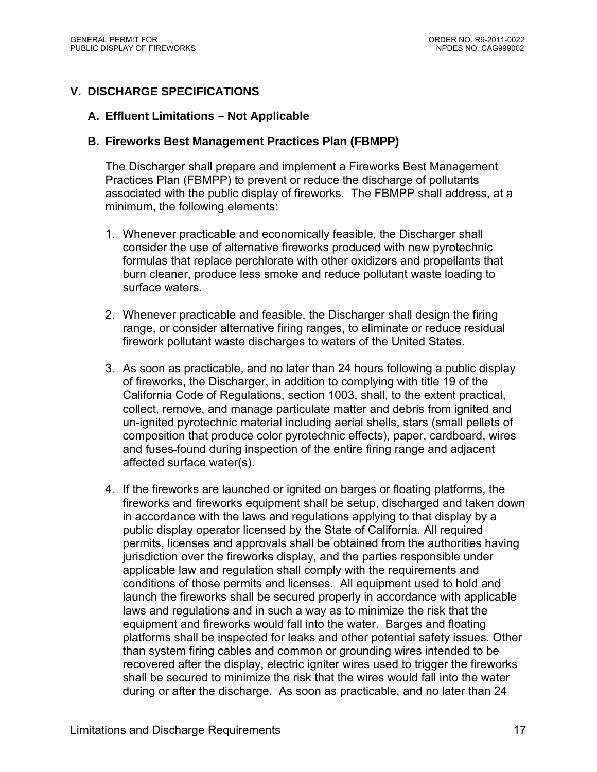## V. DISCHARGE SPECIFICATIONS

### A. Effluent Limitations – Not Applicable

### B. Fireworks Best Management Practices Plan (FBMPP)

The Discharger shall prepare and implement a Fireworks Best Management Practices Plan (FBMPP) to prevent or reduce the discharge of pollutants associated with the public display of fireworks. The FBMPP shall address, at a minimum, the following elements:

1. Whenever practicable and economically feasible, the Discharger shall consider the use of alternative fireworks produced with new pyrotechnic formulas that replace perchlorate with other oxidizers and propellants that burn cleaner, produce less smoke and reduce pollutant waste loading to surface waters.

2. Whenever practicable and feasible, the Discharger shall design the firing range, or consider alternative firing ranges, to eliminate or reduce residual firework pollutant waste discharges to waters of the United States.

3. As soon as practicable, and no later than 24 hours following a public display of fireworks, the Discharger, in addition to complying with title 19 of the California Code of Regulations, section 1003, shall, to the extent practical, collect, remove, and manage particulate matter and debris from ignited and un-ignited pyrotechnic material including aerial shells, stars (small pellets of composition that produce color pyrotechnic effects), paper, cardboard, wires and fuses found during inspection of the entire firing range and adjacent affected surface water(s).

4. If the fireworks are launched or ignited on barges or floating platforms, the fireworks and fireworks equipment shall be setup, discharged and taken down in accordance with the laws and regulations applying to that display by a public display operator licensed by the State of California. All required permits, licenses and approvals shall be obtained from the authorities having jurisdiction over the fireworks display, and the parties responsible under applicable law and regulation shall comply with the requirements and conditions of those permits and licenses. All equipment used to hold and launch the fireworks shall be secured properly in accordance with applicable laws and regulations and in such a way as to minimize the risk that the equipment and fireworks would fall into the water. Barges and floating platforms shall be inspected for leaks and other potential safety issues. Other than system firing cables and common or grounding wires intended to be recovered after the display, electric igniter wires used to trigger the fireworks shall be secured to minimize the risk that the wires would fall into the water during or after the discharge. As soon as practicable, and no later than 24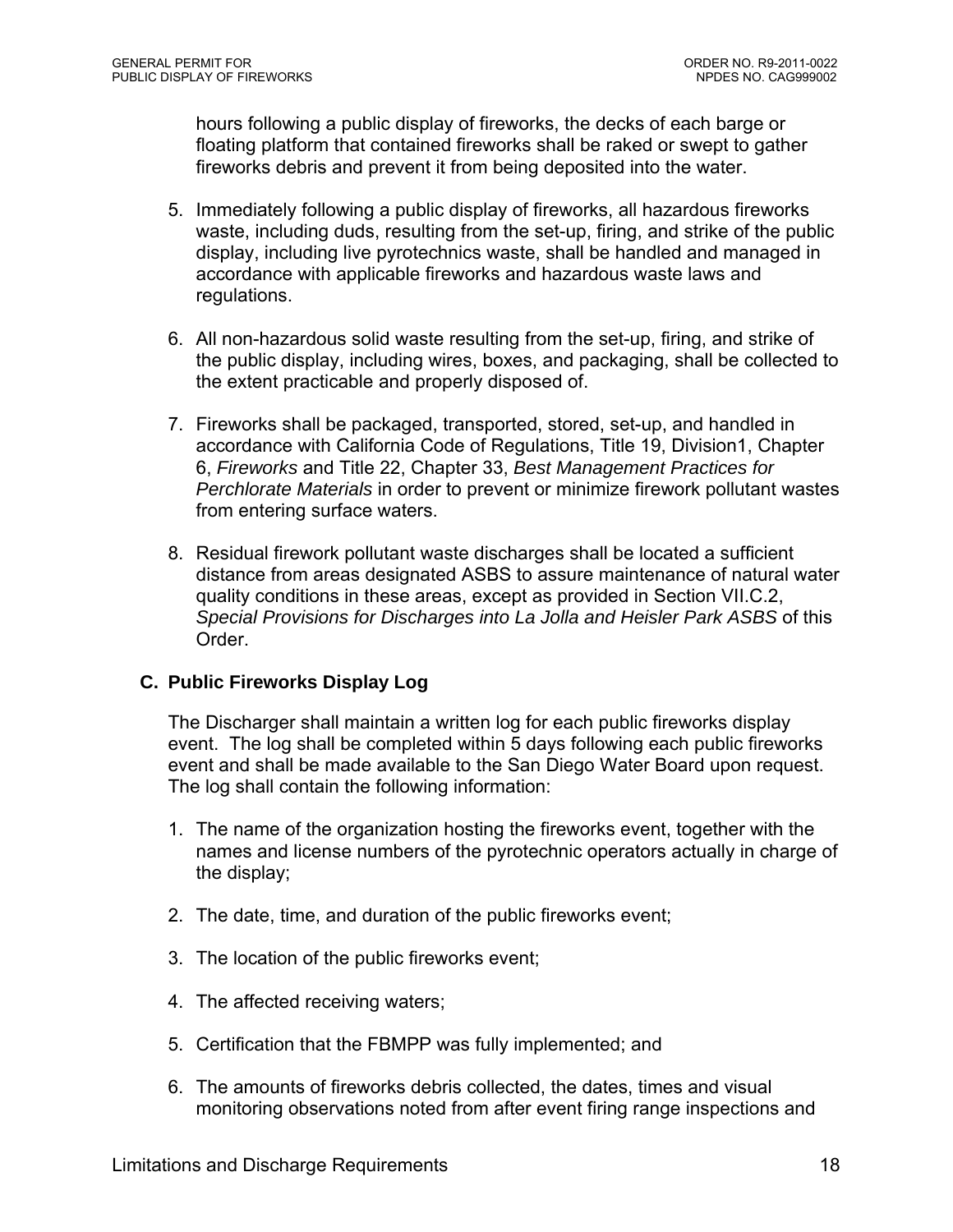hours following a public display of fireworks, the decks of each barge or floating platform that contained fireworks shall be raked or swept to gather fireworks debris and prevent it from being deposited into the water.

5. Immediately following a public display of fireworks, all hazardous fireworks waste, including duds, resulting from the set-up, firing, and strike of the public display, including live pyrotechnics waste, shall be handled and managed in accordance with applicable fireworks and hazardous waste laws and regulations.

6. All non-hazardous solid waste resulting from the set-up, firing, and strike of the public display, including wires, boxes, and packaging, shall be collected to the extent practicable and properly disposed of.

7. Fireworks shall be packaged, transported, stored, set-up, and handled in accordance with California Code of Regulations, Title 19, Division1, Chapter 6, *Fireworks* and Title 22, Chapter 33, *Best Management Practices for Perchlorate Materials* in order to prevent or minimize firework pollutant wastes from entering surface waters.

8. Residual firework pollutant waste discharges shall be located a sufficient distance from areas designated ASBS to assure maintenance of natural water quality conditions in these areas, except as provided in Section VII.C.2, *Special Provisions for Discharges into La Jolla and Heisler Park ASBS* of this Order.

## C. Public Fireworks Display Log

The Discharger shall maintain a written log for each public fireworks display event. The log shall be completed within 5 days following each public fireworks event and shall be made available to the San Diego Water Board upon request. The log shall contain the following information:

1. The name of the organization hosting the fireworks event, together with the names and license numbers of the pyrotechnic operators actually in charge of the display;

2. The date, time, and duration of the public fireworks event;

3. The location of the public fireworks event;

4. The affected receiving waters;

5. Certification that the FBMPP was fully implemented; and

6. The amounts of fireworks debris collected, the dates, times and visual monitoring observations noted from after event firing range inspections and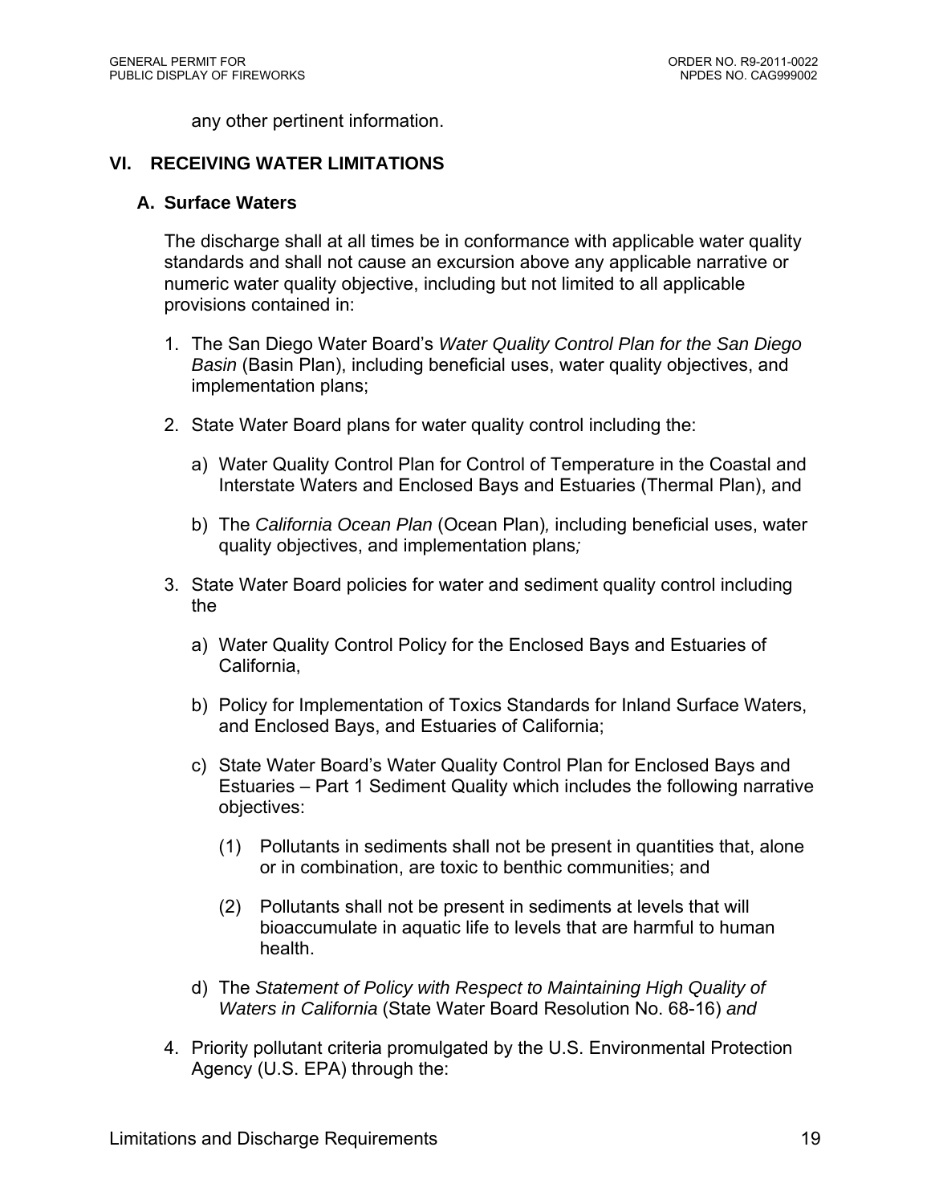any other pertinent information.

## VI. RECEIVING WATER LIMITATIONS

### A. Surface Waters

The discharge shall at all times be in conformance with applicable water quality standards and shall not cause an excursion above any applicable narrative or numeric water quality objective, including but not limited to all applicable provisions contained in:

1. The San Diego Water Board's *Water Quality Control Plan for the San Diego Basin* (Basin Plan), including beneficial uses, water quality objectives, and implementation plans;

2. State Water Board plans for water quality control including the:

   a) Water Quality Control Plan for Control of Temperature in the Coastal and Interstate Waters and Enclosed Bays and Estuaries (Thermal Plan), and

   b) The *California Ocean Plan* (Ocean Plan)*,* including beneficial uses, water quality objectives, and implementation plans*;*

3. State Water Board policies for water and sediment quality control including the

   a) Water Quality Control Policy for the Enclosed Bays and Estuaries of California,

   b) Policy for Implementation of Toxics Standards for Inland Surface Waters, and Enclosed Bays, and Estuaries of California;

   c) State Water Board's Water Quality Control Plan for Enclosed Bays and Estuaries – Part 1 Sediment Quality which includes the following narrative objectives:

      (1) Pollutants in sediments shall not be present in quantities that, alone or in combination, are toxic to benthic communities; and

      (2) Pollutants shall not be present in sediments at levels that will bioaccumulate in aquatic life to levels that are harmful to human health.

   d) The *Statement of Policy with Respect to Maintaining High Quality of Waters in California* (State Water Board Resolution No. 68-16) *and*

4. Priority pollutant criteria promulgated by the U.S. Environmental Protection Agency (U.S. EPA) through the: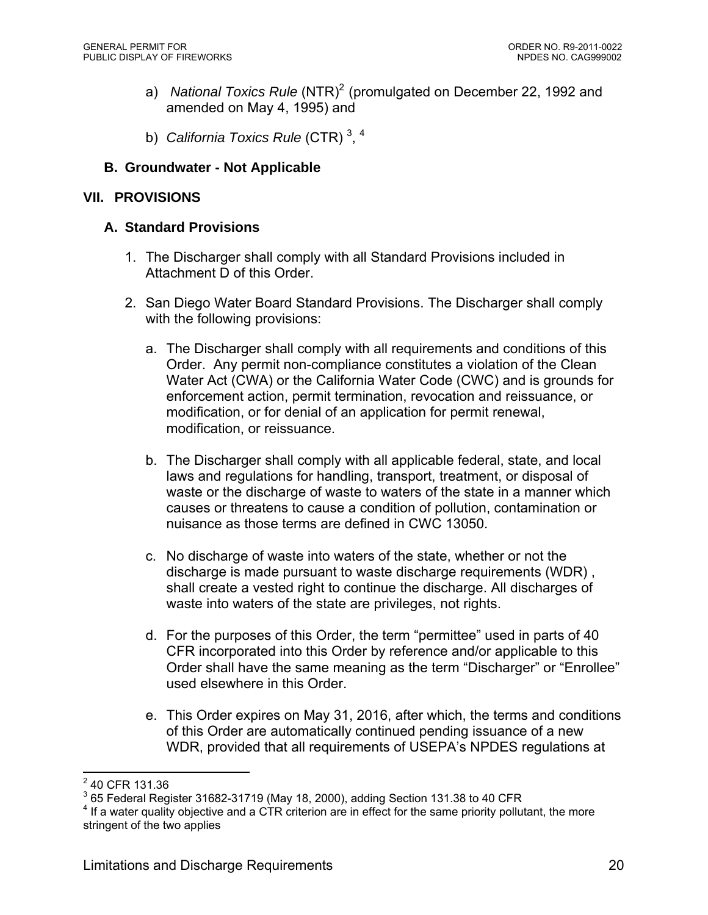a) *National Toxics Rule* (NTR)[2] (promulgated on December 22, 1992 and amended on May 4, 1995) and

b) *California Toxics Rule* (CTR) [3], [4]

### B. Groundwater - Not Applicable

## VII. PROVISIONS

### A. Standard Provisions

1. The Discharger shall comply with all Standard Provisions included in Attachment D of this Order.

2. San Diego Water Board Standard Provisions. The Discharger shall comply with the following provisions:

   a. The Discharger shall comply with all requirements and conditions of this Order. Any permit non-compliance constitutes a violation of the Clean Water Act (CWA) or the California Water Code (CWC) and is grounds for enforcement action, permit termination, revocation and reissuance, or modification, or for denial of an application for permit renewal, modification, or reissuance.

   b. The Discharger shall comply with all applicable federal, state, and local laws and regulations for handling, transport, treatment, or disposal of waste or the discharge of waste to waters of the state in a manner which causes or threatens to cause a condition of pollution, contamination or nuisance as those terms are defined in CWC 13050.

   c. No discharge of waste into waters of the state, whether or not the discharge is made pursuant to waste discharge requirements (WDR) , shall create a vested right to continue the discharge. All discharges of waste into waters of the state are privileges, not rights.

   d. For the purposes of this Order, the term "permittee" used in parts of 40 CFR incorporated into this Order by reference and/or applicable to this Order shall have the same meaning as the term "Discharger" or "Enrollee" used elsewhere in this Order.

   e. This Order expires on May 31, 2016, after which, the terms and conditions of this Order are automatically continued pending issuance of a new WDR, provided that all requirements of USEPA's NPDES regulations at

---

[2] 40 CFR 131.36

[3] 65 Federal Register 31682-31719 (May 18, 2000), adding Section 131.38 to 40 CFR

[4] If a water quality objective and a CTR criterion are in effect for the same priority pollutant, the more stringent of the two applies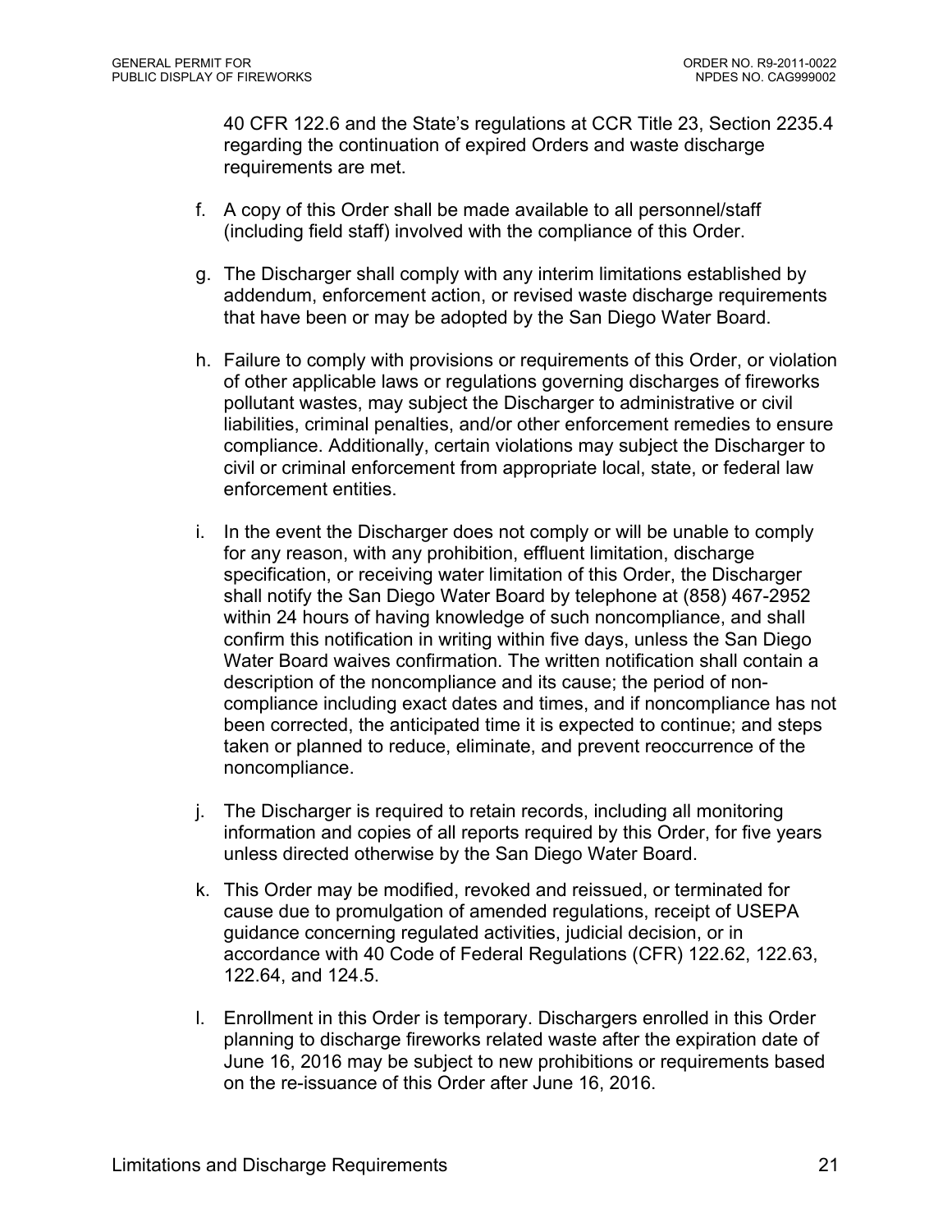40 CFR 122.6 and the State's regulations at CCR Title 23, Section 2235.4 regarding the continuation of expired Orders and waste discharge requirements are met.

f. A copy of this Order shall be made available to all personnel/staff (including field staff) involved with the compliance of this Order.

g. The Discharger shall comply with any interim limitations established by addendum, enforcement action, or revised waste discharge requirements that have been or may be adopted by the San Diego Water Board.

h. Failure to comply with provisions or requirements of this Order, or violation of other applicable laws or regulations governing discharges of fireworks pollutant wastes, may subject the Discharger to administrative or civil liabilities, criminal penalties, and/or other enforcement remedies to ensure compliance. Additionally, certain violations may subject the Discharger to civil or criminal enforcement from appropriate local, state, or federal law enforcement entities.

i. In the event the Discharger does not comply or will be unable to comply for any reason, with any prohibition, effluent limitation, discharge specification, or receiving water limitation of this Order, the Discharger shall notify the San Diego Water Board by telephone at (858) 467-2952 within 24 hours of having knowledge of such noncompliance, and shall confirm this notification in writing within five days, unless the San Diego Water Board waives confirmation. The written notification shall contain a description of the noncompliance and its cause; the period of non-compliance including exact dates and times, and if noncompliance has not been corrected, the anticipated time it is expected to continue; and steps taken or planned to reduce, eliminate, and prevent reoccurrence of the noncompliance.

j. The Discharger is required to retain records, including all monitoring information and copies of all reports required by this Order, for five years unless directed otherwise by the San Diego Water Board.

k. This Order may be modified, revoked and reissued, or terminated for cause due to promulgation of amended regulations, receipt of USEPA guidance concerning regulated activities, judicial decision, or in accordance with 40 Code of Federal Regulations (CFR) 122.62, 122.63, 122.64, and 124.5.

l. Enrollment in this Order is temporary. Dischargers enrolled in this Order planning to discharge fireworks related waste after the expiration date of June 16, 2016 may be subject to new prohibitions or requirements based on the re-issuance of this Order after June 16, 2016.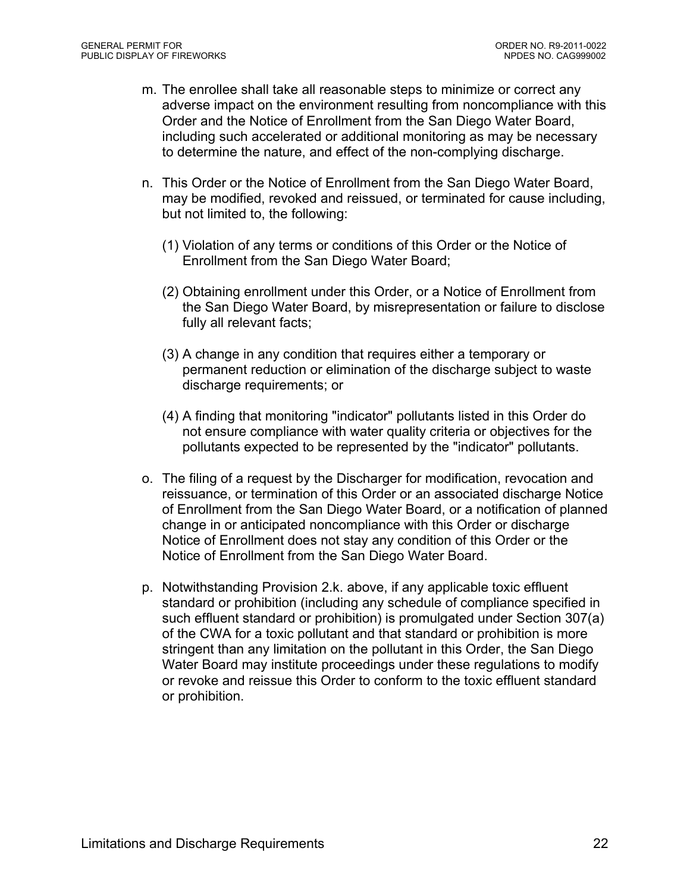m. The enrollee shall take all reasonable steps to minimize or correct any adverse impact on the environment resulting from noncompliance with this Order and the Notice of Enrollment from the San Diego Water Board, including such accelerated or additional monitoring as may be necessary to determine the nature, and effect of the non-complying discharge.

n. This Order or the Notice of Enrollment from the San Diego Water Board, may be modified, revoked and reissued, or terminated for cause including, but not limited to, the following:

   (1) Violation of any terms or conditions of this Order or the Notice of Enrollment from the San Diego Water Board;

   (2) Obtaining enrollment under this Order, or a Notice of Enrollment from the San Diego Water Board, by misrepresentation or failure to disclose fully all relevant facts;

   (3) A change in any condition that requires either a temporary or permanent reduction or elimination of the discharge subject to waste discharge requirements; or

   (4) A finding that monitoring "indicator" pollutants listed in this Order do not ensure compliance with water quality criteria or objectives for the pollutants expected to be represented by the "indicator" pollutants.

o. The filing of a request by the Discharger for modification, revocation and reissuance, or termination of this Order or an associated discharge Notice of Enrollment from the San Diego Water Board, or a notification of planned change in or anticipated noncompliance with this Order or discharge Notice of Enrollment does not stay any condition of this Order or the Notice of Enrollment from the San Diego Water Board.

p. Notwithstanding Provision 2.k. above, if any applicable toxic effluent standard or prohibition (including any schedule of compliance specified in such effluent standard or prohibition) is promulgated under Section 307(a) of the CWA for a toxic pollutant and that standard or prohibition is more stringent than any limitation on the pollutant in this Order, the San Diego Water Board may institute proceedings under these regulations to modify or revoke and reissue this Order to conform to the toxic effluent standard or prohibition.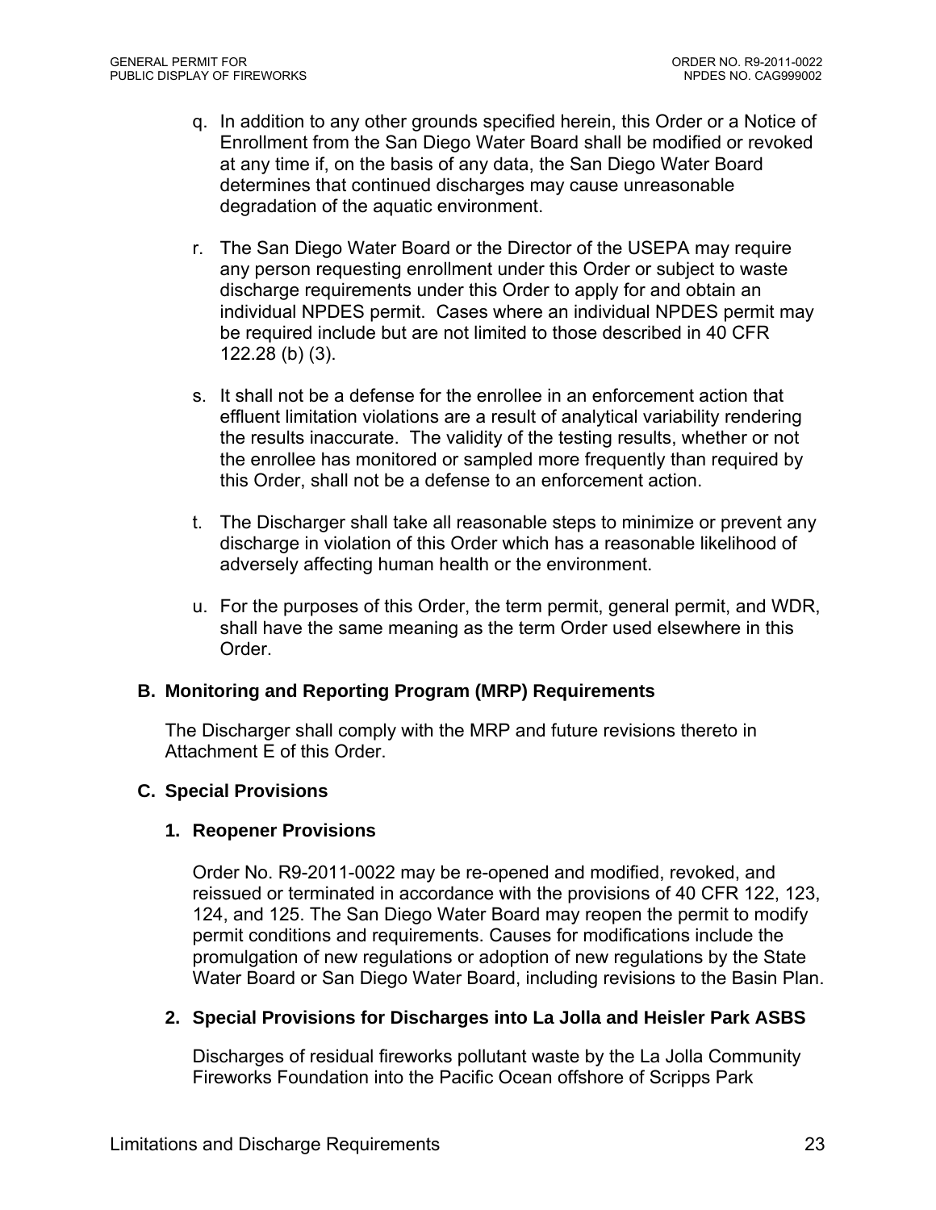q. In addition to any other grounds specified herein, this Order or a Notice of Enrollment from the San Diego Water Board shall be modified or revoked at any time if, on the basis of any data, the San Diego Water Board determines that continued discharges may cause unreasonable degradation of the aquatic environment.

r. The San Diego Water Board or the Director of the USEPA may require any person requesting enrollment under this Order or subject to waste discharge requirements under this Order to apply for and obtain an individual NPDES permit. Cases where an individual NPDES permit may be required include but are not limited to those described in 40 CFR 122.28 (b) (3).

s. It shall not be a defense for the enrollee in an enforcement action that effluent limitation violations are a result of analytical variability rendering the results inaccurate. The validity of the testing results, whether or not the enrollee has monitored or sampled more frequently than required by this Order, shall not be a defense to an enforcement action.

t. The Discharger shall take all reasonable steps to minimize or prevent any discharge in violation of this Order which has a reasonable likelihood of adversely affecting human health or the environment.

u. For the purposes of this Order, the term permit, general permit, and WDR, shall have the same meaning as the term Order used elsewhere in this Order.

## B. Monitoring and Reporting Program (MRP) Requirements

The Discharger shall comply with the MRP and future revisions thereto in Attachment E of this Order.

## C. Special Provisions

### 1. Reopener Provisions

Order No. R9-2011-0022 may be re-opened and modified, revoked, and reissued or terminated in accordance with the provisions of 40 CFR 122, 123, 124, and 125. The San Diego Water Board may reopen the permit to modify permit conditions and requirements. Causes for modifications include the promulgation of new regulations or adoption of new regulations by the State Water Board or San Diego Water Board, including revisions to the Basin Plan.

### 2. Special Provisions for Discharges into La Jolla and Heisler Park ASBS

Discharges of residual fireworks pollutant waste by the La Jolla Community Fireworks Foundation into the Pacific Ocean offshore of Scripps Park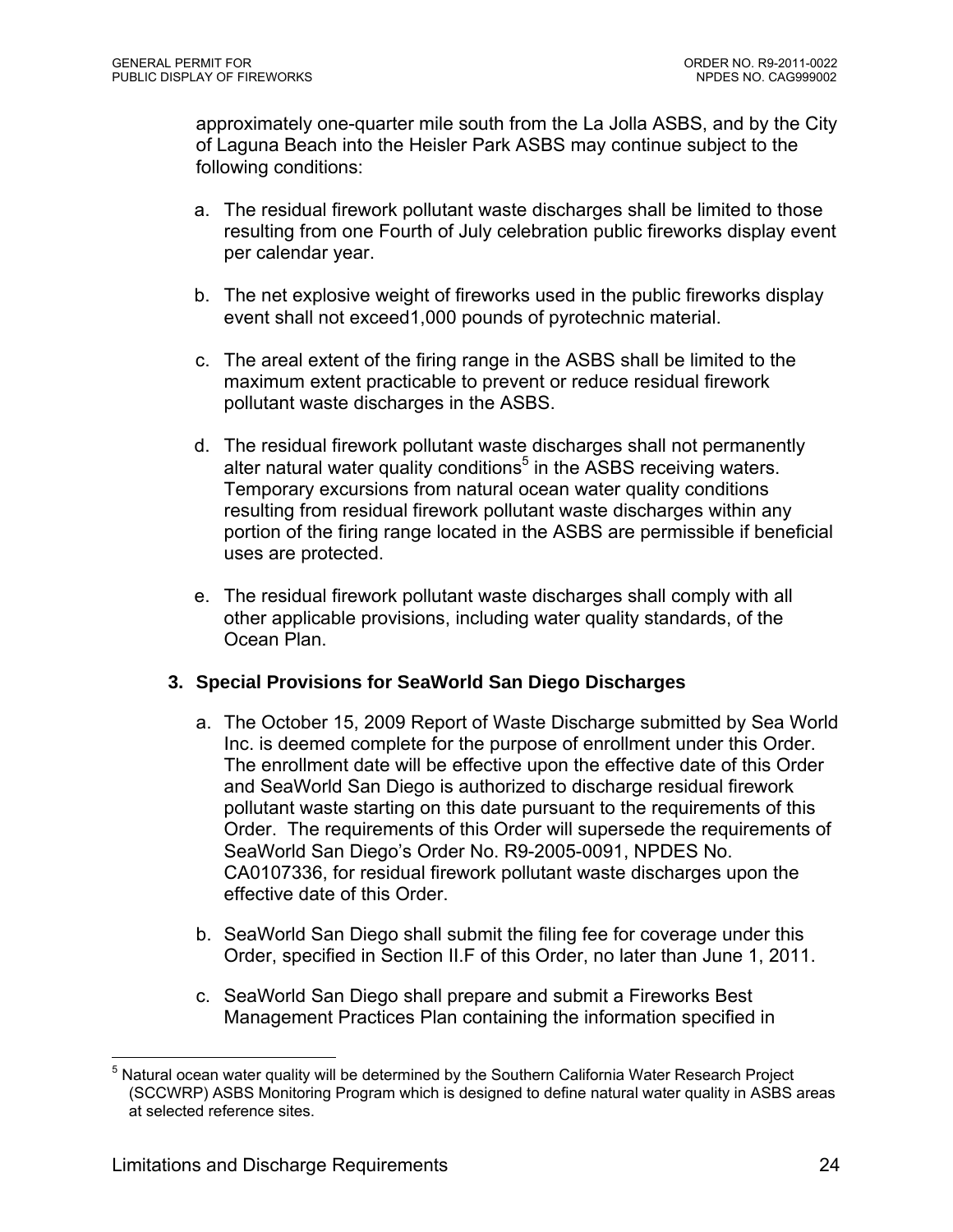approximately one-quarter mile south from the La Jolla ASBS, and by the City of Laguna Beach into the Heisler Park ASBS may continue subject to the following conditions:

a. The residual firework pollutant waste discharges shall be limited to those resulting from one Fourth of July celebration public fireworks display event per calendar year.

b. The net explosive weight of fireworks used in the public fireworks display event shall not exceed1,000 pounds of pyrotechnic material.

c. The areal extent of the firing range in the ASBS shall be limited to the maximum extent practicable to prevent or reduce residual firework pollutant waste discharges in the ASBS.

d. The residual firework pollutant waste discharges shall not permanently alter natural water quality conditions[5] in the ASBS receiving waters. Temporary excursions from natural ocean water quality conditions resulting from residual firework pollutant waste discharges within any portion of the firing range located in the ASBS are permissible if beneficial uses are protected.

e. The residual firework pollutant waste discharges shall comply with all other applicable provisions, including water quality standards, of the Ocean Plan.

### 3. Special Provisions for SeaWorld San Diego Discharges

a. The October 15, 2009 Report of Waste Discharge submitted by Sea World Inc. is deemed complete for the purpose of enrollment under this Order. The enrollment date will be effective upon the effective date of this Order and SeaWorld San Diego is authorized to discharge residual firework pollutant waste starting on this date pursuant to the requirements of this Order. The requirements of this Order will supersede the requirements of SeaWorld San Diego's Order No. R9-2005-0091, NPDES No. CA0107336, for residual firework pollutant waste discharges upon the effective date of this Order.

b. SeaWorld San Diego shall submit the filing fee for coverage under this Order, specified in Section II.F of this Order, no later than June 1, 2011.

c. SeaWorld San Diego shall prepare and submit a Fireworks Best Management Practices Plan containing the information specified in

---

[5] Natural ocean water quality will be determined by the Southern California Water Research Project (SCCWRP) ASBS Monitoring Program which is designed to define natural water quality in ASBS areas at selected reference sites.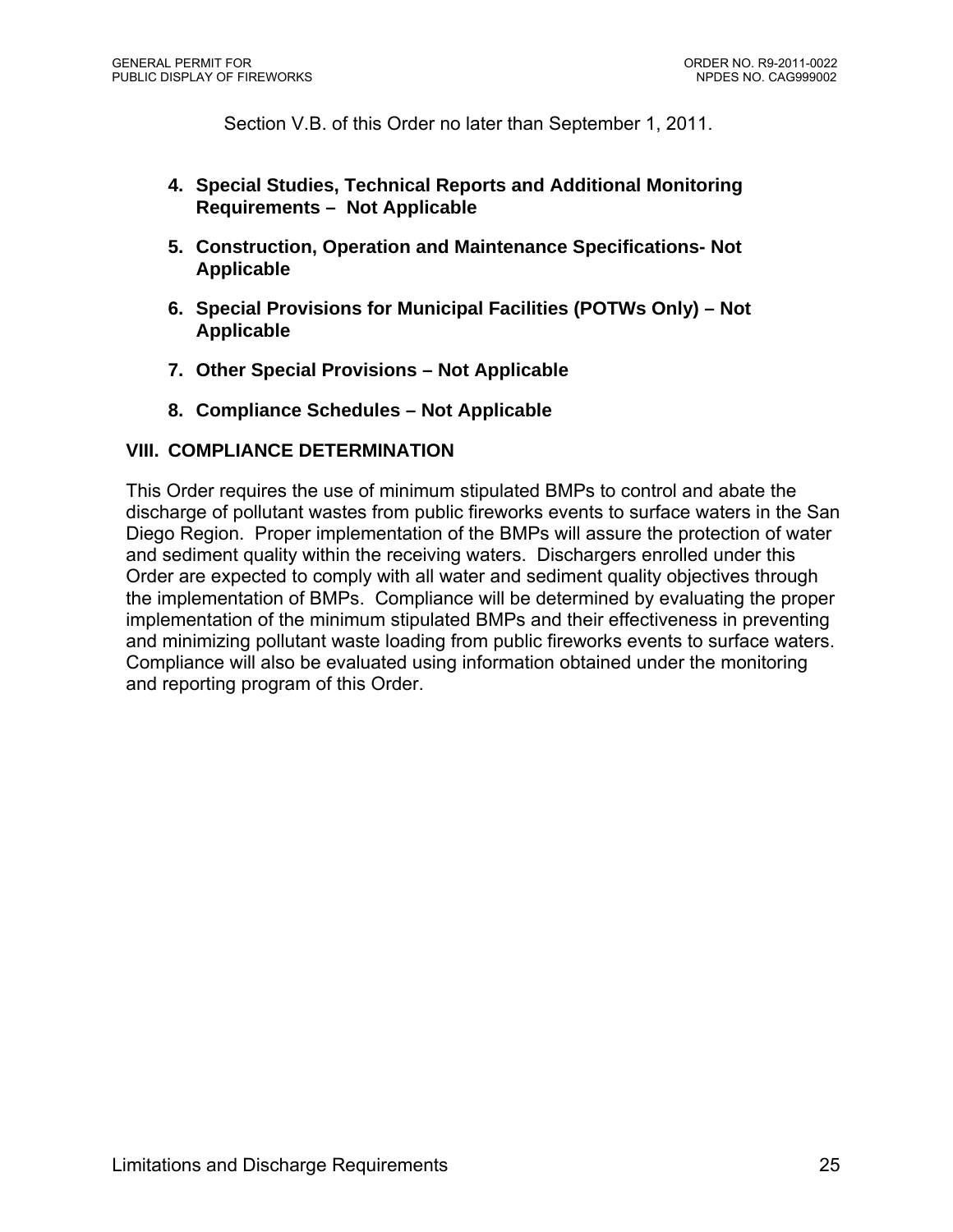Section V.B. of this Order no later than September 1, 2011.

4. **Special Studies, Technical Reports and Additional Monitoring Requirements – Not Applicable**

5. **Construction, Operation and Maintenance Specifications- Not Applicable**

6. **Special Provisions for Municipal Facilities (POTWs Only) – Not Applicable**

7. **Other Special Provisions – Not Applicable**

8. **Compliance Schedules – Not Applicable**

## VIII. COMPLIANCE DETERMINATION

This Order requires the use of minimum stipulated BMPs to control and abate the discharge of pollutant wastes from public fireworks events to surface waters in the San Diego Region. Proper implementation of the BMPs will assure the protection of water and sediment quality within the receiving waters. Dischargers enrolled under this Order are expected to comply with all water and sediment quality objectives through the implementation of BMPs. Compliance will be determined by evaluating the proper implementation of the minimum stipulated BMPs and their effectiveness in preventing and minimizing pollutant waste loading from public fireworks events to surface waters. Compliance will also be evaluated using information obtained under the monitoring and reporting program of this Order.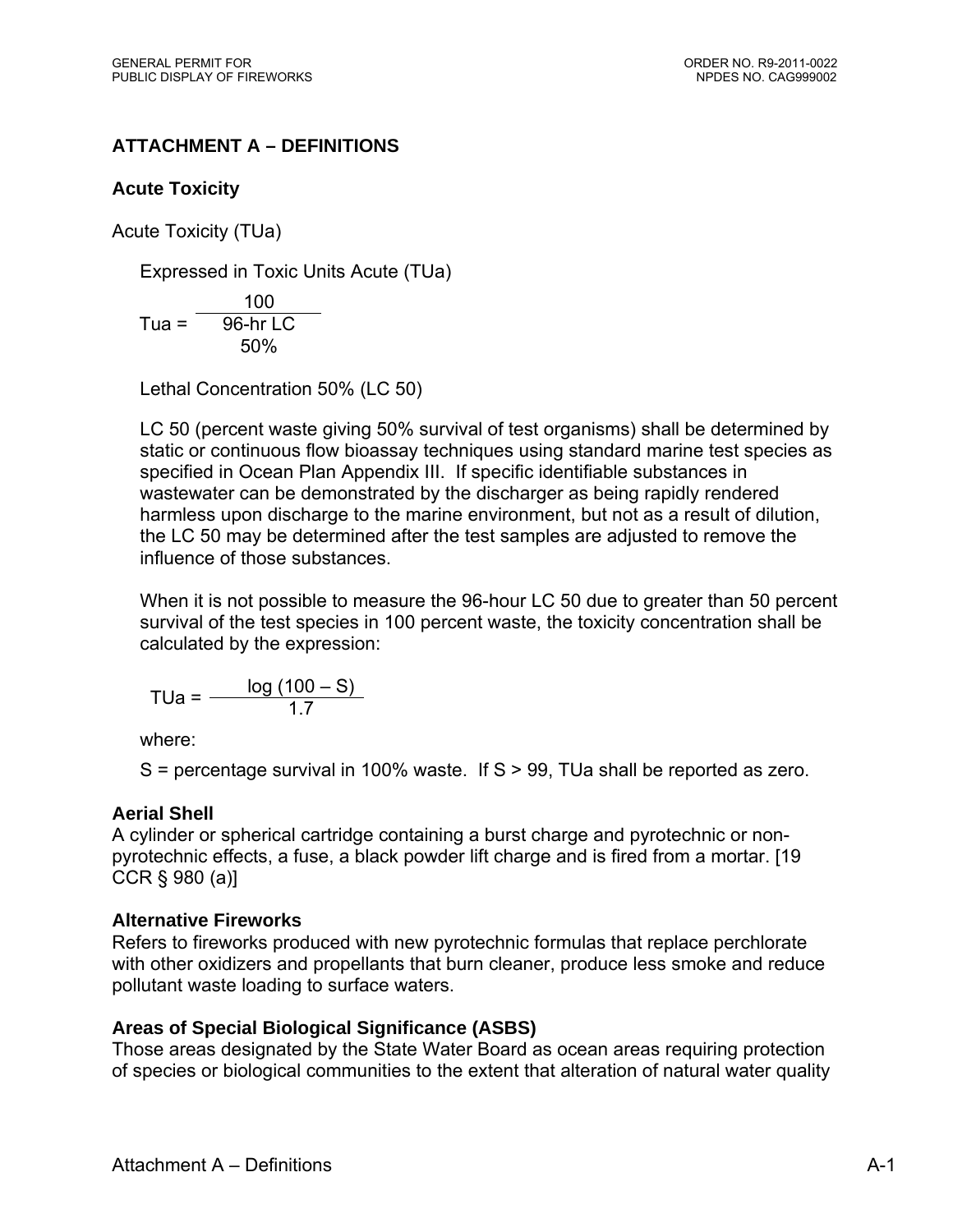## ATTACHMENT A – DEFINITIONS

### Acute Toxicity

Acute Toxicity (TUa)

Expressed in Toxic Units Acute (TUa)

$$Tua = \frac{100}{96\text{-hr LC } 50\%}$$

Lethal Concentration 50% (LC 50)

LC 50 (percent waste giving 50% survival of test organisms) shall be determined by static or continuous flow bioassay techniques using standard marine test species as specified in Ocean Plan Appendix III. If specific identifiable substances in wastewater can be demonstrated by the discharger as being rapidly rendered harmless upon discharge to the marine environment, but not as a result of dilution, the LC 50 may be determined after the test samples are adjusted to remove the influence of those substances.

When it is not possible to measure the 96-hour LC 50 due to greater than 50 percent survival of the test species in 100 percent waste, the toxicity concentration shall be calculated by the expression:

$$TUa = \frac{\log(100 - S)}{1.7}$$

where:

S = percentage survival in 100% waste. If S > 99, TUa shall be reported as zero.

**Aerial Shell**
A cylinder or spherical cartridge containing a burst charge and pyrotechnic or non-pyrotechnic effects, a fuse, a black powder lift charge and is fired from a mortar. [19 CCR § 980 (a)]

**Alternative Fireworks**
Refers to fireworks produced with new pyrotechnic formulas that replace perchlorate with other oxidizers and propellants that burn cleaner, produce less smoke and reduce pollutant waste loading to surface waters.

**Areas of Special Biological Significance (ASBS)**
Those areas designated by the State Water Board as ocean areas requiring protection of species or biological communities to the extent that alteration of natural water quality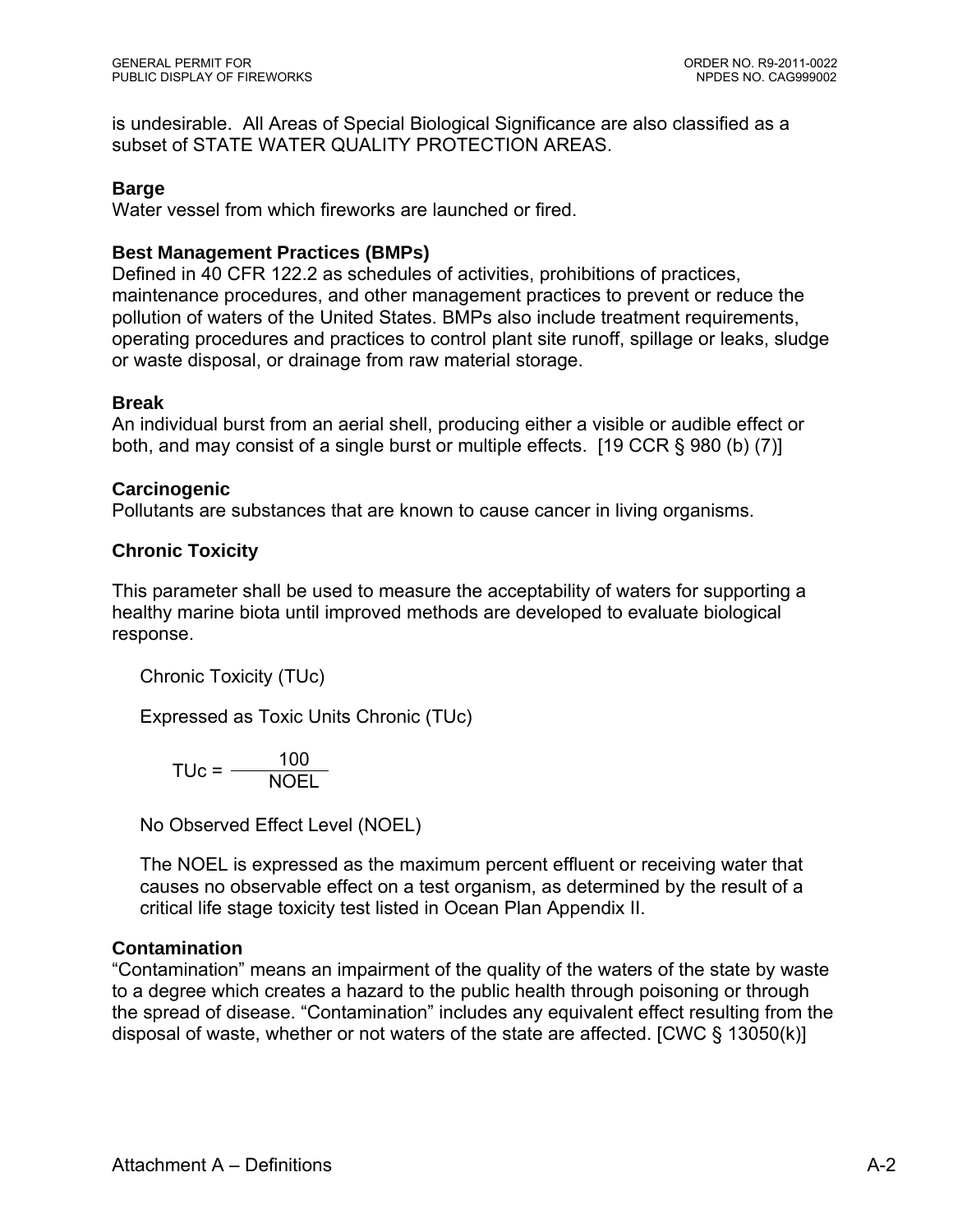is undesirable. All Areas of Special Biological Significance are also classified as a subset of STATE WATER QUALITY PROTECTION AREAS.

**Barge**
Water vessel from which fireworks are launched or fired.

**Best Management Practices (BMPs)**
Defined in 40 CFR 122.2 as schedules of activities, prohibitions of practices, maintenance procedures, and other management practices to prevent or reduce the pollution of waters of the United States. BMPs also include treatment requirements, operating procedures and practices to control plant site runoff, spillage or leaks, sludge or waste disposal, or drainage from raw material storage.

**Break**
An individual burst from an aerial shell, producing either a visible or audible effect or both, and may consist of a single burst or multiple effects. [19 CCR § 980 (b) (7)]

**Carcinogenic**
Pollutants are substances that are known to cause cancer in living organisms.

**Chronic Toxicity**

This parameter shall be used to measure the acceptability of waters for supporting a healthy marine biota until improved methods are developed to evaluate biological response.

Chronic Toxicity (TUc)

Expressed as Toxic Units Chronic (TUc)

$$TUc = \frac{100}{NOEL}$$

No Observed Effect Level (NOEL)

The NOEL is expressed as the maximum percent effluent or receiving water that causes no observable effect on a test organism, as determined by the result of a critical life stage toxicity test listed in Ocean Plan Appendix II.

**Contamination**
"Contamination" means an impairment of the quality of the waters of the state by waste to a degree which creates a hazard to the public health through poisoning or through the spread of disease. "Contamination" includes any equivalent effect resulting from the disposal of waste, whether or not waters of the state are affected. [CWC § 13050(k)]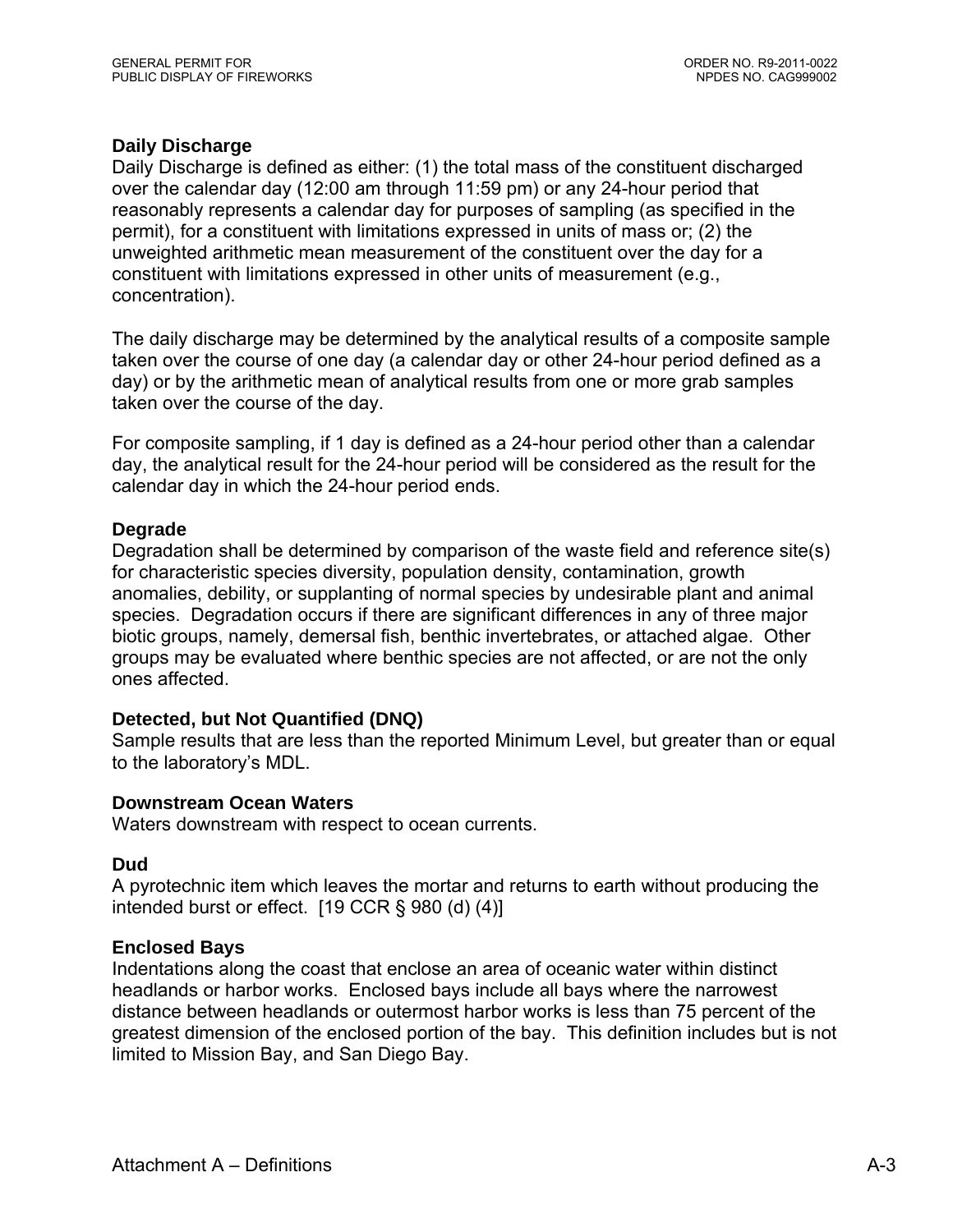**Daily Discharge**

Daily Discharge is defined as either: (1) the total mass of the constituent discharged over the calendar day (12:00 am through 11:59 pm) or any 24-hour period that reasonably represents a calendar day for purposes of sampling (as specified in the permit), for a constituent with limitations expressed in units of mass or; (2) the unweighted arithmetic mean measurement of the constituent over the day for a constituent with limitations expressed in other units of measurement (e.g., concentration).

The daily discharge may be determined by the analytical results of a composite sample taken over the course of one day (a calendar day or other 24-hour period defined as a day) or by the arithmetic mean of analytical results from one or more grab samples taken over the course of the day.

For composite sampling, if 1 day is defined as a 24-hour period other than a calendar day, the analytical result for the 24-hour period will be considered as the result for the calendar day in which the 24-hour period ends.

**Degrade**

Degradation shall be determined by comparison of the waste field and reference site(s) for characteristic species diversity, population density, contamination, growth anomalies, debility, or supplanting of normal species by undesirable plant and animal species. Degradation occurs if there are significant differences in any of three major biotic groups, namely, demersal fish, benthic invertebrates, or attached algae. Other groups may be evaluated where benthic species are not affected, or are not the only ones affected.

**Detected, but Not Quantified (DNQ)**

Sample results that are less than the reported Minimum Level, but greater than or equal to the laboratory's MDL.

**Downstream Ocean Waters**

Waters downstream with respect to ocean currents.

**Dud**

A pyrotechnic item which leaves the mortar and returns to earth without producing the intended burst or effect. [19 CCR § 980 (d) (4)]

**Enclosed Bays**

Indentations along the coast that enclose an area of oceanic water within distinct headlands or harbor works. Enclosed bays include all bays where the narrowest distance between headlands or outermost harbor works is less than 75 percent of the greatest dimension of the enclosed portion of the bay. This definition includes but is not limited to Mission Bay, and San Diego Bay.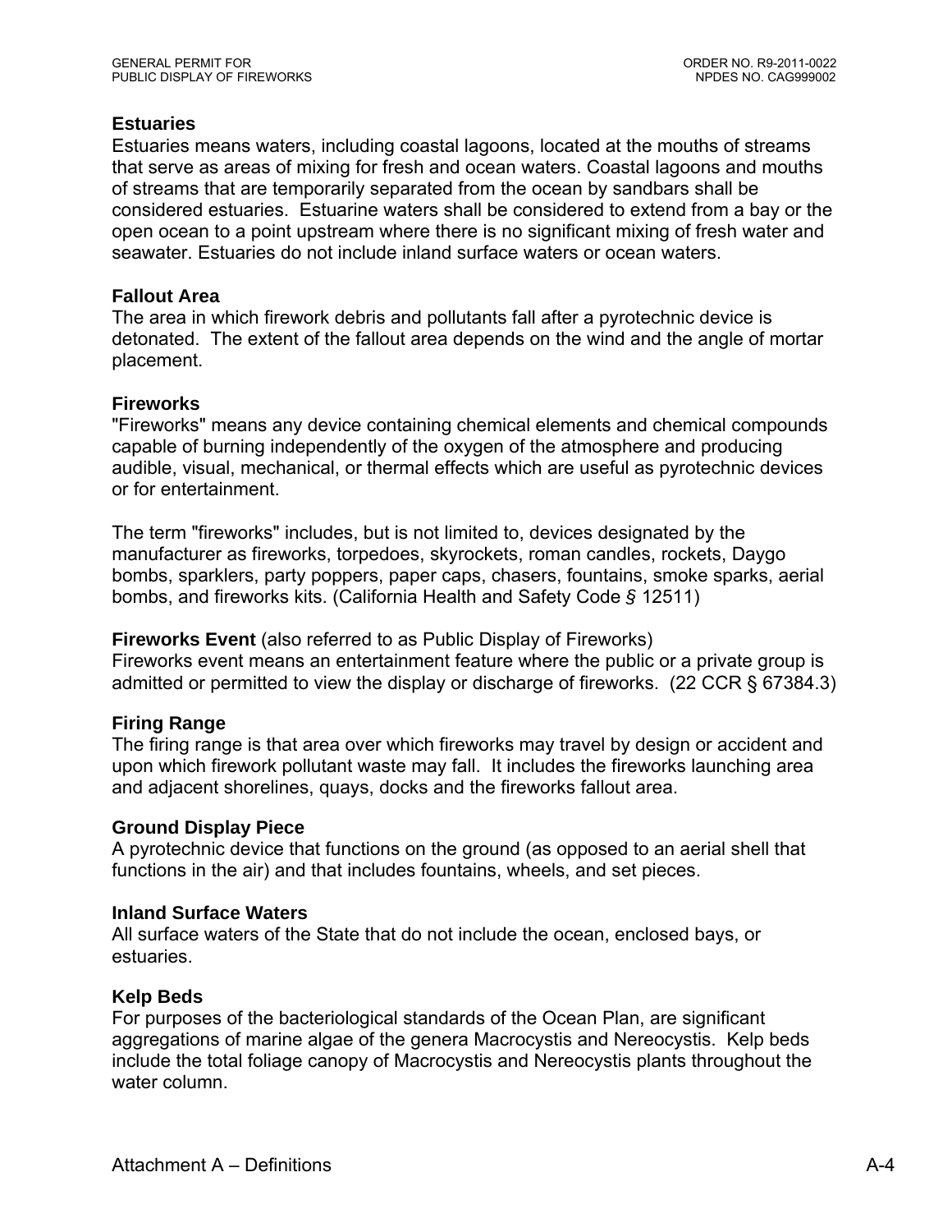**Estuaries**

Estuaries means waters, including coastal lagoons, located at the mouths of streams that serve as areas of mixing for fresh and ocean waters. Coastal lagoons and mouths of streams that are temporarily separated from the ocean by sandbars shall be considered estuaries. Estuarine waters shall be considered to extend from a bay or the open ocean to a point upstream where there is no significant mixing of fresh water and seawater. Estuaries do not include inland surface waters or ocean waters.

**Fallout Area**

The area in which firework debris and pollutants fall after a pyrotechnic device is detonated. The extent of the fallout area depends on the wind and the angle of mortar placement.

**Fireworks**

"Fireworks" means any device containing chemical elements and chemical compounds capable of burning independently of the oxygen of the atmosphere and producing audible, visual, mechanical, or thermal effects which are useful as pyrotechnic devices or for entertainment.

The term "fireworks" includes, but is not limited to, devices designated by the manufacturer as fireworks, torpedoes, skyrockets, roman candles, rockets, Daygo bombs, sparklers, party poppers, paper caps, chasers, fountains, smoke sparks, aerial bombs, and fireworks kits. (California Health and Safety Code *§* 12511)

**Fireworks Event** (also referred to as Public Display of Fireworks)

Fireworks event means an entertainment feature where the public or a private group is admitted or permitted to view the display or discharge of fireworks. (22 CCR § 67384.3)

**Firing Range**

The firing range is that area over which fireworks may travel by design or accident and upon which firework pollutant waste may fall. It includes the fireworks launching area and adjacent shorelines, quays, docks and the fireworks fallout area.

**Ground Display Piece**

A pyrotechnic device that functions on the ground (as opposed to an aerial shell that functions in the air) and that includes fountains, wheels, and set pieces.

**Inland Surface Waters**

All surface waters of the State that do not include the ocean, enclosed bays, or estuaries.

**Kelp Beds**

For purposes of the bacteriological standards of the Ocean Plan, are significant aggregations of marine algae of the genera Macrocystis and Nereocystis. Kelp beds include the total foliage canopy of Macrocystis and Nereocystis plants throughout the water column.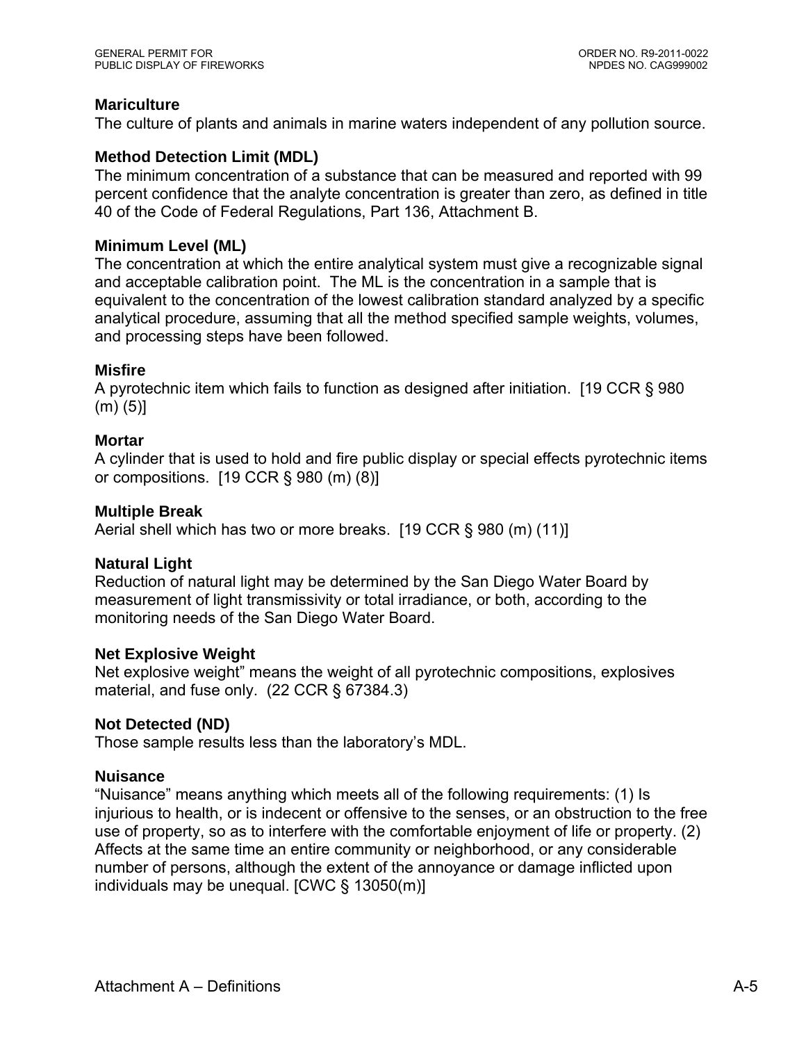**Mariculture**
The culture of plants and animals in marine waters independent of any pollution source.

**Method Detection Limit (MDL)**
The minimum concentration of a substance that can be measured and reported with 99 percent confidence that the analyte concentration is greater than zero, as defined in title 40 of the Code of Federal Regulations, Part 136, Attachment B.

**Minimum Level (ML)**
The concentration at which the entire analytical system must give a recognizable signal and acceptable calibration point. The ML is the concentration in a sample that is equivalent to the concentration of the lowest calibration standard analyzed by a specific analytical procedure, assuming that all the method specified sample weights, volumes, and processing steps have been followed.

**Misfire**
A pyrotechnic item which fails to function as designed after initiation. [19 CCR § 980 (m) (5)]

**Mortar**
A cylinder that is used to hold and fire public display or special effects pyrotechnic items or compositions. [19 CCR § 980 (m) (8)]

**Multiple Break**
Aerial shell which has two or more breaks. [19 CCR § 980 (m) (11)]

**Natural Light**
Reduction of natural light may be determined by the San Diego Water Board by measurement of light transmissivity or total irradiance, or both, according to the monitoring needs of the San Diego Water Board.

**Net Explosive Weight**
Net explosive weight" means the weight of all pyrotechnic compositions, explosives material, and fuse only. (22 CCR § 67384.3)

**Not Detected (ND)**
Those sample results less than the laboratory's MDL.

**Nuisance**
"Nuisance" means anything which meets all of the following requirements: (1) Is injurious to health, or is indecent or offensive to the senses, or an obstruction to the free use of property, so as to interfere with the comfortable enjoyment of life or property. (2) Affects at the same time an entire community or neighborhood, or any considerable number of persons, although the extent of the annoyance or damage inflicted upon individuals may be unequal. [CWC § 13050(m)]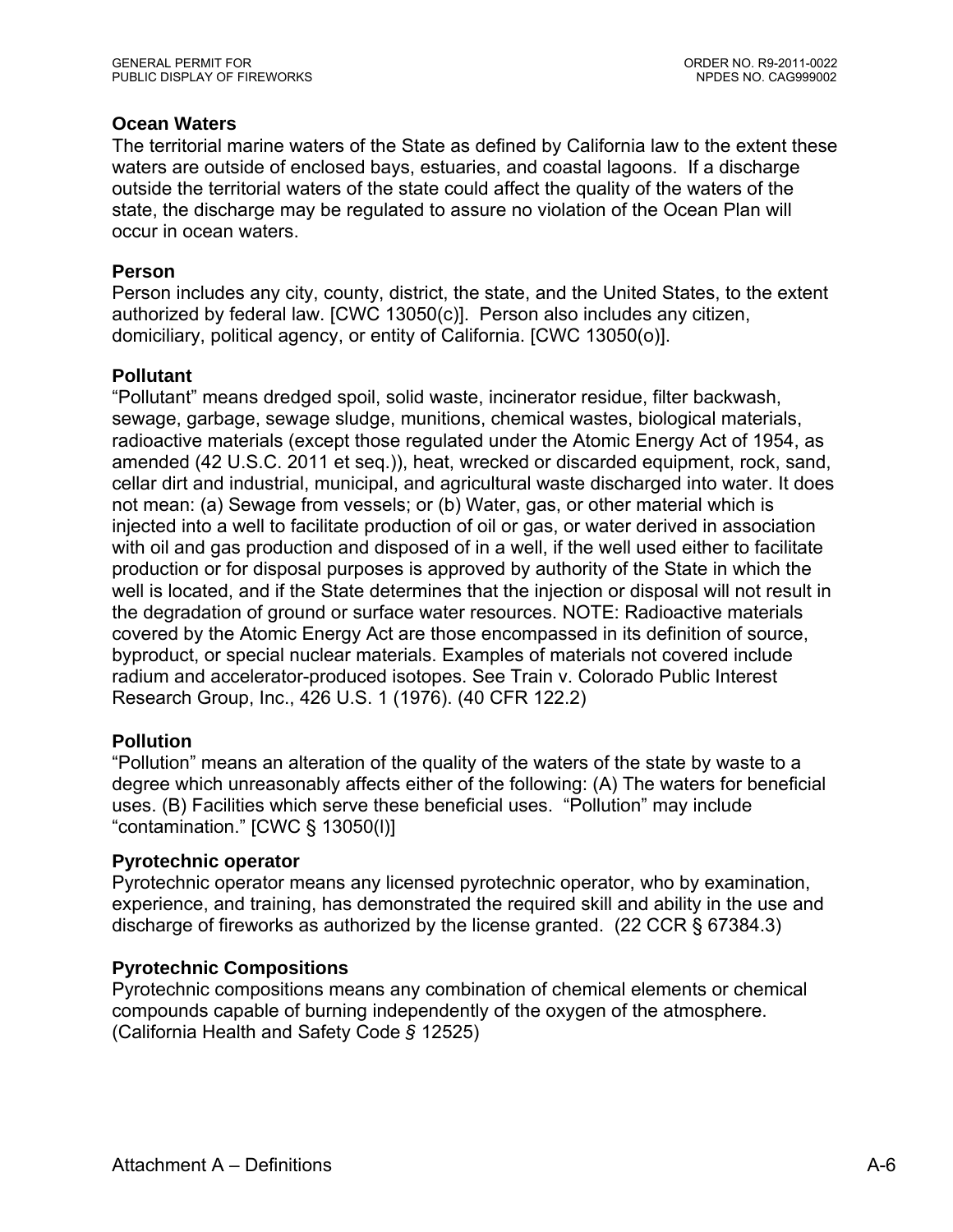### Ocean Waters

The territorial marine waters of the State as defined by California law to the extent these waters are outside of enclosed bays, estuaries, and coastal lagoons. If a discharge outside the territorial waters of the state could affect the quality of the waters of the state, the discharge may be regulated to assure no violation of the Ocean Plan will occur in ocean waters.

### Person

Person includes any city, county, district, the state, and the United States, to the extent authorized by federal law. [CWC 13050(c)]. Person also includes any citizen, domiciliary, political agency, or entity of California. [CWC 13050(o)].

### Pollutant

"Pollutant" means dredged spoil, solid waste, incinerator residue, filter backwash, sewage, garbage, sewage sludge, munitions, chemical wastes, biological materials, radioactive materials (except those regulated under the Atomic Energy Act of 1954, as amended (42 U.S.C. 2011 et seq.)), heat, wrecked or discarded equipment, rock, sand, cellar dirt and industrial, municipal, and agricultural waste discharged into water. It does not mean: (a) Sewage from vessels; or (b) Water, gas, or other material which is injected into a well to facilitate production of oil or gas, or water derived in association with oil and gas production and disposed of in a well, if the well used either to facilitate production or for disposal purposes is approved by authority of the State in which the well is located, and if the State determines that the injection or disposal will not result in the degradation of ground or surface water resources. NOTE: Radioactive materials covered by the Atomic Energy Act are those encompassed in its definition of source, byproduct, or special nuclear materials. Examples of materials not covered include radium and accelerator-produced isotopes. See Train v. Colorado Public Interest Research Group, Inc., 426 U.S. 1 (1976). (40 CFR 122.2)

### Pollution

"Pollution" means an alteration of the quality of the waters of the state by waste to a degree which unreasonably affects either of the following: (A) The waters for beneficial uses. (B) Facilities which serve these beneficial uses. "Pollution" may include "contamination." [CWC § 13050(l)]

### Pyrotechnic operator

Pyrotechnic operator means any licensed pyrotechnic operator, who by examination, experience, and training, has demonstrated the required skill and ability in the use and discharge of fireworks as authorized by the license granted. (22 CCR § 67384.3)

### Pyrotechnic Compositions

Pyrotechnic compositions means any combination of chemical elements or chemical compounds capable of burning independently of the oxygen of the atmosphere. (California Health and Safety Code § 12525)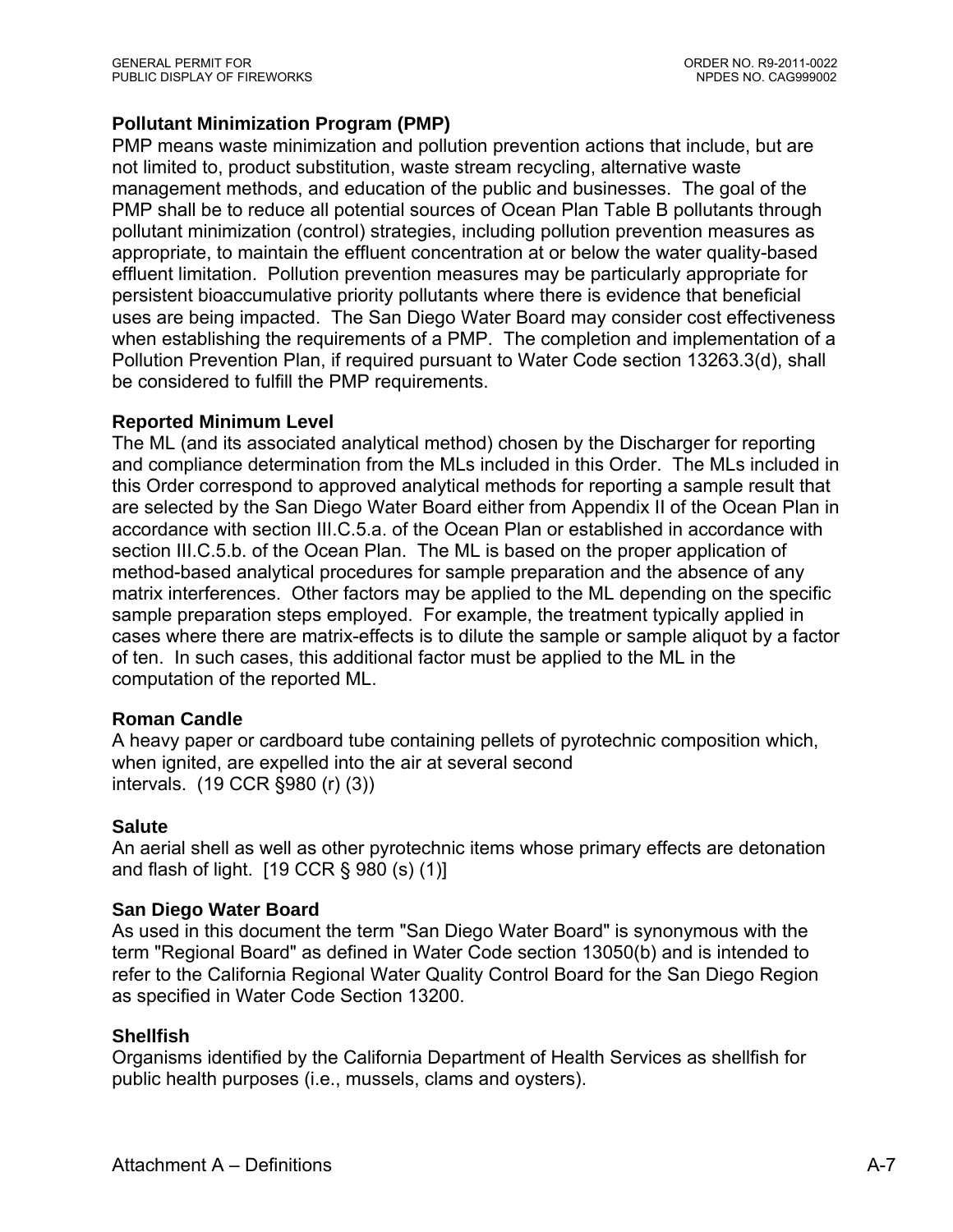**Pollutant Minimization Program (PMP)**

PMP means waste minimization and pollution prevention actions that include, but are not limited to, product substitution, waste stream recycling, alternative waste management methods, and education of the public and businesses. The goal of the PMP shall be to reduce all potential sources of Ocean Plan Table B pollutants through pollutant minimization (control) strategies, including pollution prevention measures as appropriate, to maintain the effluent concentration at or below the water quality-based effluent limitation. Pollution prevention measures may be particularly appropriate for persistent bioaccumulative priority pollutants where there is evidence that beneficial uses are being impacted. The San Diego Water Board may consider cost effectiveness when establishing the requirements of a PMP. The completion and implementation of a Pollution Prevention Plan, if required pursuant to Water Code section 13263.3(d), shall be considered to fulfill the PMP requirements.

**Reported Minimum Level**

The ML (and its associated analytical method) chosen by the Discharger for reporting and compliance determination from the MLs included in this Order. The MLs included in this Order correspond to approved analytical methods for reporting a sample result that are selected by the San Diego Water Board either from Appendix II of the Ocean Plan in accordance with section III.C.5.a. of the Ocean Plan or established in accordance with section III.C.5.b. of the Ocean Plan. The ML is based on the proper application of method-based analytical procedures for sample preparation and the absence of any matrix interferences. Other factors may be applied to the ML depending on the specific sample preparation steps employed. For example, the treatment typically applied in cases where there are matrix-effects is to dilute the sample or sample aliquot by a factor of ten. In such cases, this additional factor must be applied to the ML in the computation of the reported ML.

**Roman Candle**

A heavy paper or cardboard tube containing pellets of pyrotechnic composition which, when ignited, are expelled into the air at several second intervals. (19 CCR §980 (r) (3))

**Salute**

An aerial shell as well as other pyrotechnic items whose primary effects are detonation and flash of light. [19 CCR § 980 (s) (1)]

**San Diego Water Board**

As used in this document the term "San Diego Water Board" is synonymous with the term "Regional Board" as defined in Water Code section 13050(b) and is intended to refer to the California Regional Water Quality Control Board for the San Diego Region as specified in Water Code Section 13200.

**Shellfish**

Organisms identified by the California Department of Health Services as shellfish for public health purposes (i.e., mussels, clams and oysters).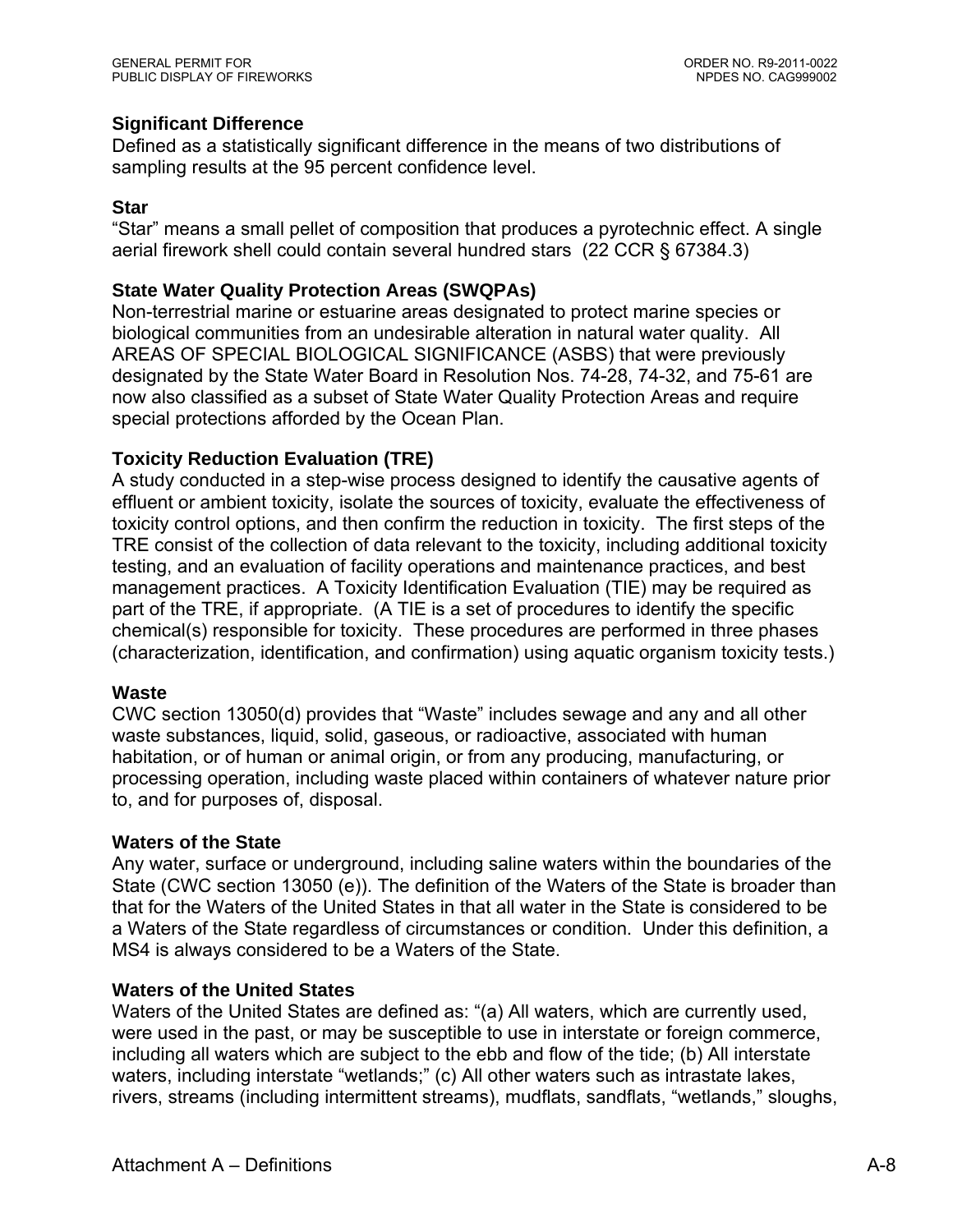**Significant Difference**
Defined as a statistically significant difference in the means of two distributions of sampling results at the 95 percent confidence level.

**Star**
"Star" means a small pellet of composition that produces a pyrotechnic effect. A single aerial firework shell could contain several hundred stars (22 CCR § 67384.3)

**State Water Quality Protection Areas (SWQPAs)**
Non-terrestrial marine or estuarine areas designated to protect marine species or biological communities from an undesirable alteration in natural water quality. All AREAS OF SPECIAL BIOLOGICAL SIGNIFICANCE (ASBS) that were previously designated by the State Water Board in Resolution Nos. 74-28, 74-32, and 75-61 are now also classified as a subset of State Water Quality Protection Areas and require special protections afforded by the Ocean Plan.

**Toxicity Reduction Evaluation (TRE)**
A study conducted in a step-wise process designed to identify the causative agents of effluent or ambient toxicity, isolate the sources of toxicity, evaluate the effectiveness of toxicity control options, and then confirm the reduction in toxicity. The first steps of the TRE consist of the collection of data relevant to the toxicity, including additional toxicity testing, and an evaluation of facility operations and maintenance practices, and best management practices. A Toxicity Identification Evaluation (TIE) may be required as part of the TRE, if appropriate. (A TIE is a set of procedures to identify the specific chemical(s) responsible for toxicity. These procedures are performed in three phases (characterization, identification, and confirmation) using aquatic organism toxicity tests.)

**Waste**
CWC section 13050(d) provides that "Waste" includes sewage and any and all other waste substances, liquid, solid, gaseous, or radioactive, associated with human habitation, or of human or animal origin, or from any producing, manufacturing, or processing operation, including waste placed within containers of whatever nature prior to, and for purposes of, disposal.

**Waters of the State**
Any water, surface or underground, including saline waters within the boundaries of the State (CWC section 13050 (e)). The definition of the Waters of the State is broader than that for the Waters of the United States in that all water in the State is considered to be a Waters of the State regardless of circumstances or condition. Under this definition, a MS4 is always considered to be a Waters of the State.

**Waters of the United States**
Waters of the United States are defined as: "(a) All waters, which are currently used, were used in the past, or may be susceptible to use in interstate or foreign commerce, including all waters which are subject to the ebb and flow of the tide; (b) All interstate waters, including interstate "wetlands;" (c) All other waters such as intrastate lakes, rivers, streams (including intermittent streams), mudflats, sandflats, "wetlands," sloughs,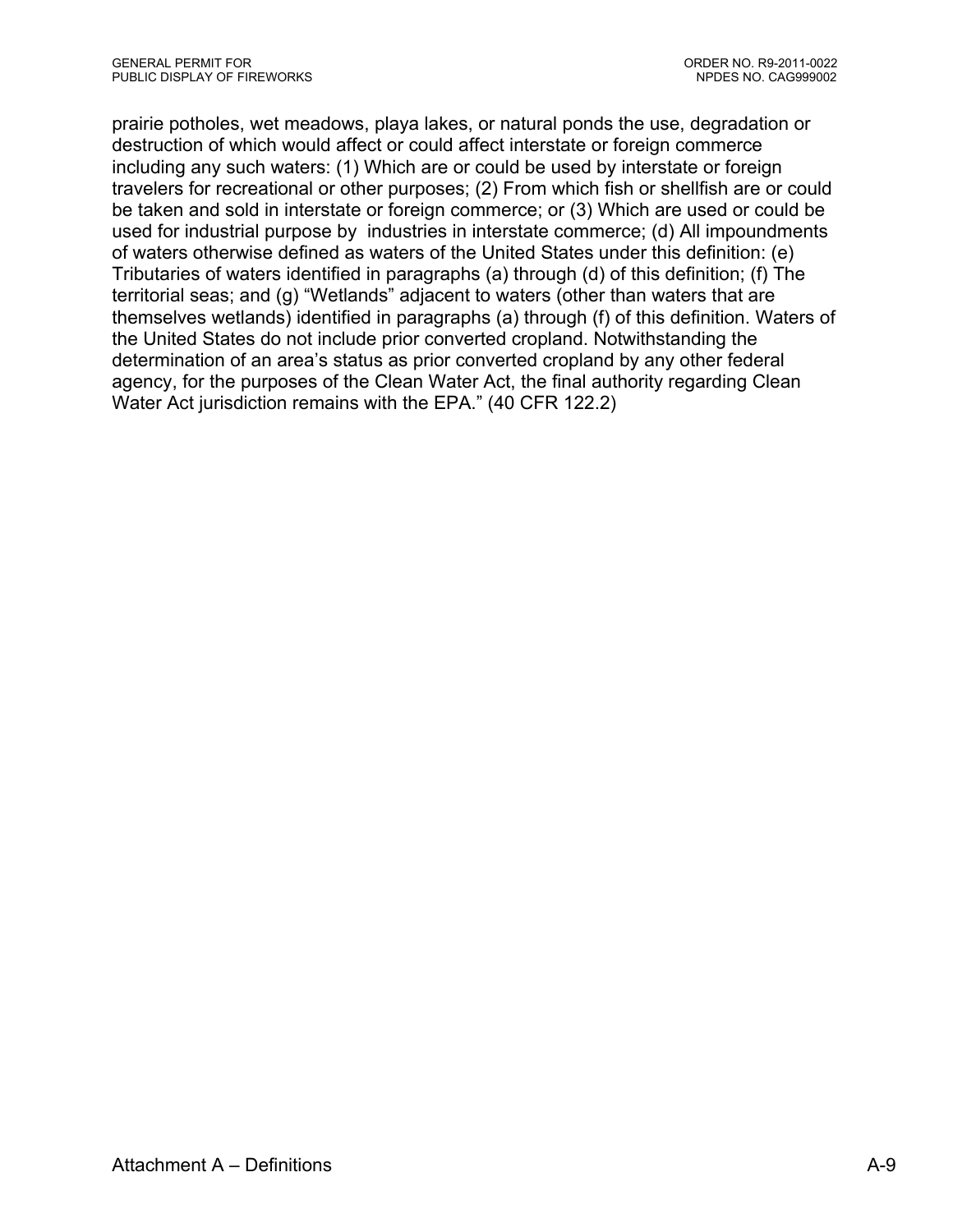prairie potholes, wet meadows, playa lakes, or natural ponds the use, degradation or destruction of which would affect or could affect interstate or foreign commerce including any such waters: (1) Which are or could be used by interstate or foreign travelers for recreational or other purposes; (2) From which fish or shellfish are or could be taken and sold in interstate or foreign commerce; or (3) Which are used or could be used for industrial purpose by industries in interstate commerce; (d) All impoundments of waters otherwise defined as waters of the United States under this definition: (e) Tributaries of waters identified in paragraphs (a) through (d) of this definition; (f) The territorial seas; and (g) "Wetlands" adjacent to waters (other than waters that are themselves wetlands) identified in paragraphs (a) through (f) of this definition. Waters of the United States do not include prior converted cropland. Notwithstanding the determination of an area's status as prior converted cropland by any other federal agency, for the purposes of the Clean Water Act, the final authority regarding Clean Water Act jurisdiction remains with the EPA." (40 CFR 122.2)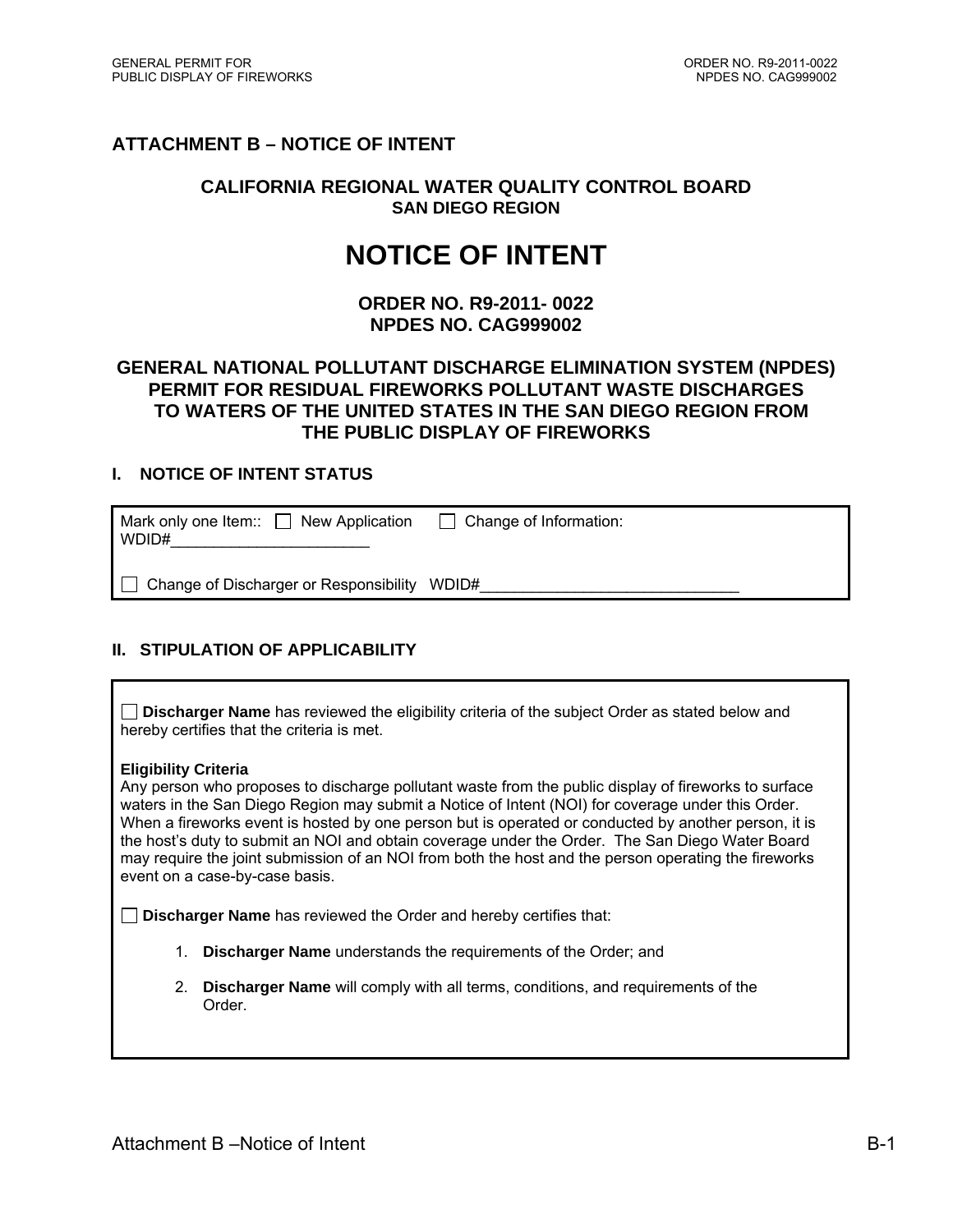## ATTACHMENT B – NOTICE OF INTENT

### CALIFORNIA REGIONAL WATER QUALITY CONTROL BOARD
### SAN DIEGO REGION

# NOTICE OF INTENT

### ORDER NO. R9-2011- 0022
### NPDES NO. CAG999002

### GENERAL NATIONAL POLLUTANT DISCHARGE ELIMINATION SYSTEM (NPDES) PERMIT FOR RESIDUAL FIREWORKS POLLUTANT WASTE DISCHARGES TO WATERS OF THE UNITED STATES IN THE SAN DIEGO REGION FROM THE PUBLIC DISPLAY OF FIREWORKS

### I. NOTICE OF INTENT STATUS

Mark only one Item:: ☐ New Application ☐ Change of Information: WDID#______________________

☐ Change of Discharger or Responsibility WDID#______________________________

### II. STIPULATION OF APPLICABILITY

☐ **Discharger Name** has reviewed the eligibility criteria of the subject Order as stated below and hereby certifies that the criteria is met.

**Eligibility Criteria**

Any person who proposes to discharge pollutant waste from the public display of fireworks to surface waters in the San Diego Region may submit a Notice of Intent (NOI) for coverage under this Order. When a fireworks event is hosted by one person but is operated or conducted by another person, it is the host's duty to submit an NOI and obtain coverage under the Order. The San Diego Water Board may require the joint submission of an NOI from both the host and the person operating the fireworks event on a case-by-case basis.

☐ **Discharger Name** has reviewed the Order and hereby certifies that:

1. **Discharger Name** understands the requirements of the Order; and
2. **Discharger Name** will comply with all terms, conditions, and requirements of the Order.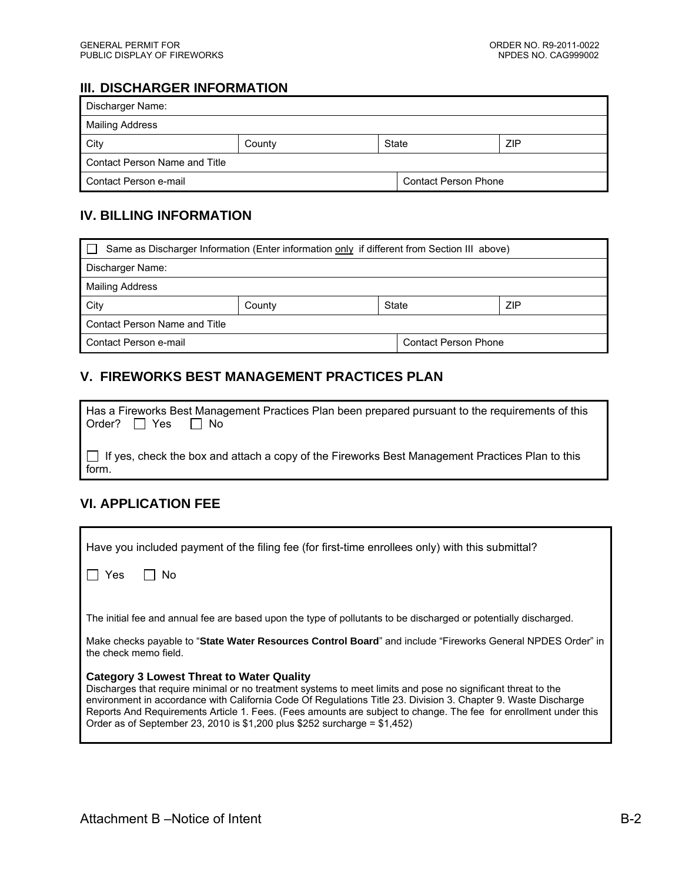## III. DISCHARGER INFORMATION

| Discharger Name: | | | |
|---|---|---|---|
| Mailing Address | | | |
| City | County | State | ZIP |
| Contact Person Name and Title | | | |
| Contact Person e-mail | | Contact Person Phone | |

## IV. BILLING INFORMATION

| ☐ Same as Discharger Information (Enter information only if different from Section III above) | | | |
|---|---|---|---|
| Discharger Name: | | | |
| Mailing Address | | | |
| City | County | State | ZIP |
| Contact Person Name and Title | | | |
| Contact Person e-mail | | Contact Person Phone | |

## V. FIREWORKS BEST MANAGEMENT PRACTICES PLAN

Has a Fireworks Best Management Practices Plan been prepared pursuant to the requirements of this Order? ☐ Yes ☐ No

☐ If yes, check the box and attach a copy of the Fireworks Best Management Practices Plan to this form.

## VI. APPLICATION FEE

Have you included payment of the filing fee (for first-time enrollees only) with this submittal?

☐ Yes ☐ No

The initial fee and annual fee are based upon the type of pollutants to be discharged or potentially discharged.

Make checks payable to "**State Water Resources Control Board**" and include "Fireworks General NPDES Order" in the check memo field.

**Category 3 Lowest Threat to Water Quality**
Discharges that require minimal or no treatment systems to meet limits and pose no significant threat to the environment in accordance with California Code Of Regulations Title 23. Division 3. Chapter 9. Waste Discharge Reports And Requirements Article 1. Fees. (Fees amounts are subject to change. The fee for enrollment under this Order as of September 23, 2010 is $1,200 plus $252 surcharge = $1,452)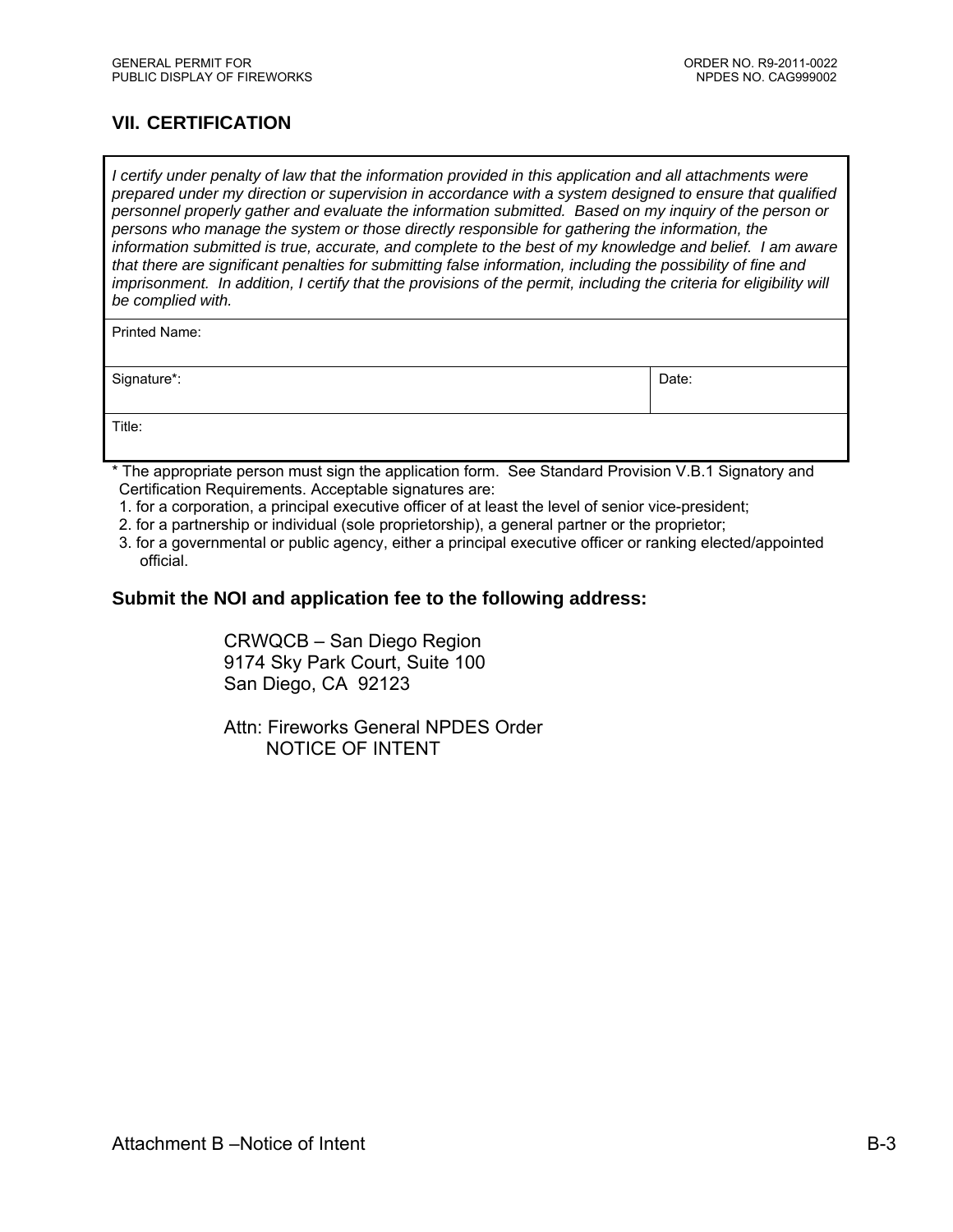## VII. CERTIFICATION

| *I certify under penalty of law that the information provided in this application and all attachments were prepared under my direction or supervision in accordance with a system designed to ensure that qualified personnel properly gather and evaluate the information submitted. Based on my inquiry of the person or persons who manage the system or those directly responsible for gathering the information, the information submitted is true, accurate, and complete to the best of my knowledge and belief. I am aware that there are significant penalties for submitting false information, including the possibility of fine and imprisonment. In addition, I certify that the provisions of the permit, including the criteria for eligibility will be complied with.* | |
|---|---|
| Printed Name: | |
| Signature*: | Date: |
| Title: | |

* The appropriate person must sign the application form. See Standard Provision V.B.1 Signatory and Certification Requirements. Acceptable signatures are:

1. for a corporation, a principal executive officer of at least the level of senior vice-president;
2. for a partnership or individual (sole proprietorship), a general partner or the proprietor;
3. for a governmental or public agency, either a principal executive officer or ranking elected/appointed official.

**Submit the NOI and application fee to the following address:**

CRWQCB – San Diego Region
9174 Sky Park Court, Suite 100
San Diego, CA 92123

Attn: Fireworks General NPDES Order
NOTICE OF INTENT

Attachment B –Notice of Intent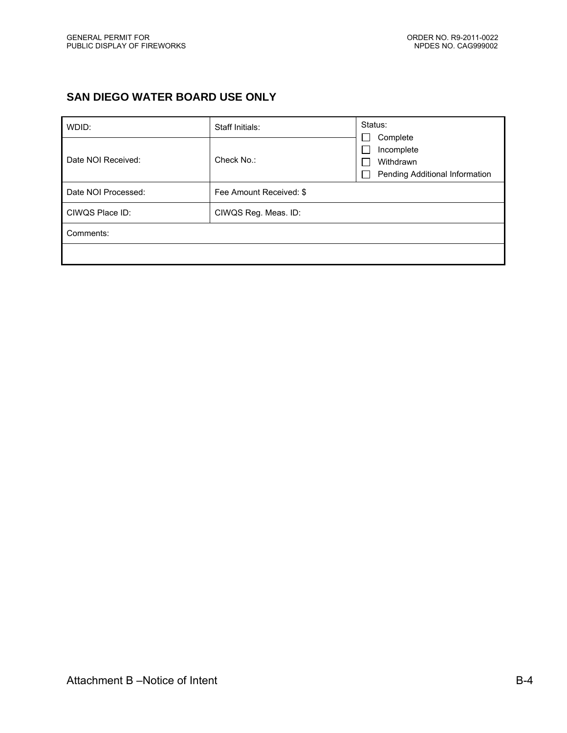## SAN DIEGO WATER BOARD USE ONLY

| WDID: | Staff Initials: | Status: ☐ Complete ☐ Incomplete ☐ Withdrawn ☐ Pending Additional Information |
|---|---|---|
| Date NOI Received: | Check No.: | |
| Date NOI Processed: | Fee Amount Received: $ | |
| CIWQS Place ID: | CIWQS Reg. Meas. ID: | |
| Comments: | | |
| | | |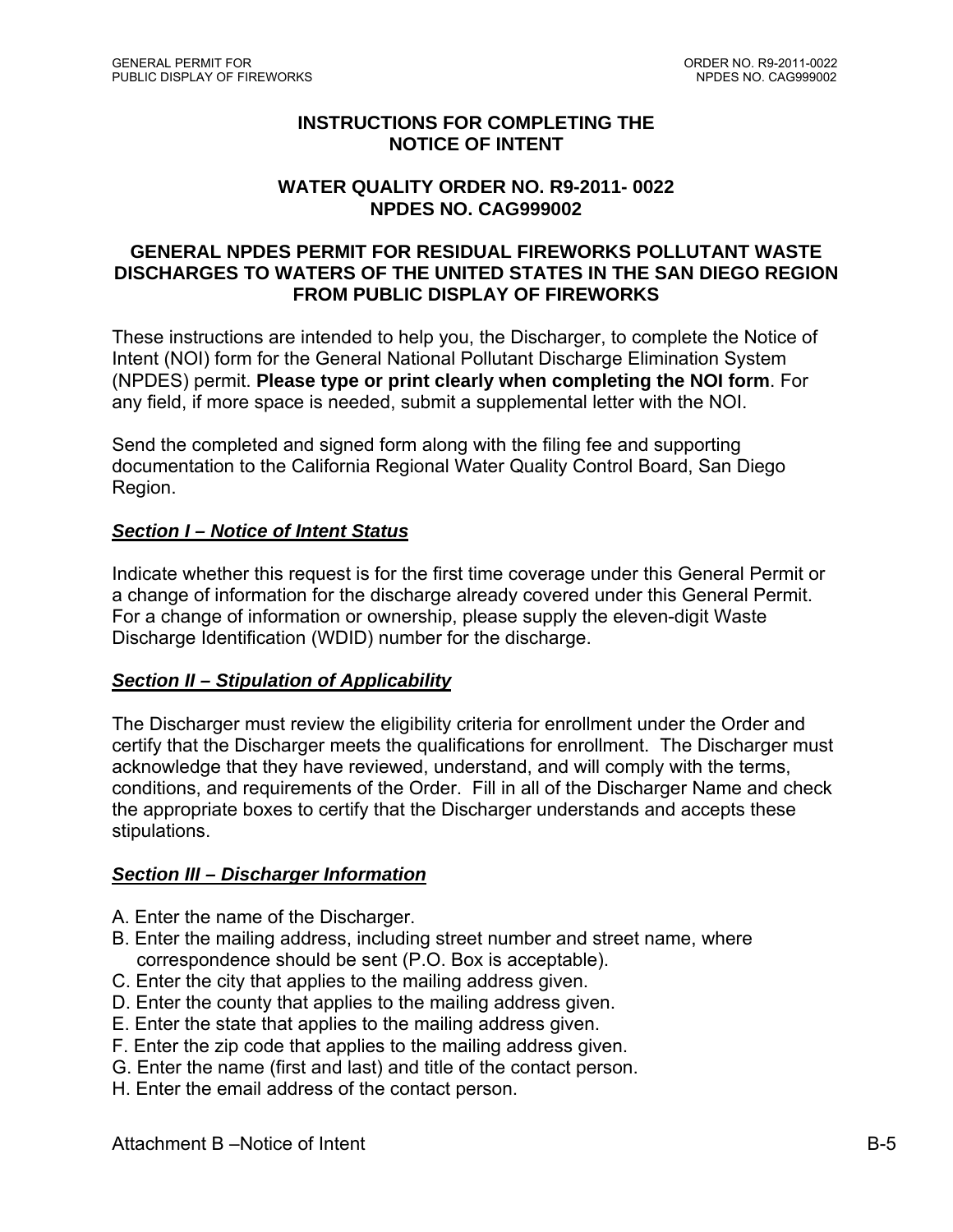## INSTRUCTIONS FOR COMPLETING THE NOTICE OF INTENT

## WATER QUALITY ORDER NO. R9-2011- 0022
## NPDES NO. CAG999002

## GENERAL NPDES PERMIT FOR RESIDUAL FIREWORKS POLLUTANT WASTE DISCHARGES TO WATERS OF THE UNITED STATES IN THE SAN DIEGO REGION FROM PUBLIC DISPLAY OF FIREWORKS

These instructions are intended to help you, the Discharger, to complete the Notice of Intent (NOI) form for the General National Pollutant Discharge Elimination System (NPDES) permit. **Please type or print clearly when completing the NOI form**. For any field, if more space is needed, submit a supplemental letter with the NOI.

Send the completed and signed form along with the filing fee and supporting documentation to the California Regional Water Quality Control Board, San Diego Region.

### *Section I – Notice of Intent Status*

Indicate whether this request is for the first time coverage under this General Permit or a change of information for the discharge already covered under this General Permit. For a change of information or ownership, please supply the eleven-digit Waste Discharge Identification (WDID) number for the discharge.

### *Section II – Stipulation of Applicability*

The Discharger must review the eligibility criteria for enrollment under the Order and certify that the Discharger meets the qualifications for enrollment. The Discharger must acknowledge that they have reviewed, understand, and will comply with the terms, conditions, and requirements of the Order. Fill in all of the Discharger Name and check the appropriate boxes to certify that the Discharger understands and accepts these stipulations.

### *Section III – Discharger Information*

A. Enter the name of the Discharger.
B. Enter the mailing address, including street number and street name, where correspondence should be sent (P.O. Box is acceptable).
C. Enter the city that applies to the mailing address given.
D. Enter the county that applies to the mailing address given.
E. Enter the state that applies to the mailing address given.
F. Enter the zip code that applies to the mailing address given.
G. Enter the name (first and last) and title of the contact person.
H. Enter the email address of the contact person.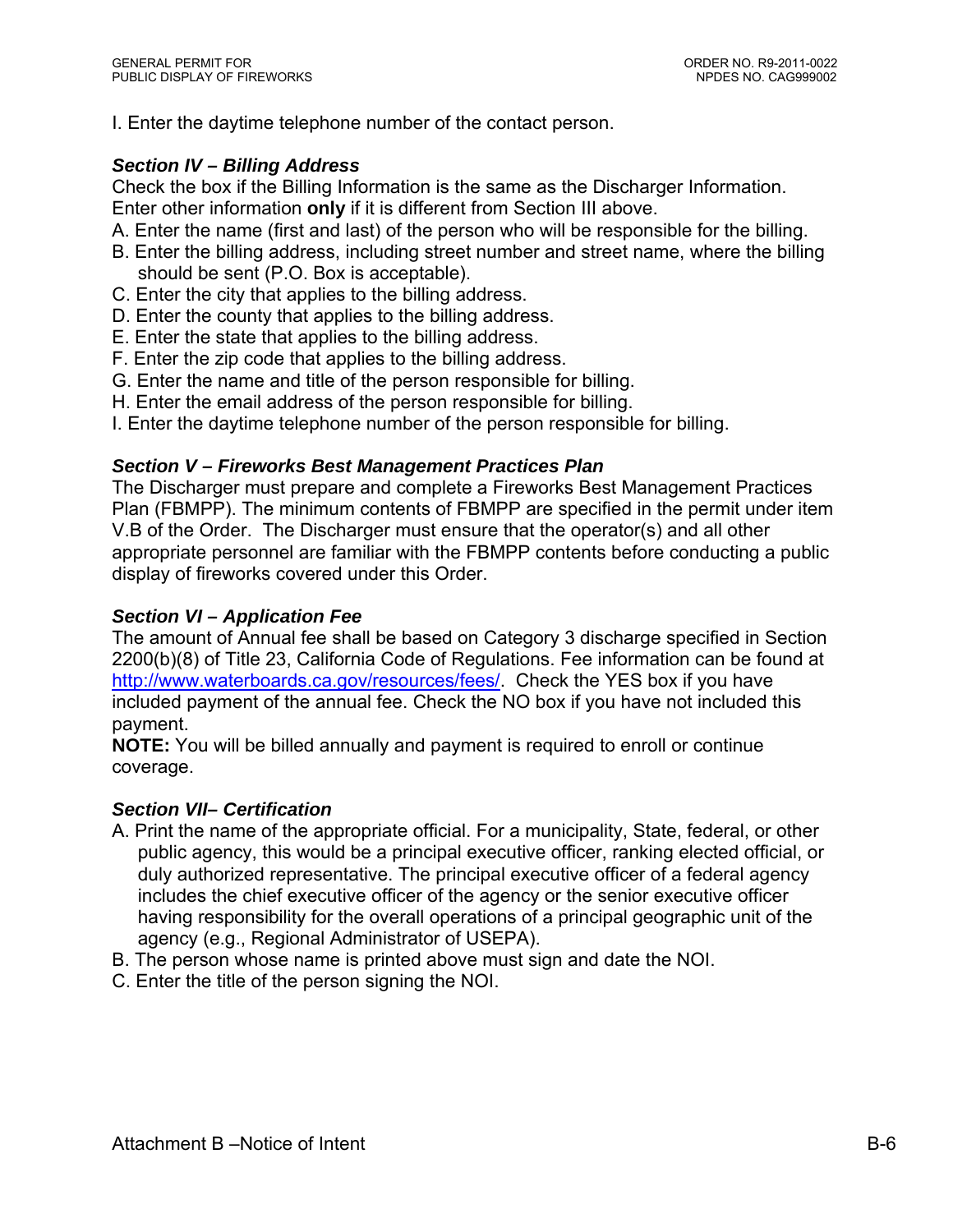I. Enter the daytime telephone number of the contact person.

### *Section IV – Billing Address*

Check the box if the Billing Information is the same as the Discharger Information. Enter other information **only** if it is different from Section III above.

A. Enter the name (first and last) of the person who will be responsible for the billing.
B. Enter the billing address, including street number and street name, where the billing should be sent (P.O. Box is acceptable).
C. Enter the city that applies to the billing address.
D. Enter the county that applies to the billing address.
E. Enter the state that applies to the billing address.
F. Enter the zip code that applies to the billing address.
G. Enter the name and title of the person responsible for billing.
H. Enter the email address of the person responsible for billing.
I. Enter the daytime telephone number of the person responsible for billing.

### *Section V – Fireworks Best Management Practices Plan*

The Discharger must prepare and complete a Fireworks Best Management Practices Plan (FBMPP). The minimum contents of FBMPP are specified in the permit under item V.B of the Order. The Discharger must ensure that the operator(s) and all other appropriate personnel are familiar with the FBMPP contents before conducting a public display of fireworks covered under this Order.

### *Section VI – Application Fee*

The amount of Annual fee shall be based on Category 3 discharge specified in Section 2200(b)(8) of Title 23, California Code of Regulations. Fee information can be found at http://www.waterboards.ca.gov/resources/fees/. Check the YES box if you have included payment of the annual fee. Check the NO box if you have not included this payment.

**NOTE:** You will be billed annually and payment is required to enroll or continue coverage.

### *Section VII– Certification*

A. Print the name of the appropriate official. For a municipality, State, federal, or other public agency, this would be a principal executive officer, ranking elected official, or duly authorized representative. The principal executive officer of a federal agency includes the chief executive officer of the agency or the senior executive officer having responsibility for the overall operations of a principal geographic unit of the agency (e.g., Regional Administrator of USEPA).
B. The person whose name is printed above must sign and date the NOI.
C. Enter the title of the person signing the NOI.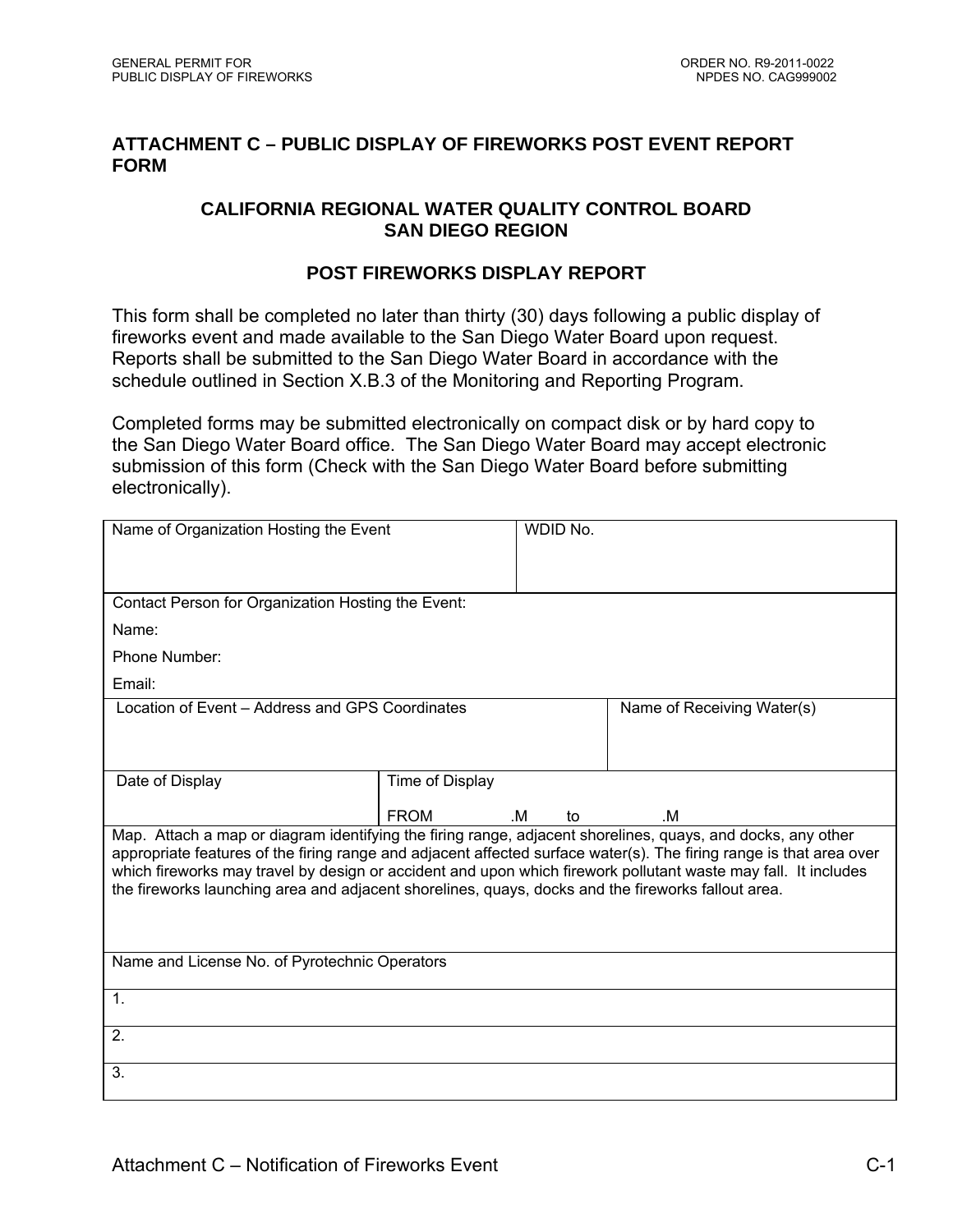## ATTACHMENT C – PUBLIC DISPLAY OF FIREWORKS POST EVENT REPORT FORM

### CALIFORNIA REGIONAL WATER QUALITY CONTROL BOARD SAN DIEGO REGION

### POST FIREWORKS DISPLAY REPORT

This form shall be completed no later than thirty (30) days following a public display of fireworks event and made available to the San Diego Water Board upon request. Reports shall be submitted to the San Diego Water Board in accordance with the schedule outlined in Section X.B.3 of the Monitoring and Reporting Program.

Completed forms may be submitted electronically on compact disk or by hard copy to the San Diego Water Board office. The San Diego Water Board may accept electronic submission of this form (Check with the San Diego Water Board before submitting electronically).

| Name of Organization Hosting the Event | | WDID No. |
|---|---|---|
| Contact Person for Organization Hosting the Event:<br>Name:<br>Phone Number:<br>Email: | | |
| Location of Event – Address and GPS Coordinates | | Name of Receiving Water(s) |
| Date of Display | Time of Display<br>FROM .M to .M | |
| Map. Attach a map or diagram identifying the firing range, adjacent shorelines, quays, and docks, any other appropriate features of the firing range and adjacent affected surface water(s). The firing range is that area over which fireworks may travel by design or accident and upon which firework pollutant waste may fall. It includes the fireworks launching area and adjacent shorelines, quays, docks and the fireworks fallout area. | | |
| Name and License No. of Pyrotechnic Operators | | |
| 1. | | |
| 2. | | |
| 3. | | |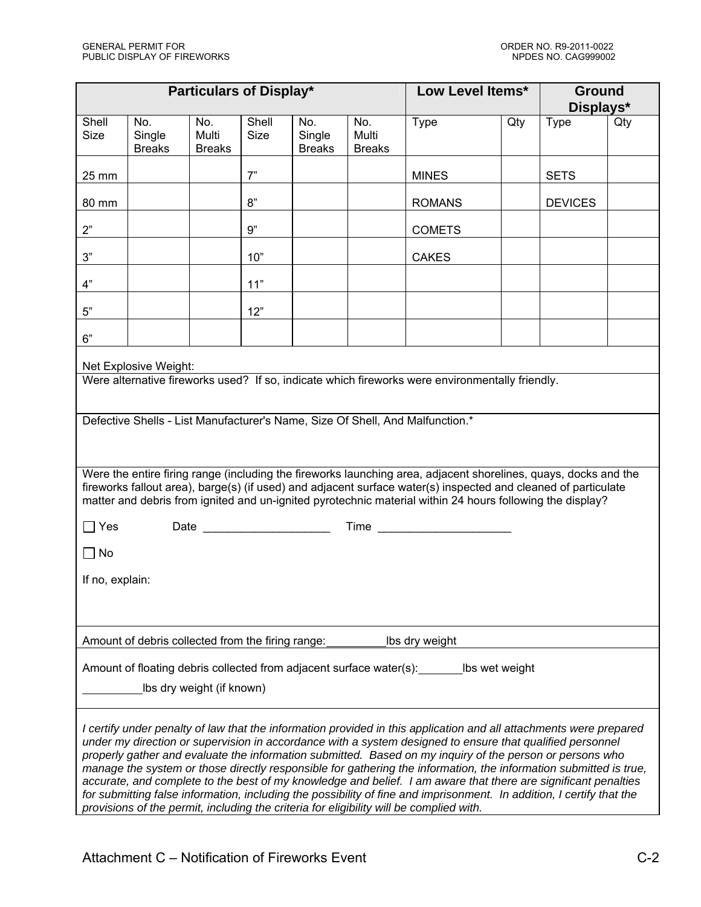| Particulars of Display* | | | | | | Low Level Items* | | Ground Displays* | |
|---|---|---|---|---|---|---|---|---|---|
| Shell Size | No. Single Breaks | No. Multi Breaks | Shell Size | No. Single Breaks | No. Multi Breaks | Type | Qty | Type | Qty |
| 25 mm | | | 7" | | | MINES | | SETS | |
| 80 mm | | | 8" | | | ROMANS | | DEVICES | |
| 2" | | | 9" | | | COMETS | | | |
| 3" | | | 10" | | | CAKES | | | |
| 4" | | | 11" | | | | | | |
| 5" | | | 12" | | | | | | |
| 6" | | | | | | | | | |

Net Explosive Weight:

Were alternative fireworks used? If so, indicate which fireworks were environmentally friendly.

Defective Shells - List Manufacturer's Name, Size Of Shell, And Malfunction.*

Were the entire firing range (including the fireworks launching area, adjacent shorelines, quays, docks and the fireworks fallout area), barge(s) (if used) and adjacent surface water(s) inspected and cleaned of particulate matter and debris from ignited and un-ignited pyrotechnic material within 24 hours following the display?

☐ Yes Date ____________________ Time _____________________

☐ No

If no, explain:

Amount of debris collected from the firing range: _________ lbs dry weight

Amount of floating debris collected from adjacent surface water(s): _______ lbs wet weight

_________ lbs dry weight (if known)

*I certify under penalty of law that the information provided in this application and all attachments were prepared under my direction or supervision in accordance with a system designed to ensure that qualified personnel properly gather and evaluate the information submitted. Based on my inquiry of the person or persons who manage the system or those directly responsible for gathering the information, the information submitted is true, accurate, and complete to the best of my knowledge and belief. I am aware that there are significant penalties for submitting false information, including the possibility of fine and imprisonment. In addition, I certify that the provisions of the permit, including the criteria for eligibility will be complied with.*

Attachment C – Notification of Fireworks Event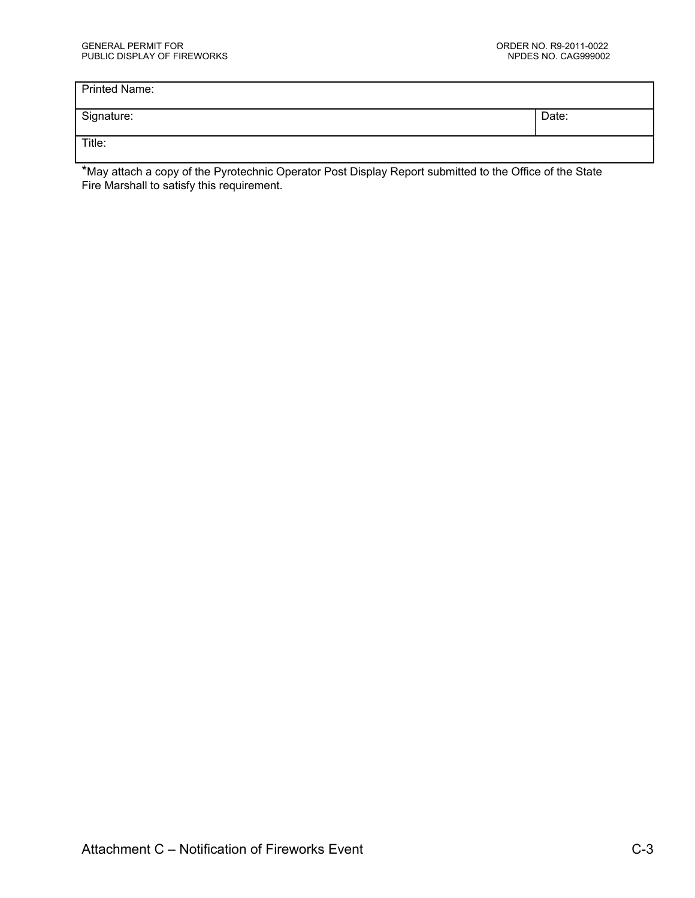| Printed Name: | |
| --- | --- |
| Signature: | Date: |
| Title: | |

*May attach a copy of the Pyrotechnic Operator Post Display Report submitted to the Office of the State Fire Marshall to satisfy this requirement.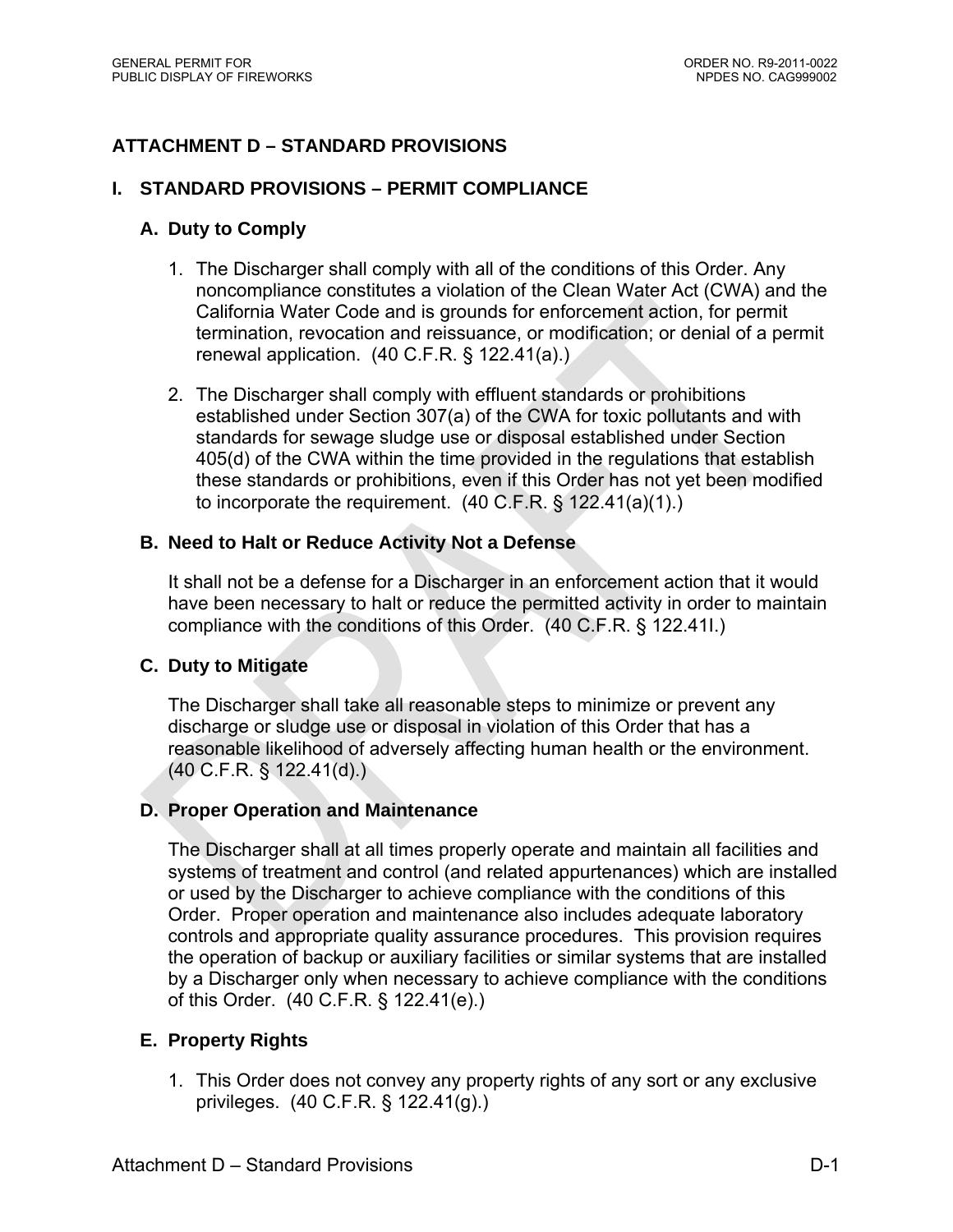## ATTACHMENT D – STANDARD PROVISIONS

### I. STANDARD PROVISIONS – PERMIT COMPLIANCE

#### A. Duty to Comply

1. The Discharger shall comply with all of the conditions of this Order. Any noncompliance constitutes a violation of the Clean Water Act (CWA) and the California Water Code and is grounds for enforcement action, for permit termination, revocation and reissuance, or modification; or denial of a permit renewal application. (40 C.F.R. § 122.41(a).)
2. The Discharger shall comply with effluent standards or prohibitions established under Section 307(a) of the CWA for toxic pollutants and with standards for sewage sludge use or disposal established under Section 405(d) of the CWA within the time provided in the regulations that establish these standards or prohibitions, even if this Order has not yet been modified to incorporate the requirement. (40 C.F.R. § 122.41(a)(1).)

#### B. Need to Halt or Reduce Activity Not a Defense

It shall not be a defense for a Discharger in an enforcement action that it would have been necessary to halt or reduce the permitted activity in order to maintain compliance with the conditions of this Order. (40 C.F.R. § 122.41l.)

#### C. Duty to Mitigate

The Discharger shall take all reasonable steps to minimize or prevent any discharge or sludge use or disposal in violation of this Order that has a reasonable likelihood of adversely affecting human health or the environment. (40 C.F.R. § 122.41(d).)

#### D. Proper Operation and Maintenance

The Discharger shall at all times properly operate and maintain all facilities and systems of treatment and control (and related appurtenances) which are installed or used by the Discharger to achieve compliance with the conditions of this Order. Proper operation and maintenance also includes adequate laboratory controls and appropriate quality assurance procedures. This provision requires the operation of backup or auxiliary facilities or similar systems that are installed by a Discharger only when necessary to achieve compliance with the conditions of this Order. (40 C.F.R. § 122.41(e).)

#### E. Property Rights

1. This Order does not convey any property rights of any sort or any exclusive privileges. (40 C.F.R. § 122.41(g).)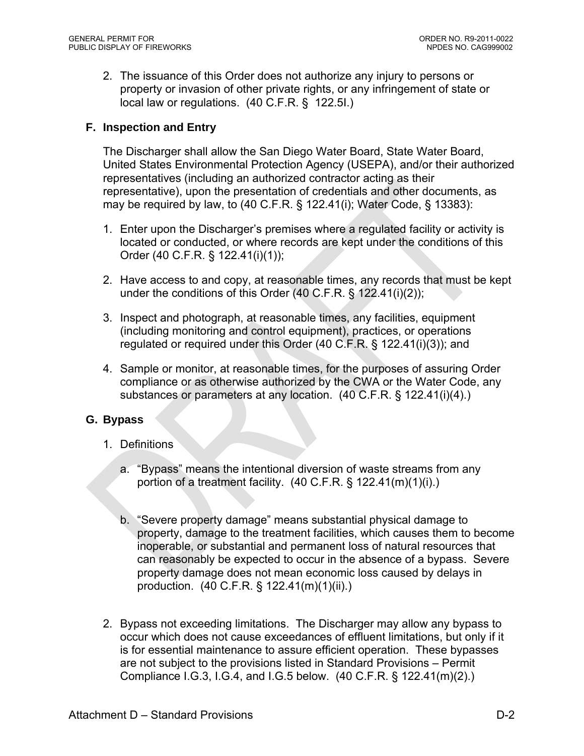2. The issuance of this Order does not authorize any injury to persons or property or invasion of other private rights, or any infringement of state or local law or regulations. (40 C.F.R. § 122.5l.)

### F. Inspection and Entry

The Discharger shall allow the San Diego Water Board, State Water Board, United States Environmental Protection Agency (USEPA), and/or their authorized representatives (including an authorized contractor acting as their representative), upon the presentation of credentials and other documents, as may be required by law, to (40 C.F.R. § 122.41(i); Water Code, § 13383):

1. Enter upon the Discharger's premises where a regulated facility or activity is located or conducted, or where records are kept under the conditions of this Order (40 C.F.R. § 122.41(i)(1));

2. Have access to and copy, at reasonable times, any records that must be kept under the conditions of this Order (40 C.F.R. § 122.41(i)(2));

3. Inspect and photograph, at reasonable times, any facilities, equipment (including monitoring and control equipment), practices, or operations regulated or required under this Order (40 C.F.R. § 122.41(i)(3)); and

4. Sample or monitor, at reasonable times, for the purposes of assuring Order compliance or as otherwise authorized by the CWA or the Water Code, any substances or parameters at any location. (40 C.F.R. § 122.41(i)(4).)

### G. Bypass

1. Definitions

   a. "Bypass" means the intentional diversion of waste streams from any portion of a treatment facility. (40 C.F.R. § 122.41(m)(1)(i).)

   b. "Severe property damage" means substantial physical damage to property, damage to the treatment facilities, which causes them to become inoperable, or substantial and permanent loss of natural resources that can reasonably be expected to occur in the absence of a bypass. Severe property damage does not mean economic loss caused by delays in production. (40 C.F.R. § 122.41(m)(1)(ii).)

2. Bypass not exceeding limitations. The Discharger may allow any bypass to occur which does not cause exceedances of effluent limitations, but only if it is for essential maintenance to assure efficient operation. These bypasses are not subject to the provisions listed in Standard Provisions – Permit Compliance I.G.3, I.G.4, and I.G.5 below. (40 C.F.R. § 122.41(m)(2).)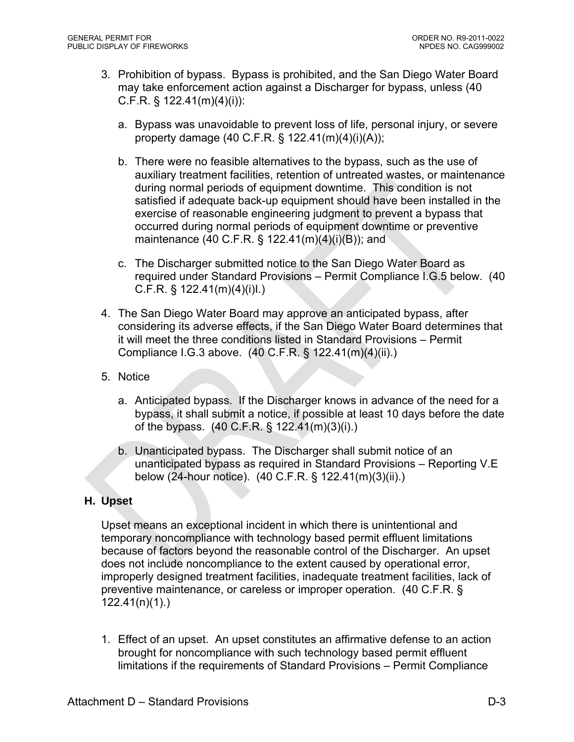3. Prohibition of bypass. Bypass is prohibited, and the San Diego Water Board may take enforcement action against a Discharger for bypass, unless (40 C.F.R. § 122.41(m)(4)(i)):

   a. Bypass was unavoidable to prevent loss of life, personal injury, or severe property damage (40 C.F.R. § 122.41(m)(4)(i)(A));

   b. There were no feasible alternatives to the bypass, such as the use of auxiliary treatment facilities, retention of untreated wastes, or maintenance during normal periods of equipment downtime. This condition is not satisfied if adequate back-up equipment should have been installed in the exercise of reasonable engineering judgment to prevent a bypass that occurred during normal periods of equipment downtime or preventive maintenance (40 C.F.R. § 122.41(m)(4)(i)(B)); and

   c. The Discharger submitted notice to the San Diego Water Board as required under Standard Provisions – Permit Compliance I.G.5 below. (40 C.F.R. § 122.41(m)(4)(i)I.)

4. The San Diego Water Board may approve an anticipated bypass, after considering its adverse effects, if the San Diego Water Board determines that it will meet the three conditions listed in Standard Provisions – Permit Compliance I.G.3 above. (40 C.F.R. § 122.41(m)(4)(ii).)

5. Notice

   a. Anticipated bypass. If the Discharger knows in advance of the need for a bypass, it shall submit a notice, if possible at least 10 days before the date of the bypass. (40 C.F.R. § 122.41(m)(3)(i).)

   b. Unanticipated bypass. The Discharger shall submit notice of an unanticipated bypass as required in Standard Provisions – Reporting V.E below (24-hour notice). (40 C.F.R. § 122.41(m)(3)(ii).)

## H. Upset

Upset means an exceptional incident in which there is unintentional and temporary noncompliance with technology based permit effluent limitations because of factors beyond the reasonable control of the Discharger. An upset does not include noncompliance to the extent caused by operational error, improperly designed treatment facilities, inadequate treatment facilities, lack of preventive maintenance, or careless or improper operation. (40 C.F.R. § 122.41(n)(1).)

1. Effect of an upset. An upset constitutes an affirmative defense to an action brought for noncompliance with such technology based permit effluent limitations if the requirements of Standard Provisions – Permit Compliance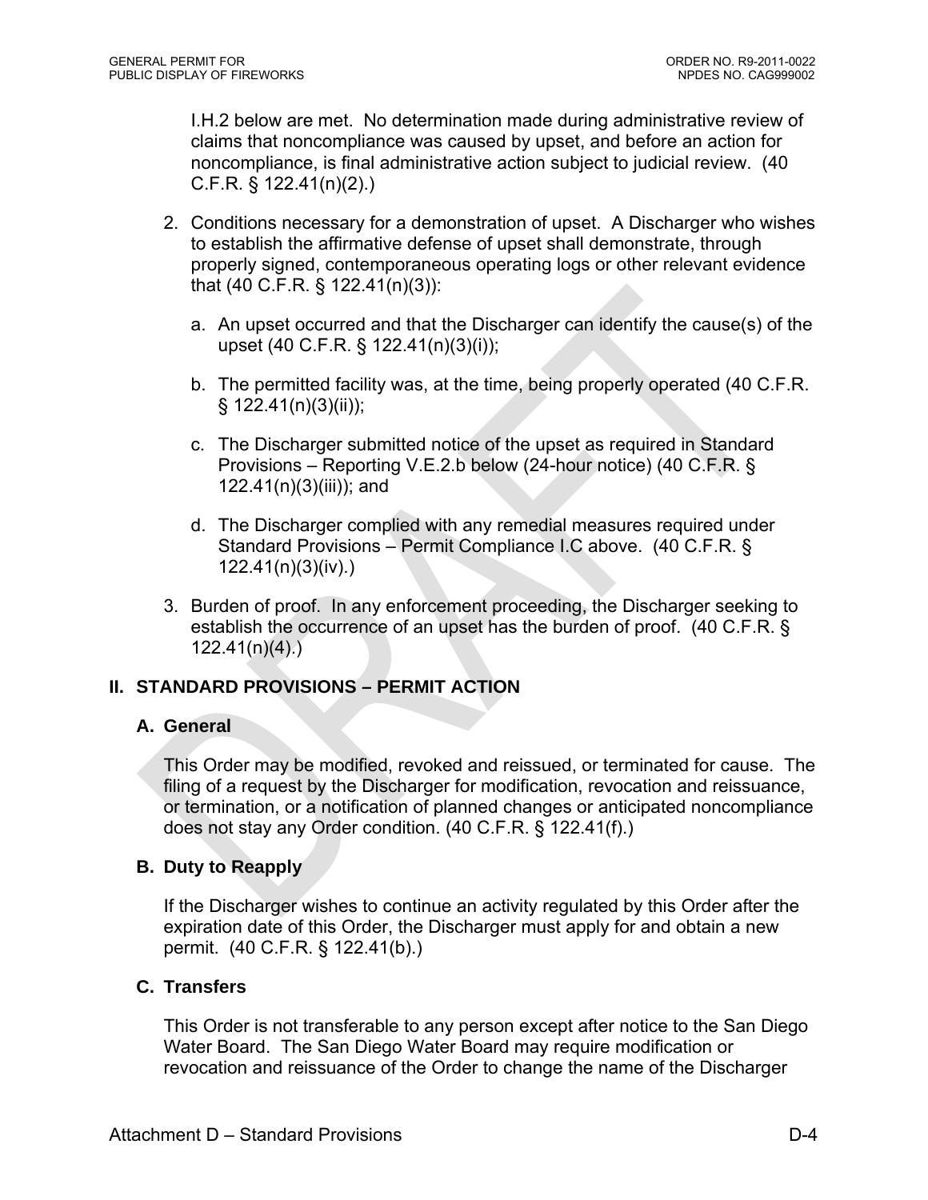I.H.2 below are met. No determination made during administrative review of claims that noncompliance was caused by upset, and before an action for noncompliance, is final administrative action subject to judicial review. (40 C.F.R. § 122.41(n)(2).)

2. Conditions necessary for a demonstration of upset. A Discharger who wishes to establish the affirmative defense of upset shall demonstrate, through properly signed, contemporaneous operating logs or other relevant evidence that (40 C.F.R. § 122.41(n)(3)):

   a. An upset occurred and that the Discharger can identify the cause(s) of the upset (40 C.F.R. § 122.41(n)(3)(i));

   b. The permitted facility was, at the time, being properly operated (40 C.F.R. § 122.41(n)(3)(ii));

   c. The Discharger submitted notice of the upset as required in Standard Provisions – Reporting V.E.2.b below (24-hour notice) (40 C.F.R. § 122.41(n)(3)(iii)); and

   d. The Discharger complied with any remedial measures required under Standard Provisions – Permit Compliance I.C above. (40 C.F.R. § 122.41(n)(3)(iv).)

3. Burden of proof. In any enforcement proceeding, the Discharger seeking to establish the occurrence of an upset has the burden of proof. (40 C.F.R. § 122.41(n)(4).)

## II. STANDARD PROVISIONS – PERMIT ACTION

### A. General

This Order may be modified, revoked and reissued, or terminated for cause. The filing of a request by the Discharger for modification, revocation and reissuance, or termination, or a notification of planned changes or anticipated noncompliance does not stay any Order condition. (40 C.F.R. § 122.41(f).)

### B. Duty to Reapply

If the Discharger wishes to continue an activity regulated by this Order after the expiration date of this Order, the Discharger must apply for and obtain a new permit. (40 C.F.R. § 122.41(b).)

### C. Transfers

This Order is not transferable to any person except after notice to the San Diego Water Board. The San Diego Water Board may require modification or revocation and reissuance of the Order to change the name of the Discharger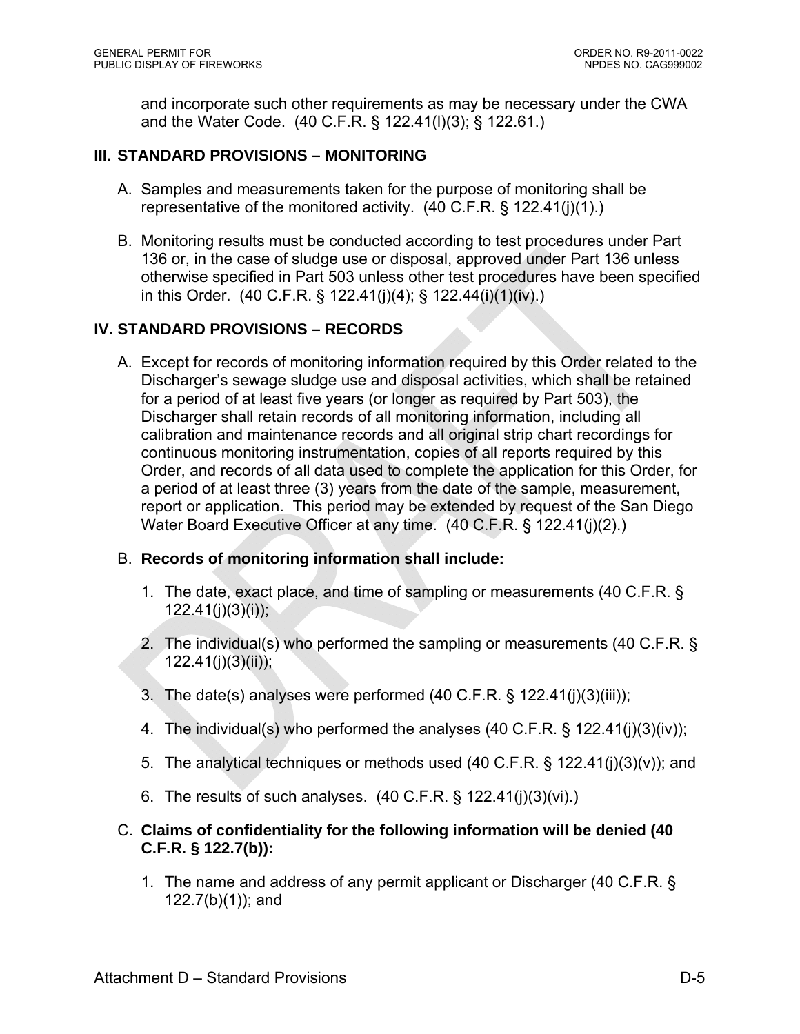and incorporate such other requirements as may be necessary under the CWA and the Water Code. (40 C.F.R. § 122.41(l)(3); § 122.61.)

## III. STANDARD PROVISIONS – MONITORING

A. Samples and measurements taken for the purpose of monitoring shall be representative of the monitored activity. (40 C.F.R. § 122.41(j)(1).)

B. Monitoring results must be conducted according to test procedures under Part 136 or, in the case of sludge use or disposal, approved under Part 136 unless otherwise specified in Part 503 unless other test procedures have been specified in this Order. (40 C.F.R. § 122.41(j)(4); § 122.44(i)(1)(iv).)

## IV. STANDARD PROVISIONS – RECORDS

A. Except for records of monitoring information required by this Order related to the Discharger's sewage sludge use and disposal activities, which shall be retained for a period of at least five years (or longer as required by Part 503), the Discharger shall retain records of all monitoring information, including all calibration and maintenance records and all original strip chart recordings for continuous monitoring instrumentation, copies of all reports required by this Order, and records of all data used to complete the application for this Order, for a period of at least three (3) years from the date of the sample, measurement, report or application. This period may be extended by request of the San Diego Water Board Executive Officer at any time. (40 C.F.R. § 122.41(j)(2).)

B. **Records of monitoring information shall include:**

1. The date, exact place, and time of sampling or measurements (40 C.F.R. § 122.41(j)(3)(i));
2. The individual(s) who performed the sampling or measurements (40 C.F.R. § 122.41(j)(3)(ii));
3. The date(s) analyses were performed (40 C.F.R. § 122.41(j)(3)(iii));
4. The individual(s) who performed the analyses (40 C.F.R. § 122.41(j)(3)(iv));
5. The analytical techniques or methods used (40 C.F.R. § 122.41(j)(3)(v)); and
6. The results of such analyses. (40 C.F.R. § 122.41(j)(3)(vi).)

C. **Claims of confidentiality for the following information will be denied (40 C.F.R. § 122.7(b)):**

1. The name and address of any permit applicant or Discharger (40 C.F.R. § 122.7(b)(1)); and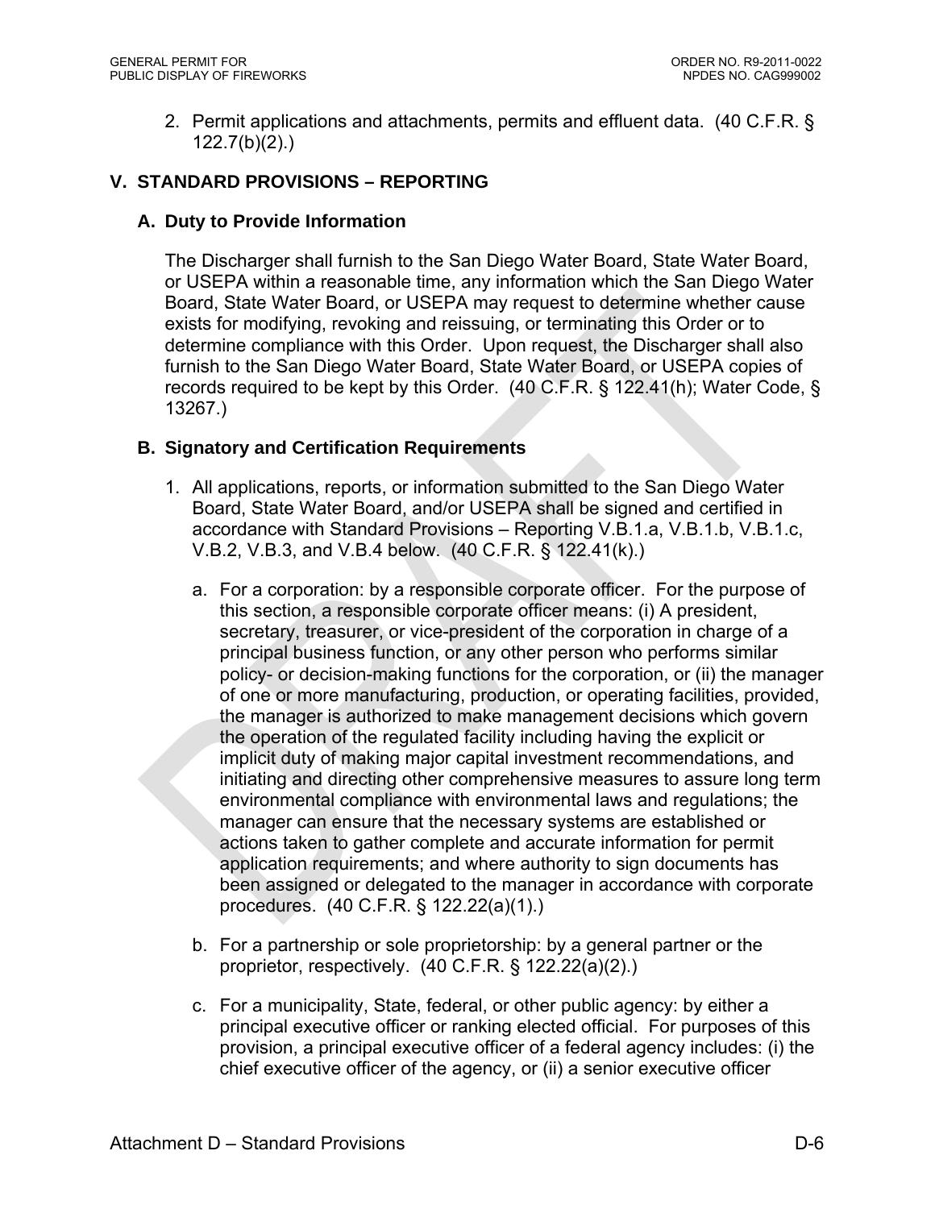2. Permit applications and attachments, permits and effluent data. (40 C.F.R. § 122.7(b)(2).)

## V. STANDARD PROVISIONS – REPORTING

### A. Duty to Provide Information

The Discharger shall furnish to the San Diego Water Board, State Water Board, or USEPA within a reasonable time, any information which the San Diego Water Board, State Water Board, or USEPA may request to determine whether cause exists for modifying, revoking and reissuing, or terminating this Order or to determine compliance with this Order. Upon request, the Discharger shall also furnish to the San Diego Water Board, State Water Board, or USEPA copies of records required to be kept by this Order. (40 C.F.R. § 122.41(h); Water Code, § 13267.)

### B. Signatory and Certification Requirements

1. All applications, reports, or information submitted to the San Diego Water Board, State Water Board, and/or USEPA shall be signed and certified in accordance with Standard Provisions – Reporting V.B.1.a, V.B.1.b, V.B.1.c, V.B.2, V.B.3, and V.B.4 below. (40 C.F.R. § 122.41(k).)

   a. For a corporation: by a responsible corporate officer. For the purpose of this section, a responsible corporate officer means: (i) A president, secretary, treasurer, or vice-president of the corporation in charge of a principal business function, or any other person who performs similar policy- or decision-making functions for the corporation, or (ii) the manager of one or more manufacturing, production, or operating facilities, provided, the manager is authorized to make management decisions which govern the operation of the regulated facility including having the explicit or implicit duty of making major capital investment recommendations, and initiating and directing other comprehensive measures to assure long term environmental compliance with environmental laws and regulations; the manager can ensure that the necessary systems are established or actions taken to gather complete and accurate information for permit application requirements; and where authority to sign documents has been assigned or delegated to the manager in accordance with corporate procedures. (40 C.F.R. § 122.22(a)(1).)

   b. For a partnership or sole proprietorship: by a general partner or the proprietor, respectively. (40 C.F.R. § 122.22(a)(2).)

   c. For a municipality, State, federal, or other public agency: by either a principal executive officer or ranking elected official. For purposes of this provision, a principal executive officer of a federal agency includes: (i) the chief executive officer of the agency, or (ii) a senior executive officer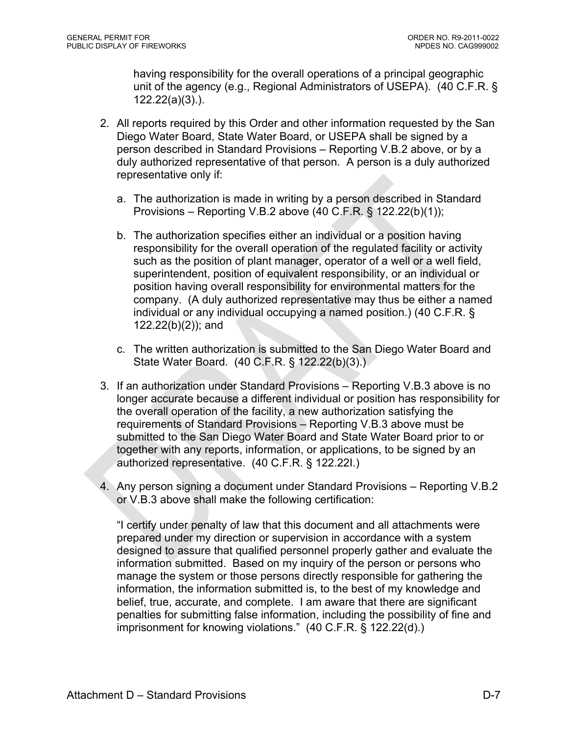having responsibility for the overall operations of a principal geographic unit of the agency (e.g., Regional Administrators of USEPA). (40 C.F.R. § 122.22(a)(3).).

2. All reports required by this Order and other information requested by the San Diego Water Board, State Water Board, or USEPA shall be signed by a person described in Standard Provisions – Reporting V.B.2 above, or by a duly authorized representative of that person. A person is a duly authorized representative only if:

   a. The authorization is made in writing by a person described in Standard Provisions – Reporting V.B.2 above (40 C.F.R. § 122.22(b)(1));

   b. The authorization specifies either an individual or a position having responsibility for the overall operation of the regulated facility or activity such as the position of plant manager, operator of a well or a well field, superintendent, position of equivalent responsibility, or an individual or position having overall responsibility for environmental matters for the company. (A duly authorized representative may thus be either a named individual or any individual occupying a named position.) (40 C.F.R. § 122.22(b)(2)); and

   c. The written authorization is submitted to the San Diego Water Board and State Water Board. (40 C.F.R. § 122.22(b)(3).)

3. If an authorization under Standard Provisions – Reporting V.B.3 above is no longer accurate because a different individual or position has responsibility for the overall operation of the facility, a new authorization satisfying the requirements of Standard Provisions – Reporting V.B.3 above must be submitted to the San Diego Water Board and State Water Board prior to or together with any reports, information, or applications, to be signed by an authorized representative. (40 C.F.R. § 122.22l.)

4. Any person signing a document under Standard Provisions – Reporting V.B.2 or V.B.3 above shall make the following certification:

   "I certify under penalty of law that this document and all attachments were prepared under my direction or supervision in accordance with a system designed to assure that qualified personnel properly gather and evaluate the information submitted. Based on my inquiry of the person or persons who manage the system or those persons directly responsible for gathering the information, the information submitted is, to the best of my knowledge and belief, true, accurate, and complete. I am aware that there are significant penalties for submitting false information, including the possibility of fine and imprisonment for knowing violations." (40 C.F.R. § 122.22(d).)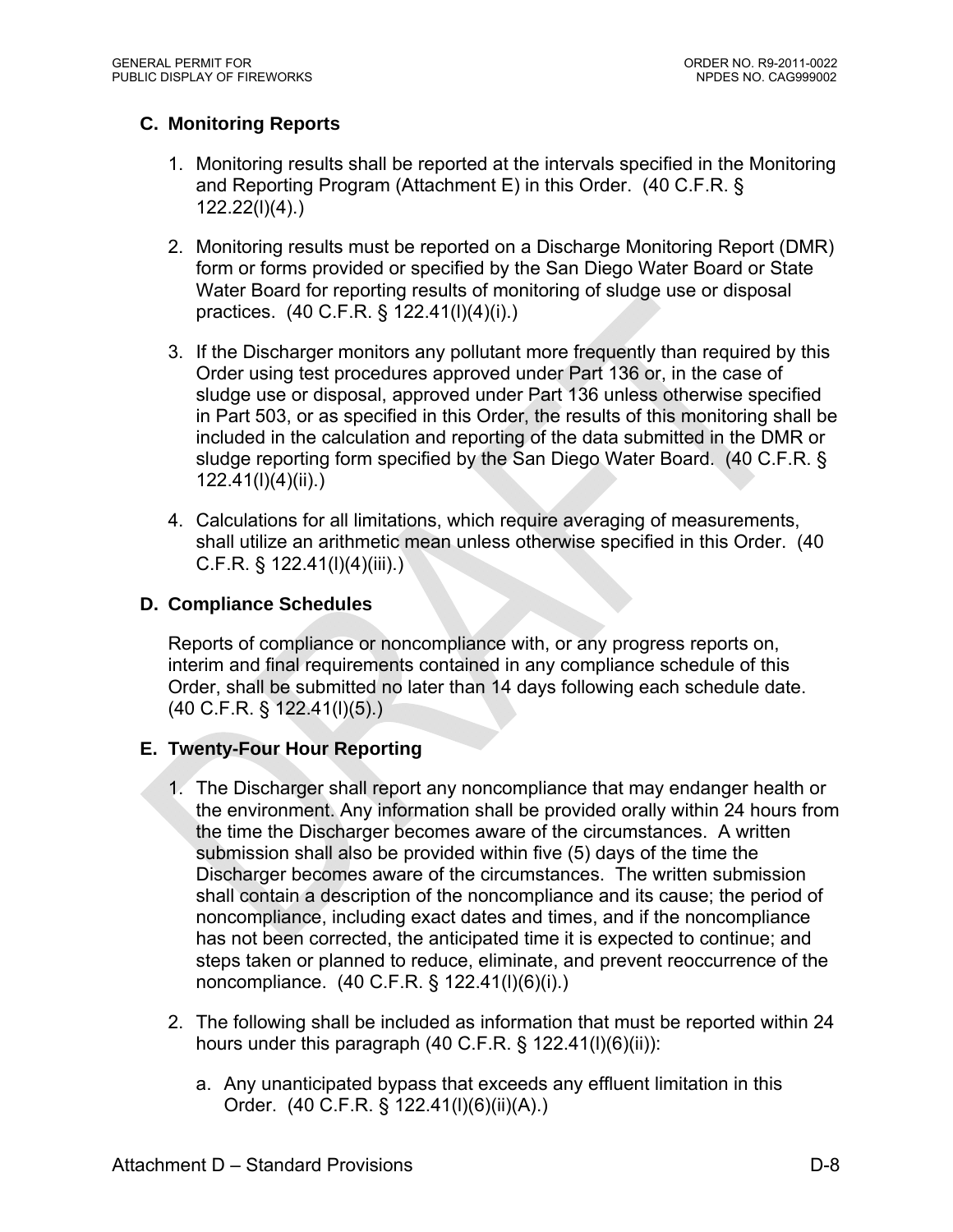### C. Monitoring Reports

1. Monitoring results shall be reported at the intervals specified in the Monitoring and Reporting Program (Attachment E) in this Order. (40 C.F.R. § 122.22(l)(4).)

2. Monitoring results must be reported on a Discharge Monitoring Report (DMR) form or forms provided or specified by the San Diego Water Board or State Water Board for reporting results of monitoring of sludge use or disposal practices. (40 C.F.R. § 122.41(l)(4)(i).)

3. If the Discharger monitors any pollutant more frequently than required by this Order using test procedures approved under Part 136 or, in the case of sludge use or disposal, approved under Part 136 unless otherwise specified in Part 503, or as specified in this Order, the results of this monitoring shall be included in the calculation and reporting of the data submitted in the DMR or sludge reporting form specified by the San Diego Water Board. (40 C.F.R. § 122.41(l)(4)(ii).)

4. Calculations for all limitations, which require averaging of measurements, shall utilize an arithmetic mean unless otherwise specified in this Order. (40 C.F.R. § 122.41(l)(4)(iii).)

### D. Compliance Schedules

Reports of compliance or noncompliance with, or any progress reports on, interim and final requirements contained in any compliance schedule of this Order, shall be submitted no later than 14 days following each schedule date. (40 C.F.R. § 122.41(l)(5).)

### E. Twenty-Four Hour Reporting

1. The Discharger shall report any noncompliance that may endanger health or the environment. Any information shall be provided orally within 24 hours from the time the Discharger becomes aware of the circumstances. A written submission shall also be provided within five (5) days of the time the Discharger becomes aware of the circumstances. The written submission shall contain a description of the noncompliance and its cause; the period of noncompliance, including exact dates and times, and if the noncompliance has not been corrected, the anticipated time it is expected to continue; and steps taken or planned to reduce, eliminate, and prevent reoccurrence of the noncompliance. (40 C.F.R. § 122.41(l)(6)(i).)

2. The following shall be included as information that must be reported within 24 hours under this paragraph (40 C.F.R. § 122.41(l)(6)(ii)):

   a. Any unanticipated bypass that exceeds any effluent limitation in this Order. (40 C.F.R. § 122.41(l)(6)(ii)(A).)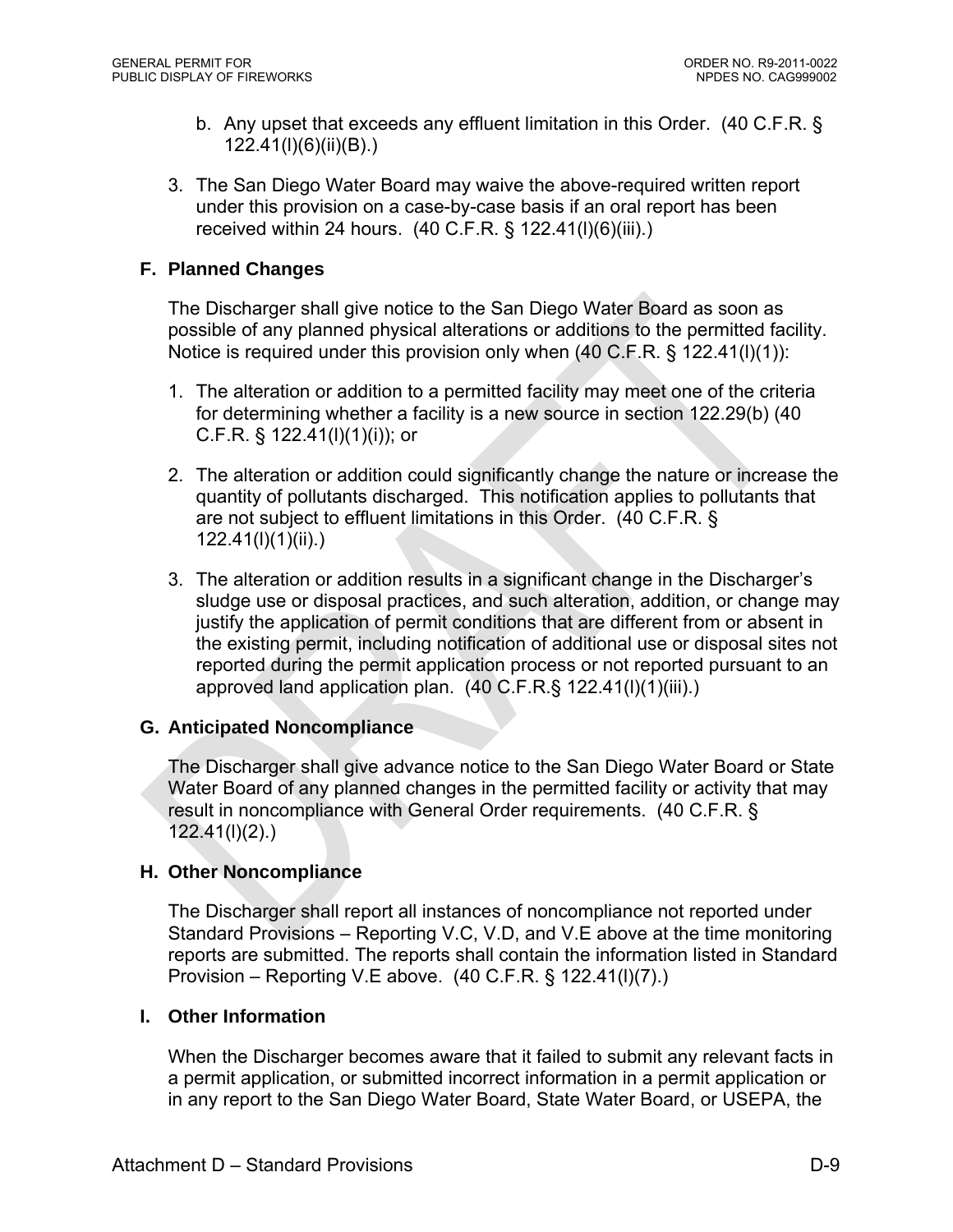b. Any upset that exceeds any effluent limitation in this Order. (40 C.F.R. § 122.41(l)(6)(ii)(B).)

3. The San Diego Water Board may waive the above-required written report under this provision on a case-by-case basis if an oral report has been received within 24 hours. (40 C.F.R. § 122.41(l)(6)(iii).)

### F. Planned Changes

The Discharger shall give notice to the San Diego Water Board as soon as possible of any planned physical alterations or additions to the permitted facility. Notice is required under this provision only when (40 C.F.R. § 122.41(l)(1)):

1. The alteration or addition to a permitted facility may meet one of the criteria for determining whether a facility is a new source in section 122.29(b) (40 C.F.R. § 122.41(l)(1)(i)); or

2. The alteration or addition could significantly change the nature or increase the quantity of pollutants discharged. This notification applies to pollutants that are not subject to effluent limitations in this Order. (40 C.F.R. § 122.41(l)(1)(ii).)

3. The alteration or addition results in a significant change in the Discharger's sludge use or disposal practices, and such alteration, addition, or change may justify the application of permit conditions that are different from or absent in the existing permit, including notification of additional use or disposal sites not reported during the permit application process or not reported pursuant to an approved land application plan. (40 C.F.R.§ 122.41(l)(1)(iii).)

### G. Anticipated Noncompliance

The Discharger shall give advance notice to the San Diego Water Board or State Water Board of any planned changes in the permitted facility or activity that may result in noncompliance with General Order requirements. (40 C.F.R. § 122.41(l)(2).)

### H. Other Noncompliance

The Discharger shall report all instances of noncompliance not reported under Standard Provisions – Reporting V.C, V.D, and V.E above at the time monitoring reports are submitted. The reports shall contain the information listed in Standard Provision – Reporting V.E above. (40 C.F.R. § 122.41(l)(7).)

### I. Other Information

When the Discharger becomes aware that it failed to submit any relevant facts in a permit application, or submitted incorrect information in a permit application or in any report to the San Diego Water Board, State Water Board, or USEPA, the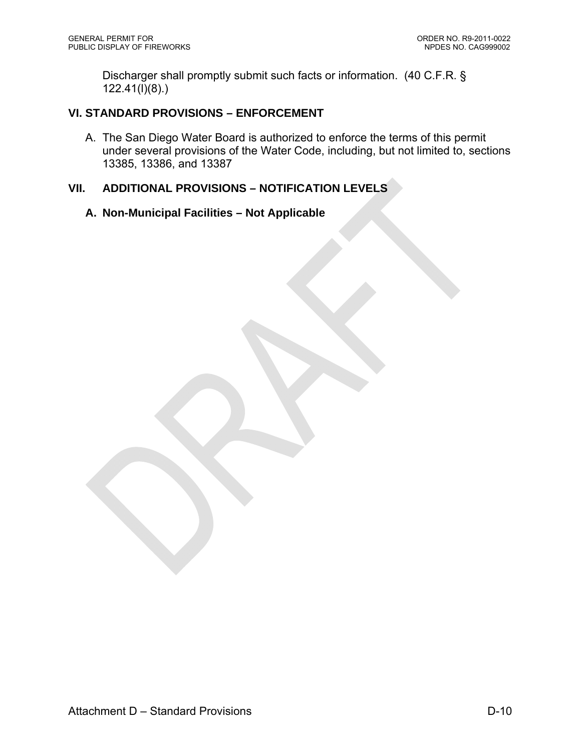Discharger shall promptly submit such facts or information. (40 C.F.R. § 122.41(l)(8).)

## VI. STANDARD PROVISIONS – ENFORCEMENT

A. The San Diego Water Board is authorized to enforce the terms of this permit under several provisions of the Water Code, including, but not limited to, sections 13385, 13386, and 13387

## VII. ADDITIONAL PROVISIONS – NOTIFICATION LEVELS

### A. Non-Municipal Facilities – Not Applicable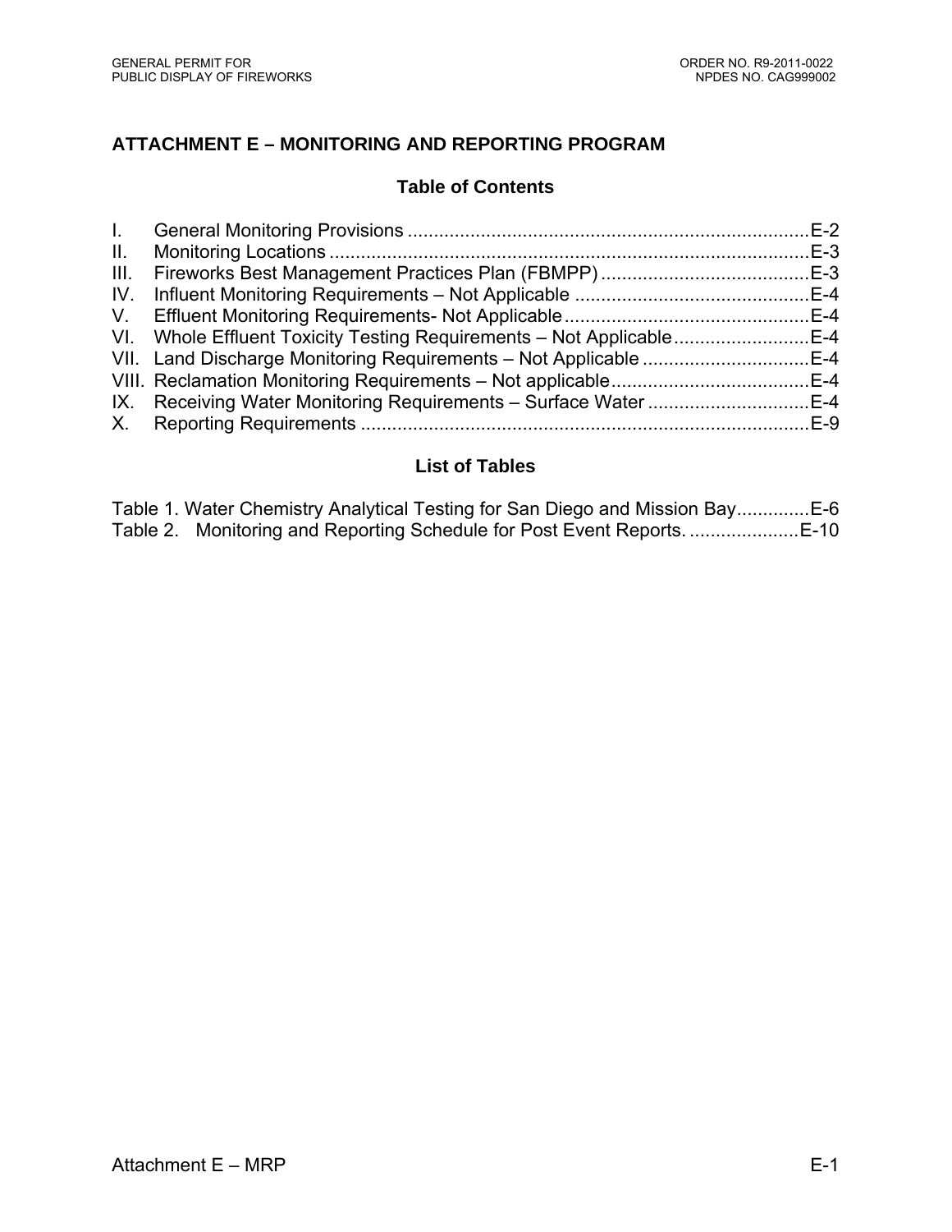## ATTACHMENT E – MONITORING AND REPORTING PROGRAM

### Table of Contents

I. General Monitoring Provisions ............................................................................E-2
II. Monitoring Locations ...........................................................................................E-3
III. Fireworks Best Management Practices Plan (FBMPP) ........................................E-3
IV. Influent Monitoring Requirements – Not Applicable .............................................E-4
V. Effluent Monitoring Requirements- Not Applicable ...............................................E-4
VI. Whole Effluent Toxicity Testing Requirements – Not Applicable ..........................E-4
VII. Land Discharge Monitoring Requirements – Not Applicable ................................E-4
VIII. Reclamation Monitoring Requirements – Not applicable......................................E-4
IX. Receiving Water Monitoring Requirements – Surface Water ...............................E-4
X. Reporting Requirements .....................................................................................E-9

### List of Tables

Table 1. Water Chemistry Analytical Testing for San Diego and Mission Bay..............E-6
Table 2. Monitoring and Reporting Schedule for Post Event Reports. .....................E-10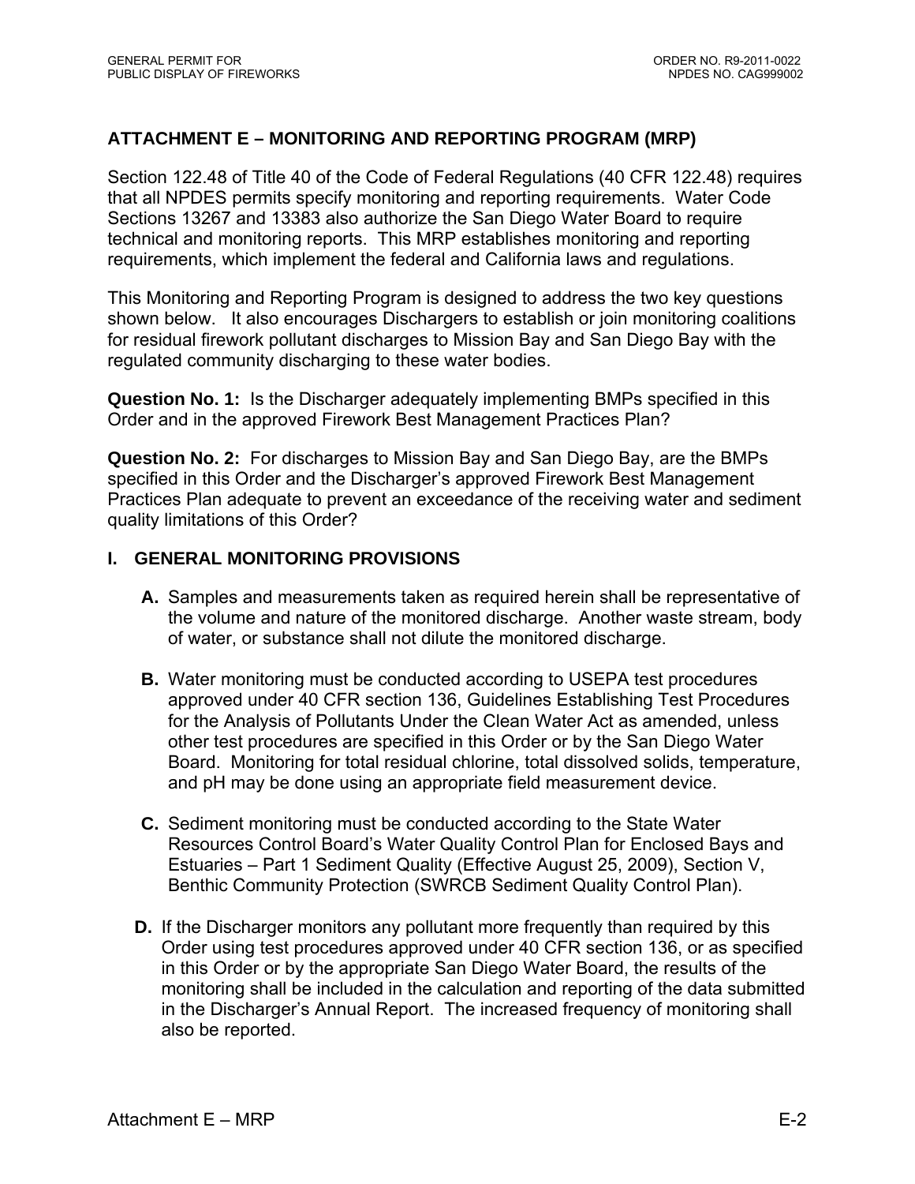## ATTACHMENT E – MONITORING AND REPORTING PROGRAM (MRP)

Section 122.48 of Title 40 of the Code of Federal Regulations (40 CFR 122.48) requires that all NPDES permits specify monitoring and reporting requirements. Water Code Sections 13267 and 13383 also authorize the San Diego Water Board to require technical and monitoring reports. This MRP establishes monitoring and reporting requirements, which implement the federal and California laws and regulations.

This Monitoring and Reporting Program is designed to address the two key questions shown below. It also encourages Dischargers to establish or join monitoring coalitions for residual firework pollutant discharges to Mission Bay and San Diego Bay with the regulated community discharging to these water bodies.

**Question No. 1:** Is the Discharger adequately implementing BMPs specified in this Order and in the approved Firework Best Management Practices Plan?

**Question No. 2:** For discharges to Mission Bay and San Diego Bay, are the BMPs specified in this Order and the Discharger's approved Firework Best Management Practices Plan adequate to prevent an exceedance of the receiving water and sediment quality limitations of this Order?

### I. GENERAL MONITORING PROVISIONS

**A.** Samples and measurements taken as required herein shall be representative of the volume and nature of the monitored discharge. Another waste stream, body of water, or substance shall not dilute the monitored discharge.

**B.** Water monitoring must be conducted according to USEPA test procedures approved under 40 CFR section 136, Guidelines Establishing Test Procedures for the Analysis of Pollutants Under the Clean Water Act as amended, unless other test procedures are specified in this Order or by the San Diego Water Board. Monitoring for total residual chlorine, total dissolved solids, temperature, and pH may be done using an appropriate field measurement device.

**C.** Sediment monitoring must be conducted according to the State Water Resources Control Board's Water Quality Control Plan for Enclosed Bays and Estuaries – Part 1 Sediment Quality (Effective August 25, 2009), Section V, Benthic Community Protection (SWRCB Sediment Quality Control Plan).

**D.** If the Discharger monitors any pollutant more frequently than required by this Order using test procedures approved under 40 CFR section 136, or as specified in this Order or by the appropriate San Diego Water Board, the results of the monitoring shall be included in the calculation and reporting of the data submitted in the Discharger's Annual Report. The increased frequency of monitoring shall also be reported.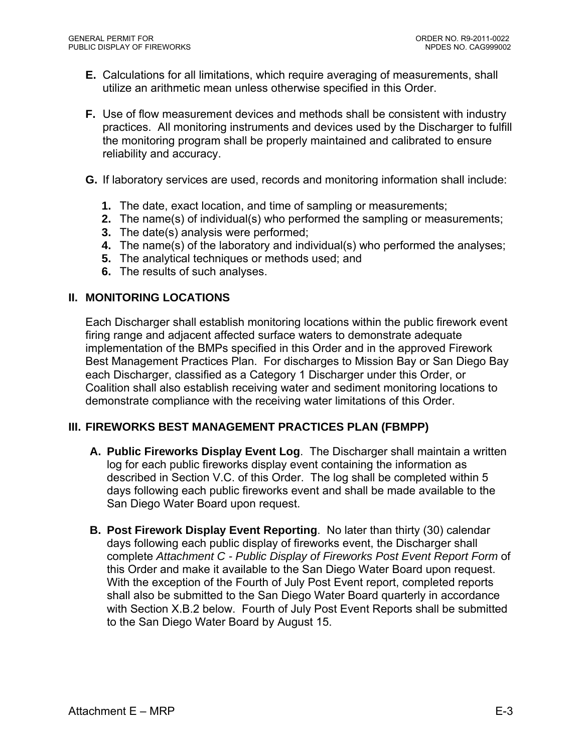**E.** Calculations for all limitations, which require averaging of measurements, shall utilize an arithmetic mean unless otherwise specified in this Order.

**F.** Use of flow measurement devices and methods shall be consistent with industry practices. All monitoring instruments and devices used by the Discharger to fulfill the monitoring program shall be properly maintained and calibrated to ensure reliability and accuracy.

**G.** If laboratory services are used, records and monitoring information shall include:

1. The date, exact location, and time of sampling or measurements;
2. The name(s) of individual(s) who performed the sampling or measurements;
3. The date(s) analysis were performed;
4. The name(s) of the laboratory and individual(s) who performed the analyses;
5. The analytical techniques or methods used; and
6. The results of such analyses.

## II. MONITORING LOCATIONS

Each Discharger shall establish monitoring locations within the public firework event firing range and adjacent affected surface waters to demonstrate adequate implementation of the BMPs specified in this Order and in the approved Firework Best Management Practices Plan. For discharges to Mission Bay or San Diego Bay each Discharger, classified as a Category 1 Discharger under this Order, or Coalition shall also establish receiving water and sediment monitoring locations to demonstrate compliance with the receiving water limitations of this Order.

## III. FIREWORKS BEST MANAGEMENT PRACTICES PLAN (FBMPP)

**A. Public Fireworks Display Event Log**. The Discharger shall maintain a written log for each public fireworks display event containing the information as described in Section V.C. of this Order. The log shall be completed within 5 days following each public fireworks event and shall be made available to the San Diego Water Board upon request.

**B. Post Firework Display Event Reporting**. No later than thirty (30) calendar days following each public display of fireworks event, the Discharger shall complete *Attachment C - Public Display of Fireworks Post Event Report Form* of this Order and make it available to the San Diego Water Board upon request. With the exception of the Fourth of July Post Event report, completed reports shall also be submitted to the San Diego Water Board quarterly in accordance with Section X.B.2 below. Fourth of July Post Event Reports shall be submitted to the San Diego Water Board by August 15.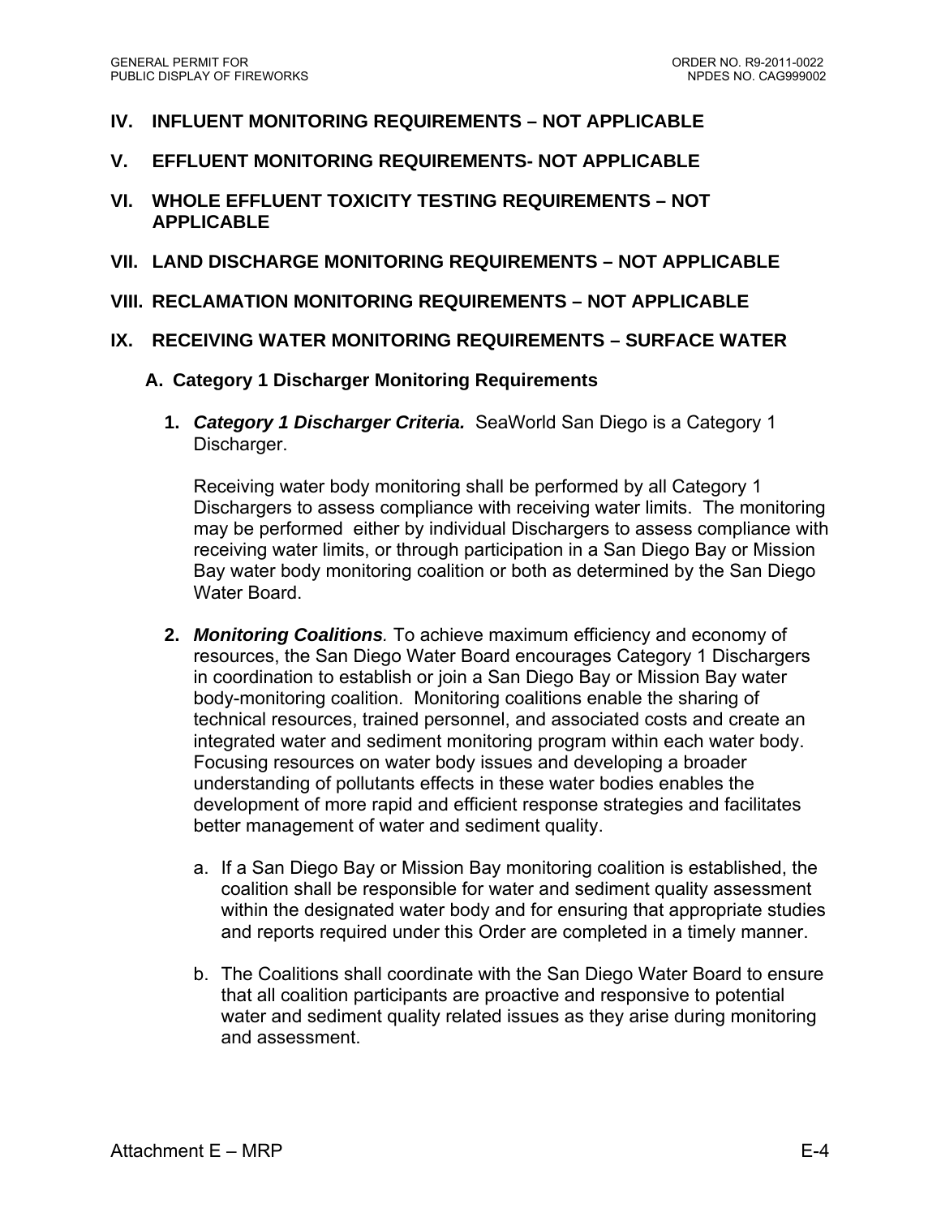## IV. INFLUENT MONITORING REQUIREMENTS – NOT APPLICABLE

## V. EFFLUENT MONITORING REQUIREMENTS- NOT APPLICABLE

## VI. WHOLE EFFLUENT TOXICITY TESTING REQUIREMENTS – NOT APPLICABLE

## VII. LAND DISCHARGE MONITORING REQUIREMENTS – NOT APPLICABLE

## VIII. RECLAMATION MONITORING REQUIREMENTS – NOT APPLICABLE

## IX. RECEIVING WATER MONITORING REQUIREMENTS – SURFACE WATER

### A. Category 1 Discharger Monitoring Requirements

1. ***Category 1 Discharger Criteria.*** SeaWorld San Diego is a Category 1 Discharger.

   Receiving water body monitoring shall be performed by all Category 1 Dischargers to assess compliance with receiving water limits. The monitoring may be performed either by individual Dischargers to assess compliance with receiving water limits, or through participation in a San Diego Bay or Mission Bay water body monitoring coalition or both as determined by the San Diego Water Board.

2. ***Monitoring Coalitions.*** To achieve maximum efficiency and economy of resources, the San Diego Water Board encourages Category 1 Dischargers in coordination to establish or join a San Diego Bay or Mission Bay water body-monitoring coalition. Monitoring coalitions enable the sharing of technical resources, trained personnel, and associated costs and create an integrated water and sediment monitoring program within each water body. Focusing resources on water body issues and developing a broader understanding of pollutants effects in these water bodies enables the development of more rapid and efficient response strategies and facilitates better management of water and sediment quality.

   a. If a San Diego Bay or Mission Bay monitoring coalition is established, the coalition shall be responsible for water and sediment quality assessment within the designated water body and for ensuring that appropriate studies and reports required under this Order are completed in a timely manner.

   b. The Coalitions shall coordinate with the San Diego Water Board to ensure that all coalition participants are proactive and responsive to potential water and sediment quality related issues as they arise during monitoring and assessment.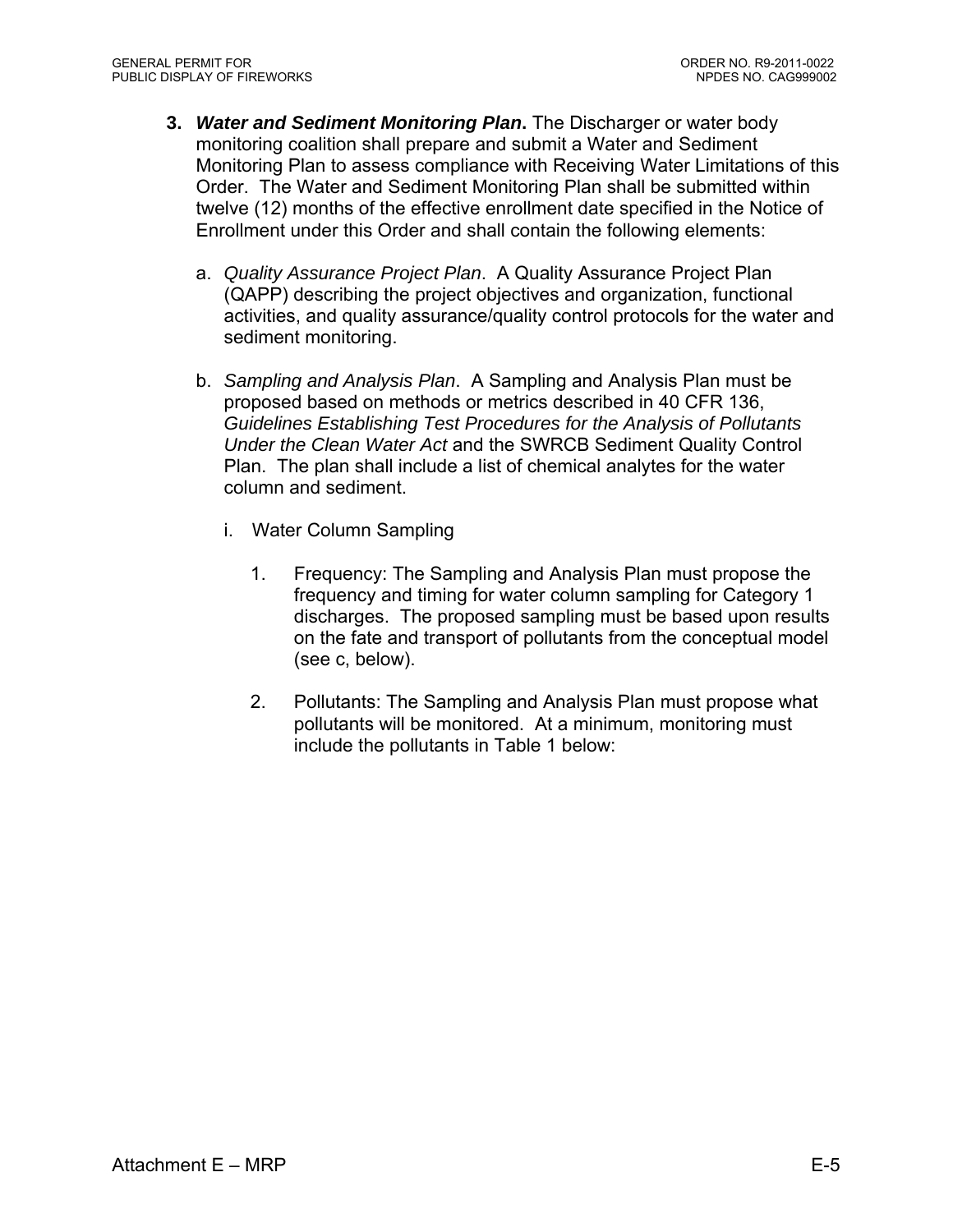3. ***Water and Sediment Monitoring Plan*.** The Discharger or water body monitoring coalition shall prepare and submit a Water and Sediment Monitoring Plan to assess compliance with Receiving Water Limitations of this Order. The Water and Sediment Monitoring Plan shall be submitted within twelve (12) months of the effective enrollment date specified in the Notice of Enrollment under this Order and shall contain the following elements:

   a. *Quality Assurance Project Plan*. A Quality Assurance Project Plan (QAPP) describing the project objectives and organization, functional activities, and quality assurance/quality control protocols for the water and sediment monitoring.

   b. *Sampling and Analysis Plan*. A Sampling and Analysis Plan must be proposed based on methods or metrics described in 40 CFR 136, *Guidelines Establishing Test Procedures for the Analysis of Pollutants Under the Clean Water Act* and the SWRCB Sediment Quality Control Plan. The plan shall include a list of chemical analytes for the water column and sediment.

      i. Water Column Sampling

         1. Frequency: The Sampling and Analysis Plan must propose the frequency and timing for water column sampling for Category 1 discharges. The proposed sampling must be based upon results on the fate and transport of pollutants from the conceptual model (see c, below).

         2. Pollutants: The Sampling and Analysis Plan must propose what pollutants will be monitored. At a minimum, monitoring must include the pollutants in Table 1 below: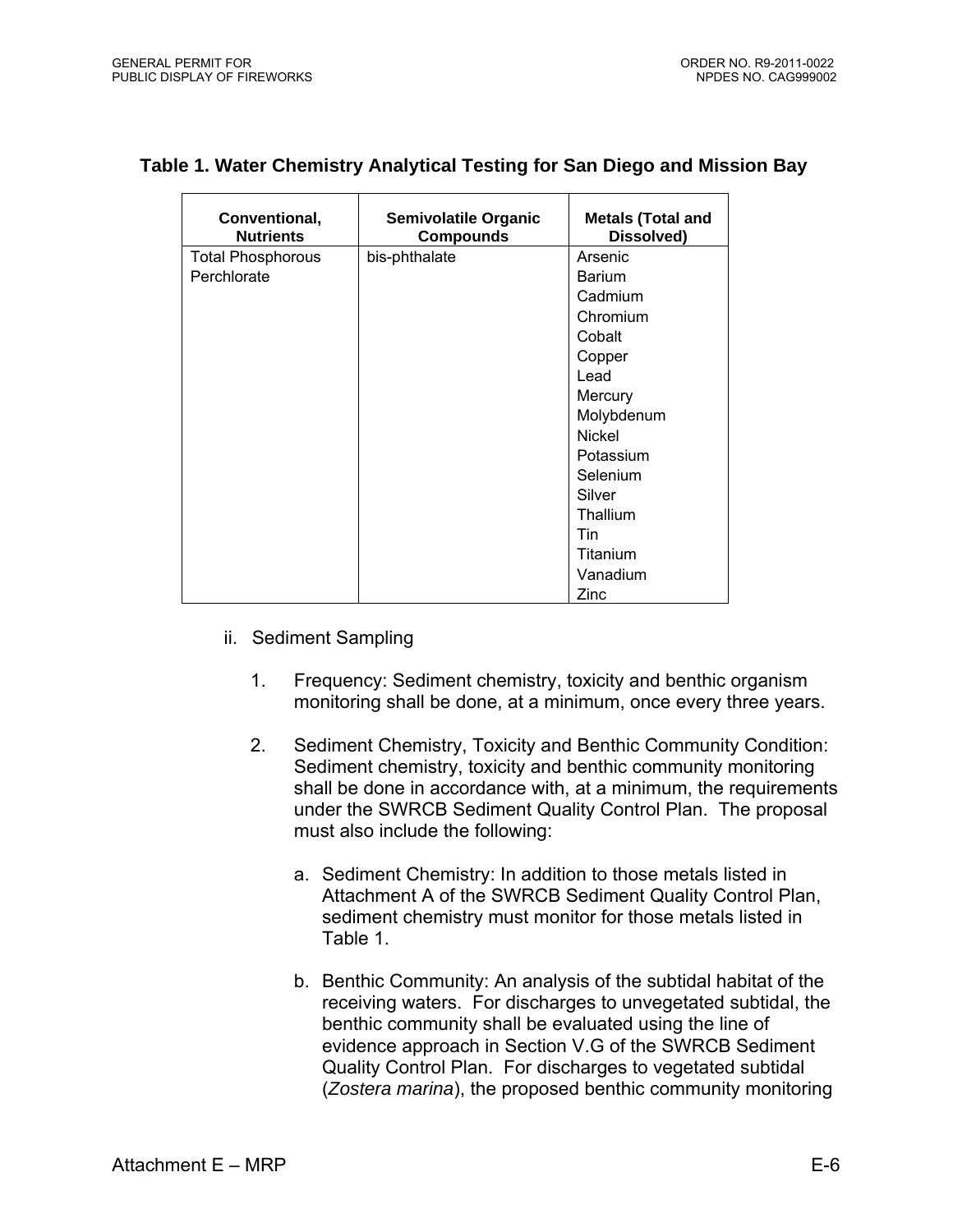**Table 1. Water Chemistry Analytical Testing for San Diego and Mission Bay**

| Conventional, Nutrients | Semivolatile Organic Compounds | Metals (Total and Dissolved) |
|---|---|---|
| Total Phosphorous | bis-phthalate | Arsenic |
| Perchlorate | | Barium |
| | | Cadmium |
| | | Chromium |
| | | Cobalt |
| | | Copper |
| | | Lead |
| | | Mercury |
| | | Molybdenum |
| | | Nickel |
| | | Potassium |
| | | Selenium |
| | | Silver |
| | | Thallium |
| | | Tin |
| | | Titanium |
| | | Vanadium |
| | | Zinc |

ii. Sediment Sampling

1. Frequency: Sediment chemistry, toxicity and benthic organism monitoring shall be done, at a minimum, once every three years.

2. Sediment Chemistry, Toxicity and Benthic Community Condition: Sediment chemistry, toxicity and benthic community monitoring shall be done in accordance with, at a minimum, the requirements under the SWRCB Sediment Quality Control Plan. The proposal must also include the following:

   a. Sediment Chemistry: In addition to those metals listed in Attachment A of the SWRCB Sediment Quality Control Plan, sediment chemistry must monitor for those metals listed in Table 1.

   b. Benthic Community: An analysis of the subtidal habitat of the receiving waters. For discharges to unvegetated subtidal, the benthic community shall be evaluated using the line of evidence approach in Section V.G of the SWRCB Sediment Quality Control Plan. For discharges to vegetated subtidal (*Zostera marina*), the proposed benthic community monitoring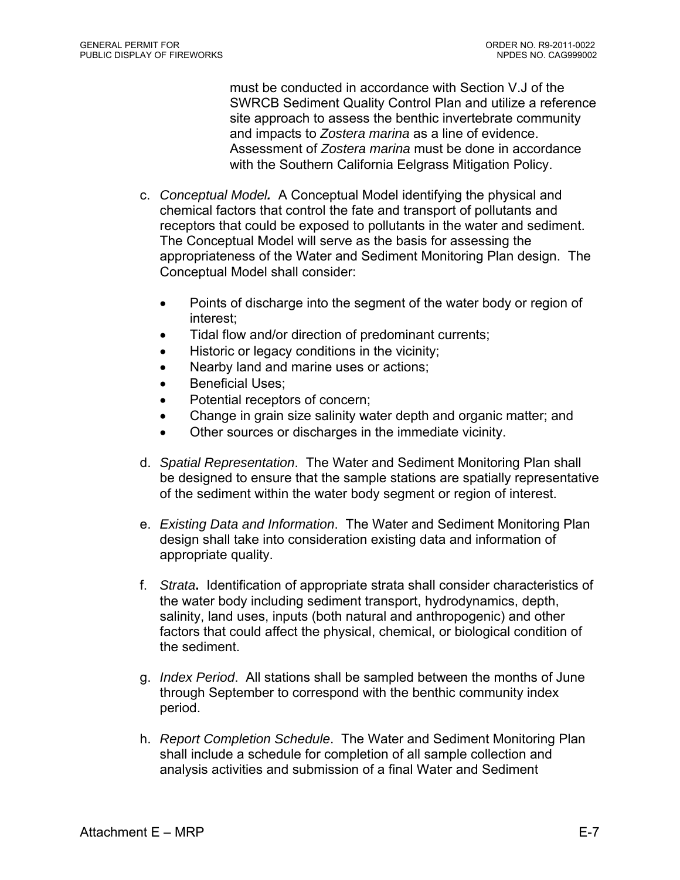must be conducted in accordance with Section V.J of the SWRCB Sediment Quality Control Plan and utilize a reference site approach to assess the benthic invertebrate community and impacts to *Zostera marina* as a line of evidence. Assessment of *Zostera marina* must be done in accordance with the Southern California Eelgrass Mitigation Policy.

c. *Conceptual Model.* A Conceptual Model identifying the physical and chemical factors that control the fate and transport of pollutants and receptors that could be exposed to pollutants in the water and sediment. The Conceptual Model will serve as the basis for assessing the appropriateness of the Water and Sediment Monitoring Plan design. The Conceptual Model shall consider:

   - Points of discharge into the segment of the water body or region of interest;
   - Tidal flow and/or direction of predominant currents;
   - Historic or legacy conditions in the vicinity;
   - Nearby land and marine uses or actions;
   - Beneficial Uses;
   - Potential receptors of concern;
   - Change in grain size salinity water depth and organic matter; and
   - Other sources or discharges in the immediate vicinity.

d. *Spatial Representation*. The Water and Sediment Monitoring Plan shall be designed to ensure that the sample stations are spatially representative of the sediment within the water body segment or region of interest.

e. *Existing Data and Information*. The Water and Sediment Monitoring Plan design shall take into consideration existing data and information of appropriate quality.

f. *Strata***.** Identification of appropriate strata shall consider characteristics of the water body including sediment transport, hydrodynamics, depth, salinity, land uses, inputs (both natural and anthropogenic) and other factors that could affect the physical, chemical, or biological condition of the sediment.

g. *Index Period*. All stations shall be sampled between the months of June through September to correspond with the benthic community index period.

h. *Report Completion Schedule*. The Water and Sediment Monitoring Plan shall include a schedule for completion of all sample collection and analysis activities and submission of a final Water and Sediment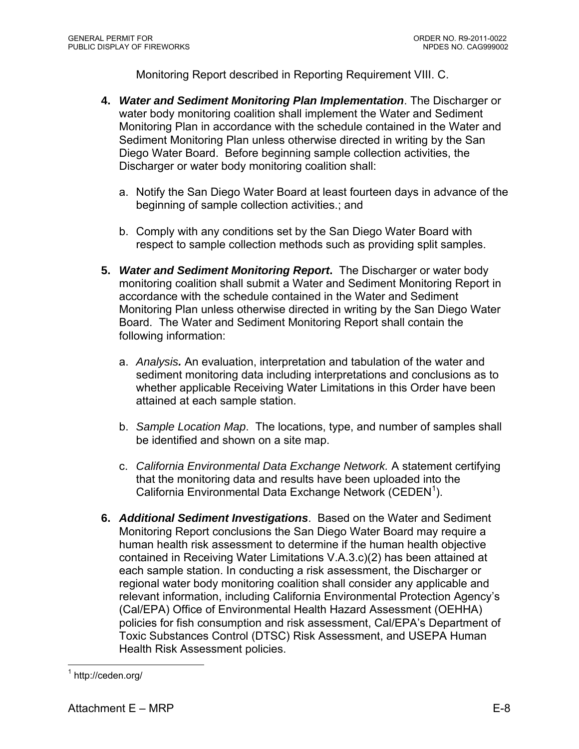Monitoring Report described in Reporting Requirement VIII. C.

4. ***Water and Sediment Monitoring Plan Implementation***. The Discharger or water body monitoring coalition shall implement the Water and Sediment Monitoring Plan in accordance with the schedule contained in the Water and Sediment Monitoring Plan unless otherwise directed in writing by the San Diego Water Board. Before beginning sample collection activities, the Discharger or water body monitoring coalition shall:

   a. Notify the San Diego Water Board at least fourteen days in advance of the beginning of sample collection activities.; and

   b. Comply with any conditions set by the San Diego Water Board with respect to sample collection methods such as providing split samples.

5. ***Water and Sediment Monitoring Report***. The Discharger or water body monitoring coalition shall submit a Water and Sediment Monitoring Report in accordance with the schedule contained in the Water and Sediment Monitoring Plan unless otherwise directed in writing by the San Diego Water Board. The Water and Sediment Monitoring Report shall contain the following information:

   a. *Analysis***.** An evaluation, interpretation and tabulation of the water and sediment monitoring data including interpretations and conclusions as to whether applicable Receiving Water Limitations in this Order have been attained at each sample station.

   b. *Sample Location Map*. The locations, type, and number of samples shall be identified and shown on a site map.

   c. *California Environmental Data Exchange Network.* A statement certifying that the monitoring data and results have been uploaded into the California Environmental Data Exchange Network (CEDEN[1]).

6. ***Additional Sediment Investigations***. Based on the Water and Sediment Monitoring Report conclusions the San Diego Water Board may require a human health risk assessment to determine if the human health objective contained in Receiving Water Limitations V.A.3.c)(2) has been attained at each sample station. In conducting a risk assessment, the Discharger or regional water body monitoring coalition shall consider any applicable and relevant information, including California Environmental Protection Agency's (Cal/EPA) Office of Environmental Health Hazard Assessment (OEHHA) policies for fish consumption and risk assessment, Cal/EPA's Department of Toxic Substances Control (DTSC) Risk Assessment, and USEPA Human Health Risk Assessment policies.

---

[1] http://ceden.org/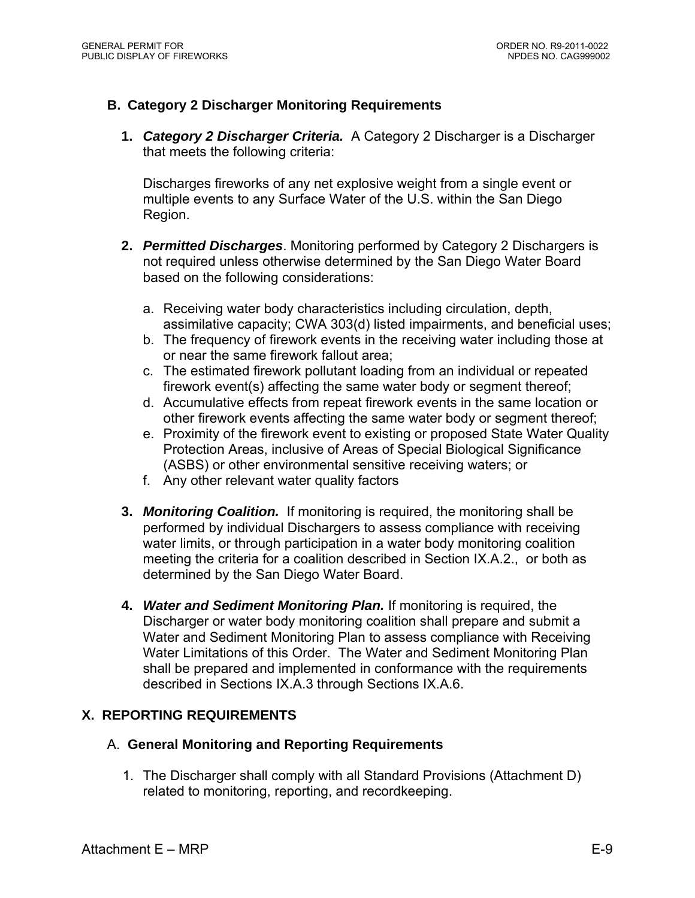### B. Category 2 Discharger Monitoring Requirements

1. ***Category 2 Discharger Criteria.*** A Category 2 Discharger is a Discharger that meets the following criteria:

   Discharges fireworks of any net explosive weight from a single event or multiple events to any Surface Water of the U.S. within the San Diego Region.

2. ***Permitted Discharges***. Monitoring performed by Category 2 Dischargers is not required unless otherwise determined by the San Diego Water Board based on the following considerations:

   a. Receiving water body characteristics including circulation, depth, assimilative capacity; CWA 303(d) listed impairments, and beneficial uses;
   b. The frequency of firework events in the receiving water including those at or near the same firework fallout area;
   c. The estimated firework pollutant loading from an individual or repeated firework event(s) affecting the same water body or segment thereof;
   d. Accumulative effects from repeat firework events in the same location or other firework events affecting the same water body or segment thereof;
   e. Proximity of the firework event to existing or proposed State Water Quality Protection Areas, inclusive of Areas of Special Biological Significance (ASBS) or other environmental sensitive receiving waters; or
   f. Any other relevant water quality factors

3. ***Monitoring Coalition.*** If monitoring is required, the monitoring shall be performed by individual Dischargers to assess compliance with receiving water limits, or through participation in a water body monitoring coalition meeting the criteria for a coalition described in Section IX.A.2., or both as determined by the San Diego Water Board.

4. ***Water and Sediment Monitoring Plan.*** If monitoring is required, the Discharger or water body monitoring coalition shall prepare and submit a Water and Sediment Monitoring Plan to assess compliance with Receiving Water Limitations of this Order. The Water and Sediment Monitoring Plan shall be prepared and implemented in conformance with the requirements described in Sections IX.A.3 through Sections IX.A.6.

## X. REPORTING REQUIREMENTS

### A. General Monitoring and Reporting Requirements

1. The Discharger shall comply with all Standard Provisions (Attachment D) related to monitoring, reporting, and recordkeeping.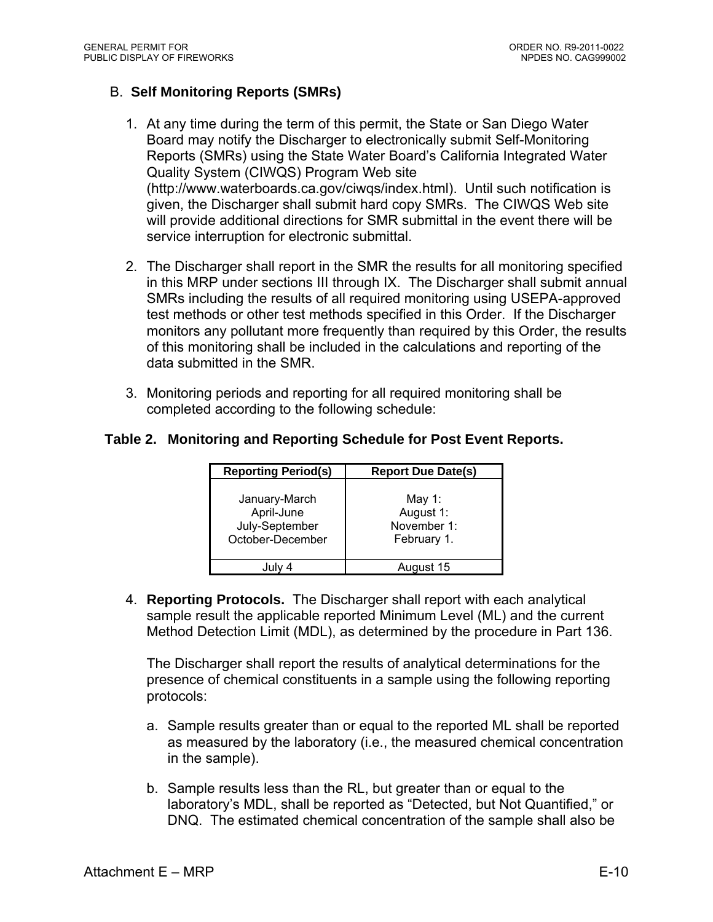## B. **Self Monitoring Reports (SMRs)**

1. At any time during the term of this permit, the State or San Diego Water Board may notify the Discharger to electronically submit Self-Monitoring Reports (SMRs) using the State Water Board's California Integrated Water Quality System (CIWQS) Program Web site (http://www.waterboards.ca.gov/ciwqs/index.html). Until such notification is given, the Discharger shall submit hard copy SMRs. The CIWQS Web site will provide additional directions for SMR submittal in the event there will be service interruption for electronic submittal.

2. The Discharger shall report in the SMR the results for all monitoring specified in this MRP under sections III through IX. The Discharger shall submit annual SMRs including the results of all required monitoring using USEPA-approved test methods or other test methods specified in this Order. If the Discharger monitors any pollutant more frequently than required by this Order, the results of this monitoring shall be included in the calculations and reporting of the data submitted in the SMR.

3. Monitoring periods and reporting for all required monitoring shall be completed according to the following schedule:

**Table 2. Monitoring and Reporting Schedule for Post Event Reports.**

| Reporting Period(s) | Report Due Date(s) |
|---|---|
| January-March<br>April-June<br>July-September<br>October-December | May 1:<br>August 1:<br>November 1:<br>February 1. |
| July 4 | August 15 |

4. **Reporting Protocols.** The Discharger shall report with each analytical sample result the applicable reported Minimum Level (ML) and the current Method Detection Limit (MDL), as determined by the procedure in Part 136.

   The Discharger shall report the results of analytical determinations for the presence of chemical constituents in a sample using the following reporting protocols:

   a. Sample results greater than or equal to the reported ML shall be reported as measured by the laboratory (i.e., the measured chemical concentration in the sample).

   b. Sample results less than the RL, but greater than or equal to the laboratory's MDL, shall be reported as "Detected, but Not Quantified," or DNQ. The estimated chemical concentration of the sample shall also be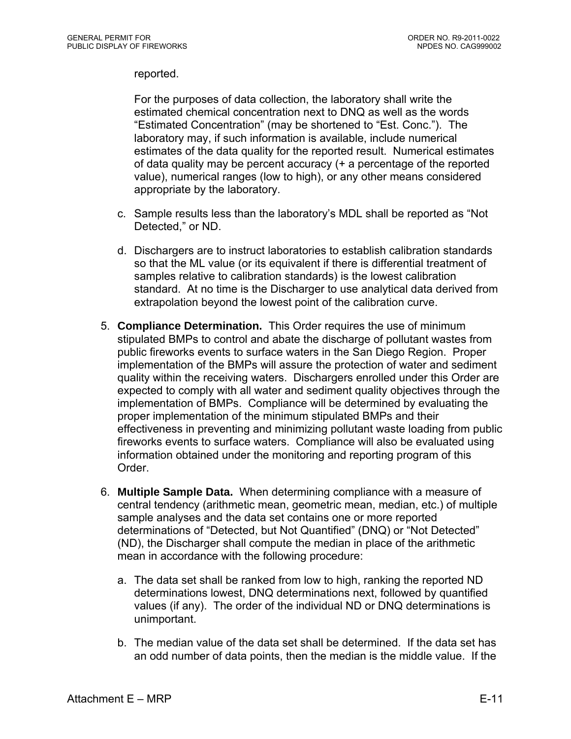reported.

For the purposes of data collection, the laboratory shall write the estimated chemical concentration next to DNQ as well as the words "Estimated Concentration" (may be shortened to "Est. Conc."). The laboratory may, if such information is available, include numerical estimates of the data quality for the reported result. Numerical estimates of data quality may be percent accuracy (+ a percentage of the reported value), numerical ranges (low to high), or any other means considered appropriate by the laboratory.

c. Sample results less than the laboratory's MDL shall be reported as "Not Detected," or ND.

d. Dischargers are to instruct laboratories to establish calibration standards so that the ML value (or its equivalent if there is differential treatment of samples relative to calibration standards) is the lowest calibration standard. At no time is the Discharger to use analytical data derived from extrapolation beyond the lowest point of the calibration curve.

5. **Compliance Determination.** This Order requires the use of minimum stipulated BMPs to control and abate the discharge of pollutant wastes from public fireworks events to surface waters in the San Diego Region. Proper implementation of the BMPs will assure the protection of water and sediment quality within the receiving waters. Dischargers enrolled under this Order are expected to comply with all water and sediment quality objectives through the implementation of BMPs. Compliance will be determined by evaluating the proper implementation of the minimum stipulated BMPs and their effectiveness in preventing and minimizing pollutant waste loading from public fireworks events to surface waters. Compliance will also be evaluated using information obtained under the monitoring and reporting program of this Order.

6. **Multiple Sample Data.** When determining compliance with a measure of central tendency (arithmetic mean, geometric mean, median, etc.) of multiple sample analyses and the data set contains one or more reported determinations of "Detected, but Not Quantified" (DNQ) or "Not Detected" (ND), the Discharger shall compute the median in place of the arithmetic mean in accordance with the following procedure:

   a. The data set shall be ranked from low to high, ranking the reported ND determinations lowest, DNQ determinations next, followed by quantified values (if any). The order of the individual ND or DNQ determinations is unimportant.

   b. The median value of the data set shall be determined. If the data set has an odd number of data points, then the median is the middle value. If the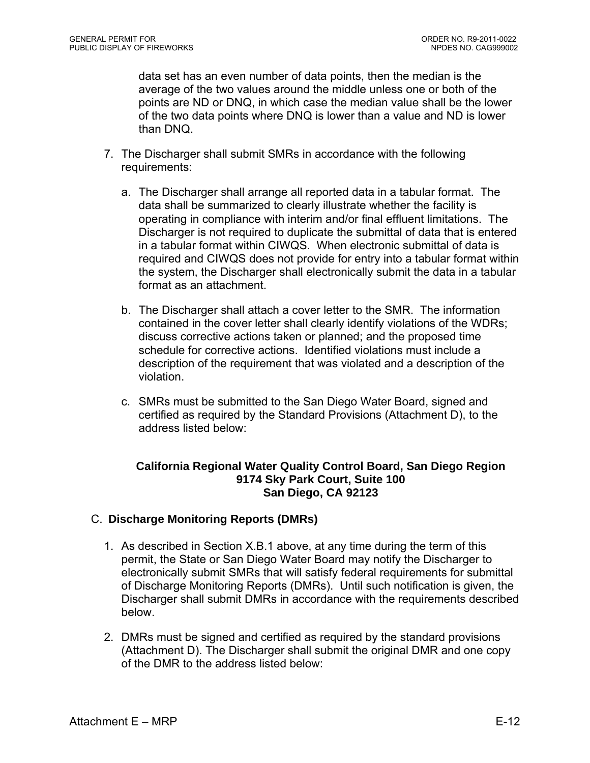data set has an even number of data points, then the median is the average of the two values around the middle unless one or both of the points are ND or DNQ, in which case the median value shall be the lower of the two data points where DNQ is lower than a value and ND is lower than DNQ.

7. The Discharger shall submit SMRs in accordance with the following requirements:

   a. The Discharger shall arrange all reported data in a tabular format. The data shall be summarized to clearly illustrate whether the facility is operating in compliance with interim and/or final effluent limitations. The Discharger is not required to duplicate the submittal of data that is entered in a tabular format within CIWQS. When electronic submittal of data is required and CIWQS does not provide for entry into a tabular format within the system, the Discharger shall electronically submit the data in a tabular format as an attachment.

   b. The Discharger shall attach a cover letter to the SMR. The information contained in the cover letter shall clearly identify violations of the WDRs; discuss corrective actions taken or planned; and the proposed time schedule for corrective actions. Identified violations must include a description of the requirement that was violated and a description of the violation.

   c. SMRs must be submitted to the San Diego Water Board, signed and certified as required by the Standard Provisions (Attachment D), to the address listed below:

**California Regional Water Quality Control Board, San Diego Region**
**9174 Sky Park Court, Suite 100**
**San Diego, CA 92123**

## C. Discharge Monitoring Reports (DMRs)

1. As described in Section X.B.1 above, at any time during the term of this permit, the State or San Diego Water Board may notify the Discharger to electronically submit SMRs that will satisfy federal requirements for submittal of Discharge Monitoring Reports (DMRs). Until such notification is given, the Discharger shall submit DMRs in accordance with the requirements described below.

2. DMRs must be signed and certified as required by the standard provisions (Attachment D). The Discharger shall submit the original DMR and one copy of the DMR to the address listed below: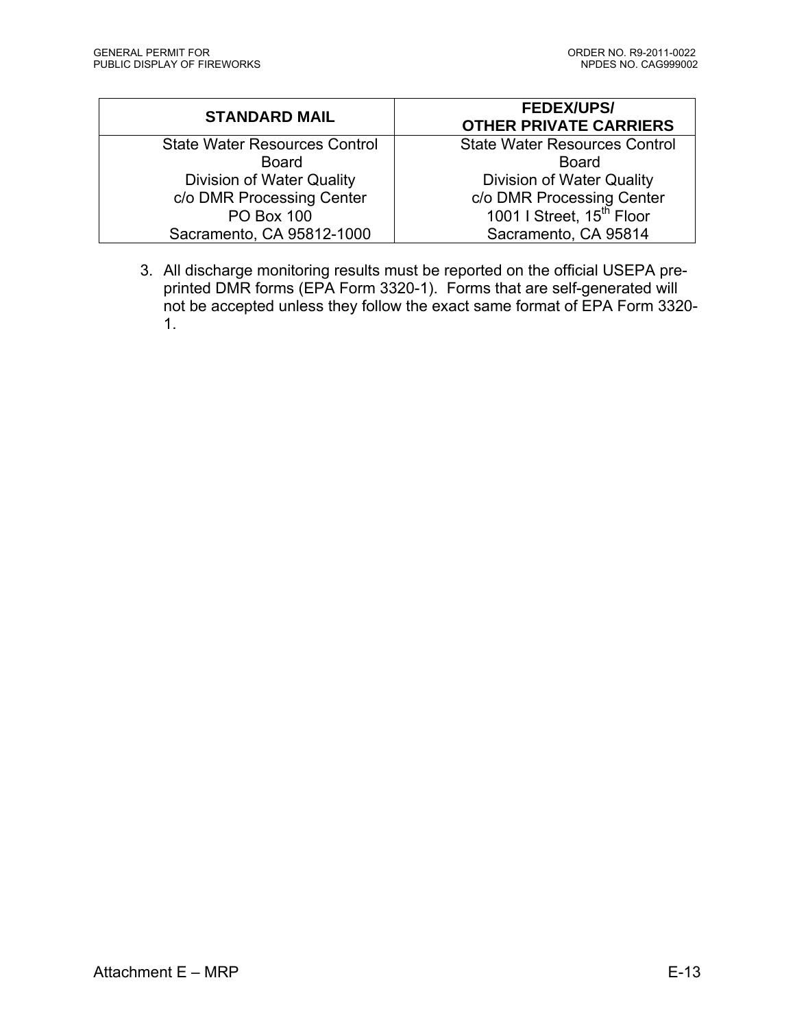| STANDARD MAIL | FEDEX/UPS/ OTHER PRIVATE CARRIERS |
|---|---|
| State Water Resources Control Board<br>Division of Water Quality<br>c/o DMR Processing Center<br>PO Box 100<br>Sacramento, CA 95812-1000 | State Water Resources Control Board<br>Division of Water Quality<br>c/o DMR Processing Center<br>1001 I Street, 15th Floor<br>Sacramento, CA 95814 |

3. All discharge monitoring results must be reported on the official USEPA pre-printed DMR forms (EPA Form 3320-1). Forms that are self-generated will not be accepted unless they follow the exact same format of EPA Form 3320-1.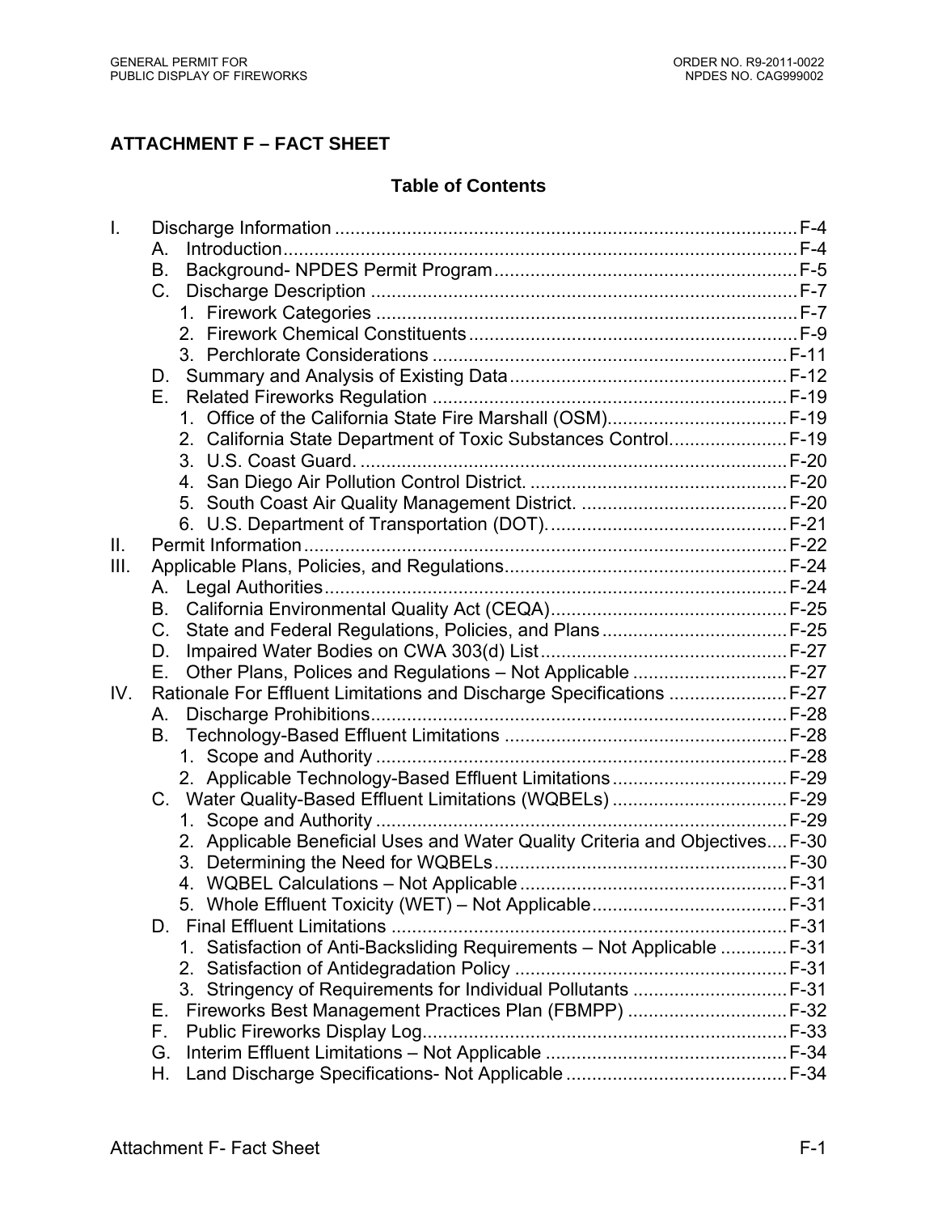## ATTACHMENT F – FACT SHEET

### Table of Contents

I. Discharge Information .......................................................................................... F-4
  A. Introduction.................................................................................................. F-4
  B. Background- NPDES Permit Program .......................................................... F-5
  C. Discharge Description ................................................................................... F-7
    1. Firework Categories ................................................................................. F-7
    2. Firework Chemical Constituents ................................................................ F-9
    3. Perchlorate Considerations ..................................................................... F-11
  D. Summary and Analysis of Existing Data ...................................................... F-12
  E. Related Fireworks Regulation ..................................................................... F-19
    1. Office of the California State Fire Marshall (OSM)................................... F-19
    2. California State Department of Toxic Substances Control....................... F-19
    3. U.S. Coast Guard. .................................................................................... F-20
    4. San Diego Air Pollution Control District. ................................................... F-20
    5. South Coast Air Quality Management District. ......................................... F-20
    6. U.S. Department of Transportation (DOT). ............................................... F-21
II. Permit Information ............................................................................................. F-22
III. Applicable Plans, Policies, and Regulations....................................................... F-24
  A. Legal Authorities......................................................................................... F-24
  B. California Environmental Quality Act (CEQA).............................................. F-25
  C. State and Federal Regulations, Policies, and Plans .................................... F-25
  D. Impaired Water Bodies on CWA 303(d) List ................................................ F-27
  E. Other Plans, Polices and Regulations – Not Applicable .............................. F-27
IV. Rationale For Effluent Limitations and Discharge Specifications ....................... F-27
  A. Discharge Prohibitions................................................................................ F-28
  B. Technology-Based Effluent Limitations ....................................................... F-28
    1. Scope and Authority ................................................................................ F-28
    2. Applicable Technology-Based Effluent Limitations .................................. F-29
  C. Water Quality-Based Effluent Limitations (WQBELs) .................................. F-29
    1. Scope and Authority ................................................................................ F-29
    2. Applicable Beneficial Uses and Water Quality Criteria and Objectives.... F-30
    3. Determining the Need for WQBELs......................................................... F-30
    4. WQBEL Calculations – Not Applicable .................................................... F-31
    5. Whole Effluent Toxicity (WET) – Not Applicable...................................... F-31
  D. Final Effluent Limitations ............................................................................ F-31
    1. Satisfaction of Anti-Backsliding Requirements – Not Applicable ............. F-31
    2. Satisfaction of Antidegradation Policy ..................................................... F-31
    3. Stringency of Requirements for Individual Pollutants .............................. F-31
  E. Fireworks Best Management Practices Plan (FBMPP) ............................... F-32
  F. Public Fireworks Display Log...................................................................... F-33
  G. Interim Effluent Limitations – Not Applicable ............................................... F-34
  H. Land Discharge Specifications- Not Applicable ........................................... F-34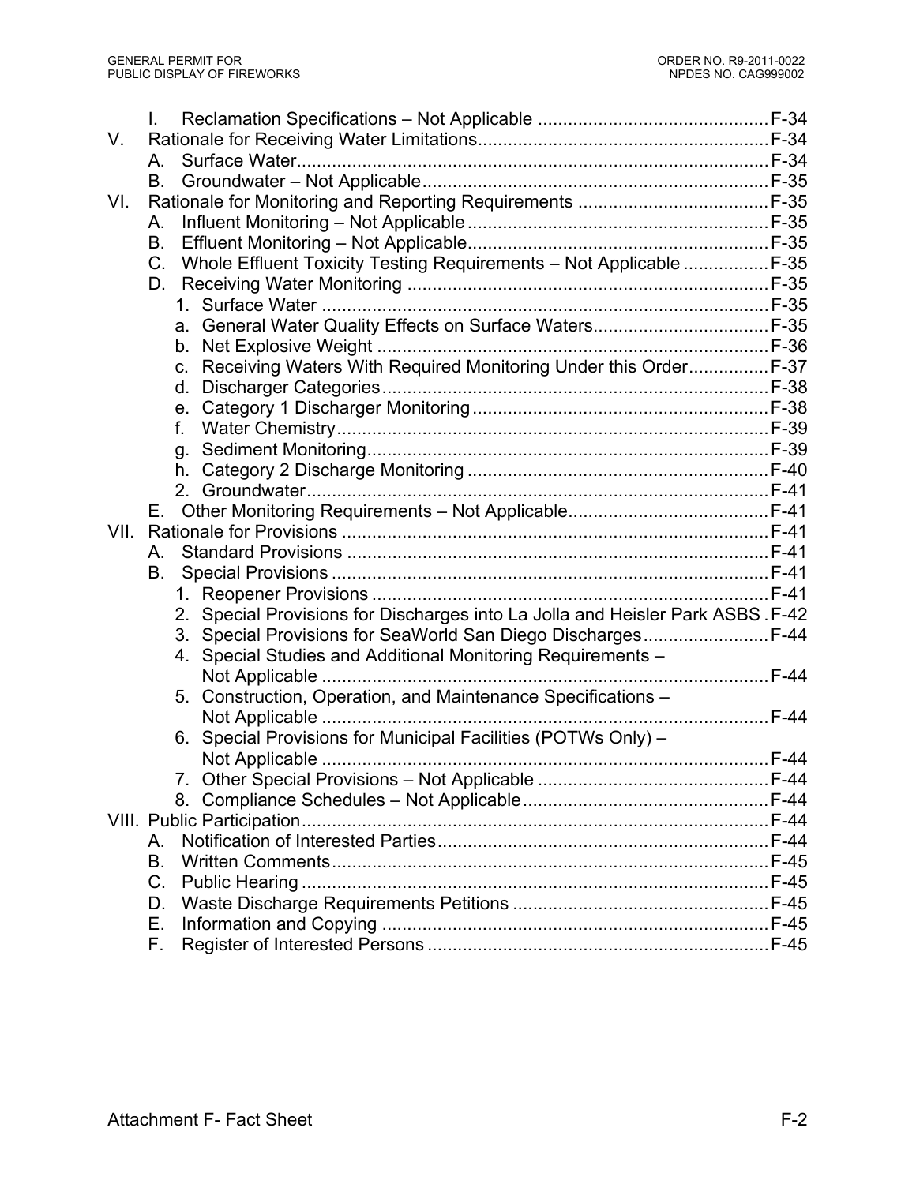- I. Reclamation Specifications – Not Applicable ............................................. F-34
- V. Rationale for Receiving Water Limitations......................................................... F-34
  - A. Surface Water............................................................................................ F-34
  - B. Groundwater – Not Applicable.................................................................... F-35
- VI. Rationale for Monitoring and Reporting Requirements ..................................... F-35
  - A. Influent Monitoring – Not Applicable ........................................................... F-35
  - B. Effluent Monitoring – Not Applicable........................................................... F-35
  - C. Whole Effluent Toxicity Testing Requirements – Not Applicable ................ F-35
  - D. Receiving Water Monitoring ....................................................................... F-35
    - 1. Surface Water ........................................................................................ F-35
    - a. General Water Quality Effects on Surface Waters.................................. F-35
    - b. Net Explosive Weight ............................................................................. F-36
    - c. Receiving Waters With Required Monitoring Under this Order................ F-37
    - d. Discharger Categories............................................................................ F-38
    - e. Category 1 Discharger Monitoring .......................................................... F-38
    - f. Water Chemistry...................................................................................... F-39
    - g. Sediment Monitoring............................................................................... F-39
    - h. Category 2 Discharge Monitoring ........................................................... F-40
    - 2. Groundwater........................................................................................... F-41
  - E. Other Monitoring Requirements – Not Applicable........................................ F-41
- VII. Rationale for Provisions ................................................................................... F-41
  - A. Standard Provisions ................................................................................... F-41
  - B. Special Provisions ..................................................................................... F-41
    - 1. Reopener Provisions .............................................................................. F-41
    - 2. Special Provisions for Discharges into La Jolla and Heisler Park ASBS . F-42
    - 3. Special Provisions for SeaWorld San Diego Discharges......................... F-44
    - 4. Special Studies and Additional Monitoring Requirements – Not Applicable ........................................................................................ F-44
    - 5. Construction, Operation, and Maintenance Specifications – Not Applicable ........................................................................................ F-44
    - 6. Special Provisions for Municipal Facilities (POTWs Only) – Not Applicable ........................................................................................ F-44
    - 7. Other Special Provisions – Not Applicable ............................................. F-44
    - 8. Compliance Schedules – Not Applicable................................................ F-44
- VIII. Public Participation........................................................................................... F-44
  - A. Notification of Interested Parties................................................................. F-44
  - B. Written Comments...................................................................................... F-45
  - C. Public Hearing ............................................................................................ F-45
  - D. Waste Discharge Requirements Petitions .................................................. F-45
  - E. Information and Copying ............................................................................ F-45
  - F. Register of Interested Persons ................................................................... F-45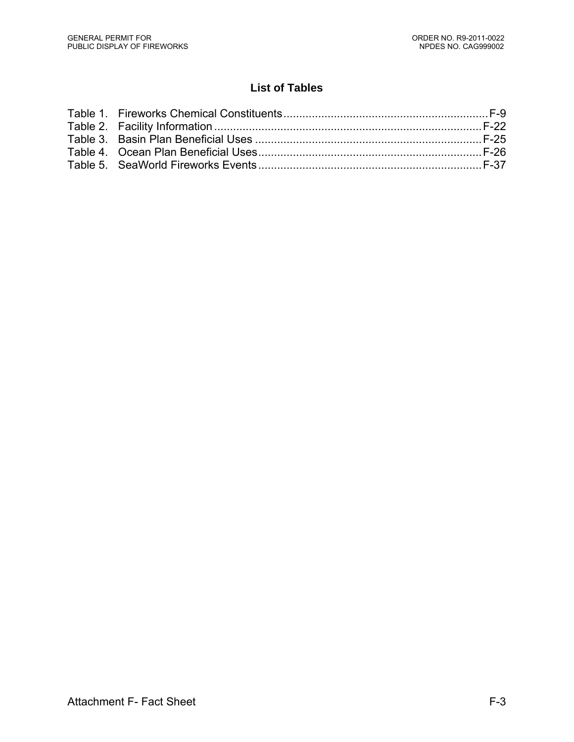## List of Tables

Table 1. Fireworks Chemical Constituents ........................................................ F-9
Table 2. Facility Information ........................................................................ F-22
Table 3. Basin Plan Beneficial Uses ............................................................... F-25
Table 4. Ocean Plan Beneficial Uses .............................................................. F-26
Table 5. SeaWorld Fireworks Events .............................................................. F-37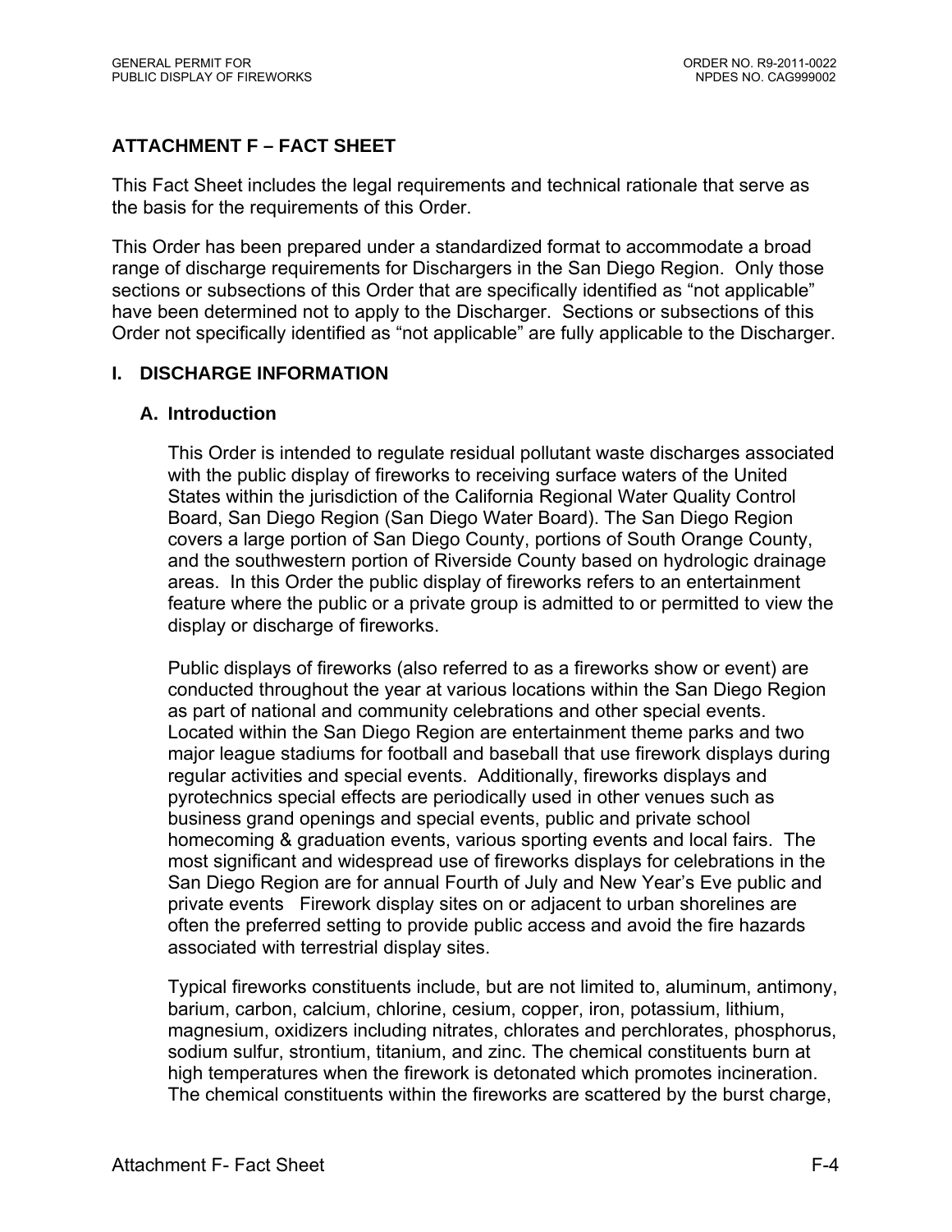## ATTACHMENT F – FACT SHEET

This Fact Sheet includes the legal requirements and technical rationale that serve as the basis for the requirements of this Order.

This Order has been prepared under a standardized format to accommodate a broad range of discharge requirements for Dischargers in the San Diego Region. Only those sections or subsections of this Order that are specifically identified as "not applicable" have been determined not to apply to the Discharger. Sections or subsections of this Order not specifically identified as "not applicable" are fully applicable to the Discharger.

### I. DISCHARGE INFORMATION

#### A. Introduction

This Order is intended to regulate residual pollutant waste discharges associated with the public display of fireworks to receiving surface waters of the United States within the jurisdiction of the California Regional Water Quality Control Board, San Diego Region (San Diego Water Board). The San Diego Region covers a large portion of San Diego County, portions of South Orange County, and the southwestern portion of Riverside County based on hydrologic drainage areas. In this Order the public display of fireworks refers to an entertainment feature where the public or a private group is admitted to or permitted to view the display or discharge of fireworks.

Public displays of fireworks (also referred to as a fireworks show or event) are conducted throughout the year at various locations within the San Diego Region as part of national and community celebrations and other special events. Located within the San Diego Region are entertainment theme parks and two major league stadiums for football and baseball that use firework displays during regular activities and special events. Additionally, fireworks displays and pyrotechnics special effects are periodically used in other venues such as business grand openings and special events, public and private school homecoming & graduation events, various sporting events and local fairs. The most significant and widespread use of fireworks displays for celebrations in the San Diego Region are for annual Fourth of July and New Year's Eve public and private events Firework display sites on or adjacent to urban shorelines are often the preferred setting to provide public access and avoid the fire hazards associated with terrestrial display sites.

Typical fireworks constituents include, but are not limited to, aluminum, antimony, barium, carbon, calcium, chlorine, cesium, copper, iron, potassium, lithium, magnesium, oxidizers including nitrates, chlorates and perchlorates, phosphorus, sodium sulfur, strontium, titanium, and zinc. The chemical constituents burn at high temperatures when the firework is detonated which promotes incineration. The chemical constituents within the fireworks are scattered by the burst charge,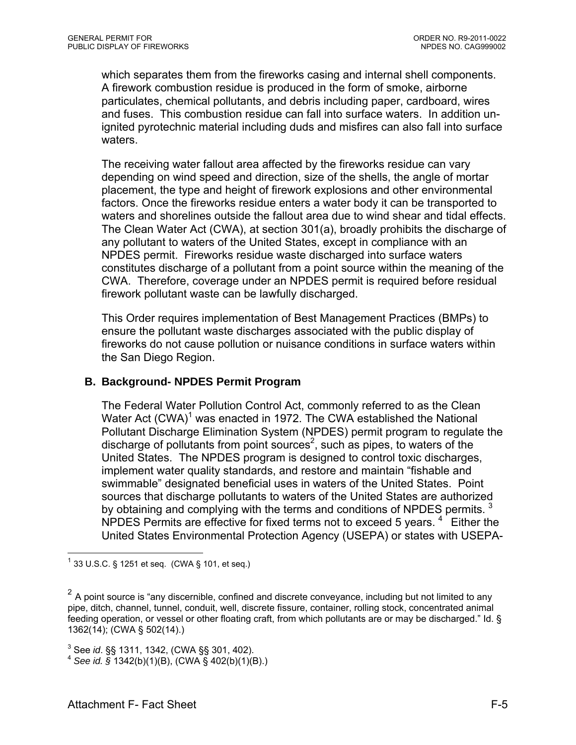which separates them from the fireworks casing and internal shell components. A firework combustion residue is produced in the form of smoke, airborne particulates, chemical pollutants, and debris including paper, cardboard, wires and fuses. This combustion residue can fall into surface waters. In addition un-ignited pyrotechnic material including duds and misfires can also fall into surface waters.

The receiving water fallout area affected by the fireworks residue can vary depending on wind speed and direction, size of the shells, the angle of mortar placement, the type and height of firework explosions and other environmental factors. Once the fireworks residue enters a water body it can be transported to waters and shorelines outside the fallout area due to wind shear and tidal effects. The Clean Water Act (CWA), at section 301(a), broadly prohibits the discharge of any pollutant to waters of the United States, except in compliance with an NPDES permit. Fireworks residue waste discharged into surface waters constitutes discharge of a pollutant from a point source within the meaning of the CWA. Therefore, coverage under an NPDES permit is required before residual firework pollutant waste can be lawfully discharged.

This Order requires implementation of Best Management Practices (BMPs) to ensure the pollutant waste discharges associated with the public display of fireworks do not cause pollution or nuisance conditions in surface waters within the San Diego Region.

## B. Background- NPDES Permit Program

The Federal Water Pollution Control Act, commonly referred to as the Clean Water Act (CWA)[1] was enacted in 1972. The CWA established the National Pollutant Discharge Elimination System (NPDES) permit program to regulate the discharge of pollutants from point sources[2], such as pipes, to waters of the United States. The NPDES program is designed to control toxic discharges, implement water quality standards, and restore and maintain "fishable and swimmable" designated beneficial uses in waters of the United States. Point sources that discharge pollutants to waters of the United States are authorized by obtaining and complying with the terms and conditions of NPDES permits. [3] NPDES Permits are effective for fixed terms not to exceed 5 years. [4] Either the United States Environmental Protection Agency (USEPA) or states with USEPA-

---

[1] 33 U.S.C. § 1251 et seq. (CWA § 101, et seq.)

[2] A point source is "any discernible, confined and discrete conveyance, including but not limited to any pipe, ditch, channel, tunnel, conduit, well, discrete fissure, container, rolling stock, concentrated animal feeding operation, or vessel or other floating craft, from which pollutants are or may be discharged." Id. § 1362(14); (CWA § 502(14).)

[3] See *id*. §§ 1311, 1342, (CWA §§ 301, 402).

[4] *See id. §* 1342(b)(1)(B), (CWA § 402(b)(1)(B).)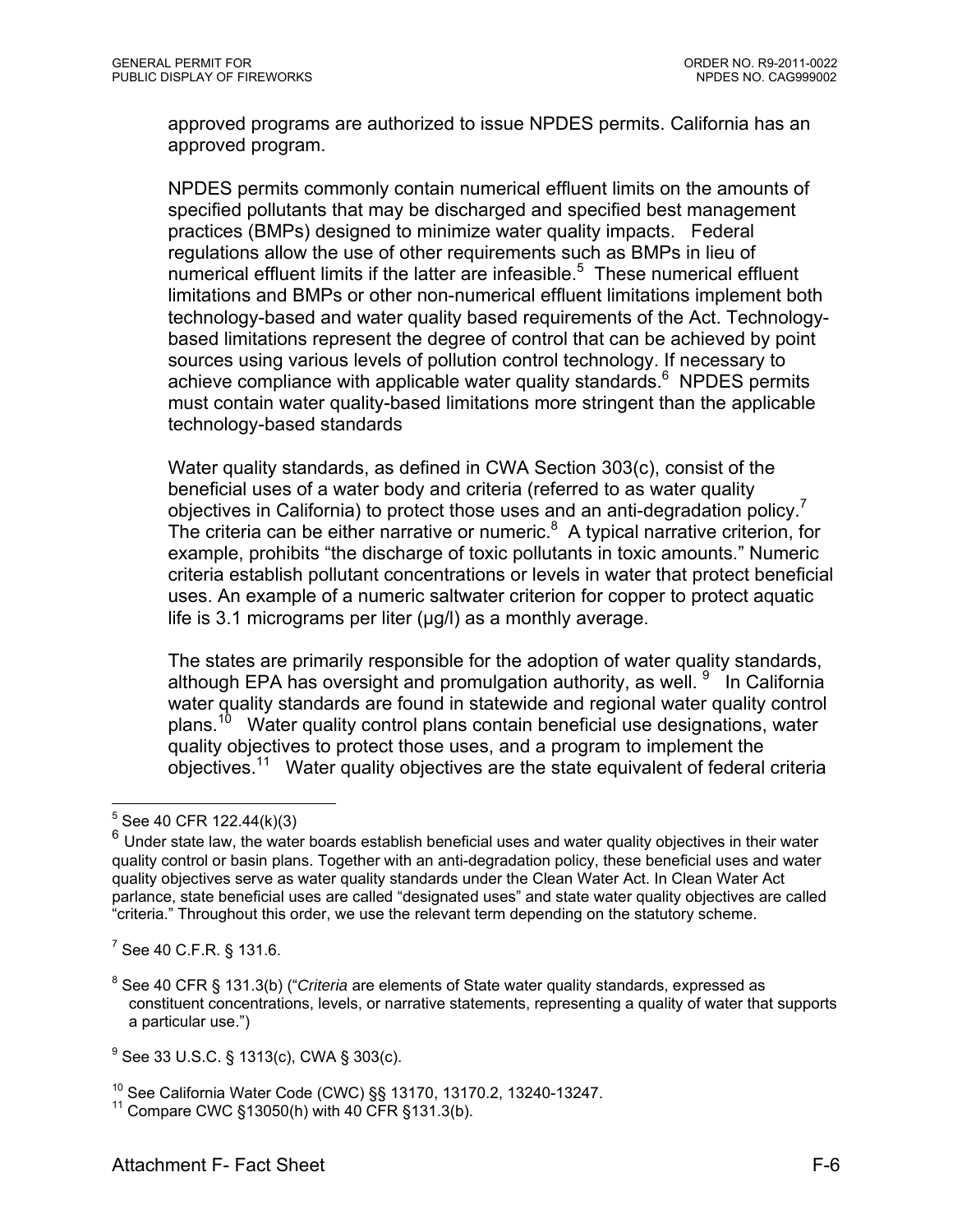approved programs are authorized to issue NPDES permits. California has an approved program.

NPDES permits commonly contain numerical effluent limits on the amounts of specified pollutants that may be discharged and specified best management practices (BMPs) designed to minimize water quality impacts. Federal regulations allow the use of other requirements such as BMPs in lieu of numerical effluent limits if the latter are infeasible.[5] These numerical effluent limitations and BMPs or other non-numerical effluent limitations implement both technology-based and water quality based requirements of the Act. Technology-based limitations represent the degree of control that can be achieved by point sources using various levels of pollution control technology. If necessary to achieve compliance with applicable water quality standards.[6] NPDES permits must contain water quality-based limitations more stringent than the applicable technology-based standards

Water quality standards, as defined in CWA Section 303(c), consist of the beneficial uses of a water body and criteria (referred to as water quality objectives in California) to protect those uses and an anti-degradation policy.[7] The criteria can be either narrative or numeric.[8] A typical narrative criterion, for example, prohibits "the discharge of toxic pollutants in toxic amounts." Numeric criteria establish pollutant concentrations or levels in water that protect beneficial uses. An example of a numeric saltwater criterion for copper to protect aquatic life is 3.1 micrograms per liter (µg/l) as a monthly average.

The states are primarily responsible for the adoption of water quality standards, although EPA has oversight and promulgation authority, as well.[9] In California water quality standards are found in statewide and regional water quality control plans.[10] Water quality control plans contain beneficial use designations, water quality objectives to protect those uses, and a program to implement the objectives.[11] Water quality objectives are the state equivalent of federal criteria

---

[5] See 40 CFR 122.44(k)(3)

[6] Under state law, the water boards establish beneficial uses and water quality objectives in their water quality control or basin plans. Together with an anti-degradation policy, these beneficial uses and water quality objectives serve as water quality standards under the Clean Water Act. In Clean Water Act parlance, state beneficial uses are called "designated uses" and state water quality objectives are called "criteria." Throughout this order, we use the relevant term depending on the statutory scheme.

[7] See 40 C.F.R. § 131.6.

[8] See 40 CFR § 131.3(b) ("*Criteria* are elements of State water quality standards, expressed as constituent concentrations, levels, or narrative statements, representing a quality of water that supports a particular use.")

[9] See 33 U.S.C. § 1313(c), CWA § 303(c).

[10] See California Water Code (CWC) §§ 13170, 13170.2, 13240-13247.

[11] Compare CWC §13050(h) with 40 CFR §131.3(b).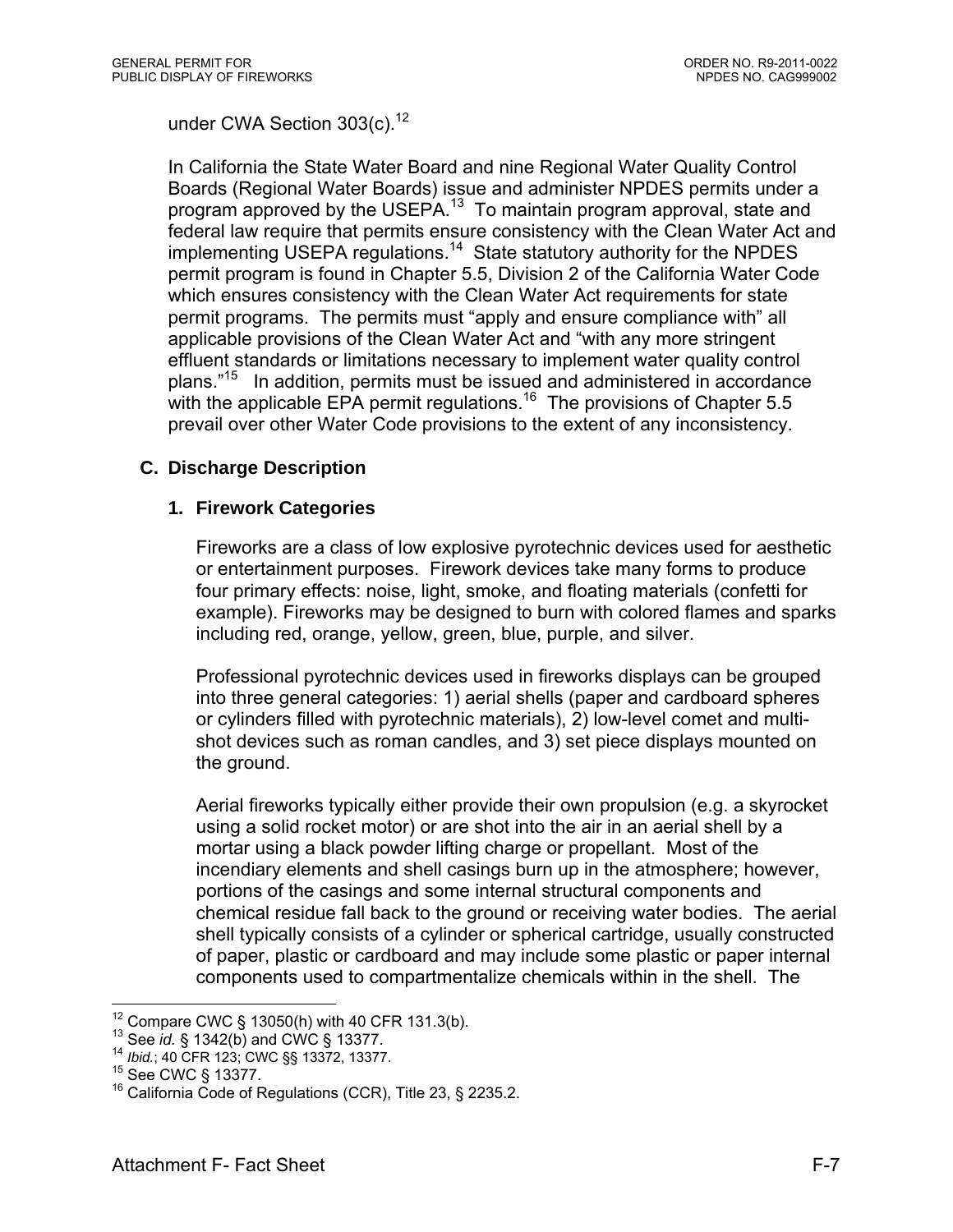under CWA Section 303(c).[12]

In California the State Water Board and nine Regional Water Quality Control Boards (Regional Water Boards) issue and administer NPDES permits under a program approved by the USEPA.[13] To maintain program approval, state and federal law require that permits ensure consistency with the Clean Water Act and implementing USEPA regulations.[14] State statutory authority for the NPDES permit program is found in Chapter 5.5, Division 2 of the California Water Code which ensures consistency with the Clean Water Act requirements for state permit programs. The permits must "apply and ensure compliance with" all applicable provisions of the Clean Water Act and "with any more stringent effluent standards or limitations necessary to implement water quality control plans."[15] In addition, permits must be issued and administered in accordance with the applicable EPA permit regulations.[16] The provisions of Chapter 5.5 prevail over other Water Code provisions to the extent of any inconsistency.

## C. Discharge Description

### 1. Firework Categories

Fireworks are a class of low explosive pyrotechnic devices used for aesthetic or entertainment purposes. Firework devices take many forms to produce four primary effects: noise, light, smoke, and floating materials (confetti for example). Fireworks may be designed to burn with colored flames and sparks including red, orange, yellow, green, blue, purple, and silver.

Professional pyrotechnic devices used in fireworks displays can be grouped into three general categories: 1) aerial shells (paper and cardboard spheres or cylinders filled with pyrotechnic materials), 2) low-level comet and multi-shot devices such as roman candles, and 3) set piece displays mounted on the ground.

Aerial fireworks typically either provide their own propulsion (e.g. a skyrocket using a solid rocket motor) or are shot into the air in an aerial shell by a mortar using a black powder lifting charge or propellant. Most of the incendiary elements and shell casings burn up in the atmosphere; however, portions of the casings and some internal structural components and chemical residue fall back to the ground or receiving water bodies. The aerial shell typically consists of a cylinder or spherical cartridge, usually constructed of paper, plastic or cardboard and may include some plastic or paper internal components used to compartmentalize chemicals within in the shell. The

---

[12] Compare CWC § 13050(h) with 40 CFR 131.3(b).
[13] See *id.* § 1342(b) and CWC § 13377.
[14] *Ibid.*; 40 CFR 123; CWC §§ 13372, 13377.
[15] See CWC § 13377.
[16] California Code of Regulations (CCR), Title 23, § 2235.2.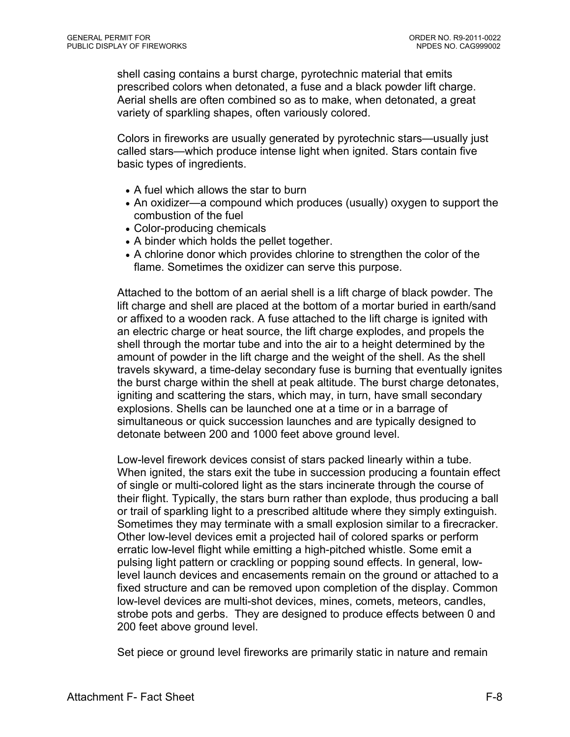shell casing contains a burst charge, pyrotechnic material that emits prescribed colors when detonated, a fuse and a black powder lift charge. Aerial shells are often combined so as to make, when detonated, a great variety of sparkling shapes, often variously colored.

Colors in fireworks are usually generated by pyrotechnic stars—usually just called stars—which produce intense light when ignited. Stars contain five basic types of ingredients.

- A fuel which allows the star to burn
- An oxidizer—a compound which produces (usually) oxygen to support the combustion of the fuel
- Color-producing chemicals
- A binder which holds the pellet together.
- A chlorine donor which provides chlorine to strengthen the color of the flame. Sometimes the oxidizer can serve this purpose.

Attached to the bottom of an aerial shell is a lift charge of black powder. The lift charge and shell are placed at the bottom of a mortar buried in earth/sand or affixed to a wooden rack. A fuse attached to the lift charge is ignited with an electric charge or heat source, the lift charge explodes, and propels the shell through the mortar tube and into the air to a height determined by the amount of powder in the lift charge and the weight of the shell. As the shell travels skyward, a time-delay secondary fuse is burning that eventually ignites the burst charge within the shell at peak altitude. The burst charge detonates, igniting and scattering the stars, which may, in turn, have small secondary explosions. Shells can be launched one at a time or in a barrage of simultaneous or quick succession launches and are typically designed to detonate between 200 and 1000 feet above ground level.

Low-level firework devices consist of stars packed linearly within a tube. When ignited, the stars exit the tube in succession producing a fountain effect of single or multi-colored light as the stars incinerate through the course of their flight. Typically, the stars burn rather than explode, thus producing a ball or trail of sparkling light to a prescribed altitude where they simply extinguish. Sometimes they may terminate with a small explosion similar to a firecracker. Other low-level devices emit a projected hail of colored sparks or perform erratic low-level flight while emitting a high-pitched whistle. Some emit a pulsing light pattern or crackling or popping sound effects. In general, low-level launch devices and encasements remain on the ground or attached to a fixed structure and can be removed upon completion of the display. Common low-level devices are multi-shot devices, mines, comets, meteors, candles, strobe pots and gerbs. They are designed to produce effects between 0 and 200 feet above ground level.

Set piece or ground level fireworks are primarily static in nature and remain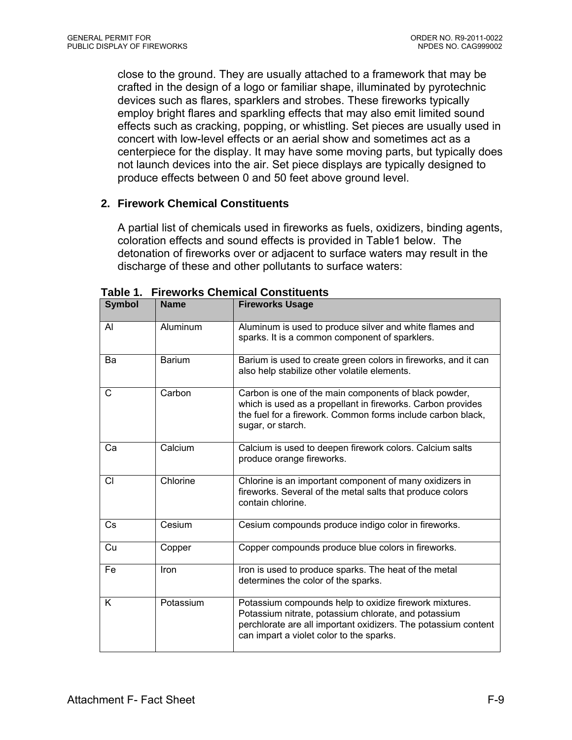close to the ground. They are usually attached to a framework that may be crafted in the design of a logo or familiar shape, illuminated by pyrotechnic devices such as flares, sparklers and strobes. These fireworks typically employ bright flares and sparkling effects that may also emit limited sound effects such as cracking, popping, or whistling. Set pieces are usually used in concert with low-level effects or an aerial show and sometimes act as a centerpiece for the display. It may have some moving parts, but typically does not launch devices into the air. Set piece displays are typically designed to produce effects between 0 and 50 feet above ground level.

## 2. Firework Chemical Constituents

A partial list of chemicals used in fireworks as fuels, oxidizers, binding agents, coloration effects and sound effects is provided in Table1 below. The detonation of fireworks over or adjacent to surface waters may result in the discharge of these and other pollutants to surface waters:

**Table 1. Fireworks Chemical Constituents**

| Symbol | Name | Fireworks Usage |
|---|---|---|
| Al | Aluminum | Aluminum is used to produce silver and white flames and sparks. It is a common component of sparklers. |
| Ba | Barium | Barium is used to create green colors in fireworks, and it can also help stabilize other volatile elements. |
| C | Carbon | Carbon is one of the main components of black powder, which is used as a propellant in fireworks. Carbon provides the fuel for a firework. Common forms include carbon black, sugar, or starch. |
| Ca | Calcium | Calcium is used to deepen firework colors. Calcium salts produce orange fireworks. |
| Cl | Chlorine | Chlorine is an important component of many oxidizers in fireworks. Several of the metal salts that produce colors contain chlorine. |
| Cs | Cesium | Cesium compounds produce indigo color in fireworks. |
| Cu | Copper | Copper compounds produce blue colors in fireworks. |
| Fe | Iron | Iron is used to produce sparks. The heat of the metal determines the color of the sparks. |
| K | Potassium | Potassium compounds help to oxidize firework mixtures. Potassium nitrate, potassium chlorate, and potassium perchlorate are all important oxidizers. The potassium content can impart a violet color to the sparks. |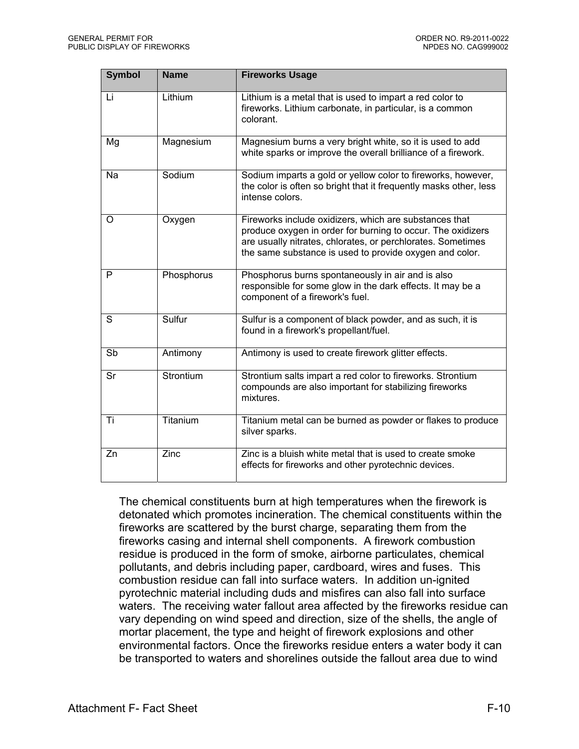| Symbol | Name | Fireworks Usage |
|---|---|---|
| Li | Lithium | Lithium is a metal that is used to impart a red color to fireworks. Lithium carbonate, in particular, is a common colorant. |
| Mg | Magnesium | Magnesium burns a very bright white, so it is used to add white sparks or improve the overall brilliance of a firework. |
| Na | Sodium | Sodium imparts a gold or yellow color to fireworks, however, the color is often so bright that it frequently masks other, less intense colors. |
| O | Oxygen | Fireworks include oxidizers, which are substances that produce oxygen in order for burning to occur. The oxidizers are usually nitrates, chlorates, or perchlorates. Sometimes the same substance is used to provide oxygen and color. |
| P | Phosphorus | Phosphorus burns spontaneously in air and is also responsible for some glow in the dark effects. It may be a component of a firework's fuel. |
| S | Sulfur | Sulfur is a component of black powder, and as such, it is found in a firework's propellant/fuel. |
| Sb | Antimony | Antimony is used to create firework glitter effects. |
| Sr | Strontium | Strontium salts impart a red color to fireworks. Strontium compounds are also important for stabilizing fireworks mixtures. |
| Ti | Titanium | Titanium metal can be burned as powder or flakes to produce silver sparks. |
| Zn | Zinc | Zinc is a bluish white metal that is used to create smoke effects for fireworks and other pyrotechnic devices. |

The chemical constituents burn at high temperatures when the firework is detonated which promotes incineration. The chemical constituents within the fireworks are scattered by the burst charge, separating them from the fireworks casing and internal shell components. A firework combustion residue is produced in the form of smoke, airborne particulates, chemical pollutants, and debris including paper, cardboard, wires and fuses. This combustion residue can fall into surface waters. In addition un-ignited pyrotechnic material including duds and misfires can also fall into surface waters. The receiving water fallout area affected by the fireworks residue can vary depending on wind speed and direction, size of the shells, the angle of mortar placement, the type and height of firework explosions and other environmental factors. Once the fireworks residue enters a water body it can be transported to waters and shorelines outside the fallout area due to wind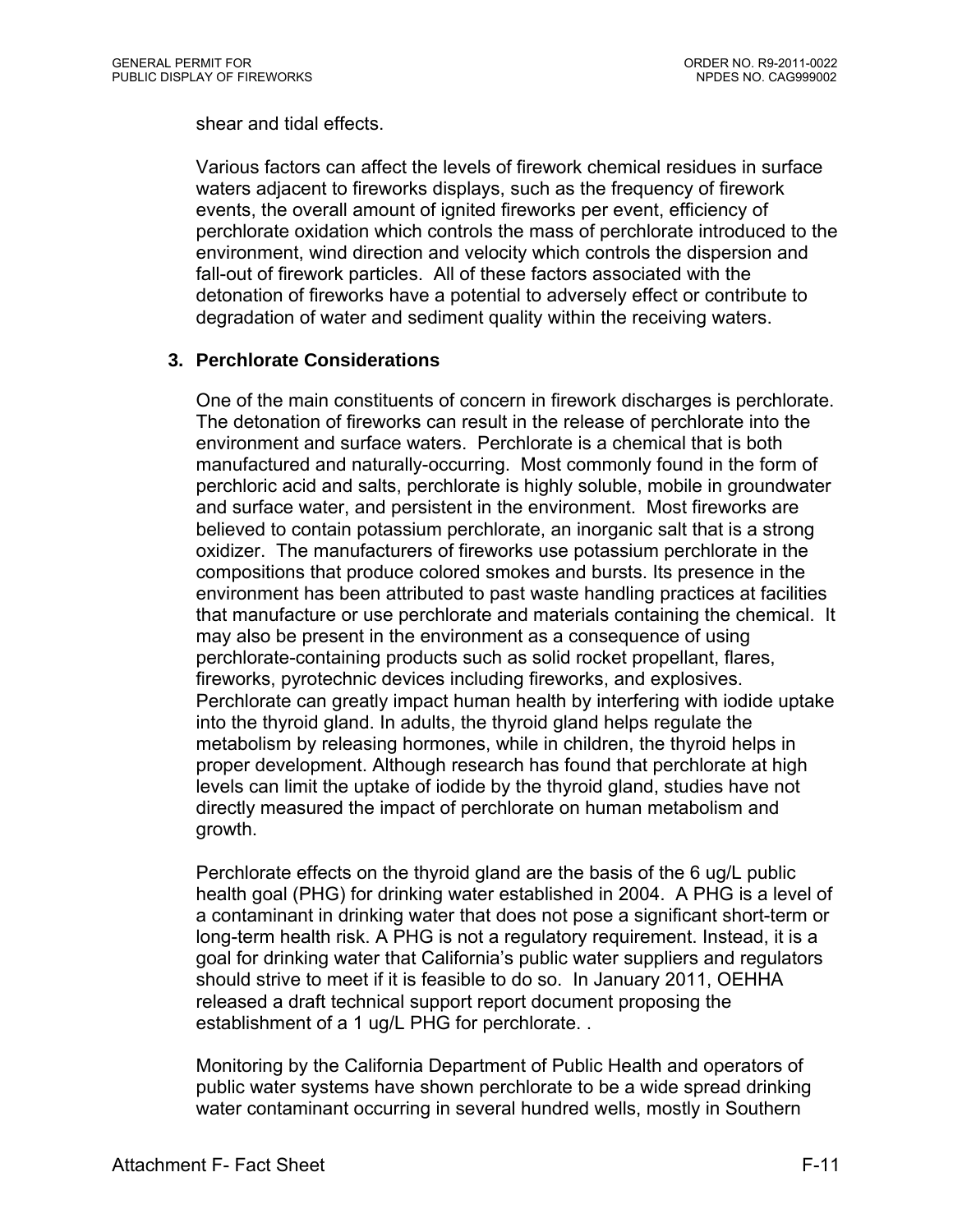shear and tidal effects.

Various factors can affect the levels of firework chemical residues in surface waters adjacent to fireworks displays, such as the frequency of firework events, the overall amount of ignited fireworks per event, efficiency of perchlorate oxidation which controls the mass of perchlorate introduced to the environment, wind direction and velocity which controls the dispersion and fall-out of firework particles. All of these factors associated with the detonation of fireworks have a potential to adversely effect or contribute to degradation of water and sediment quality within the receiving waters.

### 3. Perchlorate Considerations

One of the main constituents of concern in firework discharges is perchlorate. The detonation of fireworks can result in the release of perchlorate into the environment and surface waters. Perchlorate is a chemical that is both manufactured and naturally-occurring. Most commonly found in the form of perchloric acid and salts, perchlorate is highly soluble, mobile in groundwater and surface water, and persistent in the environment. Most fireworks are believed to contain potassium perchlorate, an inorganic salt that is a strong oxidizer. The manufacturers of fireworks use potassium perchlorate in the compositions that produce colored smokes and bursts. Its presence in the environment has been attributed to past waste handling practices at facilities that manufacture or use perchlorate and materials containing the chemical. It may also be present in the environment as a consequence of using perchlorate-containing products such as solid rocket propellant, flares, fireworks, pyrotechnic devices including fireworks, and explosives. Perchlorate can greatly impact human health by interfering with iodide uptake into the thyroid gland. In adults, the thyroid gland helps regulate the metabolism by releasing hormones, while in children, the thyroid helps in proper development. Although research has found that perchlorate at high levels can limit the uptake of iodide by the thyroid gland, studies have not directly measured the impact of perchlorate on human metabolism and growth.

Perchlorate effects on the thyroid gland are the basis of the 6 ug/L public health goal (PHG) for drinking water established in 2004. A PHG is a level of a contaminant in drinking water that does not pose a significant short-term or long-term health risk. A PHG is not a regulatory requirement. Instead, it is a goal for drinking water that California's public water suppliers and regulators should strive to meet if it is feasible to do so. In January 2011, OEHHA released a draft technical support report document proposing the establishment of a 1 ug/L PHG for perchlorate. .

Monitoring by the California Department of Public Health and operators of public water systems have shown perchlorate to be a wide spread drinking water contaminant occurring in several hundred wells, mostly in Southern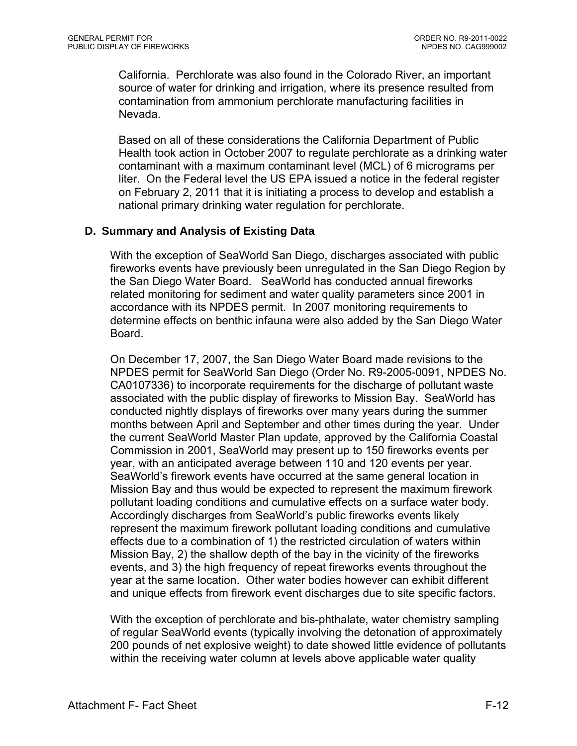California. Perchlorate was also found in the Colorado River, an important source of water for drinking and irrigation, where its presence resulted from contamination from ammonium perchlorate manufacturing facilities in Nevada.

Based on all of these considerations the California Department of Public Health took action in October 2007 to regulate perchlorate as a drinking water contaminant with a maximum contaminant level (MCL) of 6 micrograms per liter. On the Federal level the US EPA issued a notice in the federal register on February 2, 2011 that it is initiating a process to develop and establish a national primary drinking water regulation for perchlorate.

### D. Summary and Analysis of Existing Data

With the exception of SeaWorld San Diego, discharges associated with public fireworks events have previously been unregulated in the San Diego Region by the San Diego Water Board. SeaWorld has conducted annual fireworks related monitoring for sediment and water quality parameters since 2001 in accordance with its NPDES permit. In 2007 monitoring requirements to determine effects on benthic infauna were also added by the San Diego Water Board.

On December 17, 2007, the San Diego Water Board made revisions to the NPDES permit for SeaWorld San Diego (Order No. R9-2005-0091, NPDES No. CA0107336) to incorporate requirements for the discharge of pollutant waste associated with the public display of fireworks to Mission Bay. SeaWorld has conducted nightly displays of fireworks over many years during the summer months between April and September and other times during the year. Under the current SeaWorld Master Plan update, approved by the California Coastal Commission in 2001, SeaWorld may present up to 150 fireworks events per year, with an anticipated average between 110 and 120 events per year. SeaWorld's firework events have occurred at the same general location in Mission Bay and thus would be expected to represent the maximum firework pollutant loading conditions and cumulative effects on a surface water body. Accordingly discharges from SeaWorld's public fireworks events likely represent the maximum firework pollutant loading conditions and cumulative effects due to a combination of 1) the restricted circulation of waters within Mission Bay, 2) the shallow depth of the bay in the vicinity of the fireworks events, and 3) the high frequency of repeat fireworks events throughout the year at the same location. Other water bodies however can exhibit different and unique effects from firework event discharges due to site specific factors.

With the exception of perchlorate and bis-phthalate, water chemistry sampling of regular SeaWorld events (typically involving the detonation of approximately 200 pounds of net explosive weight) to date showed little evidence of pollutants within the receiving water column at levels above applicable water quality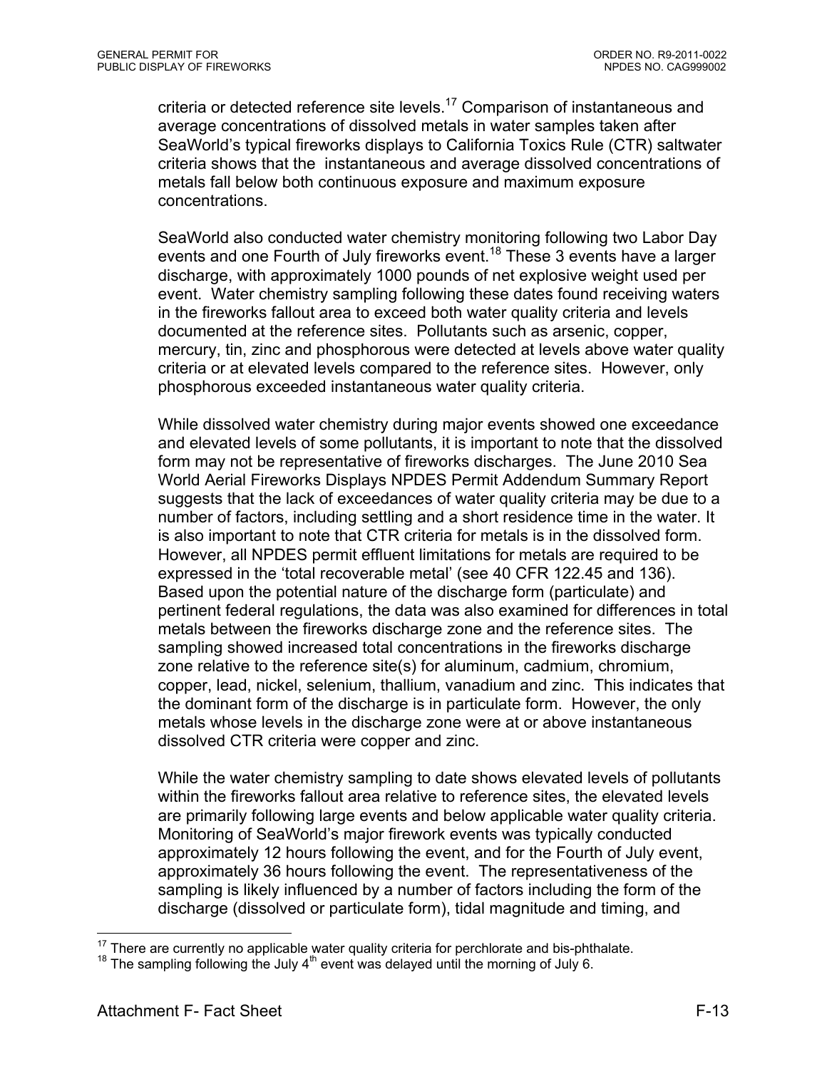criteria or detected reference site levels.[17] Comparison of instantaneous and average concentrations of dissolved metals in water samples taken after SeaWorld's typical fireworks displays to California Toxics Rule (CTR) saltwater criteria shows that the instantaneous and average dissolved concentrations of metals fall below both continuous exposure and maximum exposure concentrations.

SeaWorld also conducted water chemistry monitoring following two Labor Day events and one Fourth of July fireworks event.[18] These 3 events have a larger discharge, with approximately 1000 pounds of net explosive weight used per event. Water chemistry sampling following these dates found receiving waters in the fireworks fallout area to exceed both water quality criteria and levels documented at the reference sites. Pollutants such as arsenic, copper, mercury, tin, zinc and phosphorous were detected at levels above water quality criteria or at elevated levels compared to the reference sites. However, only phosphorous exceeded instantaneous water quality criteria.

While dissolved water chemistry during major events showed one exceedance and elevated levels of some pollutants, it is important to note that the dissolved form may not be representative of fireworks discharges. The June 2010 Sea World Aerial Fireworks Displays NPDES Permit Addendum Summary Report suggests that the lack of exceedances of water quality criteria may be due to a number of factors, including settling and a short residence time in the water. It is also important to note that CTR criteria for metals is in the dissolved form. However, all NPDES permit effluent limitations for metals are required to be expressed in the 'total recoverable metal' (see 40 CFR 122.45 and 136). Based upon the potential nature of the discharge form (particulate) and pertinent federal regulations, the data was also examined for differences in total metals between the fireworks discharge zone and the reference sites. The sampling showed increased total concentrations in the fireworks discharge zone relative to the reference site(s) for aluminum, cadmium, chromium, copper, lead, nickel, selenium, thallium, vanadium and zinc. This indicates that the dominant form of the discharge is in particulate form. However, the only metals whose levels in the discharge zone were at or above instantaneous dissolved CTR criteria were copper and zinc.

While the water chemistry sampling to date shows elevated levels of pollutants within the fireworks fallout area relative to reference sites, the elevated levels are primarily following large events and below applicable water quality criteria. Monitoring of SeaWorld's major firework events was typically conducted approximately 12 hours following the event, and for the Fourth of July event, approximately 36 hours following the event. The representativeness of the sampling is likely influenced by a number of factors including the form of the discharge (dissolved or particulate form), tidal magnitude and timing, and

[17] There are currently no applicable water quality criteria for perchlorate and bis-phthalate.

[18] The sampling following the July 4th event was delayed until the morning of July 6.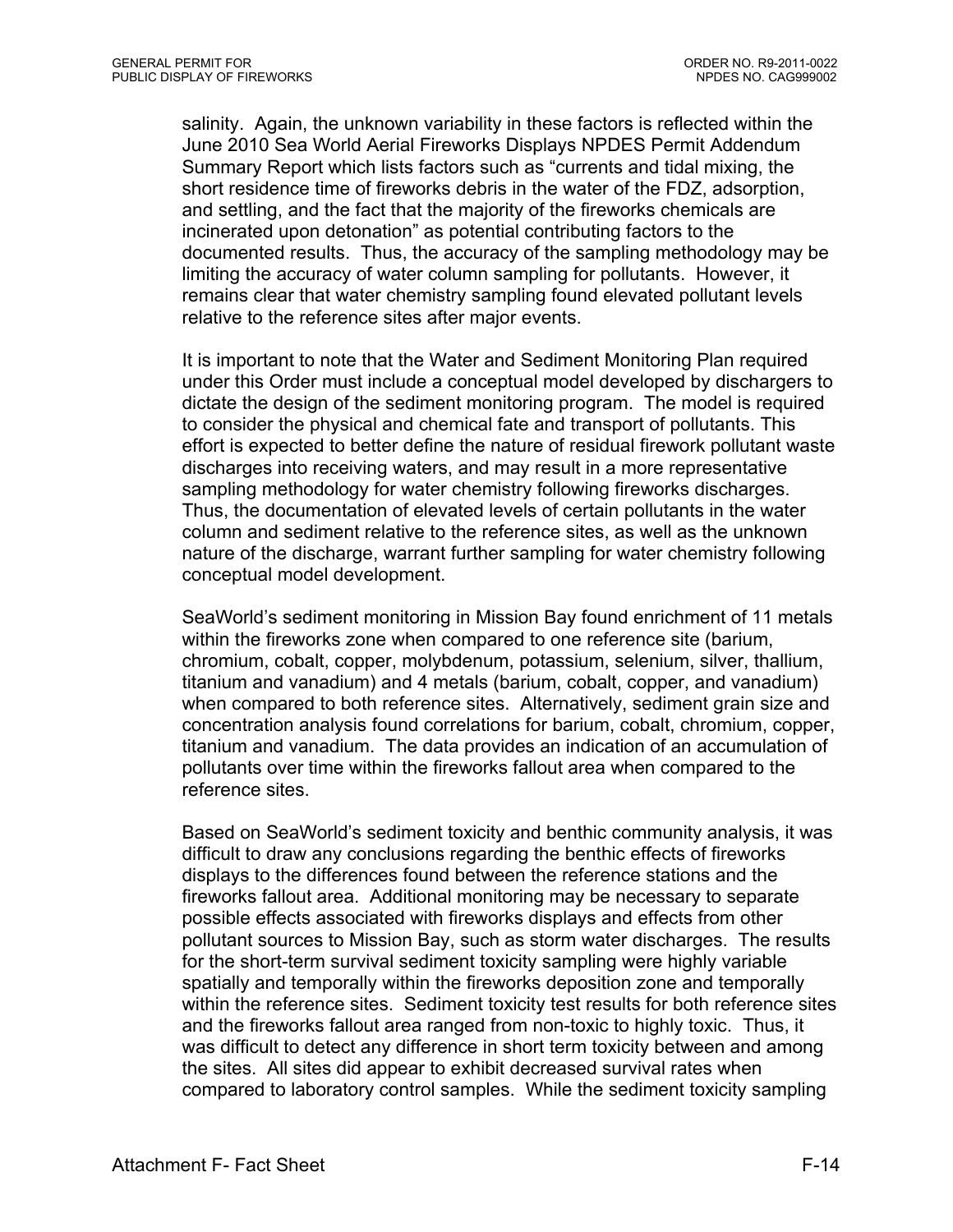salinity. Again, the unknown variability in these factors is reflected within the June 2010 Sea World Aerial Fireworks Displays NPDES Permit Addendum Summary Report which lists factors such as "currents and tidal mixing, the short residence time of fireworks debris in the water of the FDZ, adsorption, and settling, and the fact that the majority of the fireworks chemicals are incinerated upon detonation" as potential contributing factors to the documented results. Thus, the accuracy of the sampling methodology may be limiting the accuracy of water column sampling for pollutants. However, it remains clear that water chemistry sampling found elevated pollutant levels relative to the reference sites after major events.

It is important to note that the Water and Sediment Monitoring Plan required under this Order must include a conceptual model developed by dischargers to dictate the design of the sediment monitoring program. The model is required to consider the physical and chemical fate and transport of pollutants. This effort is expected to better define the nature of residual firework pollutant waste discharges into receiving waters, and may result in a more representative sampling methodology for water chemistry following fireworks discharges. Thus, the documentation of elevated levels of certain pollutants in the water column and sediment relative to the reference sites, as well as the unknown nature of the discharge, warrant further sampling for water chemistry following conceptual model development.

SeaWorld's sediment monitoring in Mission Bay found enrichment of 11 metals within the fireworks zone when compared to one reference site (barium, chromium, cobalt, copper, molybdenum, potassium, selenium, silver, thallium, titanium and vanadium) and 4 metals (barium, cobalt, copper, and vanadium) when compared to both reference sites. Alternatively, sediment grain size and concentration analysis found correlations for barium, cobalt, chromium, copper, titanium and vanadium. The data provides an indication of an accumulation of pollutants over time within the fireworks fallout area when compared to the reference sites.

Based on SeaWorld's sediment toxicity and benthic community analysis, it was difficult to draw any conclusions regarding the benthic effects of fireworks displays to the differences found between the reference stations and the fireworks fallout area. Additional monitoring may be necessary to separate possible effects associated with fireworks displays and effects from other pollutant sources to Mission Bay, such as storm water discharges. The results for the short-term survival sediment toxicity sampling were highly variable spatially and temporally within the fireworks deposition zone and temporally within the reference sites. Sediment toxicity test results for both reference sites and the fireworks fallout area ranged from non-toxic to highly toxic. Thus, it was difficult to detect any difference in short term toxicity between and among the sites. All sites did appear to exhibit decreased survival rates when compared to laboratory control samples. While the sediment toxicity sampling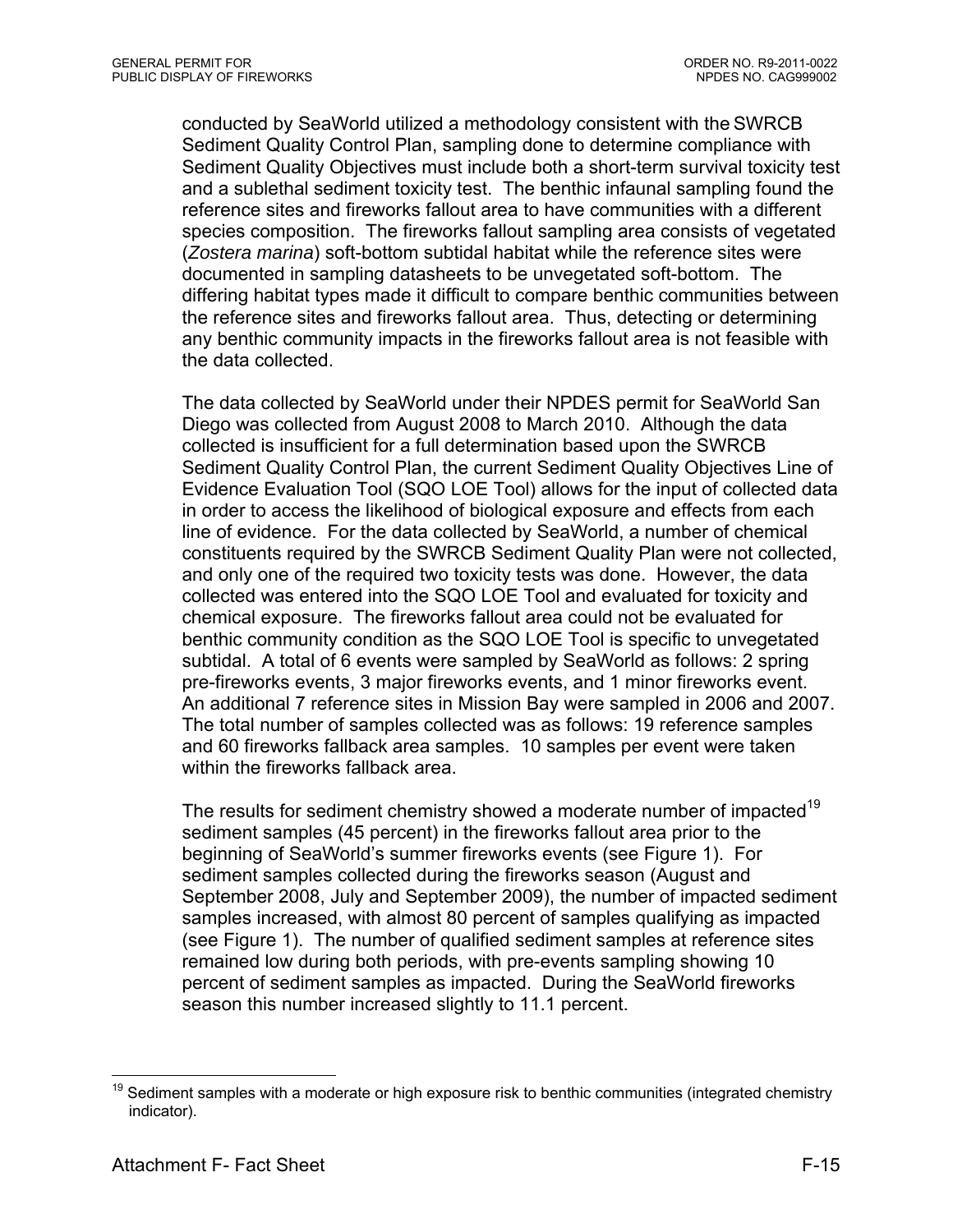conducted by SeaWorld utilized a methodology consistent with the SWRCB Sediment Quality Control Plan, sampling done to determine compliance with Sediment Quality Objectives must include both a short-term survival toxicity test and a sublethal sediment toxicity test. The benthic infaunal sampling found the reference sites and fireworks fallout area to have communities with a different species composition. The fireworks fallout sampling area consists of vegetated (*Zostera marina*) soft-bottom subtidal habitat while the reference sites were documented in sampling datasheets to be unvegetated soft-bottom. The differing habitat types made it difficult to compare benthic communities between the reference sites and fireworks fallout area. Thus, detecting or determining any benthic community impacts in the fireworks fallout area is not feasible with the data collected.

The data collected by SeaWorld under their NPDES permit for SeaWorld San Diego was collected from August 2008 to March 2010. Although the data collected is insufficient for a full determination based upon the SWRCB Sediment Quality Control Plan, the current Sediment Quality Objectives Line of Evidence Evaluation Tool (SQO LOE Tool) allows for the input of collected data in order to access the likelihood of biological exposure and effects from each line of evidence. For the data collected by SeaWorld, a number of chemical constituents required by the SWRCB Sediment Quality Plan were not collected, and only one of the required two toxicity tests was done. However, the data collected was entered into the SQO LOE Tool and evaluated for toxicity and chemical exposure. The fireworks fallout area could not be evaluated for benthic community condition as the SQO LOE Tool is specific to unvegetated subtidal. A total of 6 events were sampled by SeaWorld as follows: 2 spring pre-fireworks events, 3 major fireworks events, and 1 minor fireworks event. An additional 7 reference sites in Mission Bay were sampled in 2006 and 2007. The total number of samples collected was as follows: 19 reference samples and 60 fireworks fallback area samples. 10 samples per event were taken within the fireworks fallback area.

The results for sediment chemistry showed a moderate number of impacted[19] sediment samples (45 percent) in the fireworks fallout area prior to the beginning of SeaWorld's summer fireworks events (see Figure 1). For sediment samples collected during the fireworks season (August and September 2008, July and September 2009), the number of impacted sediment samples increased, with almost 80 percent of samples qualifying as impacted (see Figure 1). The number of qualified sediment samples at reference sites remained low during both periods, with pre-events sampling showing 10 percent of sediment samples as impacted. During the SeaWorld fireworks season this number increased slightly to 11.1 percent.

[19] Sediment samples with a moderate or high exposure risk to benthic communities (integrated chemistry indicator).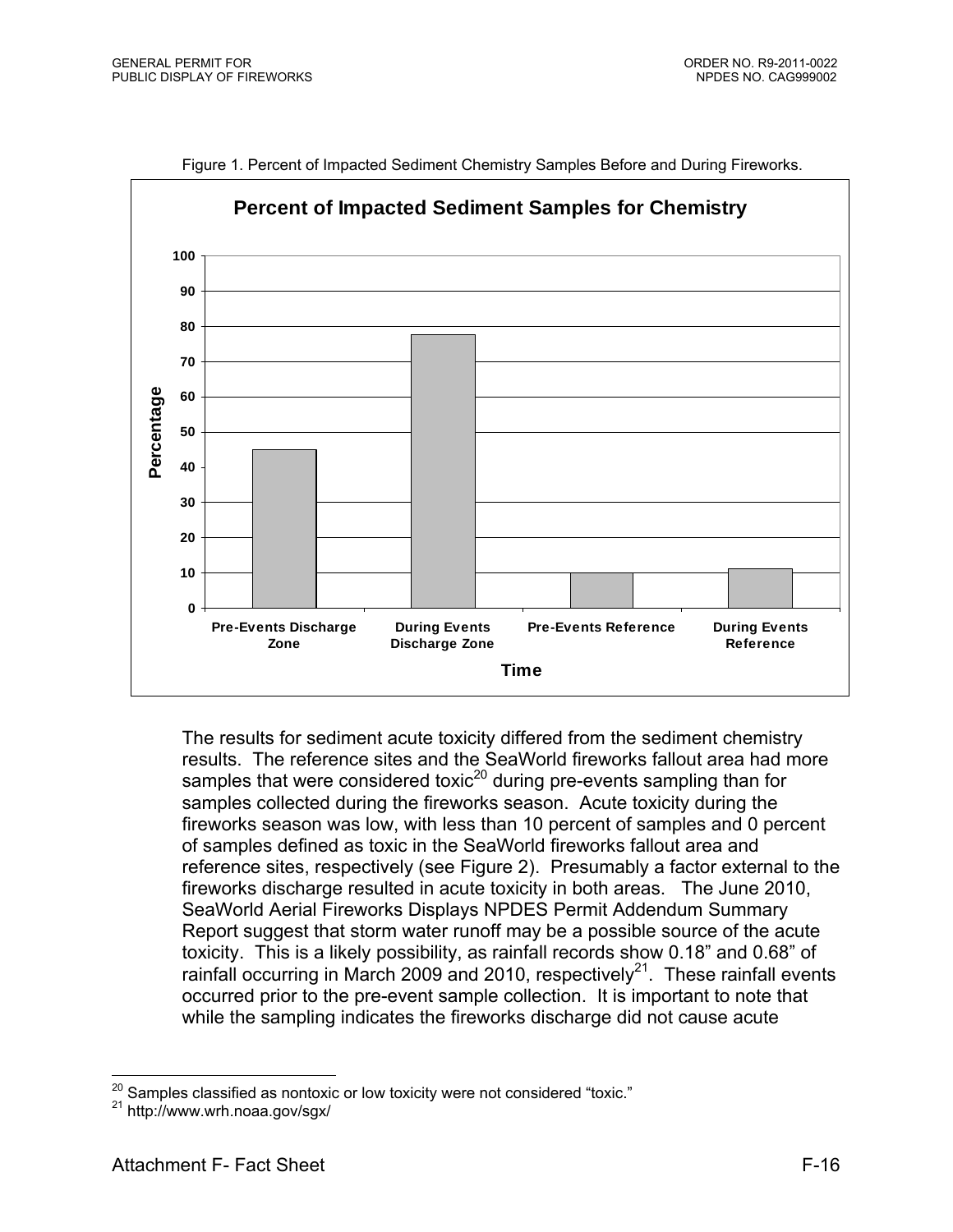Figure 1. Percent of Impacted Sediment Chemistry Samples Before and During Fireworks.

The results for sediment acute toxicity differed from the sediment chemistry results. The reference sites and the SeaWorld fireworks fallout area had more samples that were considered toxic[20] during pre-events sampling than for samples collected during the fireworks season. Acute toxicity during the fireworks season was low, with less than 10 percent of samples and 0 percent of samples defined as toxic in the SeaWorld fireworks fallout area and reference sites, respectively (see Figure 2). Presumably a factor external to the fireworks discharge resulted in acute toxicity in both areas. The June 2010, SeaWorld Aerial Fireworks Displays NPDES Permit Addendum Summary Report suggest that storm water runoff may be a possible source of the acute toxicity. This is a likely possibility, as rainfall records show 0.18" and 0.68" of rainfall occurring in March 2009 and 2010, respectively[21]. These rainfall events occurred prior to the pre-event sample collection. It is important to note that while the sampling indicates the fireworks discharge did not cause acute

[20] Samples classified as nontoxic or low toxicity were not considered "toxic."

[21] http://www.wrh.noaa.gov/sgx/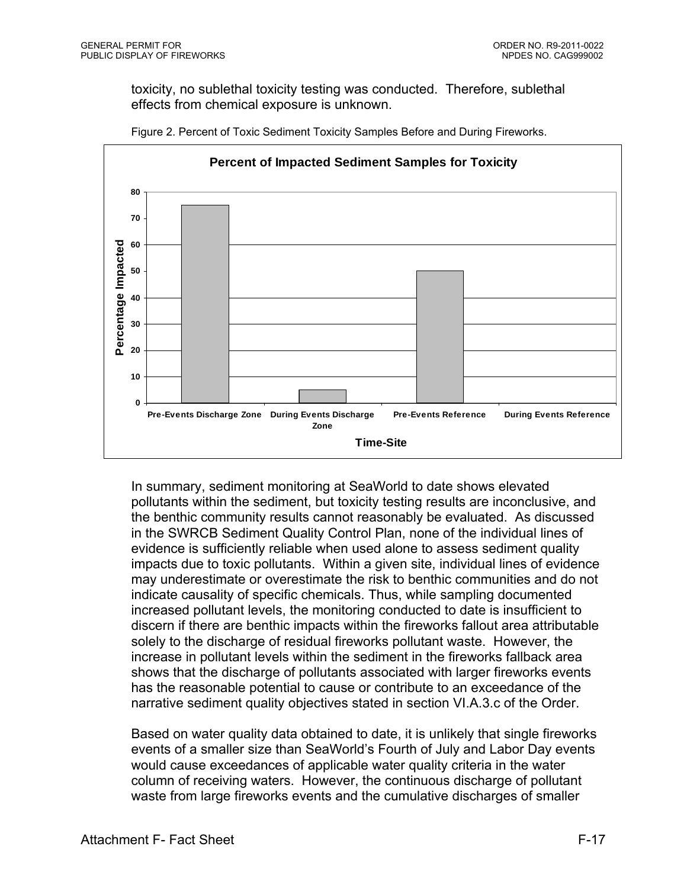toxicity, no sublethal toxicity testing was conducted. Therefore, sublethal effects from chemical exposure is unknown.

Figure 2. Percent of Toxic Sediment Toxicity Samples Before and During Fireworks.

In summary, sediment monitoring at SeaWorld to date shows elevated pollutants within the sediment, but toxicity testing results are inconclusive, and the benthic community results cannot reasonably be evaluated. As discussed in the SWRCB Sediment Quality Control Plan, none of the individual lines of evidence is sufficiently reliable when used alone to assess sediment quality impacts due to toxic pollutants. Within a given site, individual lines of evidence may underestimate or overestimate the risk to benthic communities and do not indicate causality of specific chemicals. Thus, while sampling documented increased pollutant levels, the monitoring conducted to date is insufficient to discern if there are benthic impacts within the fireworks fallout area attributable solely to the discharge of residual fireworks pollutant waste. However, the increase in pollutant levels within the sediment in the fireworks fallback area shows that the discharge of pollutants associated with larger fireworks events has the reasonable potential to cause or contribute to an exceedance of the narrative sediment quality objectives stated in section VI.A.3.c of the Order.

Based on water quality data obtained to date, it is unlikely that single fireworks events of a smaller size than SeaWorld's Fourth of July and Labor Day events would cause exceedances of applicable water quality criteria in the water column of receiving waters. However, the continuous discharge of pollutant waste from large fireworks events and the cumulative discharges of smaller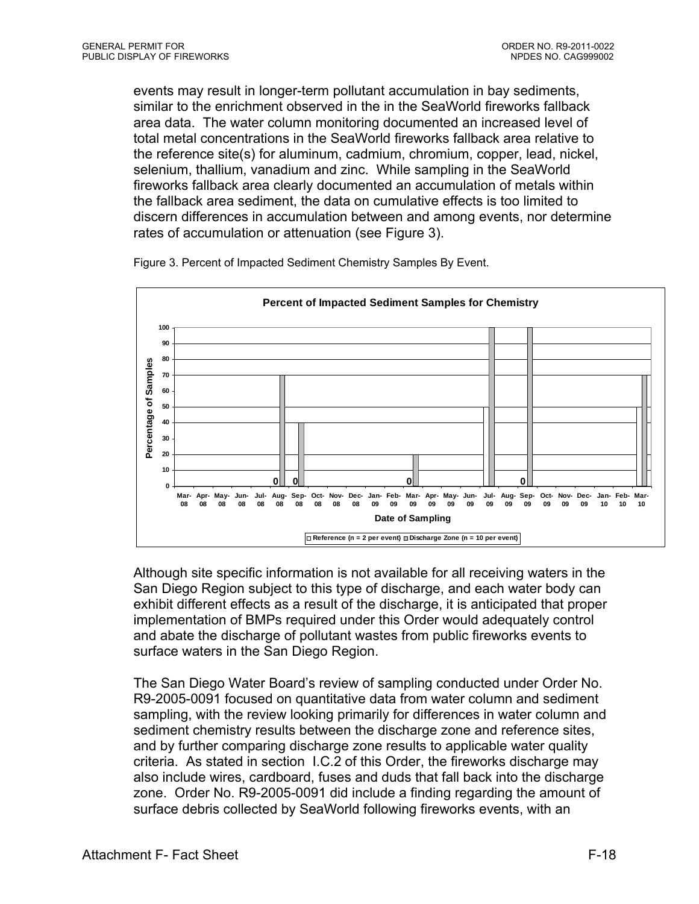events may result in longer-term pollutant accumulation in bay sediments, similar to the enrichment observed in the in the SeaWorld fireworks fallback area data. The water column monitoring documented an increased level of total metal concentrations in the SeaWorld fireworks fallback area relative to the reference site(s) for aluminum, cadmium, chromium, copper, lead, nickel, selenium, thallium, vanadium and zinc. While sampling in the SeaWorld fireworks fallback area clearly documented an accumulation of metals within the fallback area sediment, the data on cumulative effects is too limited to discern differences in accumulation between and among events, nor determine rates of accumulation or attenuation (see Figure 3).

Figure 3. Percent of Impacted Sediment Chemistry Samples By Event.

**Percent of Impacted Sediment Samples for Chemistry**

| Date of Sampling | Reference (n = 2 per event) | Discharge Zone (n = 10 per event) |
|---|---|---|
| Aug-08 | 0 | 70 |
| Sep-08 | 0 | 40 |
| Mar-09 | 0 | 20 |
| Jul-09 | 50 | 100 |
| Sep-09 | 0 | 100 |
| Mar-10 | 50 | 70 |

Although site specific information is not available for all receiving waters in the San Diego Region subject to this type of discharge, and each water body can exhibit different effects as a result of the discharge, it is anticipated that proper implementation of BMPs required under this Order would adequately control and abate the discharge of pollutant wastes from public fireworks events to surface waters in the San Diego Region.

The San Diego Water Board's review of sampling conducted under Order No. R9-2005-0091 focused on quantitative data from water column and sediment sampling, with the review looking primarily for differences in water column and sediment chemistry results between the discharge zone and reference sites, and by further comparing discharge zone results to applicable water quality criteria. As stated in section I.C.2 of this Order, the fireworks discharge may also include wires, cardboard, fuses and duds that fall back into the discharge zone. Order No. R9-2005-0091 did include a finding regarding the amount of surface debris collected by SeaWorld following fireworks events, with an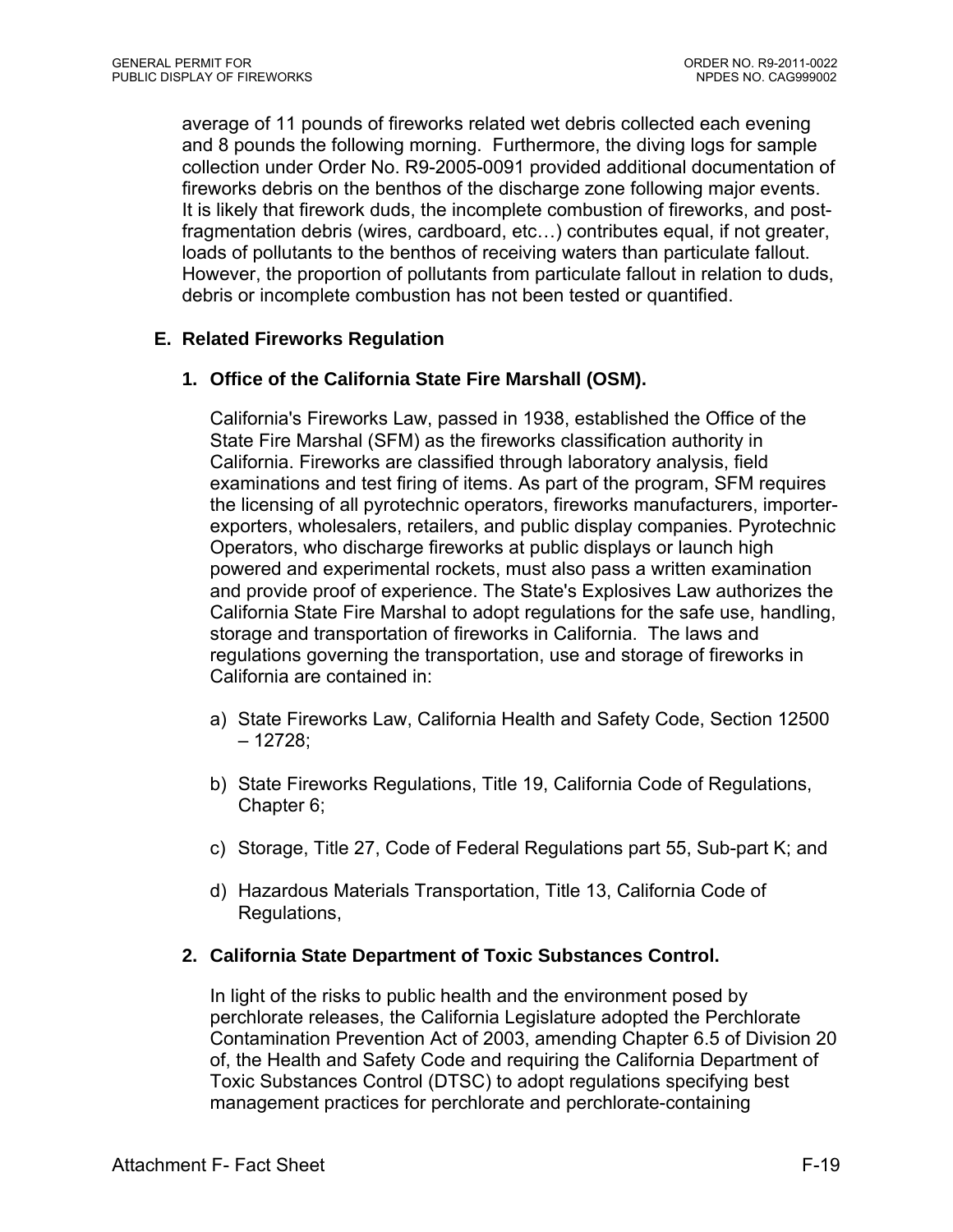average of 11 pounds of fireworks related wet debris collected each evening and 8 pounds the following morning. Furthermore, the diving logs for sample collection under Order No. R9-2005-0091 provided additional documentation of fireworks debris on the benthos of the discharge zone following major events. It is likely that firework duds, the incomplete combustion of fireworks, and post-fragmentation debris (wires, cardboard, etc…) contributes equal, if not greater, loads of pollutants to the benthos of receiving waters than particulate fallout. However, the proportion of pollutants from particulate fallout in relation to duds, debris or incomplete combustion has not been tested or quantified.

## E. Related Fireworks Regulation

### 1. Office of the California State Fire Marshall (OSM).

California's Fireworks Law, passed in 1938, established the Office of the State Fire Marshal (SFM) as the fireworks classification authority in California. Fireworks are classified through laboratory analysis, field examinations and test firing of items. As part of the program, SFM requires the licensing of all pyrotechnic operators, fireworks manufacturers, importer-exporters, wholesalers, retailers, and public display companies. Pyrotechnic Operators, who discharge fireworks at public displays or launch high powered and experimental rockets, must also pass a written examination and provide proof of experience. The State's Explosives Law authorizes the California State Fire Marshal to adopt regulations for the safe use, handling, storage and transportation of fireworks in California. The laws and regulations governing the transportation, use and storage of fireworks in California are contained in:

a) State Fireworks Law, California Health and Safety Code, Section 12500 – 12728;

b) State Fireworks Regulations, Title 19, California Code of Regulations, Chapter 6;

c) Storage, Title 27, Code of Federal Regulations part 55, Sub-part K; and

d) Hazardous Materials Transportation, Title 13, California Code of Regulations,

### 2. California State Department of Toxic Substances Control.

In light of the risks to public health and the environment posed by perchlorate releases, the California Legislature adopted the Perchlorate Contamination Prevention Act of 2003, amending Chapter 6.5 of Division 20 of, the Health and Safety Code and requiring the California Department of Toxic Substances Control (DTSC) to adopt regulations specifying best management practices for perchlorate and perchlorate-containing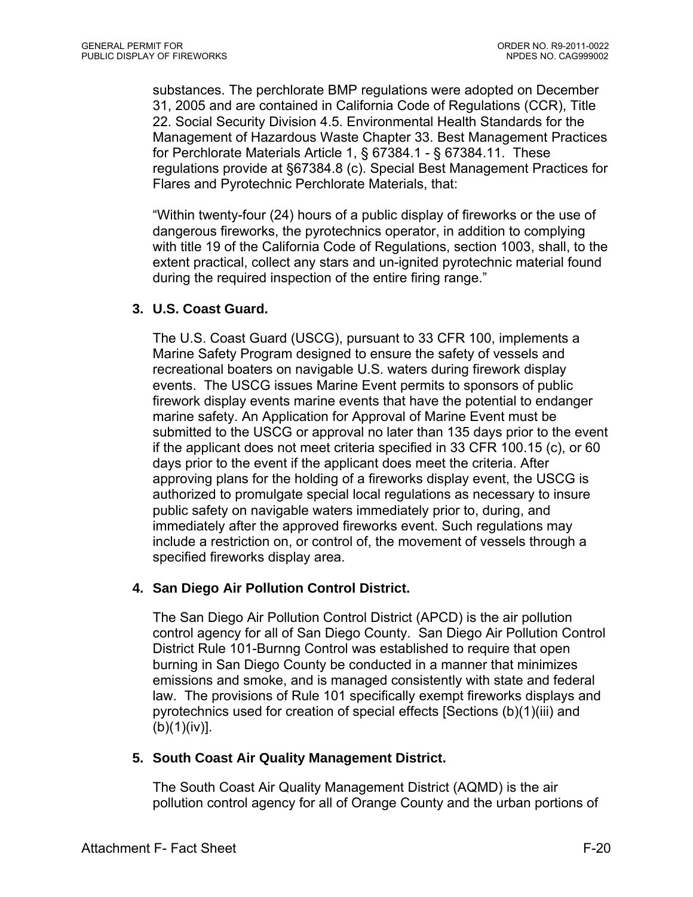substances. The perchlorate BMP regulations were adopted on December 31, 2005 and are contained in California Code of Regulations (CCR), Title 22. Social Security Division 4.5. Environmental Health Standards for the Management of Hazardous Waste Chapter 33. Best Management Practices for Perchlorate Materials Article 1, § 67384.1 - § 67384.11. These regulations provide at §67384.8 (c). Special Best Management Practices for Flares and Pyrotechnic Perchlorate Materials, that:

"Within twenty-four (24) hours of a public display of fireworks or the use of dangerous fireworks, the pyrotechnics operator, in addition to complying with title 19 of the California Code of Regulations, section 1003, shall, to the extent practical, collect any stars and un-ignited pyrotechnic material found during the required inspection of the entire firing range."

**3. U.S. Coast Guard.**

The U.S. Coast Guard (USCG), pursuant to 33 CFR 100, implements a Marine Safety Program designed to ensure the safety of vessels and recreational boaters on navigable U.S. waters during firework display events. The USCG issues Marine Event permits to sponsors of public firework display events marine events that have the potential to endanger marine safety. An Application for Approval of Marine Event must be submitted to the USCG or approval no later than 135 days prior to the event if the applicant does not meet criteria specified in 33 CFR 100.15 (c), or 60 days prior to the event if the applicant does meet the criteria. After approving plans for the holding of a fireworks display event, the USCG is authorized to promulgate special local regulations as necessary to insure public safety on navigable waters immediately prior to, during, and immediately after the approved fireworks event. Such regulations may include a restriction on, or control of, the movement of vessels through a specified fireworks display area.

**4. San Diego Air Pollution Control District.**

The San Diego Air Pollution Control District (APCD) is the air pollution control agency for all of San Diego County. San Diego Air Pollution Control District Rule 101-Burnng Control was established to require that open burning in San Diego County be conducted in a manner that minimizes emissions and smoke, and is managed consistently with state and federal law. The provisions of Rule 101 specifically exempt fireworks displays and pyrotechnics used for creation of special effects [Sections (b)(1)(iii) and (b)(1)(iv)].

**5. South Coast Air Quality Management District.**

The South Coast Air Quality Management District (AQMD) is the air pollution control agency for all of Orange County and the urban portions of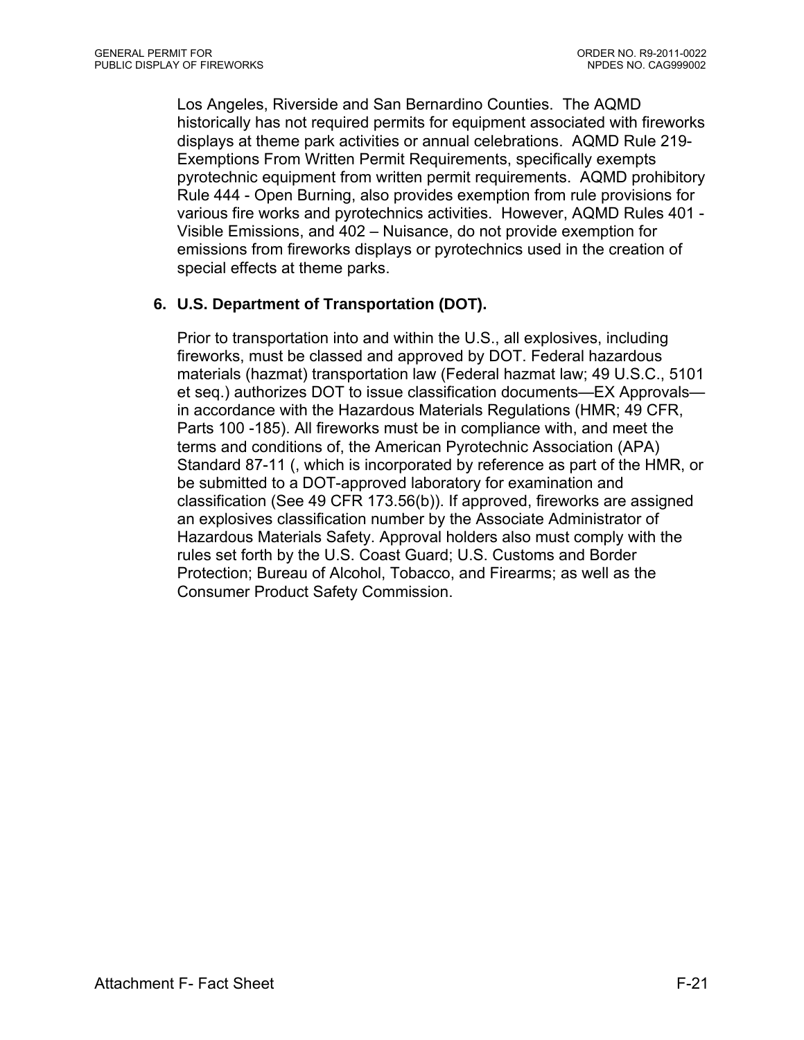Los Angeles, Riverside and San Bernardino Counties. The AQMD historically has not required permits for equipment associated with fireworks displays at theme park activities or annual celebrations. AQMD Rule 219-Exemptions From Written Permit Requirements, specifically exempts pyrotechnic equipment from written permit requirements. AQMD prohibitory Rule 444 - Open Burning, also provides exemption from rule provisions for various fire works and pyrotechnics activities. However, AQMD Rules 401 - Visible Emissions, and 402 – Nuisance, do not provide exemption for emissions from fireworks displays or pyrotechnics used in the creation of special effects at theme parks.

**6. U.S. Department of Transportation (DOT).**

Prior to transportation into and within the U.S., all explosives, including fireworks, must be classed and approved by DOT. Federal hazardous materials (hazmat) transportation law (Federal hazmat law; 49 U.S.C., 5101 et seq.) authorizes DOT to issue classification documents—EX Approvals—in accordance with the Hazardous Materials Regulations (HMR; 49 CFR, Parts 100 -185). All fireworks must be in compliance with, and meet the terms and conditions of, the American Pyrotechnic Association (APA) Standard 87-11 (, which is incorporated by reference as part of the HMR, or be submitted to a DOT-approved laboratory for examination and classification (See 49 CFR 173.56(b)). If approved, fireworks are assigned an explosives classification number by the Associate Administrator of Hazardous Materials Safety. Approval holders also must comply with the rules set forth by the U.S. Coast Guard; U.S. Customs and Border Protection; Bureau of Alcohol, Tobacco, and Firearms; as well as the Consumer Product Safety Commission.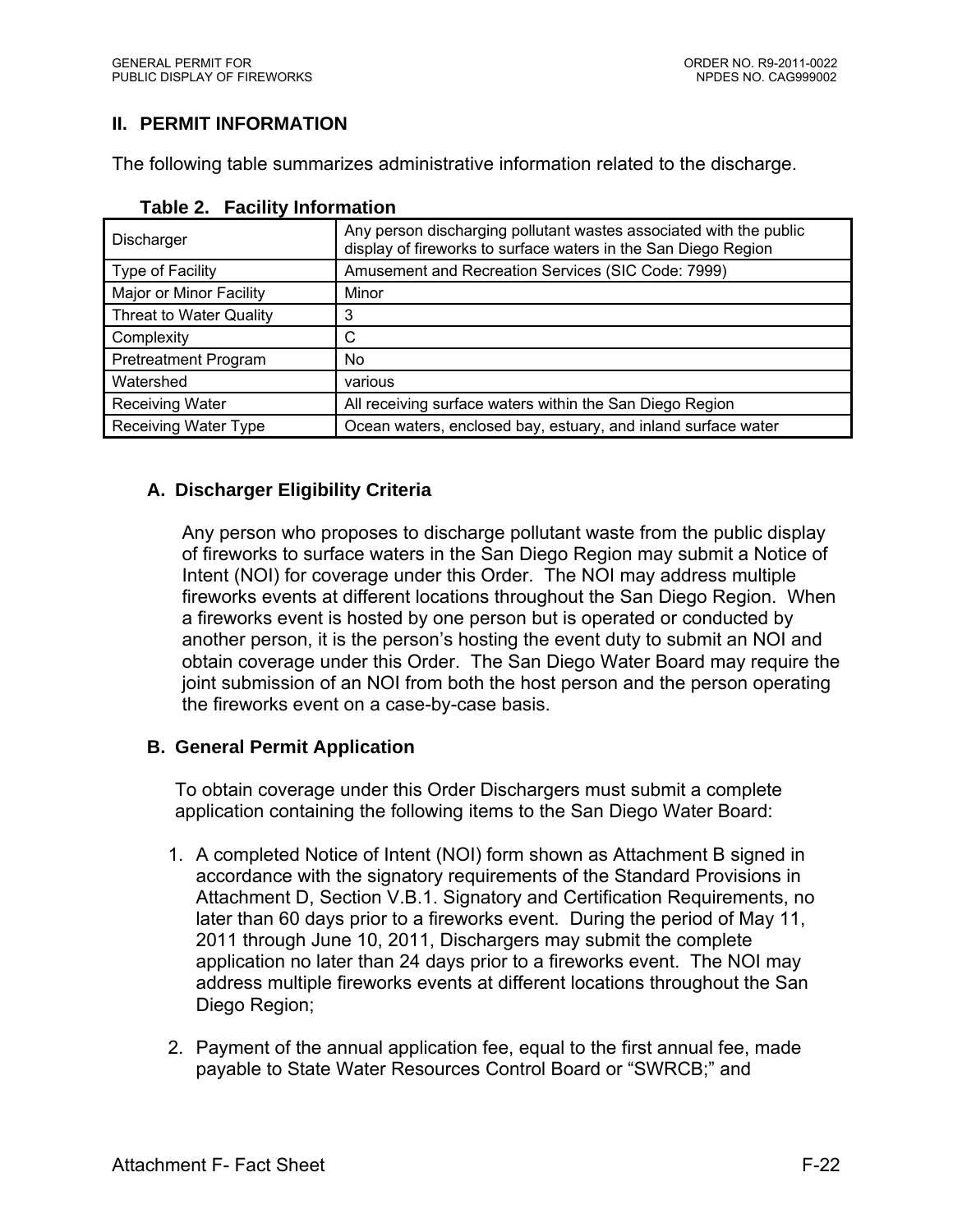## II. PERMIT INFORMATION

The following table summarizes administrative information related to the discharge.

**Table 2. Facility Information**

| | |
|---|---|
| Discharger | Any person discharging pollutant wastes associated with the public display of fireworks to surface waters in the San Diego Region |
| Type of Facility | Amusement and Recreation Services (SIC Code: 7999) |
| Major or Minor Facility | Minor |
| Threat to Water Quality | 3 |
| Complexity | C |
| Pretreatment Program | No |
| Watershed | various |
| Receiving Water | All receiving surface waters within the San Diego Region |
| Receiving Water Type | Ocean waters, enclosed bay, estuary, and inland surface water |

### A. Discharger Eligibility Criteria

Any person who proposes to discharge pollutant waste from the public display of fireworks to surface waters in the San Diego Region may submit a Notice of Intent (NOI) for coverage under this Order. The NOI may address multiple fireworks events at different locations throughout the San Diego Region. When a fireworks event is hosted by one person but is operated or conducted by another person, it is the person's hosting the event duty to submit an NOI and obtain coverage under this Order. The San Diego Water Board may require the joint submission of an NOI from both the host person and the person operating the fireworks event on a case-by-case basis.

### B. General Permit Application

To obtain coverage under this Order Dischargers must submit a complete application containing the following items to the San Diego Water Board:

1. A completed Notice of Intent (NOI) form shown as Attachment B signed in accordance with the signatory requirements of the Standard Provisions in Attachment D, Section V.B.1. Signatory and Certification Requirements, no later than 60 days prior to a fireworks event. During the period of May 11, 2011 through June 10, 2011, Dischargers may submit the complete application no later than 24 days prior to a fireworks event. The NOI may address multiple fireworks events at different locations throughout the San Diego Region;

2. Payment of the annual application fee, equal to the first annual fee, made payable to State Water Resources Control Board or "SWRCB;" and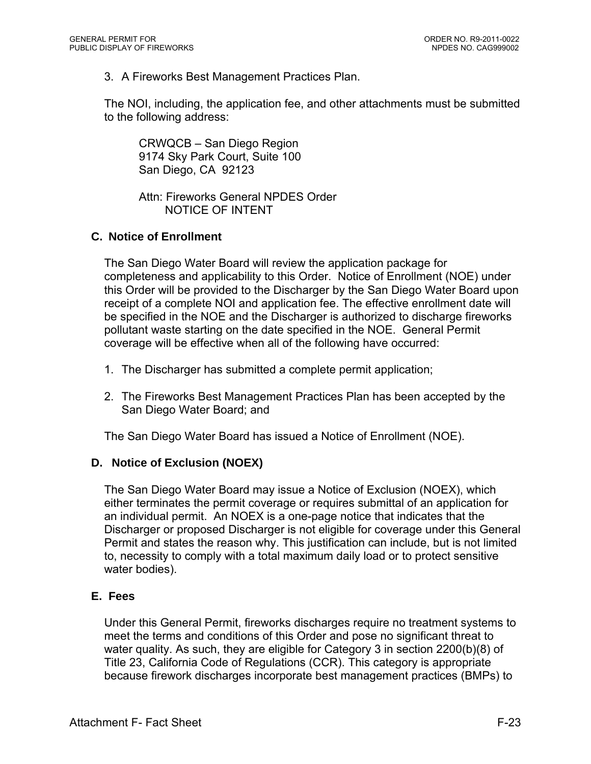3. A Fireworks Best Management Practices Plan.

The NOI, including, the application fee, and other attachments must be submitted to the following address:

CRWQCB – San Diego Region
9174 Sky Park Court, Suite 100
San Diego, CA 92123

Attn: Fireworks General NPDES Order
NOTICE OF INTENT

### C. Notice of Enrollment

The San Diego Water Board will review the application package for completeness and applicability to this Order. Notice of Enrollment (NOE) under this Order will be provided to the Discharger by the San Diego Water Board upon receipt of a complete NOI and application fee. The effective enrollment date will be specified in the NOE and the Discharger is authorized to discharge fireworks pollutant waste starting on the date specified in the NOE. General Permit coverage will be effective when all of the following have occurred:

1. The Discharger has submitted a complete permit application;

2. The Fireworks Best Management Practices Plan has been accepted by the San Diego Water Board; and

The San Diego Water Board has issued a Notice of Enrollment (NOE).

### D. Notice of Exclusion (NOEX)

The San Diego Water Board may issue a Notice of Exclusion (NOEX), which either terminates the permit coverage or requires submittal of an application for an individual permit. An NOEX is a one-page notice that indicates that the Discharger or proposed Discharger is not eligible for coverage under this General Permit and states the reason why. This justification can include, but is not limited to, necessity to comply with a total maximum daily load or to protect sensitive water bodies).

### E. Fees

Under this General Permit, fireworks discharges require no treatment systems to meet the terms and conditions of this Order and pose no significant threat to water quality. As such, they are eligible for Category 3 in section 2200(b)(8) of Title 23, California Code of Regulations (CCR). This category is appropriate because firework discharges incorporate best management practices (BMPs) to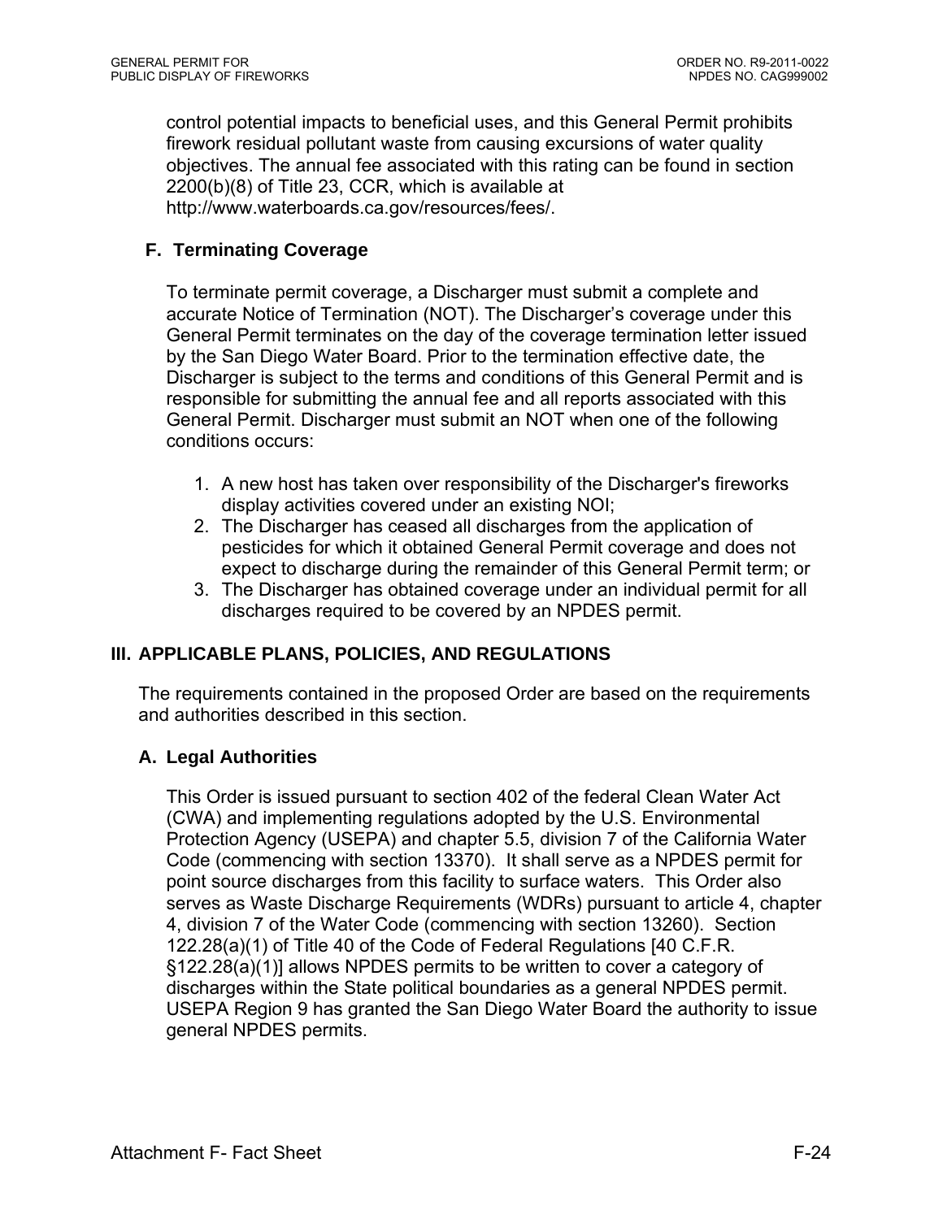control potential impacts to beneficial uses, and this General Permit prohibits firework residual pollutant waste from causing excursions of water quality objectives. The annual fee associated with this rating can be found in section 2200(b)(8) of Title 23, CCR, which is available at http://www.waterboards.ca.gov/resources/fees/.

### F. Terminating Coverage

To terminate permit coverage, a Discharger must submit a complete and accurate Notice of Termination (NOT). The Discharger's coverage under this General Permit terminates on the day of the coverage termination letter issued by the San Diego Water Board. Prior to the termination effective date, the Discharger is subject to the terms and conditions of this General Permit and is responsible for submitting the annual fee and all reports associated with this General Permit. Discharger must submit an NOT when one of the following conditions occurs:

1. A new host has taken over responsibility of the Discharger's fireworks display activities covered under an existing NOI;
2. The Discharger has ceased all discharges from the application of pesticides for which it obtained General Permit coverage and does not expect to discharge during the remainder of this General Permit term; or
3. The Discharger has obtained coverage under an individual permit for all discharges required to be covered by an NPDES permit.

## III. APPLICABLE PLANS, POLICIES, AND REGULATIONS

The requirements contained in the proposed Order are based on the requirements and authorities described in this section.

### A. Legal Authorities

This Order is issued pursuant to section 402 of the federal Clean Water Act (CWA) and implementing regulations adopted by the U.S. Environmental Protection Agency (USEPA) and chapter 5.5, division 7 of the California Water Code (commencing with section 13370). It shall serve as a NPDES permit for point source discharges from this facility to surface waters. This Order also serves as Waste Discharge Requirements (WDRs) pursuant to article 4, chapter 4, division 7 of the Water Code (commencing with section 13260). Section 122.28(a)(1) of Title 40 of the Code of Federal Regulations [40 C.F.R. §122.28(a)(1)] allows NPDES permits to be written to cover a category of discharges within the State political boundaries as a general NPDES permit. USEPA Region 9 has granted the San Diego Water Board the authority to issue general NPDES permits.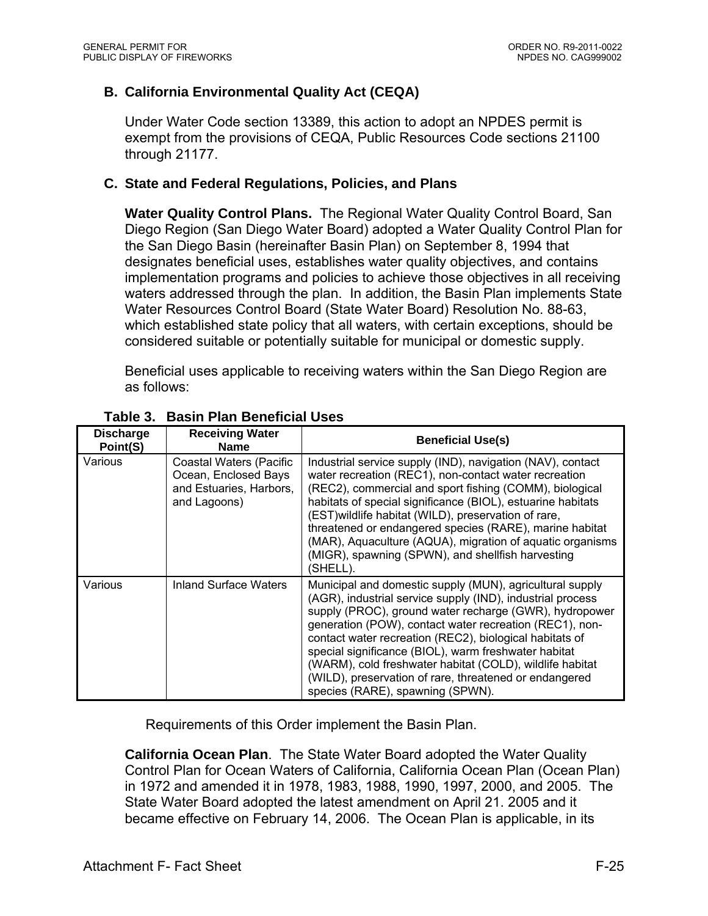### B. California Environmental Quality Act (CEQA)

Under Water Code section 13389, this action to adopt an NPDES permit is exempt from the provisions of CEQA, Public Resources Code sections 21100 through 21177.

### C. State and Federal Regulations, Policies, and Plans

**Water Quality Control Plans.** The Regional Water Quality Control Board, San Diego Region (San Diego Water Board) adopted a Water Quality Control Plan for the San Diego Basin (hereinafter Basin Plan) on September 8, 1994 that designates beneficial uses, establishes water quality objectives, and contains implementation programs and policies to achieve those objectives in all receiving waters addressed through the plan. In addition, the Basin Plan implements State Water Resources Control Board (State Water Board) Resolution No. 88-63, which established state policy that all waters, with certain exceptions, should be considered suitable or potentially suitable for municipal or domestic supply.

Beneficial uses applicable to receiving waters within the San Diego Region are as follows:

**Table 3. Basin Plan Beneficial Uses**

| Discharge Point(S) | Receiving Water Name | Beneficial Use(s) |
|---|---|---|
| Various | Coastal Waters (Pacific Ocean, Enclosed Bays and Estuaries, Harbors, and Lagoons) | Industrial service supply (IND), navigation (NAV), contact water recreation (REC1), non-contact water recreation (REC2), commercial and sport fishing (COMM), biological habitats of special significance (BIOL), estuarine habitats (EST)wildlife habitat (WILD), preservation of rare, threatened or endangered species (RARE), marine habitat (MAR), Aquaculture (AQUA), migration of aquatic organisms (MIGR), spawning (SPWN), and shellfish harvesting (SHELL). |
| Various | Inland Surface Waters | Municipal and domestic supply (MUN), agricultural supply (AGR), industrial service supply (IND), industrial process supply (PROC), ground water recharge (GWR), hydropower generation (POW), contact water recreation (REC1), non-contact water recreation (REC2), biological habitats of special significance (BIOL), warm freshwater habitat (WARM), cold freshwater habitat (COLD), wildlife habitat (WILD), preservation of rare, threatened or endangered species (RARE), spawning (SPWN). |

Requirements of this Order implement the Basin Plan.

**California Ocean Plan**. The State Water Board adopted the Water Quality Control Plan for Ocean Waters of California, California Ocean Plan (Ocean Plan) in 1972 and amended it in 1978, 1983, 1988, 1990, 1997, 2000, and 2005. The State Water Board adopted the latest amendment on April 21. 2005 and it became effective on February 14, 2006. The Ocean Plan is applicable, in its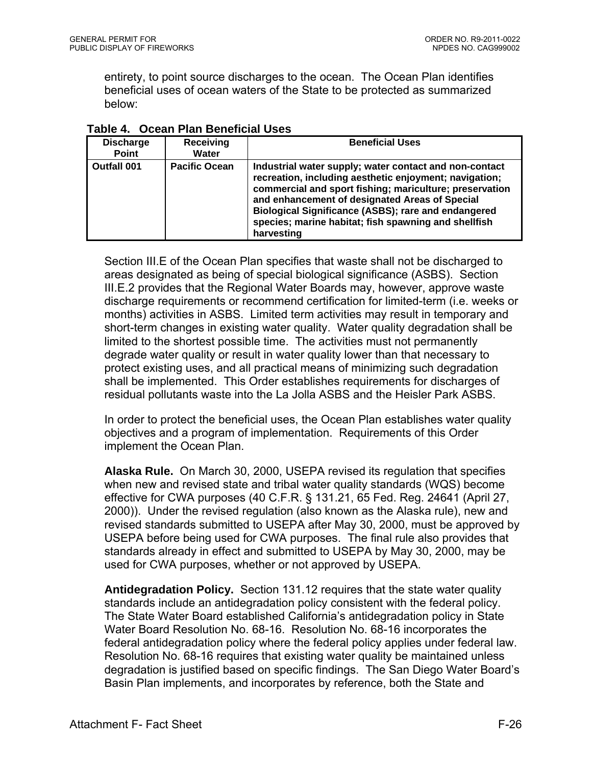entirety, to point source discharges to the ocean. The Ocean Plan identifies beneficial uses of ocean waters of the State to be protected as summarized below:

**Table 4. Ocean Plan Beneficial Uses**

| Discharge Point | Receiving Water | Beneficial Uses |
|---|---|---|
| **Outfall 001** | **Pacific Ocean** | **Industrial water supply; water contact and non-contact recreation, including aesthetic enjoyment; navigation; commercial and sport fishing; mariculture; preservation and enhancement of designated Areas of Special Biological Significance (ASBS); rare and endangered species; marine habitat; fish spawning and shellfish harvesting** |

Section III.E of the Ocean Plan specifies that waste shall not be discharged to areas designated as being of special biological significance (ASBS). Section III.E.2 provides that the Regional Water Boards may, however, approve waste discharge requirements or recommend certification for limited-term (i.e. weeks or months) activities in ASBS. Limited term activities may result in temporary and short-term changes in existing water quality. Water quality degradation shall be limited to the shortest possible time. The activities must not permanently degrade water quality or result in water quality lower than that necessary to protect existing uses, and all practical means of minimizing such degradation shall be implemented. This Order establishes requirements for discharges of residual pollutants waste into the La Jolla ASBS and the Heisler Park ASBS.

In order to protect the beneficial uses, the Ocean Plan establishes water quality objectives and a program of implementation. Requirements of this Order implement the Ocean Plan.

**Alaska Rule.** On March 30, 2000, USEPA revised its regulation that specifies when new and revised state and tribal water quality standards (WQS) become effective for CWA purposes (40 C.F.R. § 131.21, 65 Fed. Reg. 24641 (April 27, 2000)). Under the revised regulation (also known as the Alaska rule), new and revised standards submitted to USEPA after May 30, 2000, must be approved by USEPA before being used for CWA purposes. The final rule also provides that standards already in effect and submitted to USEPA by May 30, 2000, may be used for CWA purposes, whether or not approved by USEPA.

**Antidegradation Policy.** Section 131.12 requires that the state water quality standards include an antidegradation policy consistent with the federal policy. The State Water Board established California's antidegradation policy in State Water Board Resolution No. 68-16. Resolution No. 68-16 incorporates the federal antidegradation policy where the federal policy applies under federal law. Resolution No. 68-16 requires that existing water quality be maintained unless degradation is justified based on specific findings. The San Diego Water Board's Basin Plan implements, and incorporates by reference, both the State and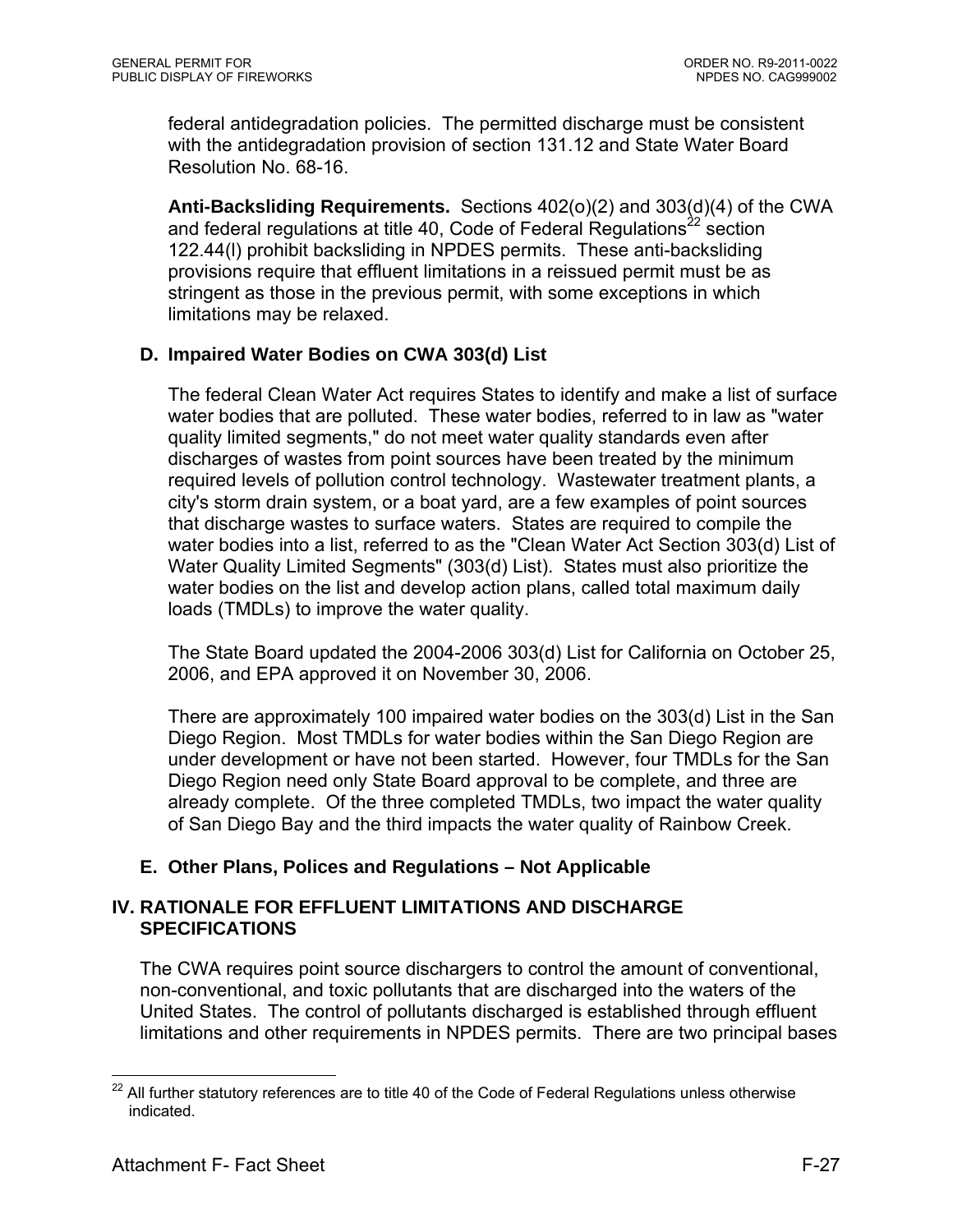federal antidegradation policies. The permitted discharge must be consistent with the antidegradation provision of section 131.12 and State Water Board Resolution No. 68-16.

**Anti-Backsliding Requirements.** Sections 402(o)(2) and 303(d)(4) of the CWA and federal regulations at title 40, Code of Federal Regulations[22] section 122.44(l) prohibit backsliding in NPDES permits. These anti-backsliding provisions require that effluent limitations in a reissued permit must be as stringent as those in the previous permit, with some exceptions in which limitations may be relaxed.

### D. Impaired Water Bodies on CWA 303(d) List

The federal Clean Water Act requires States to identify and make a list of surface water bodies that are polluted. These water bodies, referred to in law as "water quality limited segments," do not meet water quality standards even after discharges of wastes from point sources have been treated by the minimum required levels of pollution control technology. Wastewater treatment plants, a city's storm drain system, or a boat yard, are a few examples of point sources that discharge wastes to surface waters. States are required to compile the water bodies into a list, referred to as the "Clean Water Act Section 303(d) List of Water Quality Limited Segments" (303(d) List). States must also prioritize the water bodies on the list and develop action plans, called total maximum daily loads (TMDLs) to improve the water quality.

The State Board updated the 2004-2006 303(d) List for California on October 25, 2006, and EPA approved it on November 30, 2006.

There are approximately 100 impaired water bodies on the 303(d) List in the San Diego Region. Most TMDLs for water bodies within the San Diego Region are under development or have not been started. However, four TMDLs for the San Diego Region need only State Board approval to be complete, and three are already complete. Of the three completed TMDLs, two impact the water quality of San Diego Bay and the third impacts the water quality of Rainbow Creek.

### E. Other Plans, Polices and Regulations – Not Applicable

## IV. RATIONALE FOR EFFLUENT LIMITATIONS AND DISCHARGE SPECIFICATIONS

The CWA requires point source dischargers to control the amount of conventional, non-conventional, and toxic pollutants that are discharged into the waters of the United States. The control of pollutants discharged is established through effluent limitations and other requirements in NPDES permits. There are two principal bases

[22] All further statutory references are to title 40 of the Code of Federal Regulations unless otherwise indicated.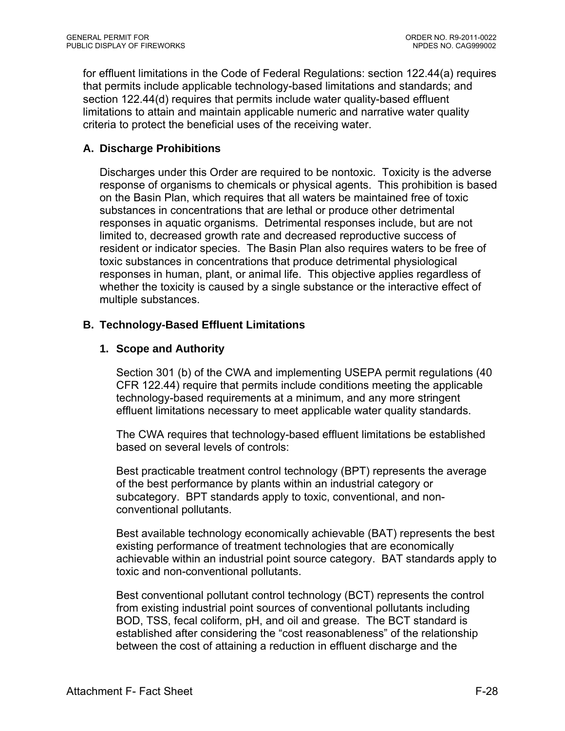for effluent limitations in the Code of Federal Regulations: section 122.44(a) requires that permits include applicable technology-based limitations and standards; and section 122.44(d) requires that permits include water quality-based effluent limitations to attain and maintain applicable numeric and narrative water quality criteria to protect the beneficial uses of the receiving water.

### A. Discharge Prohibitions

Discharges under this Order are required to be nontoxic. Toxicity is the adverse response of organisms to chemicals or physical agents. This prohibition is based on the Basin Plan, which requires that all waters be maintained free of toxic substances in concentrations that are lethal or produce other detrimental responses in aquatic organisms. Detrimental responses include, but are not limited to, decreased growth rate and decreased reproductive success of resident or indicator species. The Basin Plan also requires waters to be free of toxic substances in concentrations that produce detrimental physiological responses in human, plant, or animal life. This objective applies regardless of whether the toxicity is caused by a single substance or the interactive effect of multiple substances.

### B. Technology-Based Effluent Limitations

#### 1. Scope and Authority

Section 301 (b) of the CWA and implementing USEPA permit regulations (40 CFR 122.44) require that permits include conditions meeting the applicable technology-based requirements at a minimum, and any more stringent effluent limitations necessary to meet applicable water quality standards.

The CWA requires that technology-based effluent limitations be established based on several levels of controls:

Best practicable treatment control technology (BPT) represents the average of the best performance by plants within an industrial category or subcategory. BPT standards apply to toxic, conventional, and non-conventional pollutants.

Best available technology economically achievable (BAT) represents the best existing performance of treatment technologies that are economically achievable within an industrial point source category. BAT standards apply to toxic and non-conventional pollutants.

Best conventional pollutant control technology (BCT) represents the control from existing industrial point sources of conventional pollutants including BOD, TSS, fecal coliform, pH, and oil and grease. The BCT standard is established after considering the "cost reasonableness" of the relationship between the cost of attaining a reduction in effluent discharge and the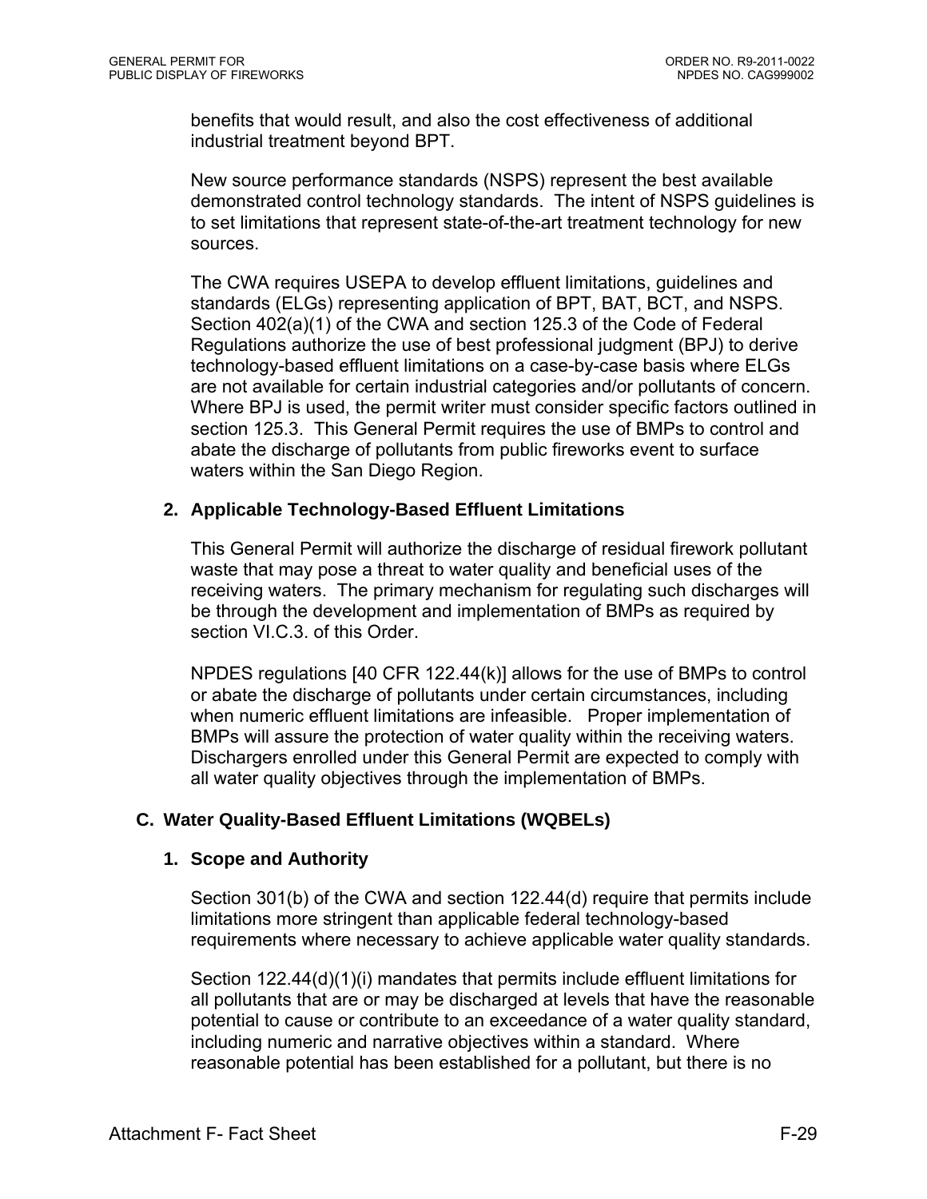benefits that would result, and also the cost effectiveness of additional industrial treatment beyond BPT.

New source performance standards (NSPS) represent the best available demonstrated control technology standards. The intent of NSPS guidelines is to set limitations that represent state-of-the-art treatment technology for new sources.

The CWA requires USEPA to develop effluent limitations, guidelines and standards (ELGs) representing application of BPT, BAT, BCT, and NSPS. Section 402(a)(1) of the CWA and section 125.3 of the Code of Federal Regulations authorize the use of best professional judgment (BPJ) to derive technology-based effluent limitations on a case-by-case basis where ELGs are not available for certain industrial categories and/or pollutants of concern. Where BPJ is used, the permit writer must consider specific factors outlined in section 125.3. This General Permit requires the use of BMPs to control and abate the discharge of pollutants from public fireworks event to surface waters within the San Diego Region.

### 2. Applicable Technology-Based Effluent Limitations

This General Permit will authorize the discharge of residual firework pollutant waste that may pose a threat to water quality and beneficial uses of the receiving waters. The primary mechanism for regulating such discharges will be through the development and implementation of BMPs as required by section VI.C.3. of this Order.

NPDES regulations [40 CFR 122.44(k)] allows for the use of BMPs to control or abate the discharge of pollutants under certain circumstances, including when numeric effluent limitations are infeasible. Proper implementation of BMPs will assure the protection of water quality within the receiving waters. Dischargers enrolled under this General Permit are expected to comply with all water quality objectives through the implementation of BMPs.

## C. Water Quality-Based Effluent Limitations (WQBELs)

### 1. Scope and Authority

Section 301(b) of the CWA and section 122.44(d) require that permits include limitations more stringent than applicable federal technology-based requirements where necessary to achieve applicable water quality standards.

Section 122.44(d)(1)(i) mandates that permits include effluent limitations for all pollutants that are or may be discharged at levels that have the reasonable potential to cause or contribute to an exceedance of a water quality standard, including numeric and narrative objectives within a standard. Where reasonable potential has been established for a pollutant, but there is no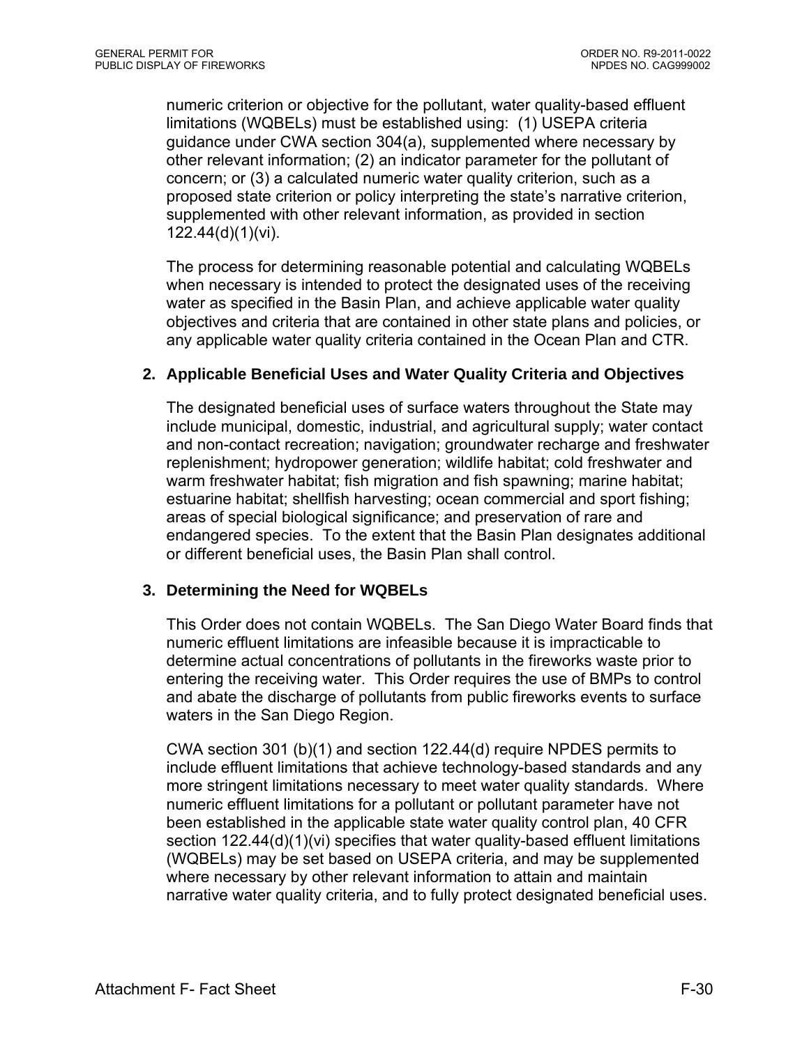numeric criterion or objective for the pollutant, water quality-based effluent limitations (WQBELs) must be established using: (1) USEPA criteria guidance under CWA section 304(a), supplemented where necessary by other relevant information; (2) an indicator parameter for the pollutant of concern; or (3) a calculated numeric water quality criterion, such as a proposed state criterion or policy interpreting the state's narrative criterion, supplemented with other relevant information, as provided in section 122.44(d)(1)(vi).

The process for determining reasonable potential and calculating WQBELs when necessary is intended to protect the designated uses of the receiving water as specified in the Basin Plan, and achieve applicable water quality objectives and criteria that are contained in other state plans and policies, or any applicable water quality criteria contained in the Ocean Plan and CTR.

### 2. Applicable Beneficial Uses and Water Quality Criteria and Objectives

The designated beneficial uses of surface waters throughout the State may include municipal, domestic, industrial, and agricultural supply; water contact and non-contact recreation; navigation; groundwater recharge and freshwater replenishment; hydropower generation; wildlife habitat; cold freshwater and warm freshwater habitat; fish migration and fish spawning; marine habitat; estuarine habitat; shellfish harvesting; ocean commercial and sport fishing; areas of special biological significance; and preservation of rare and endangered species. To the extent that the Basin Plan designates additional or different beneficial uses, the Basin Plan shall control.

### 3. Determining the Need for WQBELs

This Order does not contain WQBELs. The San Diego Water Board finds that numeric effluent limitations are infeasible because it is impracticable to determine actual concentrations of pollutants in the fireworks waste prior to entering the receiving water. This Order requires the use of BMPs to control and abate the discharge of pollutants from public fireworks events to surface waters in the San Diego Region.

CWA section 301 (b)(1) and section 122.44(d) require NPDES permits to include effluent limitations that achieve technology-based standards and any more stringent limitations necessary to meet water quality standards. Where numeric effluent limitations for a pollutant or pollutant parameter have not been established in the applicable state water quality control plan, 40 CFR section 122.44(d)(1)(vi) specifies that water quality-based effluent limitations (WQBELs) may be set based on USEPA criteria, and may be supplemented where necessary by other relevant information to attain and maintain narrative water quality criteria, and to fully protect designated beneficial uses.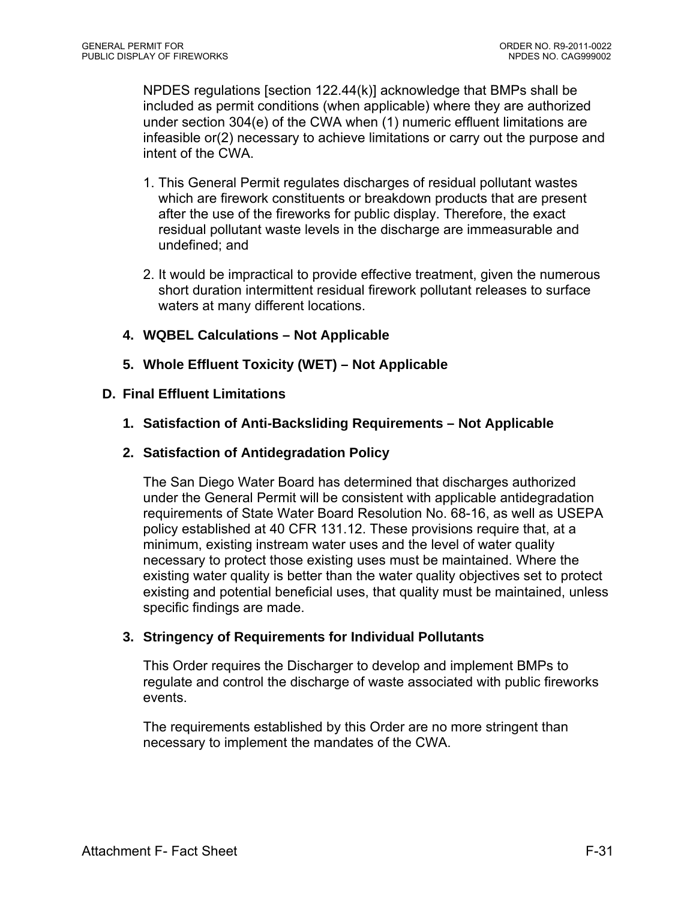NPDES regulations [section 122.44(k)] acknowledge that BMPs shall be included as permit conditions (when applicable) where they are authorized under section 304(e) of the CWA when (1) numeric effluent limitations are infeasible or(2) necessary to achieve limitations or carry out the purpose and intent of the CWA.

1. This General Permit regulates discharges of residual pollutant wastes which are firework constituents or breakdown products that are present after the use of the fireworks for public display. Therefore, the exact residual pollutant waste levels in the discharge are immeasurable and undefined; and
2. It would be impractical to provide effective treatment, given the numerous short duration intermittent residual firework pollutant releases to surface waters at many different locations.

**4. WQBEL Calculations – Not Applicable**

**5. Whole Effluent Toxicity (WET) – Not Applicable**

## D. Final Effluent Limitations

**1. Satisfaction of Anti-Backsliding Requirements – Not Applicable**

**2. Satisfaction of Antidegradation Policy**

The San Diego Water Board has determined that discharges authorized under the General Permit will be consistent with applicable antidegradation requirements of State Water Board Resolution No. 68-16, as well as USEPA policy established at 40 CFR 131.12. These provisions require that, at a minimum, existing instream water uses and the level of water quality necessary to protect those existing uses must be maintained. Where the existing water quality is better than the water quality objectives set to protect existing and potential beneficial uses, that quality must be maintained, unless specific findings are made.

**3. Stringency of Requirements for Individual Pollutants**

This Order requires the Discharger to develop and implement BMPs to regulate and control the discharge of waste associated with public fireworks events.

The requirements established by this Order are no more stringent than necessary to implement the mandates of the CWA.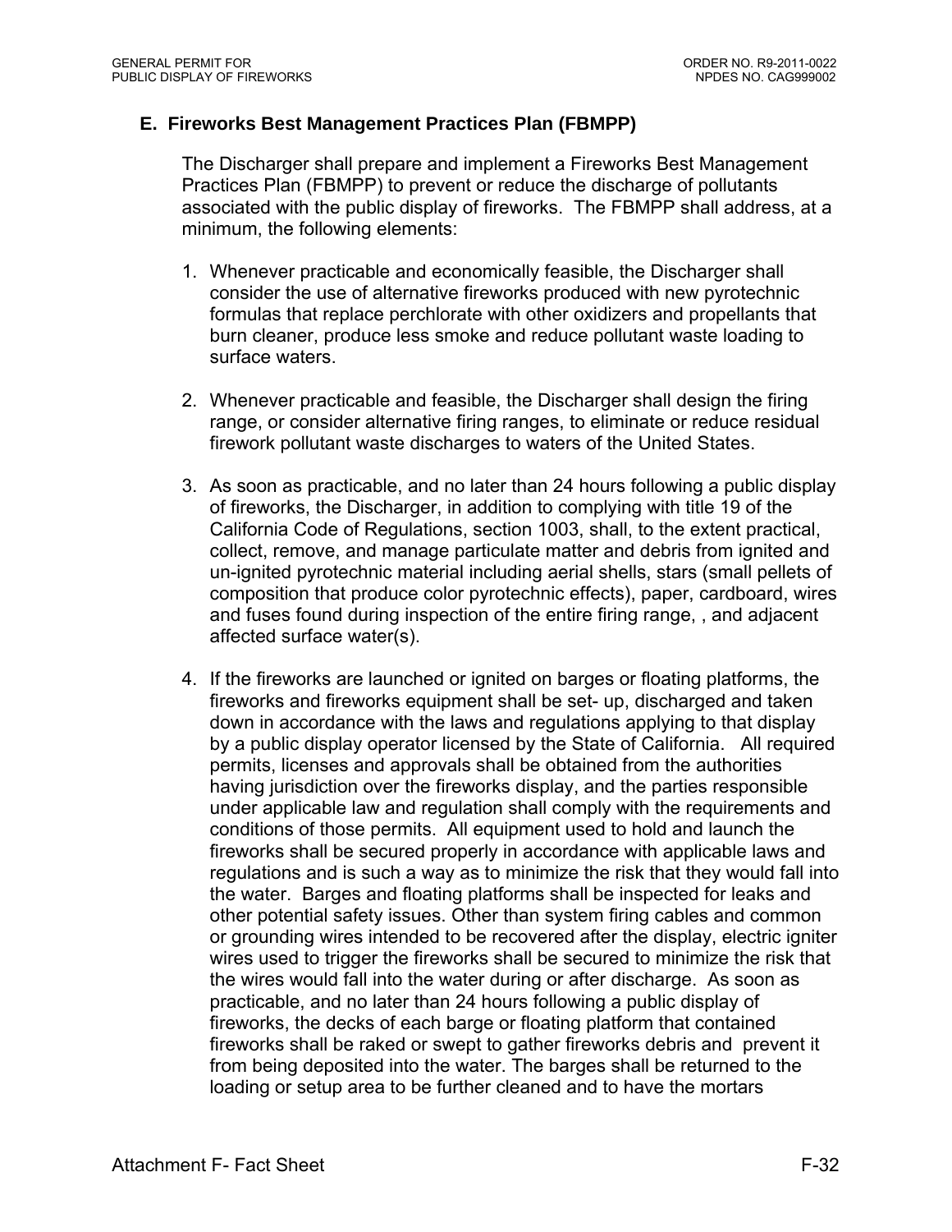## E. Fireworks Best Management Practices Plan (FBMPP)

The Discharger shall prepare and implement a Fireworks Best Management Practices Plan (FBMPP) to prevent or reduce the discharge of pollutants associated with the public display of fireworks. The FBMPP shall address, at a minimum, the following elements:

1. Whenever practicable and economically feasible, the Discharger shall consider the use of alternative fireworks produced with new pyrotechnic formulas that replace perchlorate with other oxidizers and propellants that burn cleaner, produce less smoke and reduce pollutant waste loading to surface waters.

2. Whenever practicable and feasible, the Discharger shall design the firing range, or consider alternative firing ranges, to eliminate or reduce residual firework pollutant waste discharges to waters of the United States.

3. As soon as practicable, and no later than 24 hours following a public display of fireworks, the Discharger, in addition to complying with title 19 of the California Code of Regulations, section 1003, shall, to the extent practical, collect, remove, and manage particulate matter and debris from ignited and un-ignited pyrotechnic material including aerial shells, stars (small pellets of composition that produce color pyrotechnic effects), paper, cardboard, wires and fuses found during inspection of the entire firing range, , and adjacent affected surface water(s).

4. If the fireworks are launched or ignited on barges or floating platforms, the fireworks and fireworks equipment shall be set- up, discharged and taken down in accordance with the laws and regulations applying to that display by a public display operator licensed by the State of California. All required permits, licenses and approvals shall be obtained from the authorities having jurisdiction over the fireworks display, and the parties responsible under applicable law and regulation shall comply with the requirements and conditions of those permits. All equipment used to hold and launch the fireworks shall be secured properly in accordance with applicable laws and regulations and is such a way as to minimize the risk that they would fall into the water. Barges and floating platforms shall be inspected for leaks and other potential safety issues. Other than system firing cables and common or grounding wires intended to be recovered after the display, electric igniter wires used to trigger the fireworks shall be secured to minimize the risk that the wires would fall into the water during or after discharge. As soon as practicable, and no later than 24 hours following a public display of fireworks, the decks of each barge or floating platform that contained fireworks shall be raked or swept to gather fireworks debris and prevent it from being deposited into the water. The barges shall be returned to the loading or setup area to be further cleaned and to have the mortars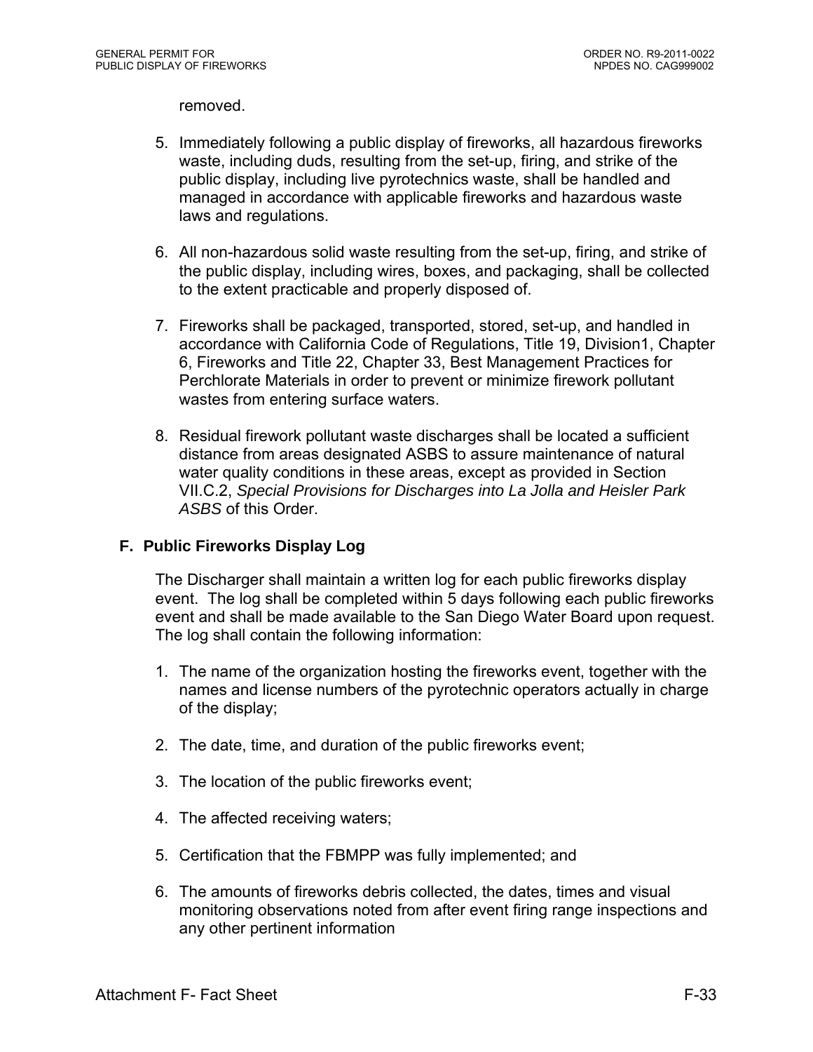removed.

5. Immediately following a public display of fireworks, all hazardous fireworks waste, including duds, resulting from the set-up, firing, and strike of the public display, including live pyrotechnics waste, shall be handled and managed in accordance with applicable fireworks and hazardous waste laws and regulations.

6. All non-hazardous solid waste resulting from the set-up, firing, and strike of the public display, including wires, boxes, and packaging, shall be collected to the extent practicable and properly disposed of.

7. Fireworks shall be packaged, transported, stored, set-up, and handled in accordance with California Code of Regulations, Title 19, Division1, Chapter 6, Fireworks and Title 22, Chapter 33, Best Management Practices for Perchlorate Materials in order to prevent or minimize firework pollutant wastes from entering surface waters.

8. Residual firework pollutant waste discharges shall be located a sufficient distance from areas designated ASBS to assure maintenance of natural water quality conditions in these areas, except as provided in Section VII.C.2, *Special Provisions for Discharges into La Jolla and Heisler Park ASBS* of this Order.

### F. Public Fireworks Display Log

The Discharger shall maintain a written log for each public fireworks display event. The log shall be completed within 5 days following each public fireworks event and shall be made available to the San Diego Water Board upon request. The log shall contain the following information:

1. The name of the organization hosting the fireworks event, together with the names and license numbers of the pyrotechnic operators actually in charge of the display;

2. The date, time, and duration of the public fireworks event;

3. The location of the public fireworks event;

4. The affected receiving waters;

5. Certification that the FBMPP was fully implemented; and

6. The amounts of fireworks debris collected, the dates, times and visual monitoring observations noted from after event firing range inspections and any other pertinent information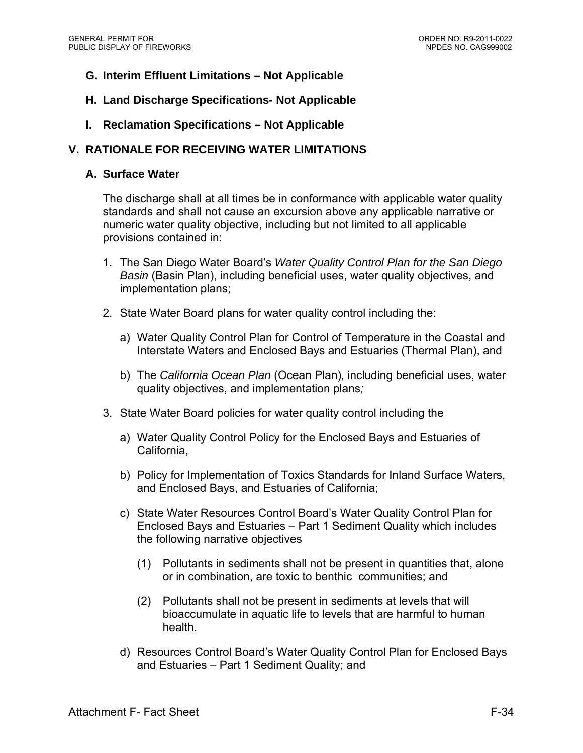### G. Interim Effluent Limitations – Not Applicable

### H. Land Discharge Specifications- Not Applicable

### I. Reclamation Specifications – Not Applicable

## V. RATIONALE FOR RECEIVING WATER LIMITATIONS

### A. Surface Water

The discharge shall at all times be in conformance with applicable water quality standards and shall not cause an excursion above any applicable narrative or numeric water quality objective, including but not limited to all applicable provisions contained in:

1. The San Diego Water Board's *Water Quality Control Plan for the San Diego Basin* (Basin Plan), including beneficial uses, water quality objectives, and implementation plans;

2. State Water Board plans for water quality control including the:

   a) Water Quality Control Plan for Control of Temperature in the Coastal and Interstate Waters and Enclosed Bays and Estuaries (Thermal Plan), and

   b) The *California Ocean Plan* (Ocean Plan), including beneficial uses, water quality objectives, and implementation plans;

3. State Water Board policies for water quality control including the

   a) Water Quality Control Policy for the Enclosed Bays and Estuaries of California,

   b) Policy for Implementation of Toxics Standards for Inland Surface Waters, and Enclosed Bays, and Estuaries of California;

   c) State Water Resources Control Board's Water Quality Control Plan for Enclosed Bays and Estuaries – Part 1 Sediment Quality which includes the following narrative objectives

      (1) Pollutants in sediments shall not be present in quantities that, alone or in combination, are toxic to benthic communities; and

      (2) Pollutants shall not be present in sediments at levels that will bioaccumulate in aquatic life to levels that are harmful to human health.

   d) Resources Control Board's Water Quality Control Plan for Enclosed Bays and Estuaries – Part 1 Sediment Quality; and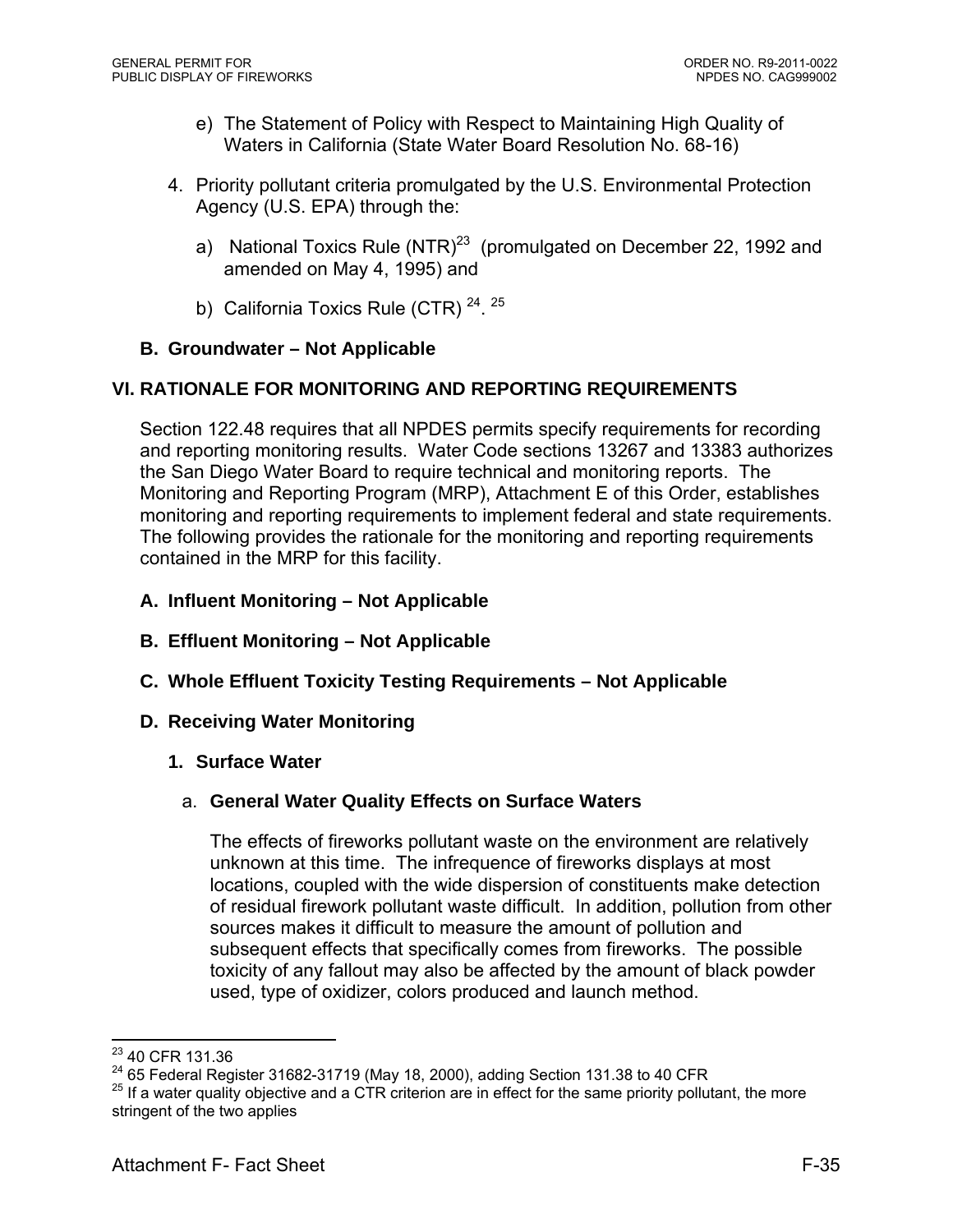e) The Statement of Policy with Respect to Maintaining High Quality of Waters in California (State Water Board Resolution No. 68-16)

4. Priority pollutant criteria promulgated by the U.S. Environmental Protection Agency (U.S. EPA) through the:

   a) National Toxics Rule (NTR)[23] (promulgated on December 22, 1992 and amended on May 4, 1995) and

   b) California Toxics Rule (CTR) [24]. [25]

### B. Groundwater – Not Applicable

## VI. RATIONALE FOR MONITORING AND REPORTING REQUIREMENTS

Section 122.48 requires that all NPDES permits specify requirements for recording and reporting monitoring results. Water Code sections 13267 and 13383 authorizes the San Diego Water Board to require technical and monitoring reports. The Monitoring and Reporting Program (MRP), Attachment E of this Order, establishes monitoring and reporting requirements to implement federal and state requirements. The following provides the rationale for the monitoring and reporting requirements contained in the MRP for this facility.

### A. Influent Monitoring – Not Applicable

### B. Effluent Monitoring – Not Applicable

### C. Whole Effluent Toxicity Testing Requirements – Not Applicable

### D. Receiving Water Monitoring

#### 1. Surface Water

##### a. General Water Quality Effects on Surface Waters

The effects of fireworks pollutant waste on the environment are relatively unknown at this time. The infrequence of fireworks displays at most locations, coupled with the wide dispersion of constituents make detection of residual firework pollutant waste difficult. In addition, pollution from other sources makes it difficult to measure the amount of pollution and subsequent effects that specifically comes from fireworks. The possible toxicity of any fallout may also be affected by the amount of black powder used, type of oxidizer, colors produced and launch method.

---

[23] 40 CFR 131.36

[24] 65 Federal Register 31682-31719 (May 18, 2000), adding Section 131.38 to 40 CFR

[25] If a water quality objective and a CTR criterion are in effect for the same priority pollutant, the more stringent of the two applies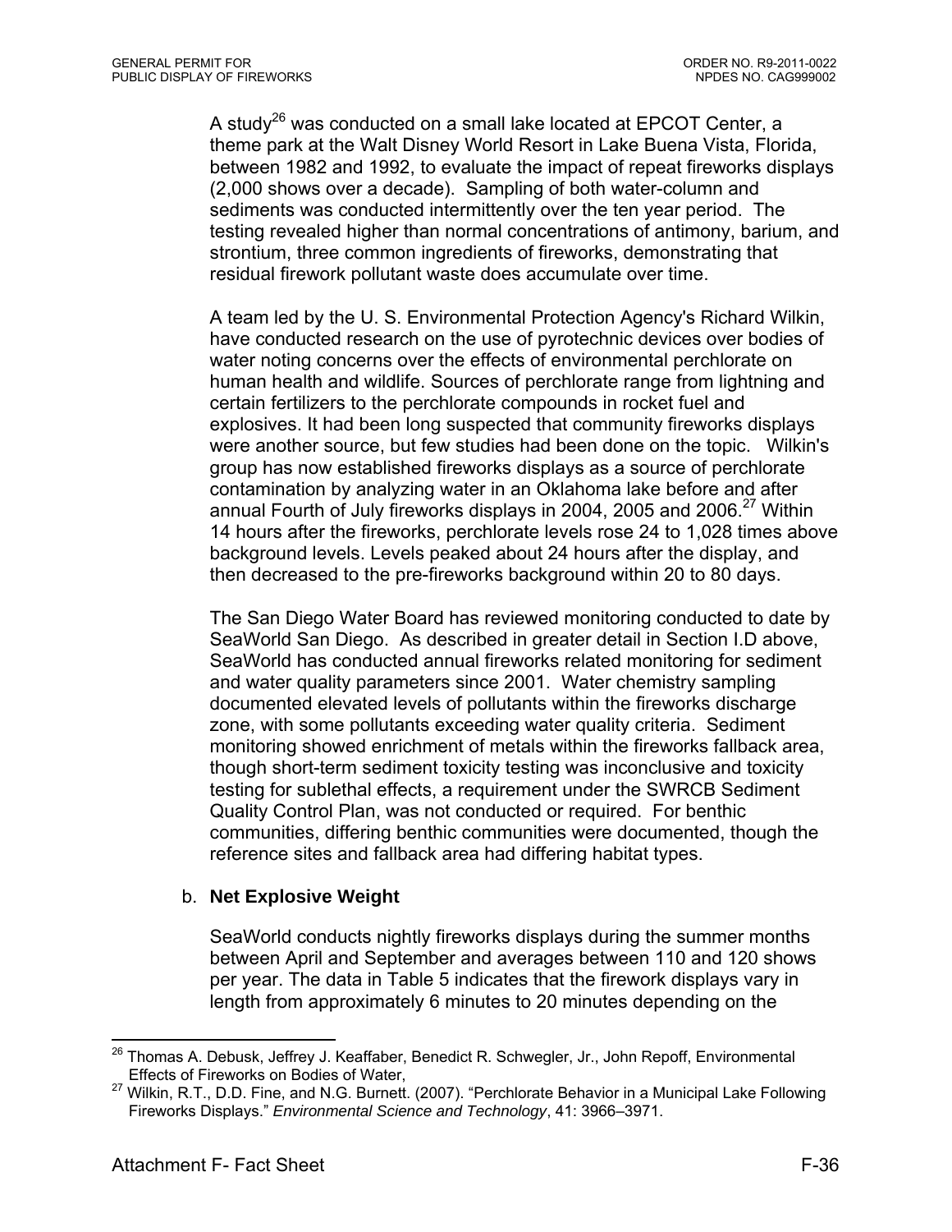A study[26] was conducted on a small lake located at EPCOT Center, a theme park at the Walt Disney World Resort in Lake Buena Vista, Florida, between 1982 and 1992, to evaluate the impact of repeat fireworks displays (2,000 shows over a decade). Sampling of both water-column and sediments was conducted intermittently over the ten year period. The testing revealed higher than normal concentrations of antimony, barium, and strontium, three common ingredients of fireworks, demonstrating that residual firework pollutant waste does accumulate over time.

A team led by the U. S. Environmental Protection Agency's Richard Wilkin, have conducted research on the use of pyrotechnic devices over bodies of water noting concerns over the effects of environmental perchlorate on human health and wildlife. Sources of perchlorate range from lightning and certain fertilizers to the perchlorate compounds in rocket fuel and explosives. It had been long suspected that community fireworks displays were another source, but few studies had been done on the topic. Wilkin's group has now established fireworks displays as a source of perchlorate contamination by analyzing water in an Oklahoma lake before and after annual Fourth of July fireworks displays in 2004, 2005 and 2006.[27] Within 14 hours after the fireworks, perchlorate levels rose 24 to 1,028 times above background levels. Levels peaked about 24 hours after the display, and then decreased to the pre-fireworks background within 20 to 80 days.

The San Diego Water Board has reviewed monitoring conducted to date by SeaWorld San Diego. As described in greater detail in Section I.D above, SeaWorld has conducted annual fireworks related monitoring for sediment and water quality parameters since 2001. Water chemistry sampling documented elevated levels of pollutants within the fireworks discharge zone, with some pollutants exceeding water quality criteria. Sediment monitoring showed enrichment of metals within the fireworks fallback area, though short-term sediment toxicity testing was inconclusive and toxicity testing for sublethal effects, a requirement under the SWRCB Sediment Quality Control Plan, was not conducted or required. For benthic communities, differing benthic communities were documented, though the reference sites and fallback area had differing habitat types.

b. **Net Explosive Weight**

SeaWorld conducts nightly fireworks displays during the summer months between April and September and averages between 110 and 120 shows per year. The data in Table 5 indicates that the firework displays vary in length from approximately 6 minutes to 20 minutes depending on the

---

[26] Thomas A. Debusk, Jeffrey J. Keaffaber, Benedict R. Schwegler, Jr., John Repoff, Environmental Effects of Fireworks on Bodies of Water,

[27] Wilkin, R.T., D.D. Fine, and N.G. Burnett. (2007). "Perchlorate Behavior in a Municipal Lake Following Fireworks Displays." *Environmental Science and Technology*, 41: 3966–3971.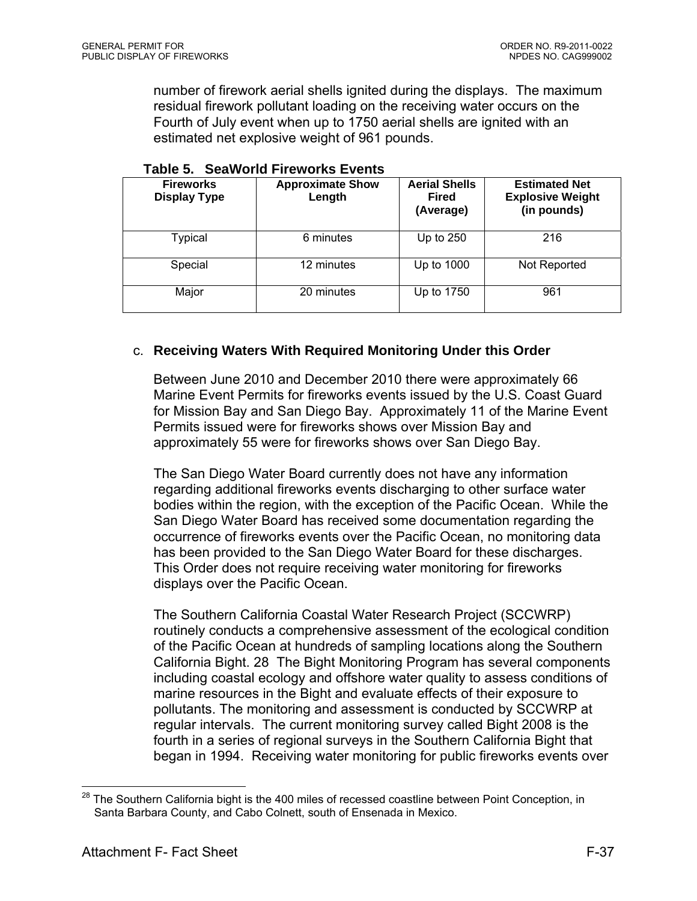number of firework aerial shells ignited during the displays. The maximum residual firework pollutant loading on the receiving water occurs on the Fourth of July event when up to 1750 aerial shells are ignited with an estimated net explosive weight of 961 pounds.

**Table 5. SeaWorld Fireworks Events**

| Fireworks Display Type | Approximate Show Length | Aerial Shells Fired (Average) | Estimated Net Explosive Weight (in pounds) |
|---|---|---|---|
| Typical | 6 minutes | Up to 250 | 216 |
| Special | 12 minutes | Up to 1000 | Not Reported |
| Major | 20 minutes | Up to 1750 | 961 |

c. **Receiving Waters With Required Monitoring Under this Order**

Between June 2010 and December 2010 there were approximately 66 Marine Event Permits for fireworks events issued by the U.S. Coast Guard for Mission Bay and San Diego Bay. Approximately 11 of the Marine Event Permits issued were for fireworks shows over Mission Bay and approximately 55 were for fireworks shows over San Diego Bay.

The San Diego Water Board currently does not have any information regarding additional fireworks events discharging to other surface water bodies within the region, with the exception of the Pacific Ocean. While the San Diego Water Board has received some documentation regarding the occurrence of fireworks events over the Pacific Ocean, no monitoring data has been provided to the San Diego Water Board for these discharges. This Order does not require receiving water monitoring for fireworks displays over the Pacific Ocean.

The Southern California Coastal Water Research Project (SCCWRP) routinely conducts a comprehensive assessment of the ecological condition of the Pacific Ocean at hundreds of sampling locations along the Southern California Bight. [28] The Bight Monitoring Program has several components including coastal ecology and offshore water quality to assess conditions of marine resources in the Bight and evaluate effects of their exposure to pollutants. The monitoring and assessment is conducted by SCCWRP at regular intervals. The current monitoring survey called Bight 2008 is the fourth in a series of regional surveys in the Southern California Bight that began in 1994. Receiving water monitoring for public fireworks events over

[28] The Southern California bight is the 400 miles of recessed coastline between Point Conception, in Santa Barbara County, and Cabo Colnett, south of Ensenada in Mexico.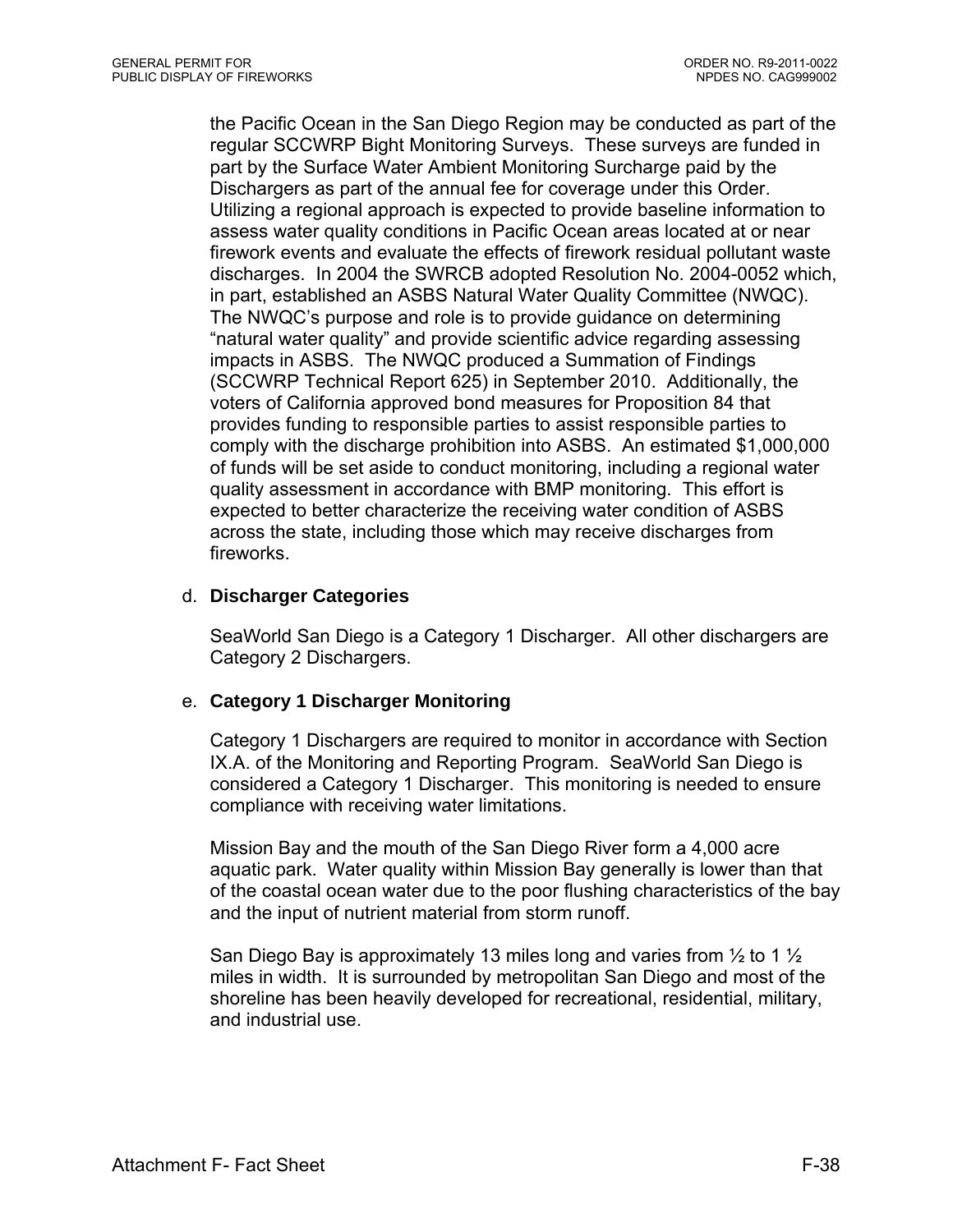the Pacific Ocean in the San Diego Region may be conducted as part of the regular SCCWRP Bight Monitoring Surveys. These surveys are funded in part by the Surface Water Ambient Monitoring Surcharge paid by the Dischargers as part of the annual fee for coverage under this Order. Utilizing a regional approach is expected to provide baseline information to assess water quality conditions in Pacific Ocean areas located at or near firework events and evaluate the effects of firework residual pollutant waste discharges. In 2004 the SWRCB adopted Resolution No. 2004-0052 which, in part, established an ASBS Natural Water Quality Committee (NWQC). The NWQC's purpose and role is to provide guidance on determining "natural water quality" and provide scientific advice regarding assessing impacts in ASBS. The NWQC produced a Summation of Findings (SCCWRP Technical Report 625) in September 2010. Additionally, the voters of California approved bond measures for Proposition 84 that provides funding to responsible parties to assist responsible parties to comply with the discharge prohibition into ASBS. An estimated $1,000,000 of funds will be set aside to conduct monitoring, including a regional water quality assessment in accordance with BMP monitoring. This effort is expected to better characterize the receiving water condition of ASBS across the state, including those which may receive discharges from fireworks.

d. **Discharger Categories**

SeaWorld San Diego is a Category 1 Discharger. All other dischargers are Category 2 Dischargers.

e. **Category 1 Discharger Monitoring**

Category 1 Dischargers are required to monitor in accordance with Section IX.A. of the Monitoring and Reporting Program. SeaWorld San Diego is considered a Category 1 Discharger. This monitoring is needed to ensure compliance with receiving water limitations.

Mission Bay and the mouth of the San Diego River form a 4,000 acre aquatic park. Water quality within Mission Bay generally is lower than that of the coastal ocean water due to the poor flushing characteristics of the bay and the input of nutrient material from storm runoff.

San Diego Bay is approximately 13 miles long and varies from ½ to 1 ½ miles in width. It is surrounded by metropolitan San Diego and most of the shoreline has been heavily developed for recreational, residential, military, and industrial use.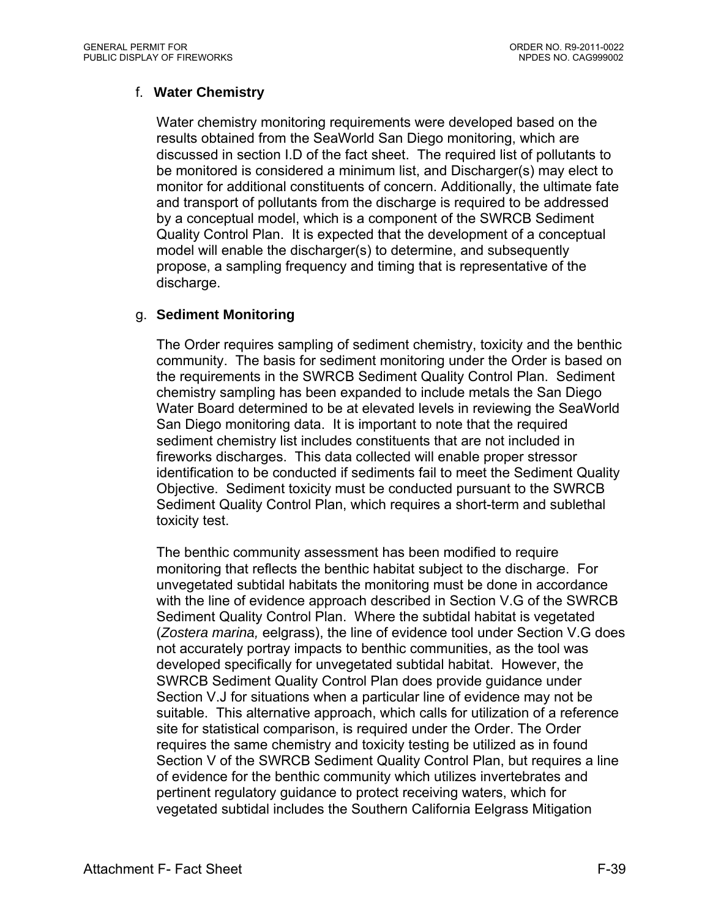f. **Water Chemistry**

Water chemistry monitoring requirements were developed based on the results obtained from the SeaWorld San Diego monitoring, which are discussed in section I.D of the fact sheet. The required list of pollutants to be monitored is considered a minimum list, and Discharger(s) may elect to monitor for additional constituents of concern. Additionally, the ultimate fate and transport of pollutants from the discharge is required to be addressed by a conceptual model, which is a component of the SWRCB Sediment Quality Control Plan. It is expected that the development of a conceptual model will enable the discharger(s) to determine, and subsequently propose, a sampling frequency and timing that is representative of the discharge.

g. **Sediment Monitoring**

The Order requires sampling of sediment chemistry, toxicity and the benthic community. The basis for sediment monitoring under the Order is based on the requirements in the SWRCB Sediment Quality Control Plan. Sediment chemistry sampling has been expanded to include metals the San Diego Water Board determined to be at elevated levels in reviewing the SeaWorld San Diego monitoring data. It is important to note that the required sediment chemistry list includes constituents that are not included in fireworks discharges. This data collected will enable proper stressor identification to be conducted if sediments fail to meet the Sediment Quality Objective. Sediment toxicity must be conducted pursuant to the SWRCB Sediment Quality Control Plan, which requires a short-term and sublethal toxicity test.

The benthic community assessment has been modified to require monitoring that reflects the benthic habitat subject to the discharge. For unvegetated subtidal habitats the monitoring must be done in accordance with the line of evidence approach described in Section V.G of the SWRCB Sediment Quality Control Plan. Where the subtidal habitat is vegetated (*Zostera marina,* eelgrass), the line of evidence tool under Section V.G does not accurately portray impacts to benthic communities, as the tool was developed specifically for unvegetated subtidal habitat. However, the SWRCB Sediment Quality Control Plan does provide guidance under Section V.J for situations when a particular line of evidence may not be suitable. This alternative approach, which calls for utilization of a reference site for statistical comparison, is required under the Order. The Order requires the same chemistry and toxicity testing be utilized as in found Section V of the SWRCB Sediment Quality Control Plan, but requires a line of evidence for the benthic community which utilizes invertebrates and pertinent regulatory guidance to protect receiving waters, which for vegetated subtidal includes the Southern California Eelgrass Mitigation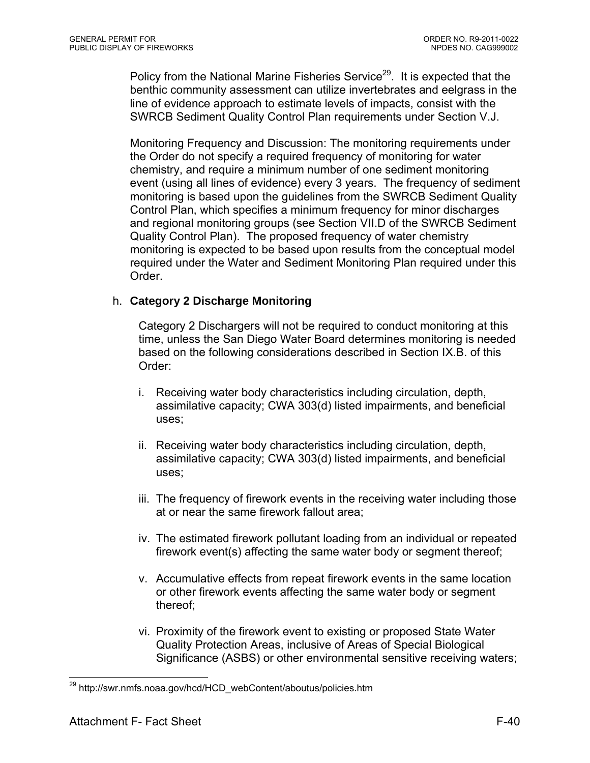Policy from the National Marine Fisheries Service[29]. It is expected that the benthic community assessment can utilize invertebrates and eelgrass in the line of evidence approach to estimate levels of impacts, consist with the SWRCB Sediment Quality Control Plan requirements under Section V.J.

Monitoring Frequency and Discussion: The monitoring requirements under the Order do not specify a required frequency of monitoring for water chemistry, and require a minimum number of one sediment monitoring event (using all lines of evidence) every 3 years. The frequency of sediment monitoring is based upon the guidelines from the SWRCB Sediment Quality Control Plan, which specifies a minimum frequency for minor discharges and regional monitoring groups (see Section VII.D of the SWRCB Sediment Quality Control Plan). The proposed frequency of water chemistry monitoring is expected to be based upon results from the conceptual model required under the Water and Sediment Monitoring Plan required under this Order.

h. **Category 2 Discharge Monitoring**

Category 2 Dischargers will not be required to conduct monitoring at this time, unless the San Diego Water Board determines monitoring is needed based on the following considerations described in Section IX.B. of this Order:

i. Receiving water body characteristics including circulation, depth, assimilative capacity; CWA 303(d) listed impairments, and beneficial uses;

ii. Receiving water body characteristics including circulation, depth, assimilative capacity; CWA 303(d) listed impairments, and beneficial uses;

iii. The frequency of firework events in the receiving water including those at or near the same firework fallout area;

iv. The estimated firework pollutant loading from an individual or repeated firework event(s) affecting the same water body or segment thereof;

v. Accumulative effects from repeat firework events in the same location or other firework events affecting the same water body or segment thereof;

vi. Proximity of the firework event to existing or proposed State Water Quality Protection Areas, inclusive of Areas of Special Biological Significance (ASBS) or other environmental sensitive receiving waters;

[29] http://swr.nmfs.noaa.gov/hcd/HCD_webContent/aboutus/policies.htm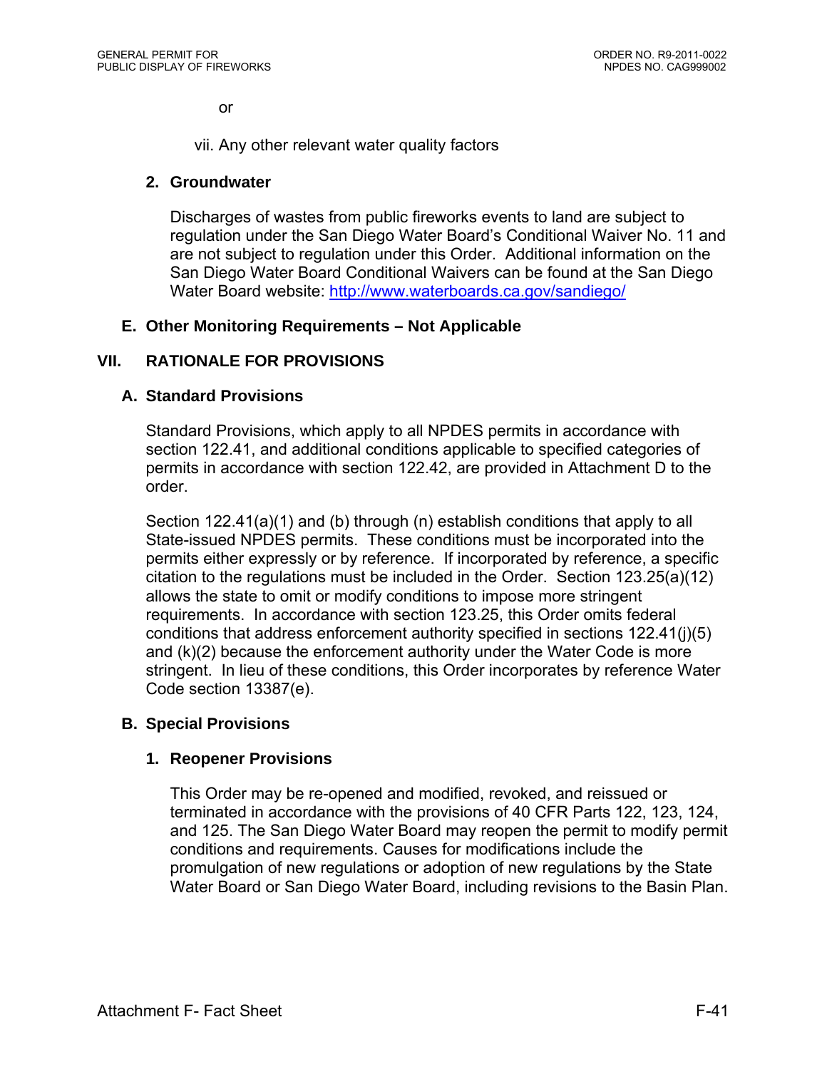or

vii. Any other relevant water quality factors

### 2. Groundwater

Discharges of wastes from public fireworks events to land are subject to regulation under the San Diego Water Board's Conditional Waiver No. 11 and are not subject to regulation under this Order. Additional information on the San Diego Water Board Conditional Waivers can be found at the San Diego Water Board website: http://www.waterboards.ca.gov/sandiego/

### E. Other Monitoring Requirements – Not Applicable

## VII. RATIONALE FOR PROVISIONS

### A. Standard Provisions

Standard Provisions, which apply to all NPDES permits in accordance with section 122.41, and additional conditions applicable to specified categories of permits in accordance with section 122.42, are provided in Attachment D to the order.

Section 122.41(a)(1) and (b) through (n) establish conditions that apply to all State-issued NPDES permits. These conditions must be incorporated into the permits either expressly or by reference. If incorporated by reference, a specific citation to the regulations must be included in the Order. Section 123.25(a)(12) allows the state to omit or modify conditions to impose more stringent requirements. In accordance with section 123.25, this Order omits federal conditions that address enforcement authority specified in sections 122.41(j)(5) and (k)(2) because the enforcement authority under the Water Code is more stringent. In lieu of these conditions, this Order incorporates by reference Water Code section 13387(e).

### B. Special Provisions

#### 1. Reopener Provisions

This Order may be re-opened and modified, revoked, and reissued or terminated in accordance with the provisions of 40 CFR Parts 122, 123, 124, and 125. The San Diego Water Board may reopen the permit to modify permit conditions and requirements. Causes for modifications include the promulgation of new regulations or adoption of new regulations by the State Water Board or San Diego Water Board, including revisions to the Basin Plan.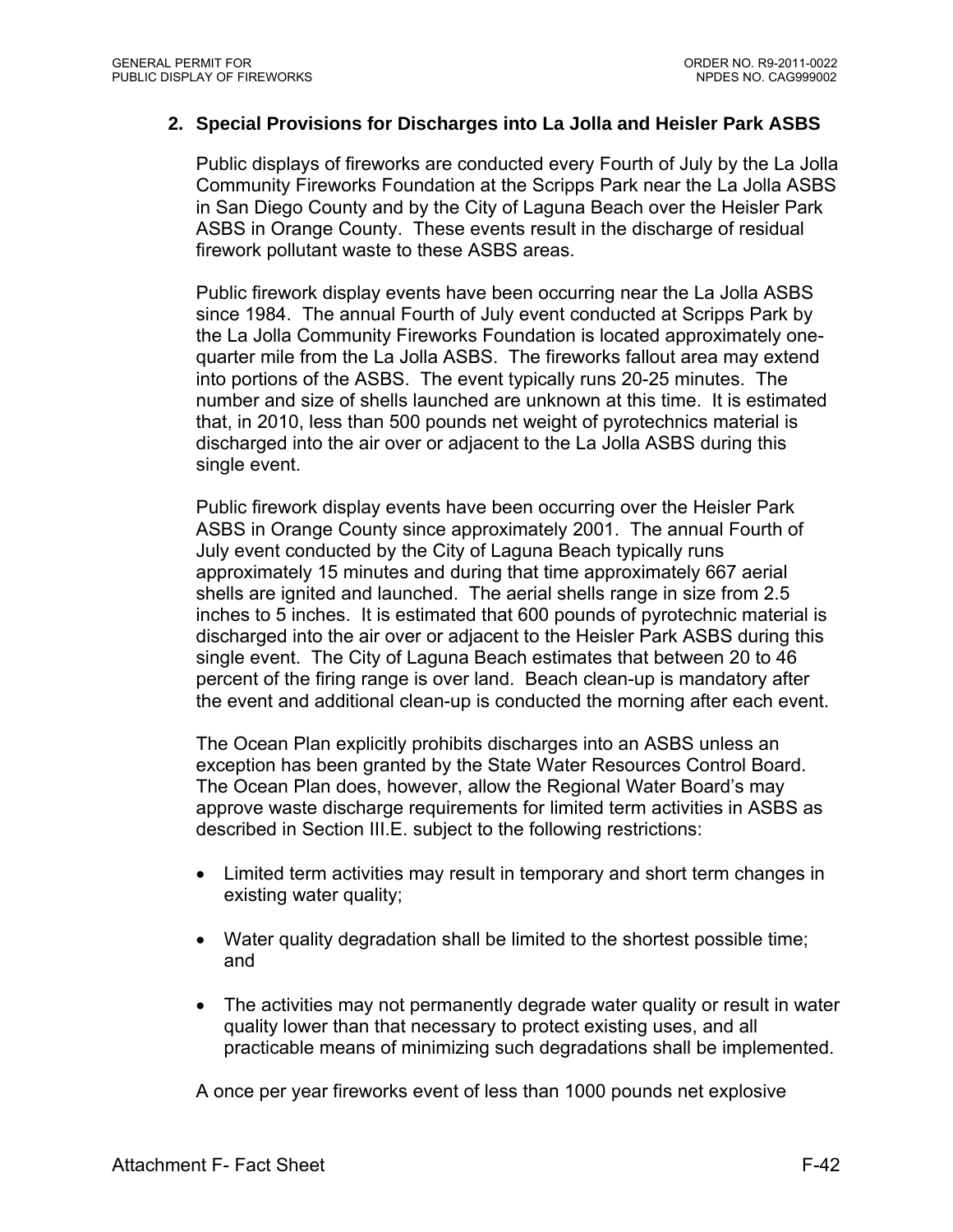## 2. Special Provisions for Discharges into La Jolla and Heisler Park ASBS

Public displays of fireworks are conducted every Fourth of July by the La Jolla Community Fireworks Foundation at the Scripps Park near the La Jolla ASBS in San Diego County and by the City of Laguna Beach over the Heisler Park ASBS in Orange County. These events result in the discharge of residual firework pollutant waste to these ASBS areas.

Public firework display events have been occurring near the La Jolla ASBS since 1984. The annual Fourth of July event conducted at Scripps Park by the La Jolla Community Fireworks Foundation is located approximately one-quarter mile from the La Jolla ASBS. The fireworks fallout area may extend into portions of the ASBS. The event typically runs 20-25 minutes. The number and size of shells launched are unknown at this time. It is estimated that, in 2010, less than 500 pounds net weight of pyrotechnics material is discharged into the air over or adjacent to the La Jolla ASBS during this single event.

Public firework display events have been occurring over the Heisler Park ASBS in Orange County since approximately 2001. The annual Fourth of July event conducted by the City of Laguna Beach typically runs approximately 15 minutes and during that time approximately 667 aerial shells are ignited and launched. The aerial shells range in size from 2.5 inches to 5 inches. It is estimated that 600 pounds of pyrotechnic material is discharged into the air over or adjacent to the Heisler Park ASBS during this single event. The City of Laguna Beach estimates that between 20 to 46 percent of the firing range is over land. Beach clean-up is mandatory after the event and additional clean-up is conducted the morning after each event.

The Ocean Plan explicitly prohibits discharges into an ASBS unless an exception has been granted by the State Water Resources Control Board. The Ocean Plan does, however, allow the Regional Water Board's may approve waste discharge requirements for limited term activities in ASBS as described in Section III.E. subject to the following restrictions:

- Limited term activities may result in temporary and short term changes in existing water quality;
- Water quality degradation shall be limited to the shortest possible time; and
- The activities may not permanently degrade water quality or result in water quality lower than that necessary to protect existing uses, and all practicable means of minimizing such degradations shall be implemented.

A once per year fireworks event of less than 1000 pounds net explosive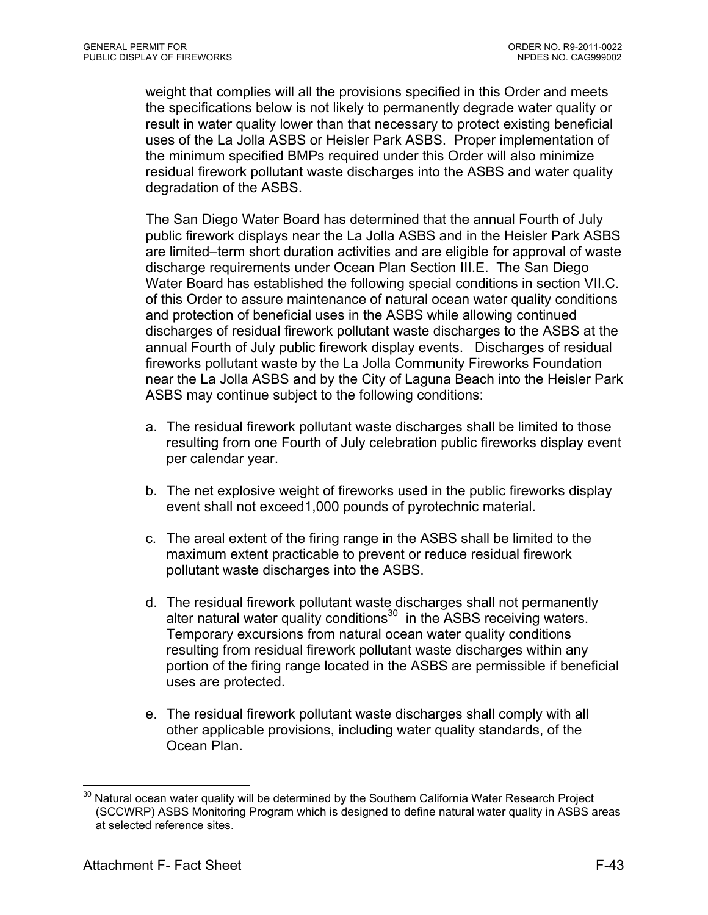weight that complies will all the provisions specified in this Order and meets the specifications below is not likely to permanently degrade water quality or result in water quality lower than that necessary to protect existing beneficial uses of the La Jolla ASBS or Heisler Park ASBS. Proper implementation of the minimum specified BMPs required under this Order will also minimize residual firework pollutant waste discharges into the ASBS and water quality degradation of the ASBS.

The San Diego Water Board has determined that the annual Fourth of July public firework displays near the La Jolla ASBS and in the Heisler Park ASBS are limited–term short duration activities and are eligible for approval of waste discharge requirements under Ocean Plan Section III.E. The San Diego Water Board has established the following special conditions in section VII.C. of this Order to assure maintenance of natural ocean water quality conditions and protection of beneficial uses in the ASBS while allowing continued discharges of residual firework pollutant waste discharges to the ASBS at the annual Fourth of July public firework display events. Discharges of residual fireworks pollutant waste by the La Jolla Community Fireworks Foundation near the La Jolla ASBS and by the City of Laguna Beach into the Heisler Park ASBS may continue subject to the following conditions:

a. The residual firework pollutant waste discharges shall be limited to those resulting from one Fourth of July celebration public fireworks display event per calendar year.

b. The net explosive weight of fireworks used in the public fireworks display event shall not exceed1,000 pounds of pyrotechnic material.

c. The areal extent of the firing range in the ASBS shall be limited to the maximum extent practicable to prevent or reduce residual firework pollutant waste discharges into the ASBS.

d. The residual firework pollutant waste discharges shall not permanently alter natural water quality conditions[30] in the ASBS receiving waters. Temporary excursions from natural ocean water quality conditions resulting from residual firework pollutant waste discharges within any portion of the firing range located in the ASBS are permissible if beneficial uses are protected.

e. The residual firework pollutant waste discharges shall comply with all other applicable provisions, including water quality standards, of the Ocean Plan.

[30] Natural ocean water quality will be determined by the Southern California Water Research Project (SCCWRP) ASBS Monitoring Program which is designed to define natural water quality in ASBS areas at selected reference sites.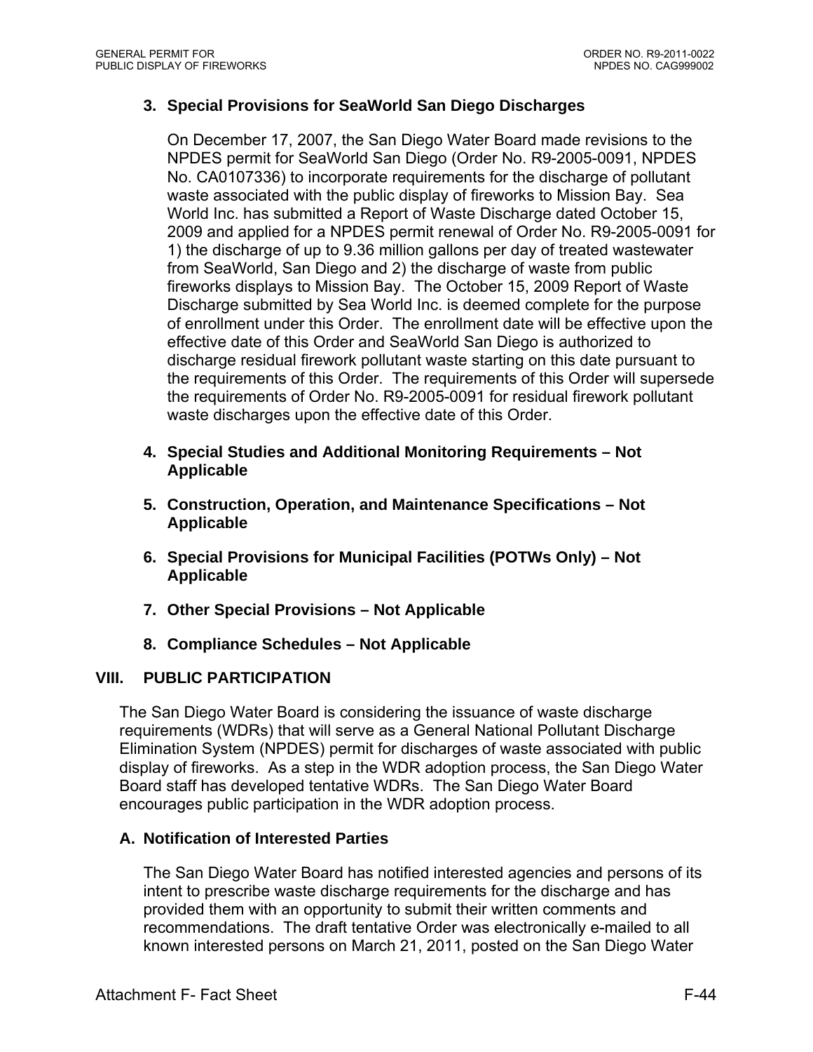### 3. Special Provisions for SeaWorld San Diego Discharges

On December 17, 2007, the San Diego Water Board made revisions to the NPDES permit for SeaWorld San Diego (Order No. R9-2005-0091, NPDES No. CA0107336) to incorporate requirements for the discharge of pollutant waste associated with the public display of fireworks to Mission Bay. Sea World Inc. has submitted a Report of Waste Discharge dated October 15, 2009 and applied for a NPDES permit renewal of Order No. R9-2005-0091 for 1) the discharge of up to 9.36 million gallons per day of treated wastewater from SeaWorld, San Diego and 2) the discharge of waste from public fireworks displays to Mission Bay. The October 15, 2009 Report of Waste Discharge submitted by Sea World Inc. is deemed complete for the purpose of enrollment under this Order. The enrollment date will be effective upon the effective date of this Order and SeaWorld San Diego is authorized to discharge residual firework pollutant waste starting on this date pursuant to the requirements of this Order. The requirements of this Order will supersede the requirements of Order No. R9-2005-0091 for residual firework pollutant waste discharges upon the effective date of this Order.

### 4. Special Studies and Additional Monitoring Requirements – Not Applicable

### 5. Construction, Operation, and Maintenance Specifications – Not Applicable

### 6. Special Provisions for Municipal Facilities (POTWs Only) – Not Applicable

### 7. Other Special Provisions – Not Applicable

### 8. Compliance Schedules – Not Applicable

## VIII. PUBLIC PARTICIPATION

The San Diego Water Board is considering the issuance of waste discharge requirements (WDRs) that will serve as a General National Pollutant Discharge Elimination System (NPDES) permit for discharges of waste associated with public display of fireworks. As a step in the WDR adoption process, the San Diego Water Board staff has developed tentative WDRs. The San Diego Water Board encourages public participation in the WDR adoption process.

### A. Notification of Interested Parties

The San Diego Water Board has notified interested agencies and persons of its intent to prescribe waste discharge requirements for the discharge and has provided them with an opportunity to submit their written comments and recommendations. The draft tentative Order was electronically e-mailed to all known interested persons on March 21, 2011, posted on the San Diego Water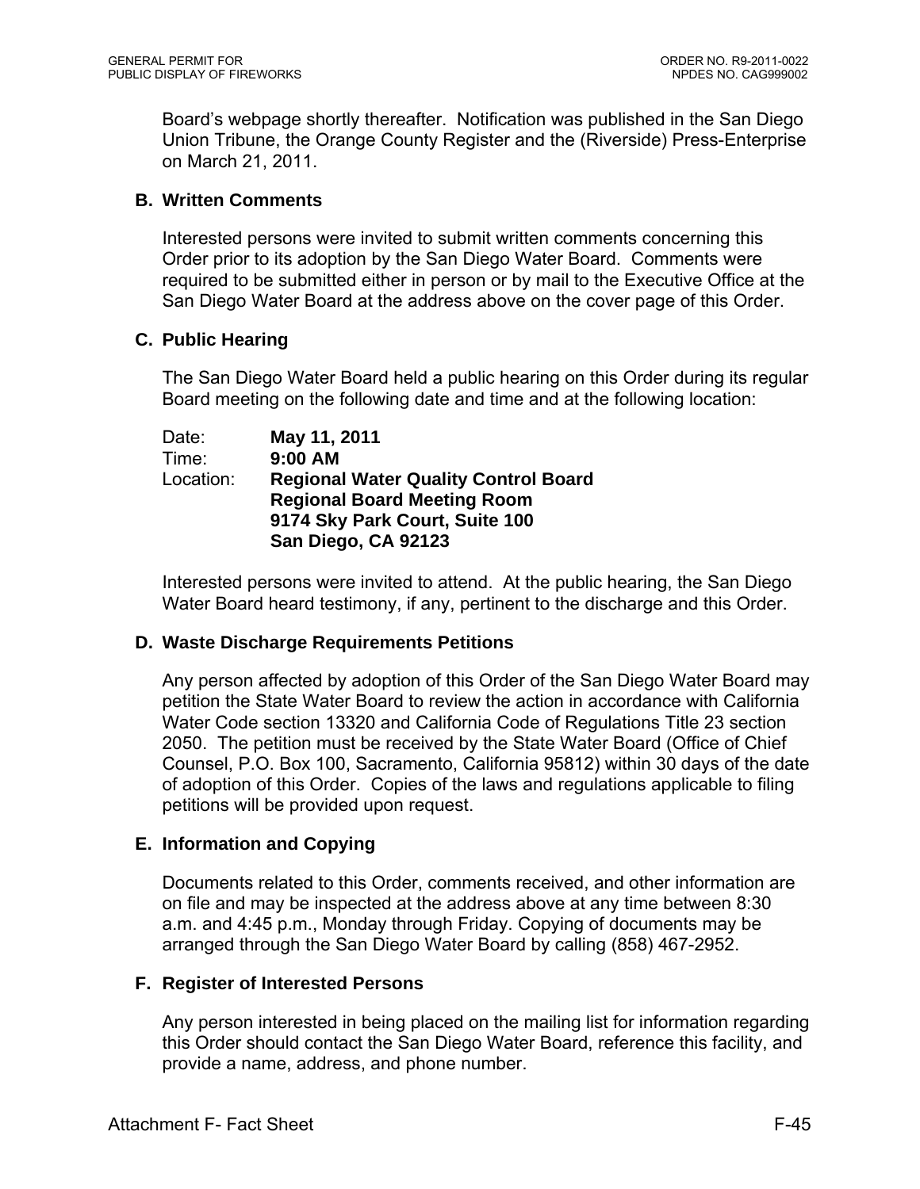Board's webpage shortly thereafter. Notification was published in the San Diego Union Tribune, the Orange County Register and the (Riverside) Press-Enterprise on March 21, 2011.

### B. Written Comments

Interested persons were invited to submit written comments concerning this Order prior to its adoption by the San Diego Water Board. Comments were required to be submitted either in person or by mail to the Executive Office at the San Diego Water Board at the address above on the cover page of this Order.

### C. Public Hearing

The San Diego Water Board held a public hearing on this Order during its regular Board meeting on the following date and time and at the following location:

Date: **May 11, 2011**
Time: **9:00 AM**
Location: **Regional Water Quality Control Board**
**Regional Board Meeting Room**
**9174 Sky Park Court, Suite 100**
**San Diego, CA 92123**

Interested persons were invited to attend. At the public hearing, the San Diego Water Board heard testimony, if any, pertinent to the discharge and this Order.

### D. Waste Discharge Requirements Petitions

Any person affected by adoption of this Order of the San Diego Water Board may petition the State Water Board to review the action in accordance with California Water Code section 13320 and California Code of Regulations Title 23 section 2050. The petition must be received by the State Water Board (Office of Chief Counsel, P.O. Box 100, Sacramento, California 95812) within 30 days of the date of adoption of this Order. Copies of the laws and regulations applicable to filing petitions will be provided upon request.

### E. Information and Copying

Documents related to this Order, comments received, and other information are on file and may be inspected at the address above at any time between 8:30 a.m. and 4:45 p.m., Monday through Friday. Copying of documents may be arranged through the San Diego Water Board by calling (858) 467-2952.

### F. Register of Interested Persons

Any person interested in being placed on the mailing list for information regarding this Order should contact the San Diego Water Board, reference this facility, and provide a name, address, and phone number.